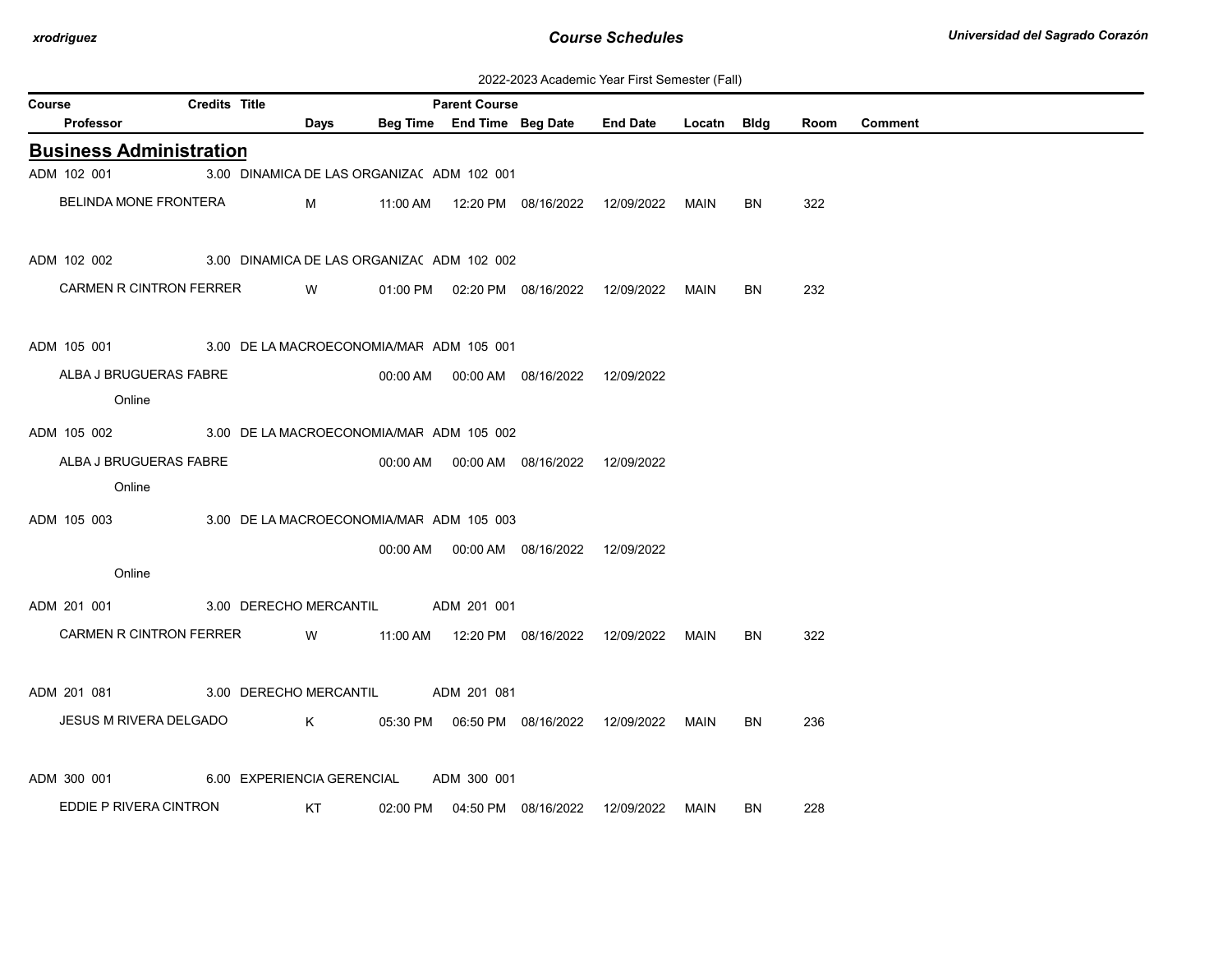2022-2023 Academic Year First Semester (Fall)

## Business Administration

| Course | Credits | Title | Parent Course | Professor | Days | Beg Time | End Time | Beg Date | End Date | Locatn | Bldg | Room | Comment |
|---|---|---|---|---|---|---|---|---|---|---|---|---|---|
| ADM 102 001 | 3.00 | DINAMICA DE LAS ORGANIZAC | ADM 102 001 | BELINDA MONE FRONTERA | M | 11:00 AM | 12:20 PM | 08/16/2022 | 12/09/2022 | MAIN | BN | 322 | |
| ADM 102 002 | 3.00 | DINAMICA DE LAS ORGANIZAC | ADM 102 002 | CARMEN R CINTRON FERRER | W | 01:00 PM | 02:20 PM | 08/16/2022 | 12/09/2022 | MAIN | BN | 232 | |
| ADM 105 001 | 3.00 | DE LA MACROECONOMIA/MAR | ADM 105 001 | ALBA J BRUGUERAS FABRE | | 00:00 AM | 00:00 AM | 08/16/2022 | 12/09/2022 | | | | Online |
| ADM 105 002 | 3.00 | DE LA MACROECONOMIA/MAR | ADM 105 002 | ALBA J BRUGUERAS FABRE | | 00:00 AM | 00:00 AM | 08/16/2022 | 12/09/2022 | | | | Online |
| ADM 105 003 | 3.00 | DE LA MACROECONOMIA/MAR | ADM 105 003 | | | 00:00 AM | 00:00 AM | 08/16/2022 | 12/09/2022 | | | | Online |
| ADM 201 001 | 3.00 | DERECHO MERCANTIL | ADM 201 001 | CARMEN R CINTRON FERRER | W | 11:00 AM | 12:20 PM | 08/16/2022 | 12/09/2022 | MAIN | BN | 322 | |
| ADM 201 081 | 3.00 | DERECHO MERCANTIL | ADM 201 081 | JESUS M RIVERA DELGADO | K | 05:30 PM | 06:50 PM | 08/16/2022 | 12/09/2022 | MAIN | BN | 236 | |
| ADM 300 001 | 6.00 | EXPERIENCIA GERENCIAL | ADM 300 001 | EDDIE P RIVERA CINTRON | KT | 02:00 PM | 04:50 PM | 08/16/2022 | 12/09/2022 | MAIN | BN | 228 | |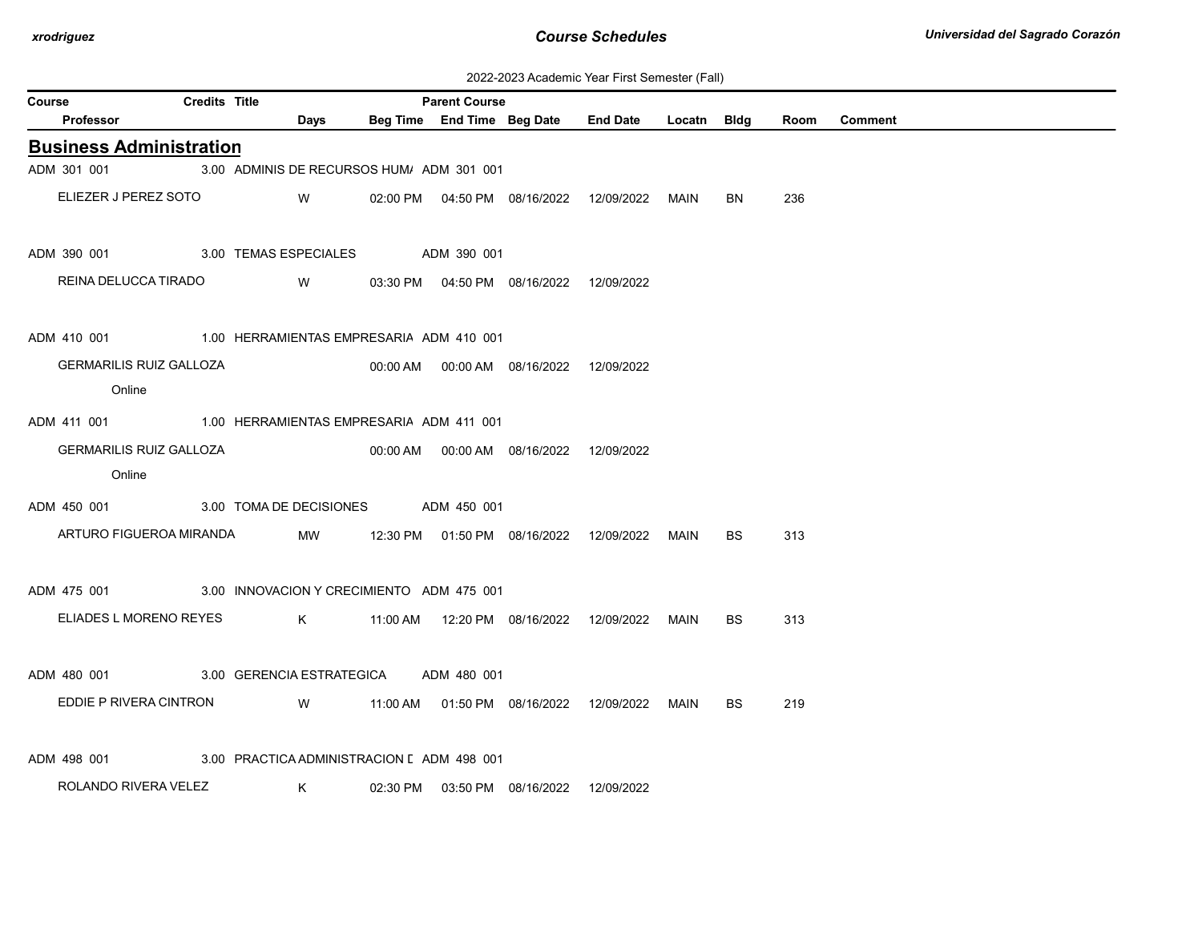2022-2023 Academic Year First Semester (Fall)

## Business Administration

| Course | Credits | Title | Parent Course | Professor | Days | Beg Time | End Time | Beg Date | End Date | Locatn | Bldg | Room | Comment |
|---|---|---|---|---|---|---|---|---|---|---|---|---|---|
| ADM 301 001 | 3.00 | ADMINIS DE RECURSOS HUM/ | ADM 301 001 | ELIEZER J PEREZ SOTO | W | 02:00 PM | 04:50 PM | 08/16/2022 | 12/09/2022 | MAIN | BN | 236 | |
| ADM 390 001 | 3.00 | TEMAS ESPECIALES | ADM 390 001 | REINA DELUCCA TIRADO | W | 03:30 PM | 04:50 PM | 08/16/2022 | 12/09/2022 | | | | |
| ADM 410 001 | 1.00 | HERRAMIENTAS EMPRESARIA | ADM 410 001 | GERMARILIS RUIZ GALLOZA<br>Online | | 00:00 AM | 00:00 AM | 08/16/2022 | 12/09/2022 | | | | |
| ADM 411 001 | 1.00 | HERRAMIENTAS EMPRESARIA | ADM 411 001 | GERMARILIS RUIZ GALLOZA<br>Online | | 00:00 AM | 00:00 AM | 08/16/2022 | 12/09/2022 | | | | |
| ADM 450 001 | 3.00 | TOMA DE DECISIONES | ADM 450 001 | ARTURO FIGUEROA MIRANDA | MW | 12:30 PM | 01:50 PM | 08/16/2022 | 12/09/2022 | MAIN | BS | 313 | |
| ADM 475 001 | 3.00 | INNOVACION Y CRECIMIENTO | ADM 475 001 | ELIADES L MORENO REYES | K | 11:00 AM | 12:20 PM | 08/16/2022 | 12/09/2022 | MAIN | BS | 313 | |
| ADM 480 001 | 3.00 | GERENCIA ESTRATEGICA | ADM 480 001 | EDDIE P RIVERA CINTRON | W | 11:00 AM | 01:50 PM | 08/16/2022 | 12/09/2022 | MAIN | BS | 219 | |
| ADM 498 001 | 3.00 | PRACTICA ADMINISTRACION D | ADM 498 001 | ROLANDO RIVERA VELEZ | K | 02:30 PM | 03:50 PM | 08/16/2022 | 12/09/2022 | | | | |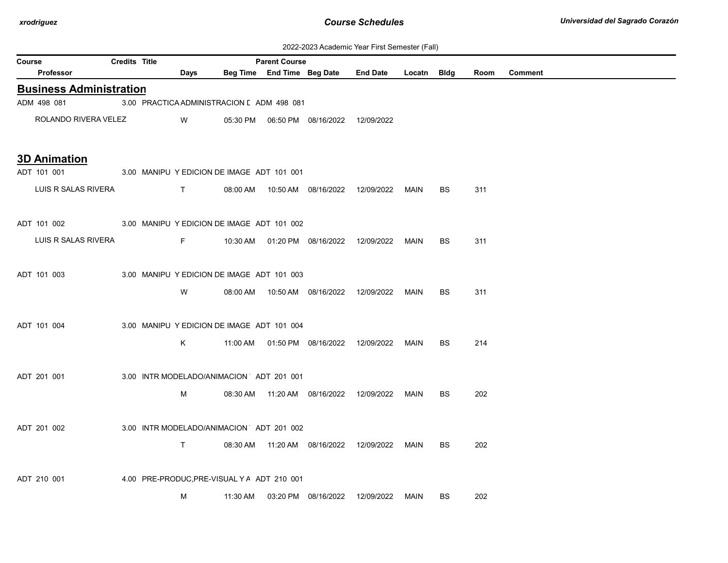2022-2023 Academic Year First Semester (Fall)

| Course | Credits | Title | Parent Course | | | | | | | |
|---|---|---|---|---|---|---|---|---|---|---|
| Professor | Days | Beg Time | End Time | Beg Date | End Date | Locatn | Bldg | Room | Comment | |

## Business Administration

| Course / Professor | Credits | Title / Days | Beg Time | End Time | Beg Date | End Date | Locatn | Bldg | Room | Comment |
|---|---|---|---|---|---|---|---|---|---|---|
| ADM 498 081 | 3.00 | PRACTICA ADMINISTRACION D | ADM 498 081 | | | | | | | |
| ROLANDO RIVERA VELEZ | | W | 05:30 PM | 06:50 PM | 08/16/2022 | 12/09/2022 | | | | |

## 3D Animation

| Course / Professor | Credits | Title / Days | Beg Time | End Time | Beg Date | End Date | Locatn | Bldg | Room | Comment |
|---|---|---|---|---|---|---|---|---|---|---|
| ADT 101 001 | 3.00 | MANIPU Y EDICION DE IMAGE | ADT 101 001 | | | | | | | |
| LUIS R SALAS RIVERA | | T | 08:00 AM | 10:50 AM | 08/16/2022 | 12/09/2022 | MAIN | BS | 311 | |
| ADT 101 002 | 3.00 | MANIPU Y EDICION DE IMAGE | ADT 101 002 | | | | | | | |
| LUIS R SALAS RIVERA | | F | 10:30 AM | 01:20 PM | 08/16/2022 | 12/09/2022 | MAIN | BS | 311 | |
| ADT 101 003 | 3.00 | MANIPU Y EDICION DE IMAGE | ADT 101 003 | | | | | | | |
| | | W | 08:00 AM | 10:50 AM | 08/16/2022 | 12/09/2022 | MAIN | BS | 311 | |
| ADT 101 004 | 3.00 | MANIPU Y EDICION DE IMAGE | ADT 101 004 | | | | | | | |
| | | K | 11:00 AM | 01:50 PM | 08/16/2022 | 12/09/2022 | MAIN | BS | 214 | |
| ADT 201 001 | 3.00 | INTR MODELADO/ANIMACION | ADT 201 001 | | | | | | | |
| | | M | 08:30 AM | 11:20 AM | 08/16/2022 | 12/09/2022 | MAIN | BS | 202 | |
| ADT 201 002 | 3.00 | INTR MODELADO/ANIMACION | ADT 201 002 | | | | | | | |
| | | T | 08:30 AM | 11:20 AM | 08/16/2022 | 12/09/2022 | MAIN | BS | 202 | |
| ADT 210 001 | 4.00 | PRE-PRODUC,PRE-VISUAL Y A | ADT 210 001 | | | | | | | |
| | | M | 11:30 AM | 03:20 PM | 08/16/2022 | 12/09/2022 | MAIN | BS | 202 | |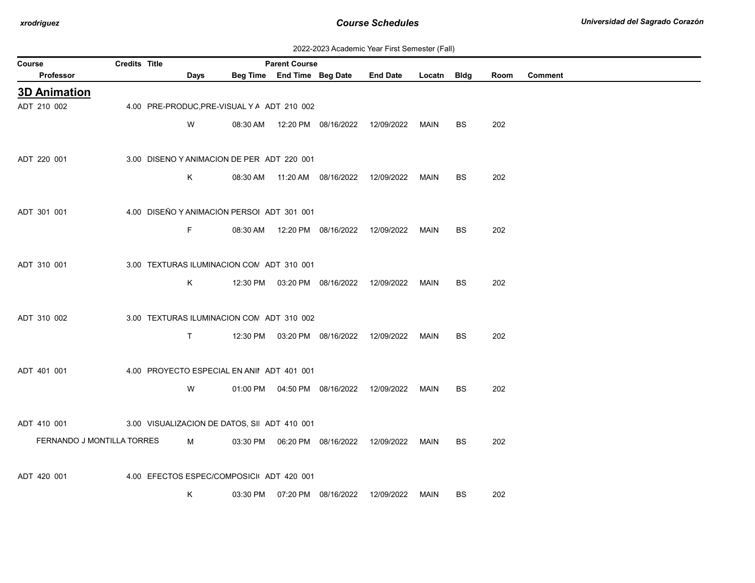## Course Schedules

2022-2023 Academic Year First Semester (Fall)

## 3D Animation

| Course | Credits | Title | Parent Course | Professor | Days | Beg Time | End Time | Beg Date | End Date | Locatn | Bldg | Room | Comment |
|---|---|---|---|---|---|---|---|---|---|---|---|---|---|
| ADT 210 002 | 4.00 | PRE-PRODUC,PRE-VISUAL Y A | ADT 210 002 | | W | 08:30 AM | 12:20 PM | 08/16/2022 | 12/09/2022 | MAIN | BS | 202 | |
| ADT 220 001 | 3.00 | DISENO Y ANIMACION DE PER | ADT 220 001 | | K | 08:30 AM | 11:20 AM | 08/16/2022 | 12/09/2022 | MAIN | BS | 202 | |
| ADT 301 001 | 4.00 | DISEÑO Y ANIMACIÓN PERSOI | ADT 301 001 | | F | 08:30 AM | 12:20 PM | 08/16/2022 | 12/09/2022 | MAIN | BS | 202 | |
| ADT 310 001 | 3.00 | TEXTURAS ILUMINACION COM | ADT 310 001 | | K | 12:30 PM | 03:20 PM | 08/16/2022 | 12/09/2022 | MAIN | BS | 202 | |
| ADT 310 002 | 3.00 | TEXTURAS ILUMINACION COM | ADT 310 002 | | T | 12:30 PM | 03:20 PM | 08/16/2022 | 12/09/2022 | MAIN | BS | 202 | |
| ADT 401 001 | 4.00 | PROYECTO ESPECIAL EN ANII | ADT 401 001 | | W | 01:00 PM | 04:50 PM | 08/16/2022 | 12/09/2022 | MAIN | BS | 202 | |
| ADT 410 001 | 3.00 | VISUALIZACION DE DATOS, SII | ADT 410 001 | FERNANDO J MONTILLA TORRES | M | 03:30 PM | 06:20 PM | 08/16/2022 | 12/09/2022 | MAIN | BS | 202 | |
| ADT 420 001 | 4.00 | EFECTOS ESPEC/COMPOSICI( | ADT 420 001 | | K | 03:30 PM | 07:20 PM | 08/16/2022 | 12/09/2022 | MAIN | BS | 202 | |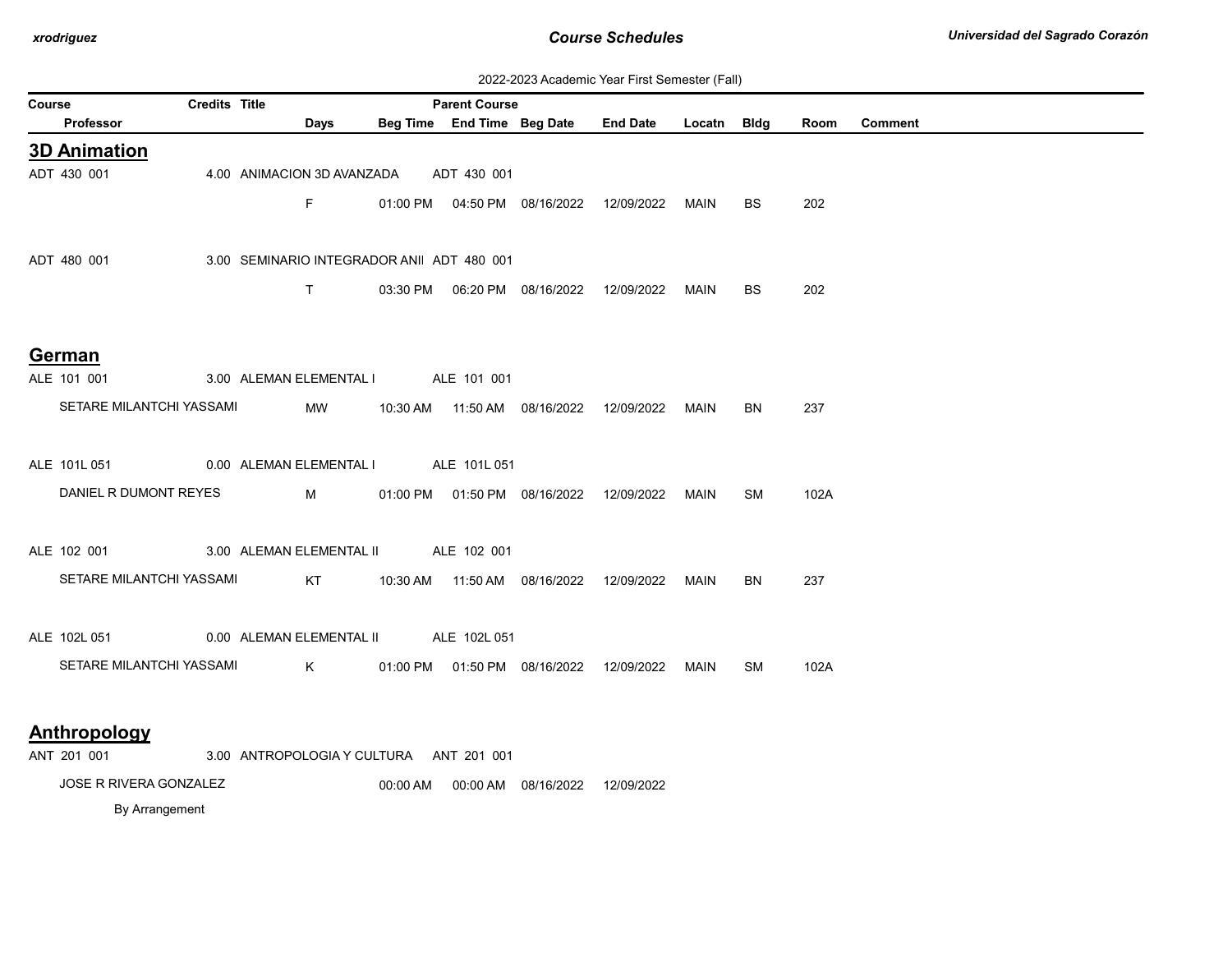2022-2023 Academic Year First Semester (Fall)

| Course | Credits | Title | Parent Course | | | | | | | |
|---|---|---|---|---|---|---|---|---|---|---|
| Professor | | Days | Beg Time | End Time | Beg Date | End Date | Locatn | Bldg | Room | Comment |

## 3D Animation

| Course / Professor | Credits | Title / Days | Beg Time | End Time | Beg Date | End Date | Locatn | Bldg | Room | Comment |
|---|---|---|---|---|---|---|---|---|---|---|
| ADT 430 001 | 4.00 | ANIMACION 3D AVANZADA | ADT 430 001 | | | | | | | |
| | | F | 01:00 PM | 04:50 PM | 08/16/2022 | 12/09/2022 | MAIN | BS | 202 | |
| ADT 480 001 | 3.00 | SEMINARIO INTEGRADOR ANII | ADT 480 001 | | | | | | | |
| | | T | 03:30 PM | 06:20 PM | 08/16/2022 | 12/09/2022 | MAIN | BS | 202 | |

## German

| Course / Professor | Credits | Title / Days | Beg Time | End Time | Beg Date | End Date | Locatn | Bldg | Room | Comment |
|---|---|---|---|---|---|---|---|---|---|---|
| ALE 101 001 | 3.00 | ALEMAN ELEMENTAL I | ALE 101 001 | | | | | | | |
| SETARE MILANTCHI YASSAMI | | MW | 10:30 AM | 11:50 AM | 08/16/2022 | 12/09/2022 | MAIN | BN | 237 | |
| ALE 101L 051 | 0.00 | ALEMAN ELEMENTAL I | ALE 101L 051 | | | | | | | |
| DANIEL R DUMONT REYES | | M | 01:00 PM | 01:50 PM | 08/16/2022 | 12/09/2022 | MAIN | SM | 102A | |
| ALE 102 001 | 3.00 | ALEMAN ELEMENTAL II | ALE 102 001 | | | | | | | |
| SETARE MILANTCHI YASSAMI | | KT | 10:30 AM | 11:50 AM | 08/16/2022 | 12/09/2022 | MAIN | BN | 237 | |
| ALE 102L 051 | 0.00 | ALEMAN ELEMENTAL II | ALE 102L 051 | | | | | | | |
| SETARE MILANTCHI YASSAMI | | K | 01:00 PM | 01:50 PM | 08/16/2022 | 12/09/2022 | MAIN | SM | 102A | |

## Anthropology

| Course / Professor | Credits | Title / Days | Beg Time | End Time | Beg Date | End Date | Locatn | Bldg | Room | Comment |
|---|---|---|---|---|---|---|---|---|---|---|
| ANT 201 001 | 3.00 | ANTROPOLOGIA Y CULTURA | ANT 201 001 | | | | | | | |
| JOSE R RIVERA GONZALEZ | | | 00:00 AM | 00:00 AM | 08/16/2022 | 12/09/2022 | | | | |
| By Arrangement | | | | | | | | | | |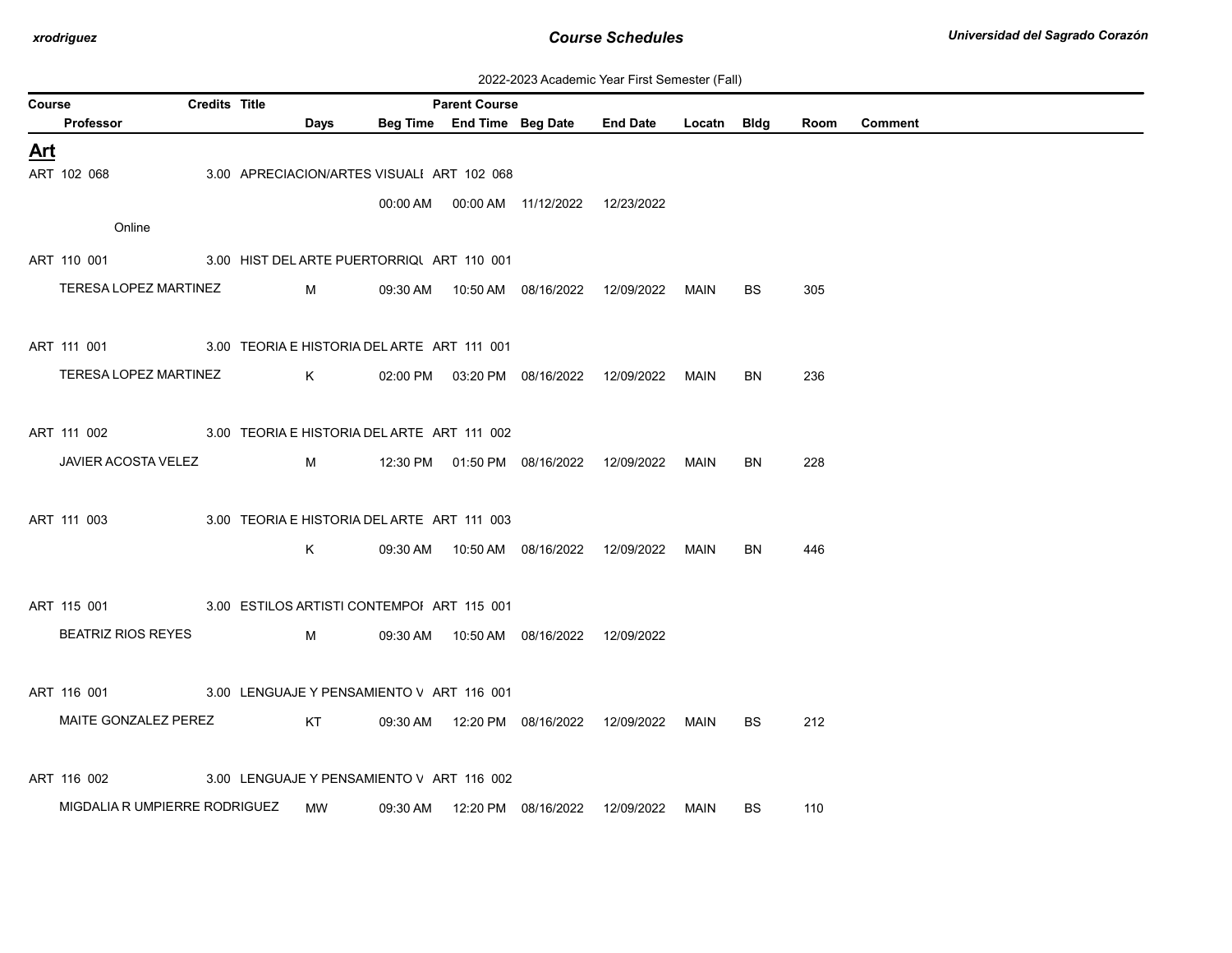2022-2023 Academic Year First Semester (Fall)

| Course | Credits | Title | Parent Course | | | | | | | |
|---|---|---|---|---|---|---|---|---|---|---|
| Professor | Days | Beg Time | End Time | Beg Date | End Date | Locatn | Bldg | Room | Comment | |

## Art

| Course / Professor | Credits | Title / Days | Parent Course / Beg Time | End Time | Beg Date | End Date | Locatn | Bldg | Room | Comment |
|---|---|---|---|---|---|---|---|---|---|---|
| ART 102 068 | 3.00 | APRECIACION/ARTES VISUALI | ART 102 068 | | | | | | | |
| | | | 00:00 AM | 00:00 AM | 11/12/2022 | 12/23/2022 | | | | |
| Online | | | | | | | | | | |
| ART 110 001 | 3.00 | HIST DEL ARTE PUERTORRIQU | ART 110 001 | | | | | | | |
| TERESA LOPEZ MARTINEZ | | M | 09:30 AM | 10:50 AM | 08/16/2022 | 12/09/2022 | MAIN | BS | 305 | |
| ART 111 001 | 3.00 | TEORIA E HISTORIA DEL ARTE | ART 111 001 | | | | | | | |
| TERESA LOPEZ MARTINEZ | | K | 02:00 PM | 03:20 PM | 08/16/2022 | 12/09/2022 | MAIN | BN | 236 | |
| ART 111 002 | 3.00 | TEORIA E HISTORIA DEL ARTE | ART 111 002 | | | | | | | |
| JAVIER ACOSTA VELEZ | | M | 12:30 PM | 01:50 PM | 08/16/2022 | 12/09/2022 | MAIN | BN | 228 | |
| ART 111 003 | 3.00 | TEORIA E HISTORIA DEL ARTE | ART 111 003 | | | | | | | |
| | | K | 09:30 AM | 10:50 AM | 08/16/2022 | 12/09/2022 | MAIN | BN | 446 | |
| ART 115 001 | 3.00 | ESTILOS ARTISTI CONTEMPOI | ART 115 001 | | | | | | | |
| BEATRIZ RIOS REYES | | M | 09:30 AM | 10:50 AM | 08/16/2022 | 12/09/2022 | | | | |
| ART 116 001 | 3.00 | LENGUAJE Y PENSAMIENTO V | ART 116 001 | | | | | | | |
| MAITE GONZALEZ PEREZ | | KT | 09:30 AM | 12:20 PM | 08/16/2022 | 12/09/2022 | MAIN | BS | 212 | |
| ART 116 002 | 3.00 | LENGUAJE Y PENSAMIENTO V | ART 116 002 | | | | | | | |
| MIGDALIA R UMPIERRE RODRIGUEZ | | MW | 09:30 AM | 12:20 PM | 08/16/2022 | 12/09/2022 | MAIN | BS | 110 | |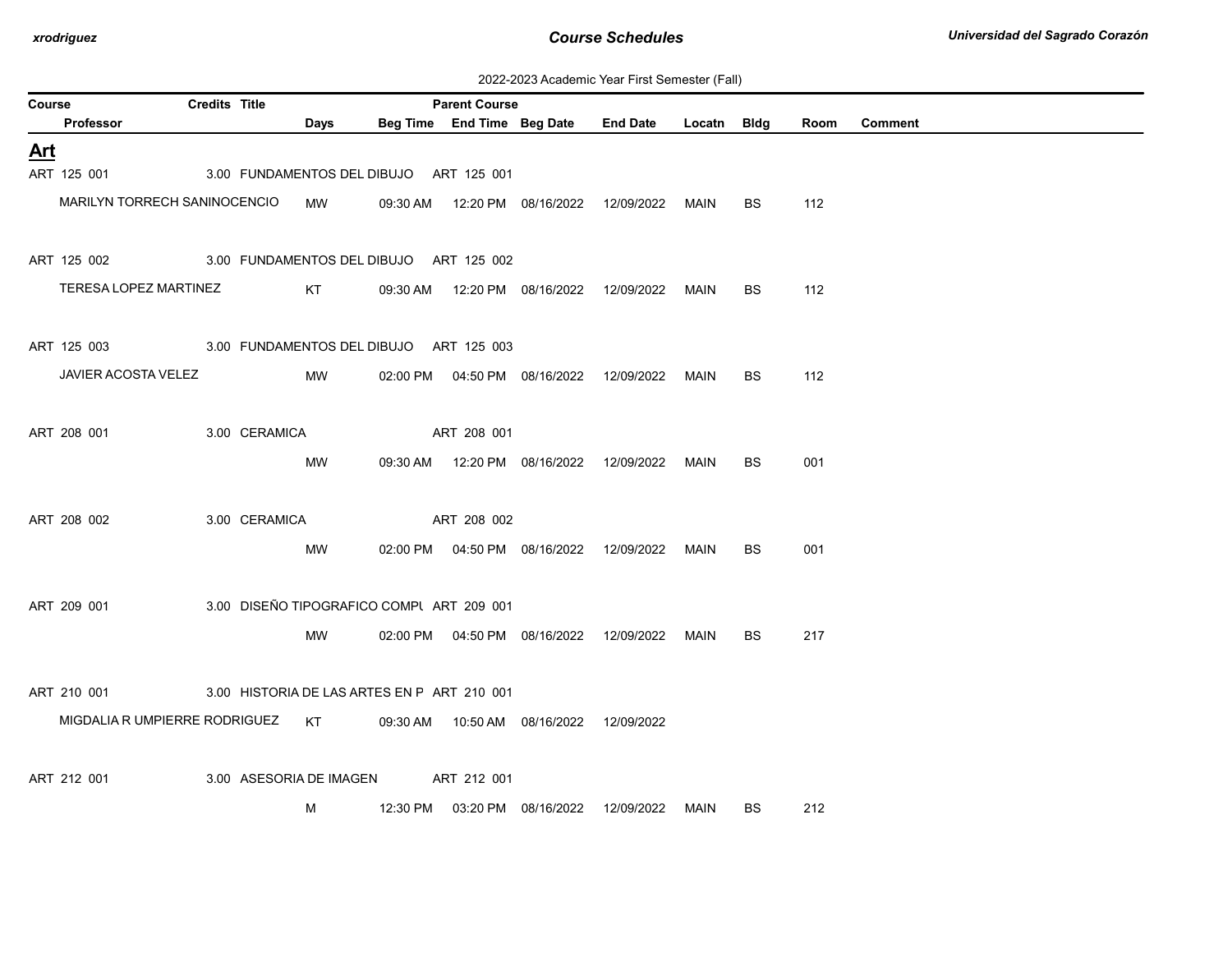2022-2023 Academic Year First Semester (Fall)

| Course | Credits | Title | Parent Course | | | | | | | | |
|---|---|---|---|---|---|---|---|---|---|---|---|
| Professor | Days | Beg Time | End Time | Beg Date | End Date | Locatn | Bldg | Room | Comment | | |

## Art

| Course / Professor | Credits | Title | Parent Course | Days | Beg Time | End Time | Beg Date | End Date | Locatn | Bldg | Room | Comment |
|---|---|---|---|---|---|---|---|---|---|---|---|---|
| ART 125 001 | 3.00 | FUNDAMENTOS DEL DIBUJO | ART 125 001 | | | | | | | | | |
| MARILYN TORRECH SANINOCENCIO | | | | MW | 09:30 AM | 12:20 PM | 08/16/2022 | 12/09/2022 | MAIN | BS | 112 | |
| ART 125 002 | 3.00 | FUNDAMENTOS DEL DIBUJO | ART 125 002 | | | | | | | | | |
| TERESA LOPEZ MARTINEZ | | | | KT | 09:30 AM | 12:20 PM | 08/16/2022 | 12/09/2022 | MAIN | BS | 112 | |
| ART 125 003 | 3.00 | FUNDAMENTOS DEL DIBUJO | ART 125 003 | | | | | | | | | |
| JAVIER ACOSTA VELEZ | | | | MW | 02:00 PM | 04:50 PM | 08/16/2022 | 12/09/2022 | MAIN | BS | 112 | |
| ART 208 001 | 3.00 | CERAMICA | ART 208 001 | | | | | | | | | |
| | | | | MW | 09:30 AM | 12:20 PM | 08/16/2022 | 12/09/2022 | MAIN | BS | 001 | |
| ART 208 002 | 3.00 | CERAMICA | ART 208 002 | | | | | | | | | |
| | | | | MW | 02:00 PM | 04:50 PM | 08/16/2022 | 12/09/2022 | MAIN | BS | 001 | |
| ART 209 001 | 3.00 | DISEÑO TIPOGRAFICO COMPU | ART 209 001 | | | | | | | | | |
| | | | | MW | 02:00 PM | 04:50 PM | 08/16/2022 | 12/09/2022 | MAIN | BS | 217 | |
| ART 210 001 | 3.00 | HISTORIA DE LAS ARTES EN P | ART 210 001 | | | | | | | | | |
| MIGDALIA R UMPIERRE RODRIGUEZ | | | | KT | 09:30 AM | 10:50 AM | 08/16/2022 | 12/09/2022 | | | | |
| ART 212 001 | 3.00 | ASESORIA DE IMAGEN | ART 212 001 | | | | | | | | | |
| | | | | M | 12:30 PM | 03:20 PM | 08/16/2022 | 12/09/2022 | MAIN | BS | 212 | |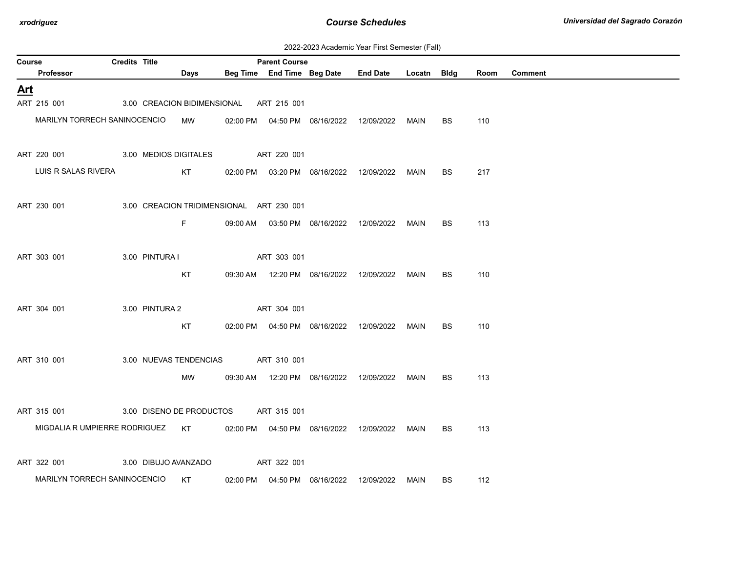2022-2023 Academic Year First Semester (Fall)

## Art

| Course | Credits | Title | Parent Course | Professor | Days | Beg Time | End Time | Beg Date | End Date | Locatn | Bldg | Room | Comment |
|---|---|---|---|---|---|---|---|---|---|---|---|---|---|
| ART 215 001 | 3.00 | CREACION BIDIMENSIONAL | ART 215 001 | MARILYN TORRECH SANINOCENCIO | MW | 02:00 PM | 04:50 PM | 08/16/2022 | 12/09/2022 | MAIN | BS | 110 | |
| ART 220 001 | 3.00 | MEDIOS DIGITALES | ART 220 001 | LUIS R SALAS RIVERA | KT | 02:00 PM | 03:20 PM | 08/16/2022 | 12/09/2022 | MAIN | BS | 217 | |
| ART 230 001 | 3.00 | CREACION TRIDIMENSIONAL | ART 230 001 | | F | 09:00 AM | 03:50 PM | 08/16/2022 | 12/09/2022 | MAIN | BS | 113 | |
| ART 303 001 | 3.00 | PINTURA I | ART 303 001 | | KT | 09:30 AM | 12:20 PM | 08/16/2022 | 12/09/2022 | MAIN | BS | 110 | |
| ART 304 001 | 3.00 | PINTURA 2 | ART 304 001 | | KT | 02:00 PM | 04:50 PM | 08/16/2022 | 12/09/2022 | MAIN | BS | 110 | |
| ART 310 001 | 3.00 | NUEVAS TENDENCIAS | ART 310 001 | | MW | 09:30 AM | 12:20 PM | 08/16/2022 | 12/09/2022 | MAIN | BS | 113 | |
| ART 315 001 | 3.00 | DISENO DE PRODUCTOS | ART 315 001 | MIGDALIA R UMPIERRE RODRIGUEZ | KT | 02:00 PM | 04:50 PM | 08/16/2022 | 12/09/2022 | MAIN | BS | 113 | |
| ART 322 001 | 3.00 | DIBUJO AVANZADO | ART 322 001 | MARILYN TORRECH SANINOCENCIO | KT | 02:00 PM | 04:50 PM | 08/16/2022 | 12/09/2022 | MAIN | BS | 112 | |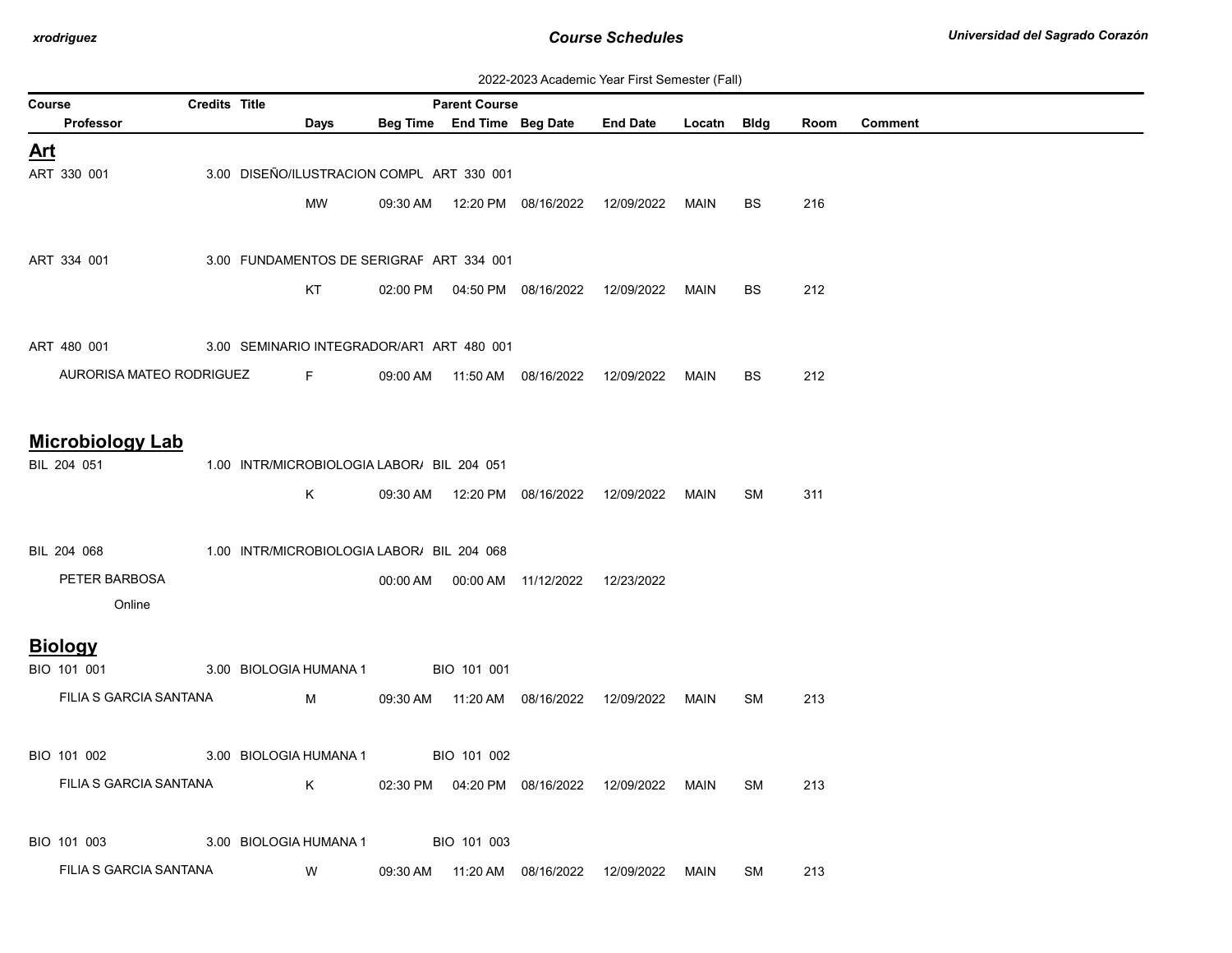2022-2023 Academic Year First Semester (Fall)

| Course | Credits | Title | Days | Beg Time | End Time | Beg Date | End Date | Locatn | Bldg | Room | Comment |
|---|---|---|---|---|---|---|---|---|---|---|---|
| Professor | | | | | Parent Course | | | | | | |

## Art

| Course / Professor | Credits | Title | Parent Course | Days | Beg Time | End Time | Beg Date | End Date | Locatn | Bldg | Room | Comment |
|---|---|---|---|---|---|---|---|---|---|---|---|---|
| ART 330 001 | 3.00 | DISEÑO/ILUSTRACION COMPU | ART 330 001 | | | | | | | | | |
| | | | | MW | 09:30 AM | 12:20 PM | 08/16/2022 | 12/09/2022 | MAIN | BS | 216 | |
| ART 334 001 | 3.00 | FUNDAMENTOS DE SERIGRAF | ART 334 001 | | | | | | | | | |
| | | | | KT | 02:00 PM | 04:50 PM | 08/16/2022 | 12/09/2022 | MAIN | BS | 212 | |
| ART 480 001 | 3.00 | SEMINARIO INTEGRADOR/ART | ART 480 001 | | | | | | | | | |
| AURORISA MATEO RODRIGUEZ | | | | F | 09:00 AM | 11:50 AM | 08/16/2022 | 12/09/2022 | MAIN | BS | 212 | |

## Microbiology Lab

| Course / Professor | Credits | Title | Parent Course | Days | Beg Time | End Time | Beg Date | End Date | Locatn | Bldg | Room | Comment |
|---|---|---|---|---|---|---|---|---|---|---|---|---|
| BIL 204 051 | 1.00 | INTR/MICROBIOLOGIA LABOR/ | BIL 204 051 | | | | | | | | | |
| | | | | K | 09:30 AM | 12:20 PM | 08/16/2022 | 12/09/2022 | MAIN | SM | 311 | |
| BIL 204 068 | 1.00 | INTR/MICROBIOLOGIA LABOR/ | BIL 204 068 | | | | | | | | | |
| PETER BARBOSA | | | | | 00:00 AM | 00:00 AM | 11/12/2022 | 12/23/2022 | | | | |
| Online | | | | | | | | | | | | |

## Biology

| Course / Professor | Credits | Title | Parent Course | Days | Beg Time | End Time | Beg Date | End Date | Locatn | Bldg | Room | Comment |
|---|---|---|---|---|---|---|---|---|---|---|---|---|
| BIO 101 001 | 3.00 | BIOLOGIA HUMANA 1 | BIO 101 001 | | | | | | | | | |
| FILIA S GARCIA SANTANA | | | | M | 09:30 AM | 11:20 AM | 08/16/2022 | 12/09/2022 | MAIN | SM | 213 | |
| BIO 101 002 | 3.00 | BIOLOGIA HUMANA 1 | BIO 101 002 | | | | | | | | | |
| FILIA S GARCIA SANTANA | | | | K | 02:30 PM | 04:20 PM | 08/16/2022 | 12/09/2022 | MAIN | SM | 213 | |
| BIO 101 003 | 3.00 | BIOLOGIA HUMANA 1 | BIO 101 003 | | | | | | | | | |
| FILIA S GARCIA SANTANA | | | | W | 09:30 AM | 11:20 AM | 08/16/2022 | 12/09/2022 | MAIN | SM | 213 | |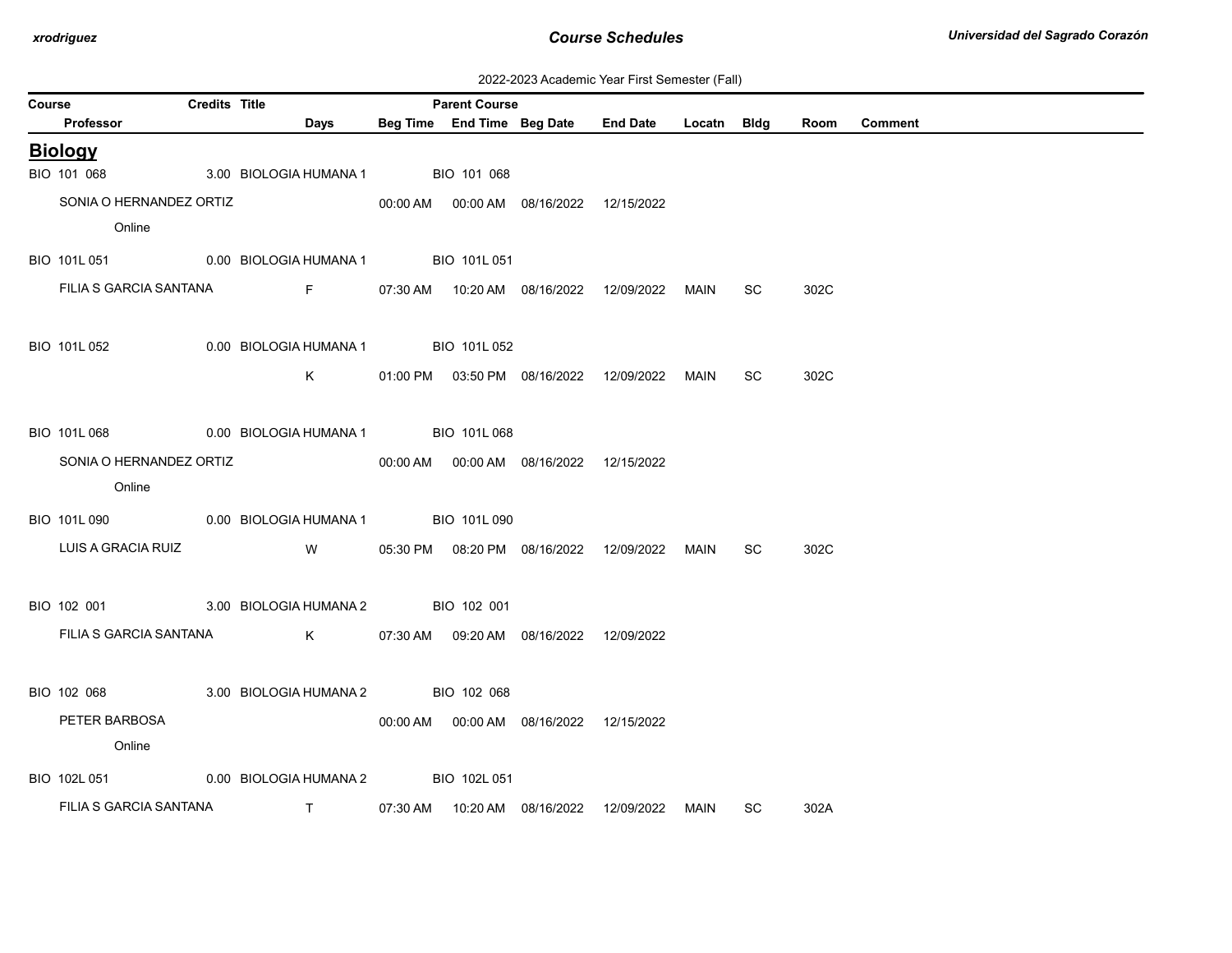2022-2023 Academic Year First Semester (Fall)

| Course | Credits | Title | Parent Course | | | | | | | |
|---|---|---|---|---|---|---|---|---|---|---|
| Professor | Days | Beg Time | End Time | Beg Date | End Date | Locatn | Bldg | Room | Comment | |

## Biology

| Course / Professor | Credits | Title / Days | Beg Time | Parent Course / End Time | Beg Date | End Date | Locatn | Bldg | Room | Comment |
|---|---|---|---|---|---|---|---|---|---|---|
| BIO 101 068 | 3.00 | BIOLOGIA HUMANA 1 | | BIO 101 068 | | | | | | |
| SONIA O HERNANDEZ ORTIZ | | | 00:00 AM | 00:00 AM | 08/16/2022 | 12/15/2022 | | | | |
| Online | | | | | | | | | | |
| BIO 101L 051 | 0.00 | BIOLOGIA HUMANA 1 | | BIO 101L 051 | | | | | | |
| FILIA S GARCIA SANTANA | | F | 07:30 AM | 10:20 AM | 08/16/2022 | 12/09/2022 | MAIN | SC | 302C | |
| BIO 101L 052 | 0.00 | BIOLOGIA HUMANA 1 | | BIO 101L 052 | | | | | | |
| | | K | 01:00 PM | 03:50 PM | 08/16/2022 | 12/09/2022 | MAIN | SC | 302C | |
| BIO 101L 068 | 0.00 | BIOLOGIA HUMANA 1 | | BIO 101L 068 | | | | | | |
| SONIA O HERNANDEZ ORTIZ | | | 00:00 AM | 00:00 AM | 08/16/2022 | 12/15/2022 | | | | |
| Online | | | | | | | | | | |
| BIO 101L 090 | 0.00 | BIOLOGIA HUMANA 1 | | BIO 101L 090 | | | | | | |
| LUIS A GRACIA RUIZ | | W | 05:30 PM | 08:20 PM | 08/16/2022 | 12/09/2022 | MAIN | SC | 302C | |
| BIO 102 001 | 3.00 | BIOLOGIA HUMANA 2 | | BIO 102 001 | | | | | | |
| FILIA S GARCIA SANTANA | | K | 07:30 AM | 09:20 AM | 08/16/2022 | 12/09/2022 | | | | |
| BIO 102 068 | 3.00 | BIOLOGIA HUMANA 2 | | BIO 102 068 | | | | | | |
| PETER BARBOSA | | | 00:00 AM | 00:00 AM | 08/16/2022 | 12/15/2022 | | | | |
| Online | | | | | | | | | | |
| BIO 102L 051 | 0.00 | BIOLOGIA HUMANA 2 | | BIO 102L 051 | | | | | | |
| FILIA S GARCIA SANTANA | | T | 07:30 AM | 10:20 AM | 08/16/2022 | 12/09/2022 | MAIN | SC | 302A | |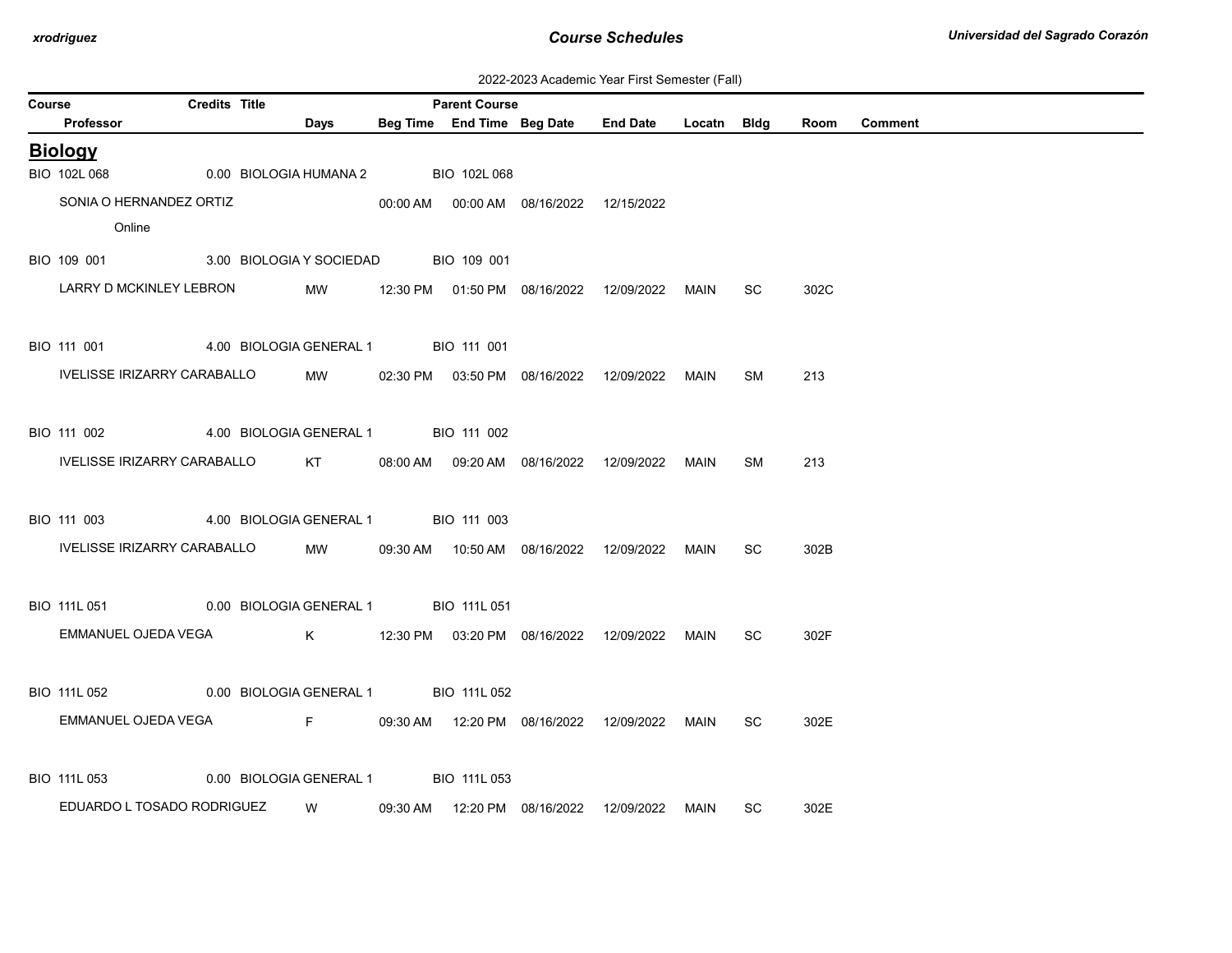2022-2023 Academic Year First Semester (Fall)

| Course | Credits | Title | Parent Course | | | | | | | |
|---|---|---|---|---|---|---|---|---|---|---|
| Professor | Days | Beg Time | End Time | Beg Date | End Date | Locatn | Bldg | Room | Comment | |

## Biology

| Course / Professor | Credits | Title | Days | Beg Time | End Time | Beg Date | End Date | Locatn | Bldg | Room | Parent Course | Comment |
|---|---|---|---|---|---|---|---|---|---|---|---|---|
| BIO 102L 068 | 0.00 | BIOLOGIA HUMANA 2 | | | | | | | | | BIO 102L 068 | |
| SONIA O HERNANDEZ ORTIZ | | | | 00:00 AM | 00:00 AM | 08/16/2022 | 12/15/2022 | | | | | |
| Online | | | | | | | | | | | | |
| BIO 109 001 | 3.00 | BIOLOGIA Y SOCIEDAD | | | | | | | | | BIO 109 001 | |
| LARRY D MCKINLEY LEBRON | | | MW | 12:30 PM | 01:50 PM | 08/16/2022 | 12/09/2022 | MAIN | SC | 302C | | |
| BIO 111 001 | 4.00 | BIOLOGIA GENERAL 1 | | | | | | | | | BIO 111 001 | |
| IVELISSE IRIZARRY CARABALLO | | | MW | 02:30 PM | 03:50 PM | 08/16/2022 | 12/09/2022 | MAIN | SM | 213 | | |
| BIO 111 002 | 4.00 | BIOLOGIA GENERAL 1 | | | | | | | | | BIO 111 002 | |
| IVELISSE IRIZARRY CARABALLO | | | KT | 08:00 AM | 09:20 AM | 08/16/2022 | 12/09/2022 | MAIN | SM | 213 | | |
| BIO 111 003 | 4.00 | BIOLOGIA GENERAL 1 | | | | | | | | | BIO 111 003 | |
| IVELISSE IRIZARRY CARABALLO | | | MW | 09:30 AM | 10:50 AM | 08/16/2022 | 12/09/2022 | MAIN | SC | 302B | | |
| BIO 111L 051 | 0.00 | BIOLOGIA GENERAL 1 | | | | | | | | | BIO 111L 051 | |
| EMMANUEL OJEDA VEGA | | | K | 12:30 PM | 03:20 PM | 08/16/2022 | 12/09/2022 | MAIN | SC | 302F | | |
| BIO 111L 052 | 0.00 | BIOLOGIA GENERAL 1 | | | | | | | | | BIO 111L 052 | |
| EMMANUEL OJEDA VEGA | | | F | 09:30 AM | 12:20 PM | 08/16/2022 | 12/09/2022 | MAIN | SC | 302E | | |
| BIO 111L 053 | 0.00 | BIOLOGIA GENERAL 1 | | | | | | | | | BIO 111L 053 | |
| EDUARDO L TOSADO RODRIGUEZ | | | W | 09:30 AM | 12:20 PM | 08/16/2022 | 12/09/2022 | MAIN | SC | 302E | | |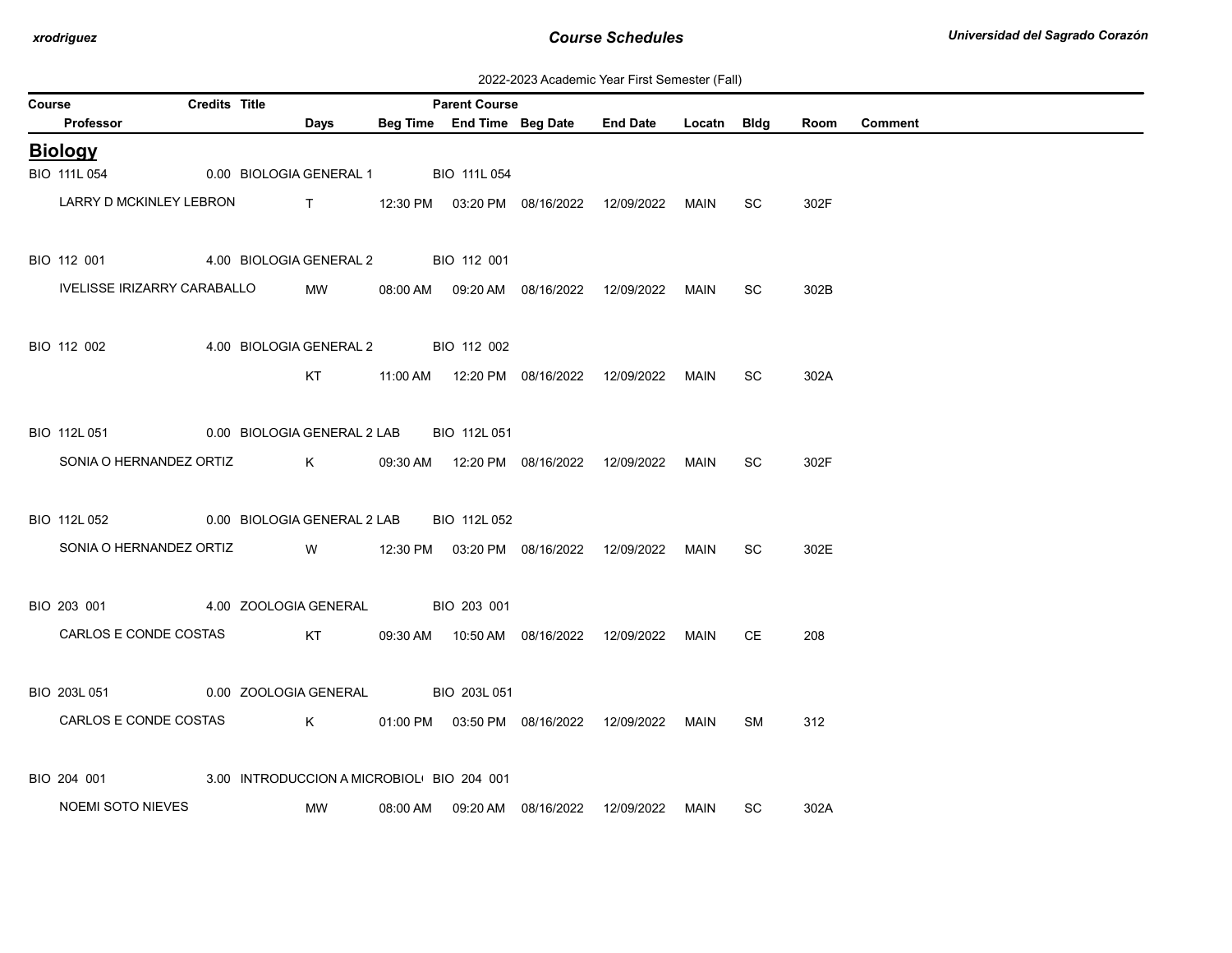2022-2023 Academic Year First Semester (Fall)

## Biology

| Course | Credits | Title | Parent Course | Professor | Days | Beg Time | End Time | Beg Date | End Date | Locatn | Bldg | Room | Comment |
|---|---|---|---|---|---|---|---|---|---|---|---|---|---|
| BIO 111L 054 | 0.00 | BIOLOGIA GENERAL 1 | BIO 111L 054 | LARRY D MCKINLEY LEBRON | T | 12:30 PM | 03:20 PM | 08/16/2022 | 12/09/2022 | MAIN | SC | 302F | |
| BIO 112 001 | 4.00 | BIOLOGIA GENERAL 2 | BIO 112 001 | IVELISSE IRIZARRY CARABALLO | MW | 08:00 AM | 09:20 AM | 08/16/2022 | 12/09/2022 | MAIN | SC | 302B | |
| BIO 112 002 | 4.00 | BIOLOGIA GENERAL 2 | BIO 112 002 | | KT | 11:00 AM | 12:20 PM | 08/16/2022 | 12/09/2022 | MAIN | SC | 302A | |
| BIO 112L 051 | 0.00 | BIOLOGIA GENERAL 2 LAB | BIO 112L 051 | SONIA O HERNANDEZ ORTIZ | K | 09:30 AM | 12:20 PM | 08/16/2022 | 12/09/2022 | MAIN | SC | 302F | |
| BIO 112L 052 | 0.00 | BIOLOGIA GENERAL 2 LAB | BIO 112L 052 | SONIA O HERNANDEZ ORTIZ | W | 12:30 PM | 03:20 PM | 08/16/2022 | 12/09/2022 | MAIN | SC | 302E | |
| BIO 203 001 | 4.00 | ZOOLOGIA GENERAL | BIO 203 001 | CARLOS E CONDE COSTAS | KT | 09:30 AM | 10:50 AM | 08/16/2022 | 12/09/2022 | MAIN | CE | 208 | |
| BIO 203L 051 | 0.00 | ZOOLOGIA GENERAL | BIO 203L 051 | CARLOS E CONDE COSTAS | K | 01:00 PM | 03:50 PM | 08/16/2022 | 12/09/2022 | MAIN | SM | 312 | |
| BIO 204 001 | 3.00 | INTRODUCCION A MICROBIOL | BIO 204 001 | NOEMI SOTO NIEVES | MW | 08:00 AM | 09:20 AM | 08/16/2022 | 12/09/2022 | MAIN | SC | 302A | |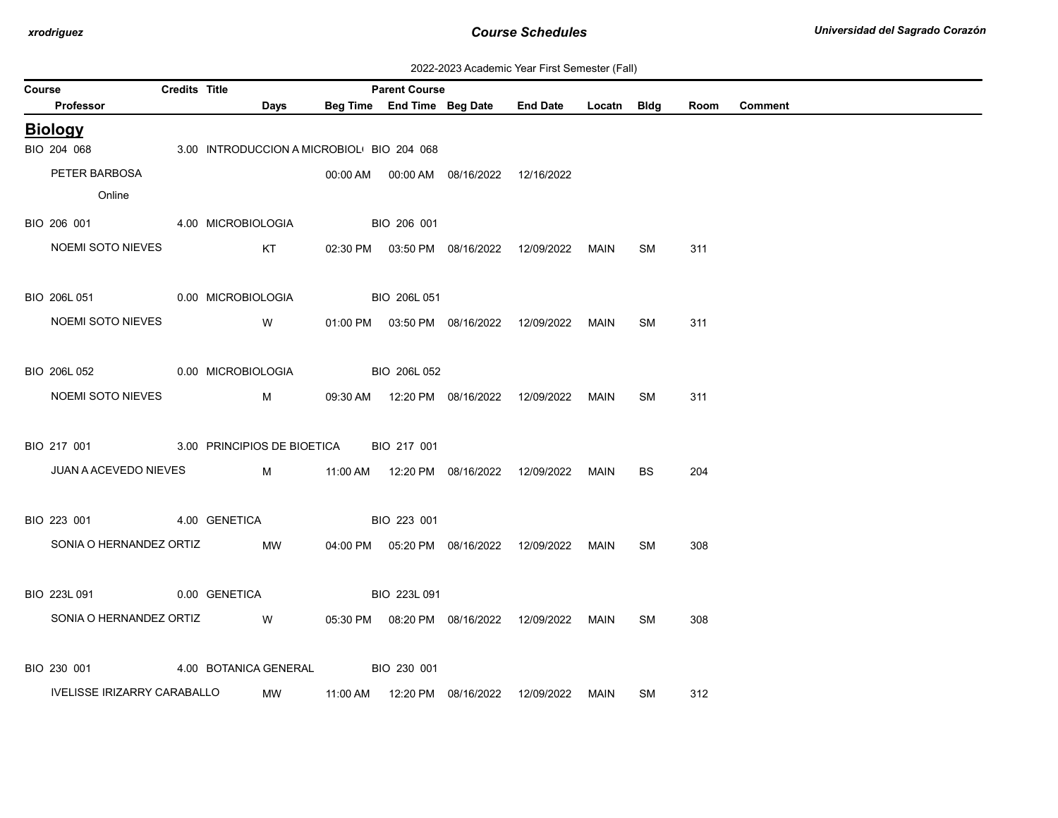2022-2023 Academic Year First Semester (Fall)

| Course | Credits | Title | Days | Beg Time | End Time | Beg Date | End Date | Locatn | Bldg | Room | Comment |
|---|---|---|---|---|---|---|---|---|---|---|---|
| **Professor** | | | | | | | | | | | |

## Biology

| Course / Professor | Credits | Title | Parent Course | Days | Beg Time | End Time | Beg Date | End Date | Locatn | Bldg | Room | Comment |
|---|---|---|---|---|---|---|---|---|---|---|---|---|
| BIO 204 068 | 3.00 | INTRODUCCION A MICROBIOL( | BIO 204 068 | | | | | | | | | |
| PETER BARBOSA | | | | | 00:00 AM | 00:00 AM | 08/16/2022 | 12/16/2022 | | | | |
| Online | | | | | | | | | | | | |
| BIO 206 001 | 4.00 | MICROBIOLOGIA | BIO 206 001 | | | | | | | | | |
| NOEMI SOTO NIEVES | | | | KT | 02:30 PM | 03:50 PM | 08/16/2022 | 12/09/2022 | MAIN | SM | 311 | |
| BIO 206L 051 | 0.00 | MICROBIOLOGIA | BIO 206L 051 | | | | | | | | | |
| NOEMI SOTO NIEVES | | | | W | 01:00 PM | 03:50 PM | 08/16/2022 | 12/09/2022 | MAIN | SM | 311 | |
| BIO 206L 052 | 0.00 | MICROBIOLOGIA | BIO 206L 052 | | | | | | | | | |
| NOEMI SOTO NIEVES | | | | M | 09:30 AM | 12:20 PM | 08/16/2022 | 12/09/2022 | MAIN | SM | 311 | |
| BIO 217 001 | 3.00 | PRINCIPIOS DE BIOETICA | BIO 217 001 | | | | | | | | | |
| JUAN A ACEVEDO NIEVES | | | | M | 11:00 AM | 12:20 PM | 08/16/2022 | 12/09/2022 | MAIN | BS | 204 | |
| BIO 223 001 | 4.00 | GENETICA | BIO 223 001 | | | | | | | | | |
| SONIA O HERNANDEZ ORTIZ | | | | MW | 04:00 PM | 05:20 PM | 08/16/2022 | 12/09/2022 | MAIN | SM | 308 | |
| BIO 223L 091 | 0.00 | GENETICA | BIO 223L 091 | | | | | | | | | |
| SONIA O HERNANDEZ ORTIZ | | | | W | 05:30 PM | 08:20 PM | 08/16/2022 | 12/09/2022 | MAIN | SM | 308 | |
| BIO 230 001 | 4.00 | BOTANICA GENERAL | BIO 230 001 | | | | | | | | | |
| IVELISSE IRIZARRY CARABALLO | | | | MW | 11:00 AM | 12:20 PM | 08/16/2022 | 12/09/2022 | MAIN | SM | 312 | |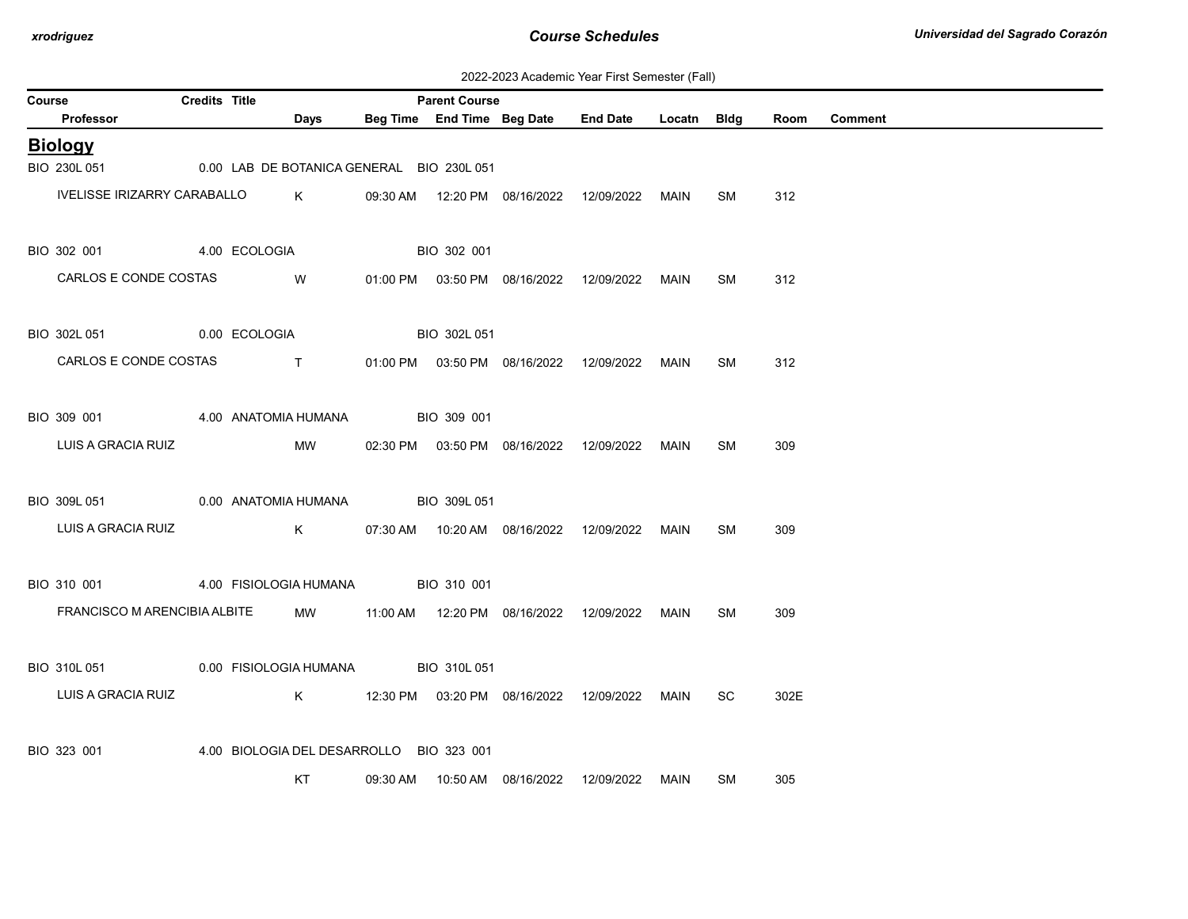2022-2023 Academic Year First Semester (Fall)

## Biology

| Course | Credits | Title | Parent Course | Professor | Days | Beg Time | End Time | Beg Date | End Date | Locatn | Bldg | Room | Comment |
|---|---|---|---|---|---|---|---|---|---|---|---|---|---|
| BIO 230L 051 | 0.00 | LAB DE BOTANICA GENERAL | BIO 230L 051 | IVELISSE IRIZARRY CARABALLO | K | 09:30 AM | 12:20 PM | 08/16/2022 | 12/09/2022 | MAIN | SM | 312 | |
| BIO 302 001 | 4.00 | ECOLOGIA | BIO 302 001 | CARLOS E CONDE COSTAS | W | 01:00 PM | 03:50 PM | 08/16/2022 | 12/09/2022 | MAIN | SM | 312 | |
| BIO 302L 051 | 0.00 | ECOLOGIA | BIO 302L 051 | CARLOS E CONDE COSTAS | T | 01:00 PM | 03:50 PM | 08/16/2022 | 12/09/2022 | MAIN | SM | 312 | |
| BIO 309 001 | 4.00 | ANATOMIA HUMANA | BIO 309 001 | LUIS A GRACIA RUIZ | MW | 02:30 PM | 03:50 PM | 08/16/2022 | 12/09/2022 | MAIN | SM | 309 | |
| BIO 309L 051 | 0.00 | ANATOMIA HUMANA | BIO 309L 051 | LUIS A GRACIA RUIZ | K | 07:30 AM | 10:20 AM | 08/16/2022 | 12/09/2022 | MAIN | SM | 309 | |
| BIO 310 001 | 4.00 | FISIOLOGIA HUMANA | BIO 310 001 | FRANCISCO M ARENCIBIA ALBITE | MW | 11:00 AM | 12:20 PM | 08/16/2022 | 12/09/2022 | MAIN | SM | 309 | |
| BIO 310L 051 | 0.00 | FISIOLOGIA HUMANA | BIO 310L 051 | LUIS A GRACIA RUIZ | K | 12:30 PM | 03:20 PM | 08/16/2022 | 12/09/2022 | MAIN | SC | 302E | |
| BIO 323 001 | 4.00 | BIOLOGIA DEL DESARROLLO | BIO 323 001 | | KT | 09:30 AM | 10:50 AM | 08/16/2022 | 12/09/2022 | MAIN | SM | 305 | |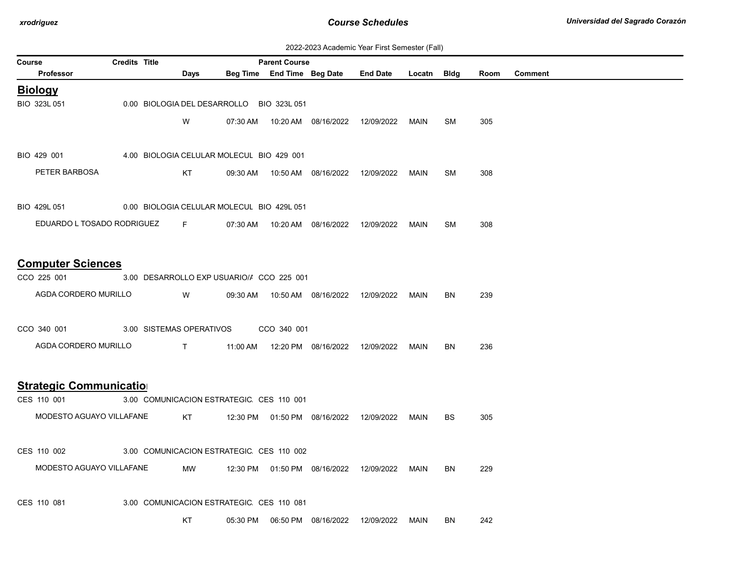2022-2023 Academic Year First Semester (Fall)

| Course | Credits | Title | Parent Course | | | | | | | |
|---|---|---|---|---|---|---|---|---|---|---|
| Professor | Days | Beg Time | End Time | Beg Date | End Date | Locatn | Bldg | Room | Comment | |

## Biology

| Course / Professor | Credits | Title / Days | Beg Time | Parent Course / End Time | Beg Date | End Date | Locatn | Bldg | Room | Comment |
|---|---|---|---|---|---|---|---|---|---|---|
| BIO 323L 051 | 0.00 | BIOLOGIA DEL DESARROLLO | | BIO 323L 051 | | | | | | |
| | | W | 07:30 AM | 10:20 AM | 08/16/2022 | 12/09/2022 | MAIN | SM | 305 | |
| BIO 429 001 | 4.00 | BIOLOGIA CELULAR MOLECUL | | BIO 429 001 | | | | | | |
| PETER BARBOSA | | KT | 09:30 AM | 10:50 AM | 08/16/2022 | 12/09/2022 | MAIN | SM | 308 | |
| BIO 429L 051 | 0.00 | BIOLOGIA CELULAR MOLECUL | | BIO 429L 051 | | | | | | |
| EDUARDO L TOSADO RODRIGUEZ | | F | 07:30 AM | 10:20 AM | 08/16/2022 | 12/09/2022 | MAIN | SM | 308 | |

## Computer Sciences

| Course / Professor | Credits | Title / Days | Beg Time | Parent Course / End Time | Beg Date | End Date | Locatn | Bldg | Room | Comment |
|---|---|---|---|---|---|---|---|---|---|---|
| CCO 225 001 | 3.00 | DESARROLLO EXP USUARIO/A | | CCO 225 001 | | | | | | |
| AGDA CORDERO MURILLO | | W | 09:30 AM | 10:50 AM | 08/16/2022 | 12/09/2022 | MAIN | BN | 239 | |
| CCO 340 001 | 3.00 | SISTEMAS OPERATIVOS | | CCO 340 001 | | | | | | |
| AGDA CORDERO MURILLO | | T | 11:00 AM | 12:20 PM | 08/16/2022 | 12/09/2022 | MAIN | BN | 236 | |

## Strategic Communicatio

| Course / Professor | Credits | Title / Days | Beg Time | Parent Course / End Time | Beg Date | End Date | Locatn | Bldg | Room | Comment |
|---|---|---|---|---|---|---|---|---|---|---|
| CES 110 001 | 3.00 | COMUNICACION ESTRATEGIC. | | CES 110 001 | | | | | | |
| MODESTO AGUAYO VILLAFANE | | KT | 12:30 PM | 01:50 PM | 08/16/2022 | 12/09/2022 | MAIN | BS | 305 | |
| CES 110 002 | 3.00 | COMUNICACION ESTRATEGIC. | | CES 110 002 | | | | | | |
| MODESTO AGUAYO VILLAFANE | | MW | 12:30 PM | 01:50 PM | 08/16/2022 | 12/09/2022 | MAIN | BN | 229 | |
| CES 110 081 | 3.00 | COMUNICACION ESTRATEGIC. | | CES 110 081 | | | | | | |
| | | KT | 05:30 PM | 06:50 PM | 08/16/2022 | 12/09/2022 | MAIN | BN | 242 | |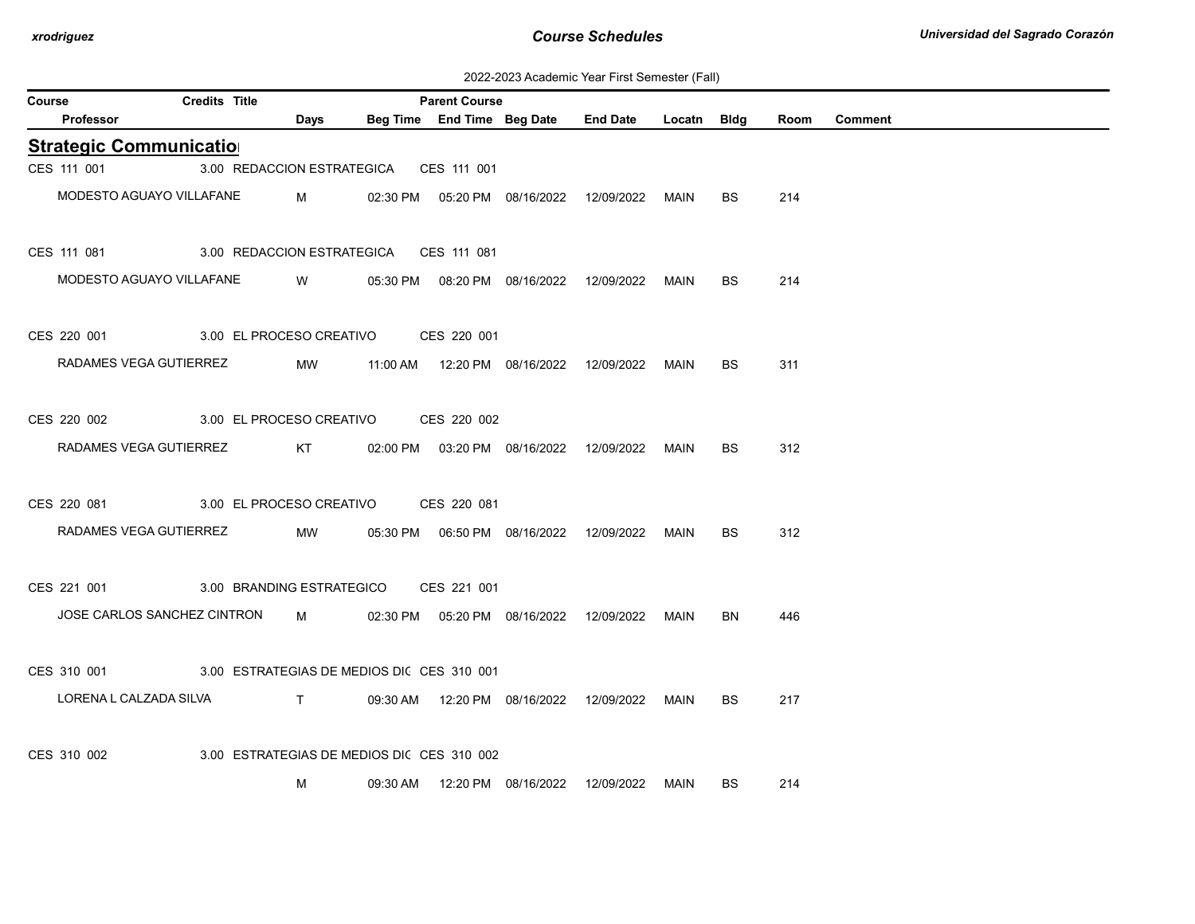2022-2023 Academic Year First Semester (Fall)

## Strategic Communicatio

| Course | Credits | Title | Parent Course | Professor | Days | Beg Time | End Time | Beg Date | End Date | Locatn | Bldg | Room | Comment |
|---|---|---|---|---|---|---|---|---|---|---|---|---|---|
| CES 111 001 | 3.00 | REDACCION ESTRATEGICA | CES 111 001 | MODESTO AGUAYO VILLAFANE | M | 02:30 PM | 05:20 PM | 08/16/2022 | 12/09/2022 | MAIN | BS | 214 | |
| CES 111 081 | 3.00 | REDACCION ESTRATEGICA | CES 111 081 | MODESTO AGUAYO VILLAFANE | W | 05:30 PM | 08:20 PM | 08/16/2022 | 12/09/2022 | MAIN | BS | 214 | |
| CES 220 001 | 3.00 | EL PROCESO CREATIVO | CES 220 001 | RADAMES VEGA GUTIERREZ | MW | 11:00 AM | 12:20 PM | 08/16/2022 | 12/09/2022 | MAIN | BS | 311 | |
| CES 220 002 | 3.00 | EL PROCESO CREATIVO | CES 220 002 | RADAMES VEGA GUTIERREZ | KT | 02:00 PM | 03:20 PM | 08/16/2022 | 12/09/2022 | MAIN | BS | 312 | |
| CES 220 081 | 3.00 | EL PROCESO CREATIVO | CES 220 081 | RADAMES VEGA GUTIERREZ | MW | 05:30 PM | 06:50 PM | 08/16/2022 | 12/09/2022 | MAIN | BS | 312 | |
| CES 221 001 | 3.00 | BRANDING ESTRATEGICO | CES 221 001 | JOSE CARLOS SANCHEZ CINTRON | M | 02:30 PM | 05:20 PM | 08/16/2022 | 12/09/2022 | MAIN | BN | 446 | |
| CES 310 001 | 3.00 | ESTRATEGIAS DE MEDIOS DIG | CES 310 001 | LORENA L CALZADA SILVA | T | 09:30 AM | 12:20 PM | 08/16/2022 | 12/09/2022 | MAIN | BS | 217 | |
| CES 310 002 | 3.00 | ESTRATEGIAS DE MEDIOS DIG | CES 310 002 | | M | 09:30 AM | 12:20 PM | 08/16/2022 | 12/09/2022 | MAIN | BS | 214 | |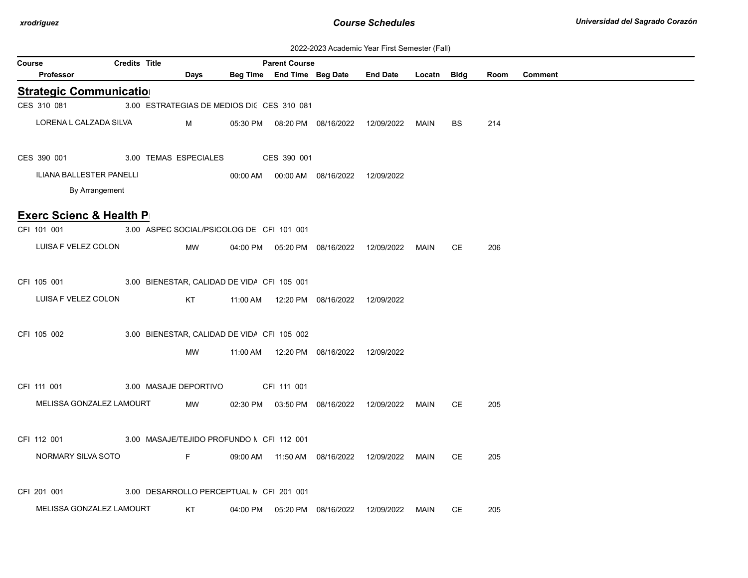2022-2023 Academic Year First Semester (Fall)

| Course / Professor | Credits | Title | Days | Beg Time | Parent Course / End Time | Beg Date | End Date | Locatn | Bldg | Room | Comment |
|---|---|---|---|---|---|---|---|---|---|---|---|

## Strategic Communicatio

| Course / Professor | Credits | Title | Days | Beg Time | Parent Course / End Time | Beg Date | End Date | Locatn | Bldg | Room | Comment |
|---|---|---|---|---|---|---|---|---|---|---|---|
| CES 310 081 | 3.00 | ESTRATEGIAS DE MEDIOS DIC | | | CES 310 081 | | | | | | |
| LORENA L CALZADA SILVA | | | M | 05:30 PM | 08:20 PM | 08/16/2022 | 12/09/2022 | MAIN | BS | 214 | |
| CES 390 001 | 3.00 | TEMAS ESPECIALES | | | CES 390 001 | | | | | | |
| ILIANA BALLESTER PANELLI | | | | 00:00 AM | 00:00 AM | 08/16/2022 | 12/09/2022 | | | | |
| By Arrangement | | | | | | | | | | | |

## Exerc Scienc & Health P

| Course / Professor | Credits | Title | Days | Beg Time | Parent Course / End Time | Beg Date | End Date | Locatn | Bldg | Room | Comment |
|---|---|---|---|---|---|---|---|---|---|---|---|
| CFI 101 001 | 3.00 | ASPEC SOCIAL/PSICOLOG DE | | | CFI 101 001 | | | | | | |
| LUISA F VELEZ COLON | | | MW | 04:00 PM | 05:20 PM | 08/16/2022 | 12/09/2022 | MAIN | CE | 206 | |
| CFI 105 001 | 3.00 | BIENESTAR, CALIDAD DE VIDA | | | CFI 105 001 | | | | | | |
| LUISA F VELEZ COLON | | | KT | 11:00 AM | 12:20 PM | 08/16/2022 | 12/09/2022 | | | | |
| CFI 105 002 | 3.00 | BIENESTAR, CALIDAD DE VIDA | | | CFI 105 002 | | | | | | |
| | | | MW | 11:00 AM | 12:20 PM | 08/16/2022 | 12/09/2022 | | | | |
| CFI 111 001 | 3.00 | MASAJE DEPORTIVO | | | CFI 111 001 | | | | | | |
| MELISSA GONZALEZ LAMOURT | | | MW | 02:30 PM | 03:50 PM | 08/16/2022 | 12/09/2022 | MAIN | CE | 205 | |
| CFI 112 001 | 3.00 | MASAJE/TEJIDO PROFUNDO M | | | CFI 112 001 | | | | | | |
| NORMARY SILVA SOTO | | | F | 09:00 AM | 11:50 AM | 08/16/2022 | 12/09/2022 | MAIN | CE | 205 | |
| CFI 201 001 | 3.00 | DESARROLLO PERCEPTUAL M | | | CFI 201 001 | | | | | | |
| MELISSA GONZALEZ LAMOURT | | | KT | 04:00 PM | 05:20 PM | 08/16/2022 | 12/09/2022 | MAIN | CE | 205 | |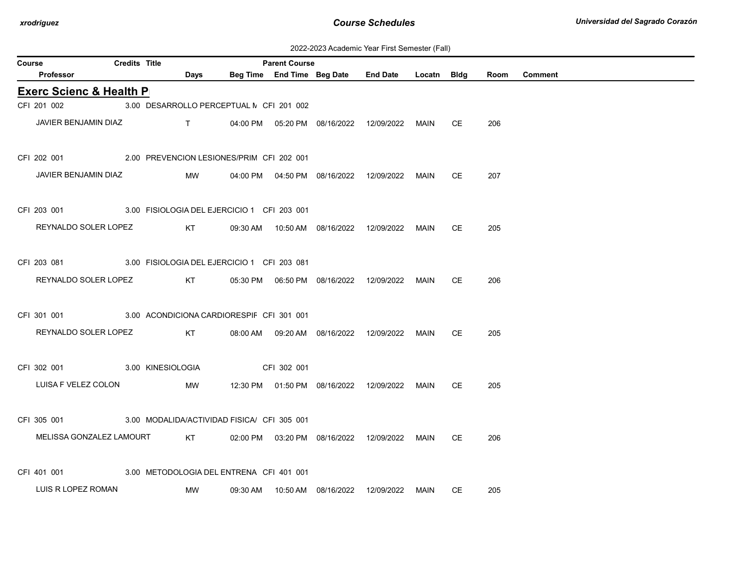2022-2023 Academic Year First Semester (Fall)

| Course | Credits | Title | Parent Course | | | | | | | |
|---|---|---|---|---|---|---|---|---|---|---|
| Professor | Days | Beg Time | End Time | Beg Date | End Date | Locatn | Bldg | Room | Comment | |

## Exerc Scienc & Health P

| Course / Professor | Credits | Title / Days | Beg Time | End Time | Beg Date | End Date | Locatn | Bldg | Room | Comment |
|---|---|---|---|---|---|---|---|---|---|---|
| CFI 201 002 | 3.00 | DESARROLLO PERCEPTUAL M | CFI 201 002 | | | | | | | |
| JAVIER BENJAMIN DIAZ | | T | 04:00 PM | 05:20 PM | 08/16/2022 | 12/09/2022 | MAIN | CE | 206 | |
| CFI 202 001 | 2.00 | PREVENCION LESIONES/PRIM | CFI 202 001 | | | | | | | |
| JAVIER BENJAMIN DIAZ | | MW | 04:00 PM | 04:50 PM | 08/16/2022 | 12/09/2022 | MAIN | CE | 207 | |
| CFI 203 001 | 3.00 | FISIOLOGIA DEL EJERCICIO 1 | CFI 203 001 | | | | | | | |
| REYNALDO SOLER LOPEZ | | KT | 09:30 AM | 10:50 AM | 08/16/2022 | 12/09/2022 | MAIN | CE | 205 | |
| CFI 203 081 | 3.00 | FISIOLOGIA DEL EJERCICIO 1 | CFI 203 081 | | | | | | | |
| REYNALDO SOLER LOPEZ | | KT | 05:30 PM | 06:50 PM | 08/16/2022 | 12/09/2022 | MAIN | CE | 206 | |
| CFI 301 001 | 3.00 | ACONDICIONA CARDIORESPIR | CFI 301 001 | | | | | | | |
| REYNALDO SOLER LOPEZ | | KT | 08:00 AM | 09:20 AM | 08/16/2022 | 12/09/2022 | MAIN | CE | 205 | |
| CFI 302 001 | 3.00 | KINESIOLOGIA | CFI 302 001 | | | | | | | |
| LUISA F VELEZ COLON | | MW | 12:30 PM | 01:50 PM | 08/16/2022 | 12/09/2022 | MAIN | CE | 205 | |
| CFI 305 001 | 3.00 | MODALIDA/ACTIVIDAD FISICA/ | CFI 305 001 | | | | | | | |
| MELISSA GONZALEZ LAMOURT | | KT | 02:00 PM | 03:20 PM | 08/16/2022 | 12/09/2022 | MAIN | CE | 206 | |
| CFI 401 001 | 3.00 | METODOLOGIA DEL ENTRENA | CFI 401 001 | | | | | | | |
| LUIS R LOPEZ ROMAN | | MW | 09:30 AM | 10:50 AM | 08/16/2022 | 12/09/2022 | MAIN | CE | 205 | |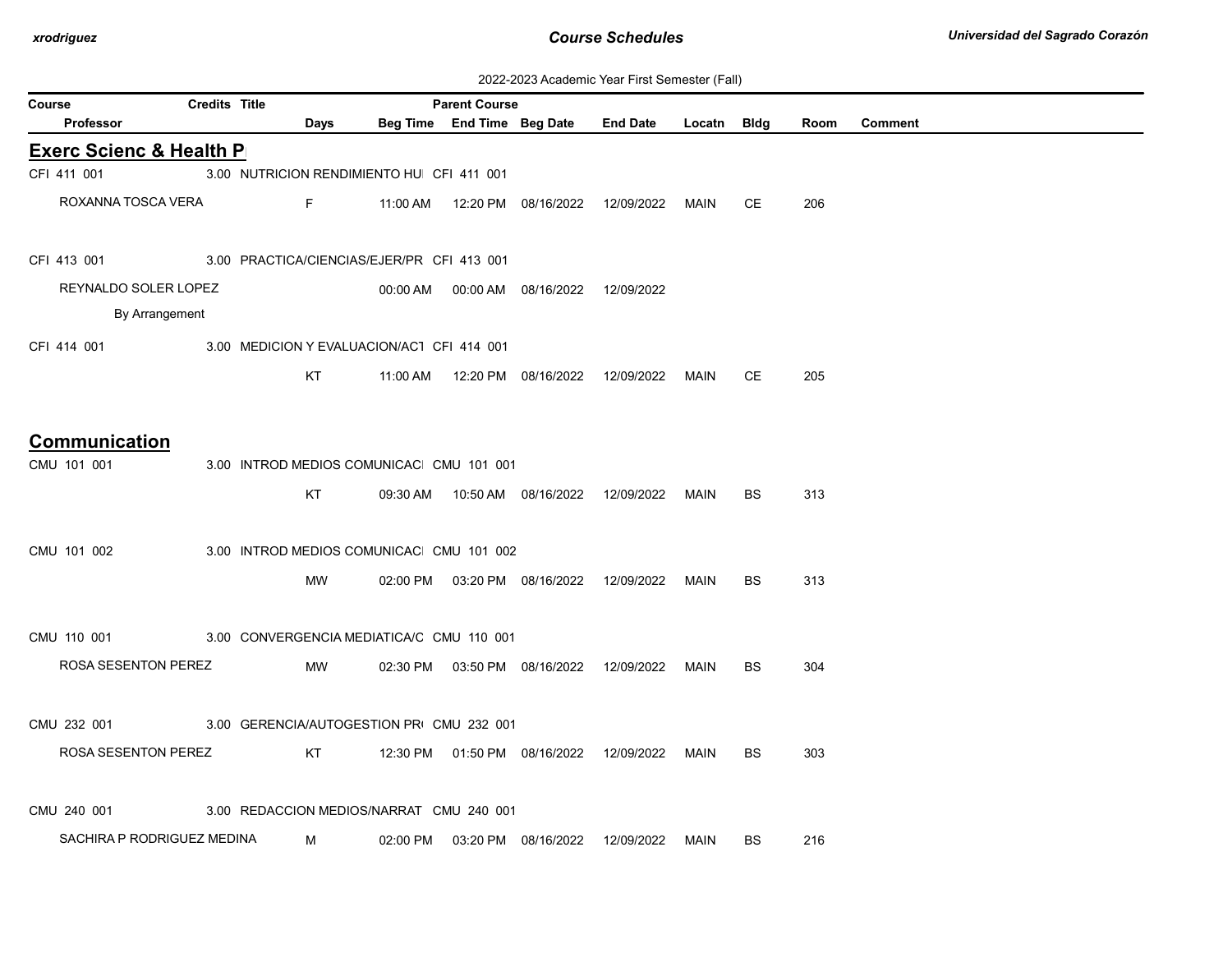2022-2023 Academic Year First Semester (Fall)

| Course | Credits | Title | Parent Course | | | | | | | |
|---|---|---|---|---|---|---|---|---|---|---|
| Professor | Days | Beg Time | End Time | Beg Date | End Date | Locatn | Bldg | Room | Comment | |

## Exerc Scienc & Health P

| Course / Professor | Credits | Title | Days | Beg Time | End Time | Beg Date | End Date | Locatn | Bldg | Room | Parent Course | Comment |
|---|---|---|---|---|---|---|---|---|---|---|---|---|
| CFI 411 001 | 3.00 | NUTRICION RENDIMIENTO HU | | | | | | | | | CFI 411 001 | |
| ROXANNA TOSCA VERA | | | F | 11:00 AM | 12:20 PM | 08/16/2022 | 12/09/2022 | MAIN | CE | 206 | | |
| CFI 413 001 | 3.00 | PRACTICA/CIENCIAS/EJER/PR | | | | | | | | | CFI 413 001 | |
| REYNALDO SOLER LOPEZ | | | | 00:00 AM | 00:00 AM | 08/16/2022 | 12/09/2022 | | | | | |
| By Arrangement | | | | | | | | | | | | |
| CFI 414 001 | 3.00 | MEDICION Y EVALUACION/ACT | | | | | | | | | CFI 414 001 | |
| | | | KT | 11:00 AM | 12:20 PM | 08/16/2022 | 12/09/2022 | MAIN | CE | 205 | | |

## Communication

| Course / Professor | Credits | Title | Days | Beg Time | End Time | Beg Date | End Date | Locatn | Bldg | Room | Parent Course | Comment |
|---|---|---|---|---|---|---|---|---|---|---|---|---|
| CMU 101 001 | 3.00 | INTROD MEDIOS COMUNICACI | | | | | | | | | CMU 101 001 | |
| | | | KT | 09:30 AM | 10:50 AM | 08/16/2022 | 12/09/2022 | MAIN | BS | 313 | | |
| CMU 101 002 | 3.00 | INTROD MEDIOS COMUNICACI | | | | | | | | | CMU 101 002 | |
| | | | MW | 02:00 PM | 03:20 PM | 08/16/2022 | 12/09/2022 | MAIN | BS | 313 | | |
| CMU 110 001 | 3.00 | CONVERGENCIA MEDIATICA/C | | | | | | | | | CMU 110 001 | |
| ROSA SESENTON PEREZ | | | MW | 02:30 PM | 03:50 PM | 08/16/2022 | 12/09/2022 | MAIN | BS | 304 | | |
| CMU 232 001 | 3.00 | GERENCIA/AUTOGESTION PR | | | | | | | | | CMU 232 001 | |
| ROSA SESENTON PEREZ | | | KT | 12:30 PM | 01:50 PM | 08/16/2022 | 12/09/2022 | MAIN | BS | 303 | | |
| CMU 240 001 | 3.00 | REDACCION MEDIOS/NARRAT | | | | | | | | | CMU 240 001 | |
| SACHIRA P RODRIGUEZ MEDINA | | | M | 02:00 PM | 03:20 PM | 08/16/2022 | 12/09/2022 | MAIN | BS | 216 | | |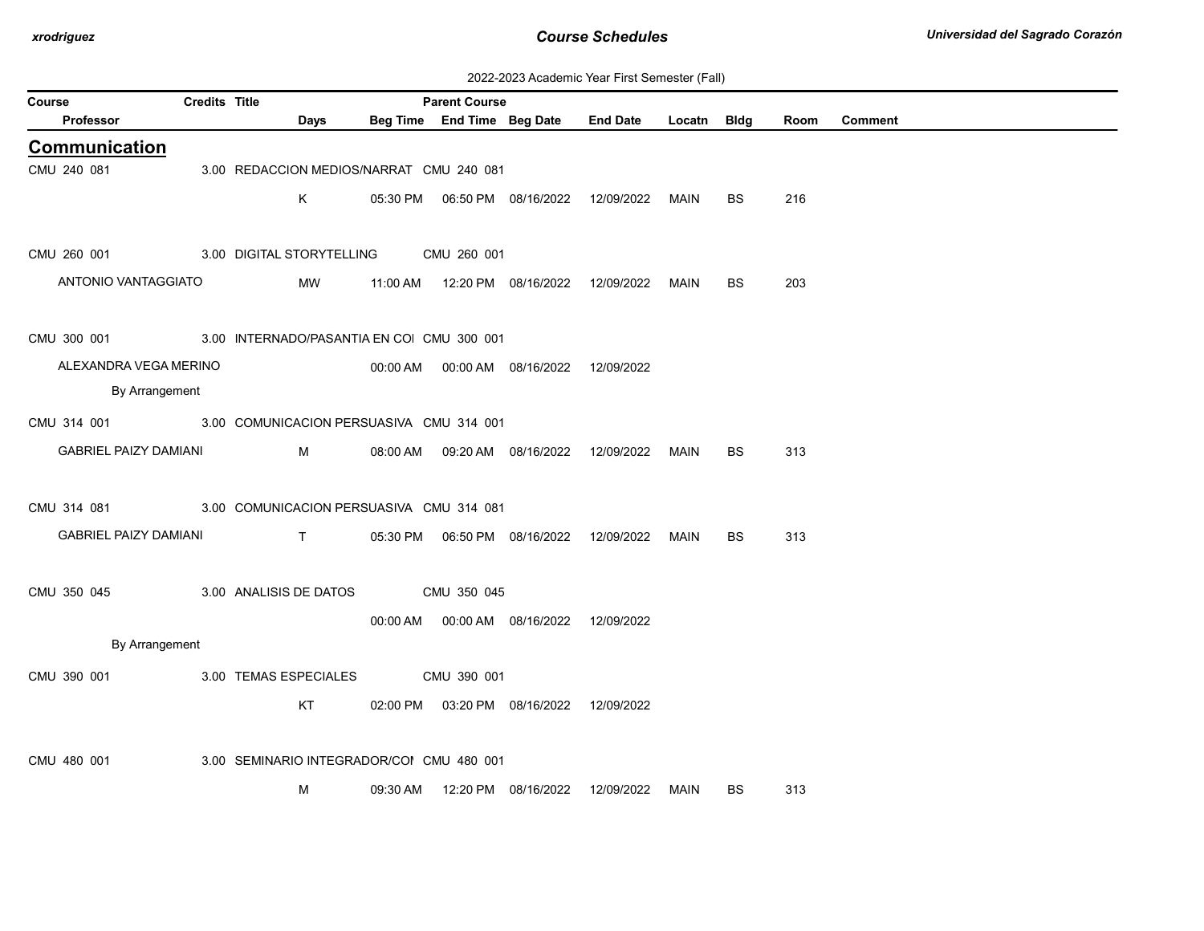2022-2023 Academic Year First Semester (Fall)

## Communication

| Course | Credits | Title | Parent Course | Professor | Days | Beg Time | End Time | Beg Date | End Date | Locatn | Bldg | Room | Comment |
|---|---|---|---|---|---|---|---|---|---|---|---|---|---|
| CMU 240 081 | 3.00 | REDACCION MEDIOS/NARRAT | CMU 240 081 | | K | 05:30 PM | 06:50 PM | 08/16/2022 | 12/09/2022 | MAIN | BS | 216 | |
| CMU 260 001 | 3.00 | DIGITAL STORYTELLING | CMU 260 001 | ANTONIO VANTAGGIATO | MW | 11:00 AM | 12:20 PM | 08/16/2022 | 12/09/2022 | MAIN | BS | 203 | |
| CMU 300 001 | 3.00 | INTERNADO/PASANTIA EN COI | CMU 300 001 | ALEXANDRA VEGA MERINO<br>By Arrangement | | 00:00 AM | 00:00 AM | 08/16/2022 | 12/09/2022 | | | | |
| CMU 314 001 | 3.00 | COMUNICACION PERSUASIVA | CMU 314 001 | GABRIEL PAIZY DAMIANI | M | 08:00 AM | 09:20 AM | 08/16/2022 | 12/09/2022 | MAIN | BS | 313 | |
| CMU 314 081 | 3.00 | COMUNICACION PERSUASIVA | CMU 314 081 | GABRIEL PAIZY DAMIANI | T | 05:30 PM | 06:50 PM | 08/16/2022 | 12/09/2022 | MAIN | BS | 313 | |
| CMU 350 045 | 3.00 | ANALISIS DE DATOS | CMU 350 045 | By Arrangement | | 00:00 AM | 00:00 AM | 08/16/2022 | 12/09/2022 | | | | |
| CMU 390 001 | 3.00 | TEMAS ESPECIALES | CMU 390 001 | | KT | 02:00 PM | 03:20 PM | 08/16/2022 | 12/09/2022 | | | | |
| CMU 480 001 | 3.00 | SEMINARIO INTEGRADOR/COI | CMU 480 001 | | M | 09:30 AM | 12:20 PM | 08/16/2022 | 12/09/2022 | MAIN | BS | 313 | |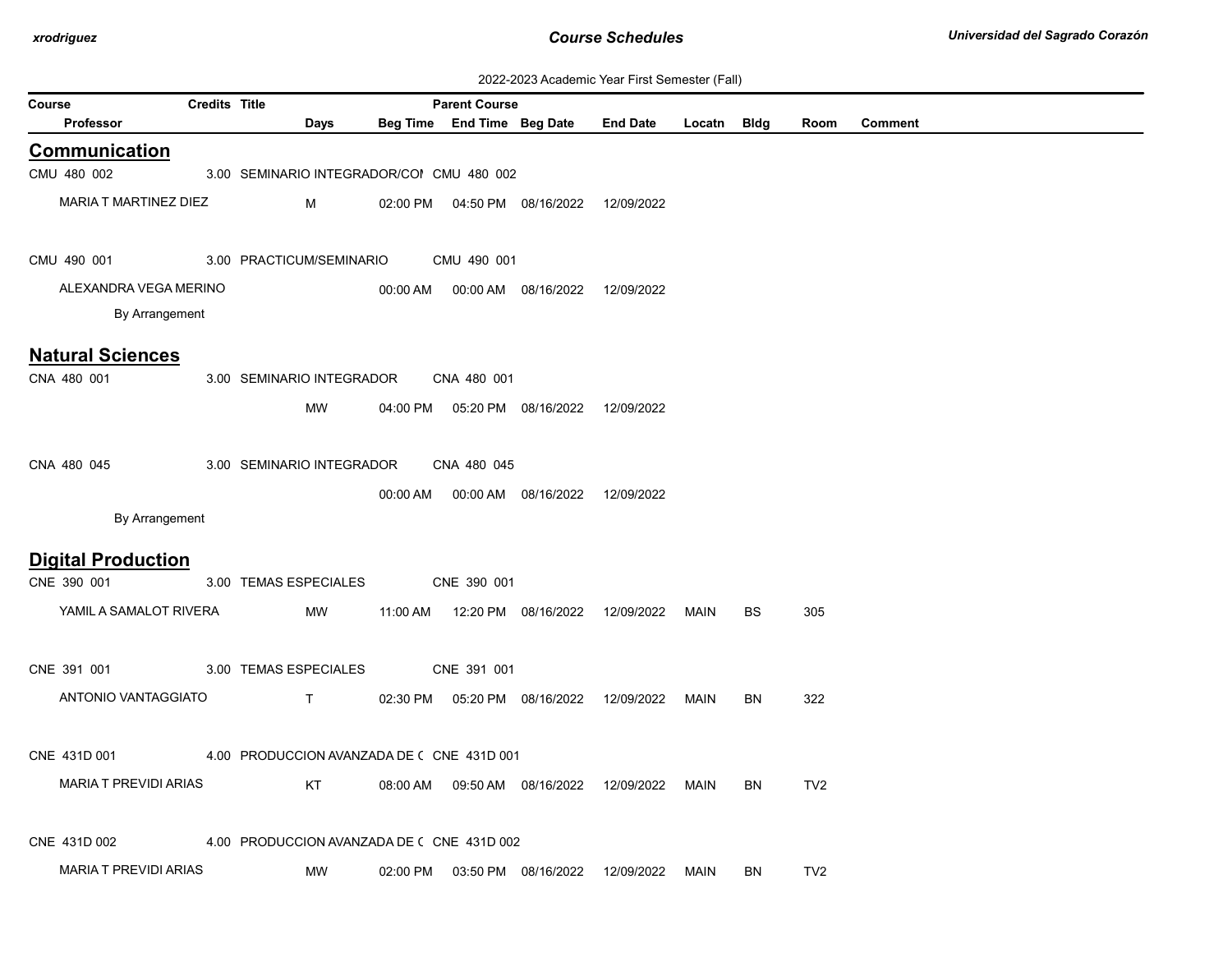2022-2023 Academic Year First Semester (Fall)

| Course | Credits | Title | Days | Beg Time | End Time | Parent Course / Beg Date | End Date | Locatn | Bldg | Room | Comment |
|---|---|---|---|---|---|---|---|---|---|---|---|

## Communication

| Course / Professor | Credits | Title | Days | Beg Time | End Time | Beg Date | End Date | Locatn | Bldg | Room | Comment |
|---|---|---|---|---|---|---|---|---|---|---|---|
| CMU 480 002 | 3.00 | SEMINARIO INTEGRADOR/COI | | | CMU 480 002 | | | | | | |
| MARIA T MARTINEZ DIEZ | | | M | 02:00 PM | 04:50 PM | 08/16/2022 | 12/09/2022 | | | | |
| CMU 490 001 | 3.00 | PRACTICUM/SEMINARIO | | | CMU 490 001 | | | | | | |
| ALEXANDRA VEGA MERINO | | | | 00:00 AM | 00:00 AM | 08/16/2022 | 12/09/2022 | | | | |
| By Arrangement | | | | | | | | | | | |

## Natural Sciences

| Course / Professor | Credits | Title | Days | Beg Time | End Time | Beg Date | End Date | Locatn | Bldg | Room | Comment |
|---|---|---|---|---|---|---|---|---|---|---|---|
| CNA 480 001 | 3.00 | SEMINARIO INTEGRADOR | | | CNA 480 001 | | | | | | |
| | | | MW | 04:00 PM | 05:20 PM | 08/16/2022 | 12/09/2022 | | | | |
| CNA 480 045 | 3.00 | SEMINARIO INTEGRADOR | | | CNA 480 045 | | | | | | |
| | | | | 00:00 AM | 00:00 AM | 08/16/2022 | 12/09/2022 | | | | |
| By Arrangement | | | | | | | | | | | |

## Digital Production

| Course / Professor | Credits | Title | Days | Beg Time | End Time | Beg Date | End Date | Locatn | Bldg | Room | Comment |
|---|---|---|---|---|---|---|---|---|---|---|---|
| CNE 390 001 | 3.00 | TEMAS ESPECIALES | | | CNE 390 001 | | | | | | |
| YAMIL A SAMALOT RIVERA | | | MW | 11:00 AM | 12:20 PM | 08/16/2022 | 12/09/2022 | MAIN | BS | 305 | |
| CNE 391 001 | 3.00 | TEMAS ESPECIALES | | | CNE 391 001 | | | | | | |
| ANTONIO VANTAGGIATO | | | T | 02:30 PM | 05:20 PM | 08/16/2022 | 12/09/2022 | MAIN | BN | 322 | |
| CNE 431D 001 | 4.00 | PRODUCCION AVANZADA DE ( | | | CNE 431D 001 | | | | | | |
| MARIA T PREVIDI ARIAS | | | KT | 08:00 AM | 09:50 AM | 08/16/2022 | 12/09/2022 | MAIN | BN | TV2 | |
| CNE 431D 002 | 4.00 | PRODUCCION AVANZADA DE ( | | | CNE 431D 002 | | | | | | |
| MARIA T PREVIDI ARIAS | | | MW | 02:00 PM | 03:50 PM | 08/16/2022 | 12/09/2022 | MAIN | BN | TV2 | |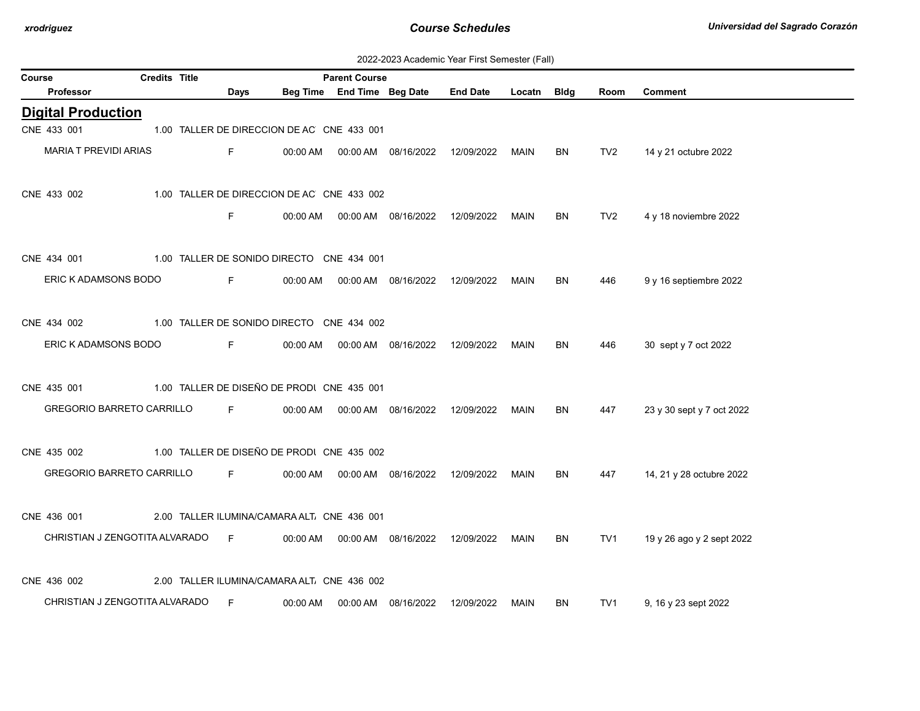2022-2023 Academic Year First Semester (Fall)

## Digital Production

| Course | Credits | Title | Parent Course | Professor | Days | Beg Time | End Time | Beg Date | End Date | Locatn | Bldg | Room | Comment |
|---|---|---|---|---|---|---|---|---|---|---|---|---|---|
| CNE 433 001 | 1.00 | TALLER DE DIRECCION DE AC | CNE 433 001 | MARIA T PREVIDI ARIAS | F | 00:00 AM | 00:00 AM | 08/16/2022 | 12/09/2022 | MAIN | BN | TV2 | 14 y 21 octubre 2022 |
| CNE 433 002 | 1.00 | TALLER DE DIRECCION DE AC | CNE 433 002 | | F | 00:00 AM | 00:00 AM | 08/16/2022 | 12/09/2022 | MAIN | BN | TV2 | 4 y 18 noviembre 2022 |
| CNE 434 001 | 1.00 | TALLER DE SONIDO DIRECTO | CNE 434 001 | ERIC K ADAMSONS BODO | F | 00:00 AM | 00:00 AM | 08/16/2022 | 12/09/2022 | MAIN | BN | 446 | 9 y 16 septiembre 2022 |
| CNE 434 002 | 1.00 | TALLER DE SONIDO DIRECTO | CNE 434 002 | ERIC K ADAMSONS BODO | F | 00:00 AM | 00:00 AM | 08/16/2022 | 12/09/2022 | MAIN | BN | 446 | 30 sept y 7 oct 2022 |
| CNE 435 001 | 1.00 | TALLER DE DISEÑO DE PRODU | CNE 435 001 | GREGORIO BARRETO CARRILLO | F | 00:00 AM | 00:00 AM | 08/16/2022 | 12/09/2022 | MAIN | BN | 447 | 23 y 30 sept y 7 oct 2022 |
| CNE 435 002 | 1.00 | TALLER DE DISEÑO DE PRODU | CNE 435 002 | GREGORIO BARRETO CARRILLO | F | 00:00 AM | 00:00 AM | 08/16/2022 | 12/09/2022 | MAIN | BN | 447 | 14, 21 y 28 octubre 2022 |
| CNE 436 001 | 2.00 | TALLER ILUMINA/CAMARA ALT | CNE 436 001 | CHRISTIAN J ZENGOTITA ALVARADO | F | 00:00 AM | 00:00 AM | 08/16/2022 | 12/09/2022 | MAIN | BN | TV1 | 19 y 26 ago y 2 sept 2022 |
| CNE 436 002 | 2.00 | TALLER ILUMINA/CAMARA ALT | CNE 436 002 | CHRISTIAN J ZENGOTITA ALVARADO | F | 00:00 AM | 00:00 AM | 08/16/2022 | 12/09/2022 | MAIN | BN | TV1 | 9, 16 y 23 sept 2022 |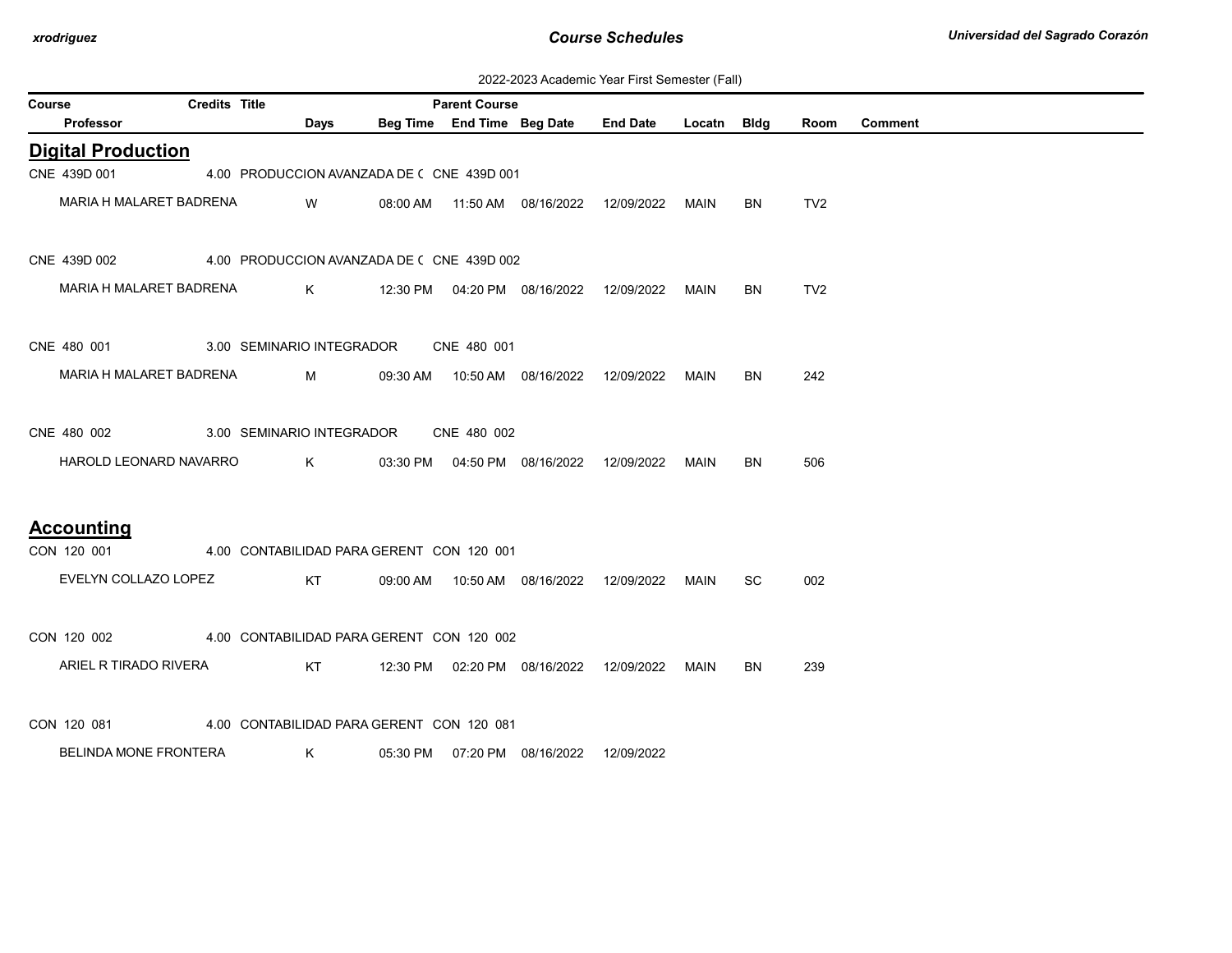2022-2023 Academic Year First Semester (Fall)

| Course | Credits | Title | Days | Beg Time | End Time | Beg Date | End Date | Locatn | Bldg | Room | Comment |
|---|---|---|---|---|---|---|---|---|---|---|---|
| Professor | | | | | Parent Course | | | | | | |

## Digital Production

| Course / Professor | Credits | Title | Parent Course | Days | Beg Time | End Time | Beg Date | End Date | Locatn | Bldg | Room | Comment |
|---|---|---|---|---|---|---|---|---|---|---|---|---|
| CNE 439D 001 | 4.00 | PRODUCCION AVANZADA DE ( | CNE 439D 001 | | | | | | | | | |
| MARIA H MALARET BADRENA | | | | W | 08:00 AM | 11:50 AM | 08/16/2022 | 12/09/2022 | MAIN | BN | TV2 | |
| CNE 439D 002 | 4.00 | PRODUCCION AVANZADA DE ( | CNE 439D 002 | | | | | | | | | |
| MARIA H MALARET BADRENA | | | | K | 12:30 PM | 04:20 PM | 08/16/2022 | 12/09/2022 | MAIN | BN | TV2 | |
| CNE 480 001 | 3.00 | SEMINARIO INTEGRADOR | CNE 480 001 | | | | | | | | | |
| MARIA H MALARET BADRENA | | | | M | 09:30 AM | 10:50 AM | 08/16/2022 | 12/09/2022 | MAIN | BN | 242 | |
| CNE 480 002 | 3.00 | SEMINARIO INTEGRADOR | CNE 480 002 | | | | | | | | | |
| HAROLD LEONARD NAVARRO | | | | K | 03:30 PM | 04:50 PM | 08/16/2022 | 12/09/2022 | MAIN | BN | 506 | |

## Accounting

| Course / Professor | Credits | Title | Parent Course | Days | Beg Time | End Time | Beg Date | End Date | Locatn | Bldg | Room | Comment |
|---|---|---|---|---|---|---|---|---|---|---|---|---|
| CON 120 001 | 4.00 | CONTABILIDAD PARA GERENT | CON 120 001 | | | | | | | | | |
| EVELYN COLLAZO LOPEZ | | | | KT | 09:00 AM | 10:50 AM | 08/16/2022 | 12/09/2022 | MAIN | SC | 002 | |
| CON 120 002 | 4.00 | CONTABILIDAD PARA GERENT | CON 120 002 | | | | | | | | | |
| ARIEL R TIRADO RIVERA | | | | KT | 12:30 PM | 02:20 PM | 08/16/2022 | 12/09/2022 | MAIN | BN | 239 | |
| CON 120 081 | 4.00 | CONTABILIDAD PARA GERENT | CON 120 081 | | | | | | | | | |
| BELINDA MONE FRONTERA | | | | K | 05:30 PM | 07:20 PM | 08/16/2022 | 12/09/2022 | | | | |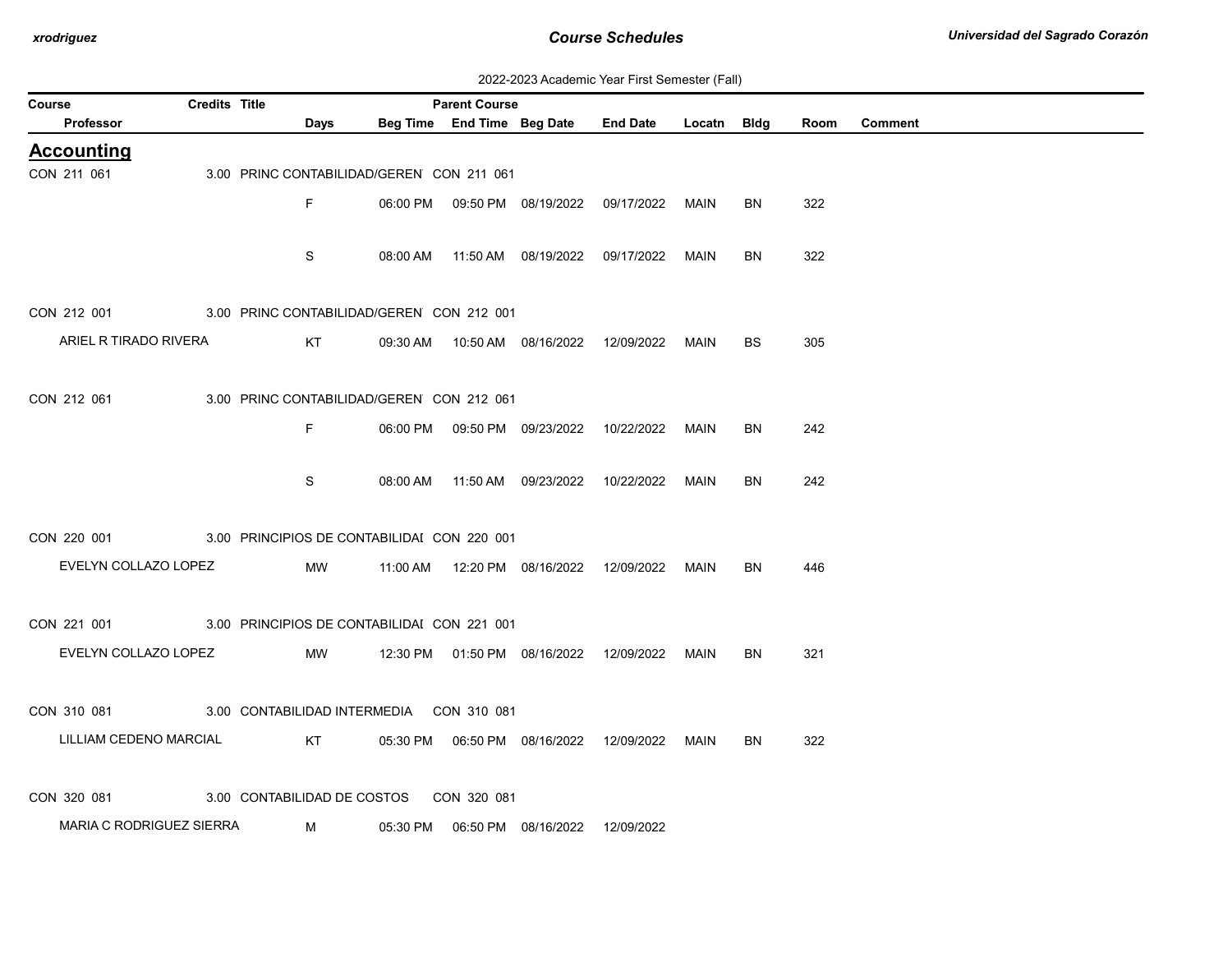2022-2023 Academic Year First Semester (Fall)

| Course | Credits | Title | Parent Course | | | | | | | |
|---|---|---|---|---|---|---|---|---|---|---|
| Professor | | Days | Beg Time | End Time | Beg Date | End Date | Locatn | Bldg | Room | Comment |

## Accounting

| Course / Professor | Credits | Title / Days | Beg Time | End Time | Beg Date | End Date | Locatn | Bldg | Room | Comment |
|---|---|---|---|---|---|---|---|---|---|---|
| CON 211 061 | 3.00 | PRINC CONTABILIDAD/GEREN | CON 211 061 | | | | | | | |
| | | F | 06:00 PM | 09:50 PM | 08/19/2022 | 09/17/2022 | MAIN | BN | 322 | |
| | | S | 08:00 AM | 11:50 AM | 08/19/2022 | 09/17/2022 | MAIN | BN | 322 | |
| CON 212 001 | 3.00 | PRINC CONTABILIDAD/GEREN | CON 212 001 | | | | | | | |
| ARIEL R TIRADO RIVERA | | KT | 09:30 AM | 10:50 AM | 08/16/2022 | 12/09/2022 | MAIN | BS | 305 | |
| CON 212 061 | 3.00 | PRINC CONTABILIDAD/GEREN | CON 212 061 | | | | | | | |
| | | F | 06:00 PM | 09:50 PM | 09/23/2022 | 10/22/2022 | MAIN | BN | 242 | |
| | | S | 08:00 AM | 11:50 AM | 09/23/2022 | 10/22/2022 | MAIN | BN | 242 | |
| CON 220 001 | 3.00 | PRINCIPIOS DE CONTABILIDAI | CON 220 001 | | | | | | | |
| EVELYN COLLAZO LOPEZ | | MW | 11:00 AM | 12:20 PM | 08/16/2022 | 12/09/2022 | MAIN | BN | 446 | |
| CON 221 001 | 3.00 | PRINCIPIOS DE CONTABILIDAI | CON 221 001 | | | | | | | |
| EVELYN COLLAZO LOPEZ | | MW | 12:30 PM | 01:50 PM | 08/16/2022 | 12/09/2022 | MAIN | BN | 321 | |
| CON 310 081 | 3.00 | CONTABILIDAD INTERMEDIA | CON 310 081 | | | | | | | |
| LILLIAM CEDENO MARCIAL | | KT | 05:30 PM | 06:50 PM | 08/16/2022 | 12/09/2022 | MAIN | BN | 322 | |
| CON 320 081 | 3.00 | CONTABILIDAD DE COSTOS | CON 320 081 | | | | | | | |
| MARIA C RODRIGUEZ SIERRA | | M | 05:30 PM | 06:50 PM | 08/16/2022 | 12/09/2022 | | | | |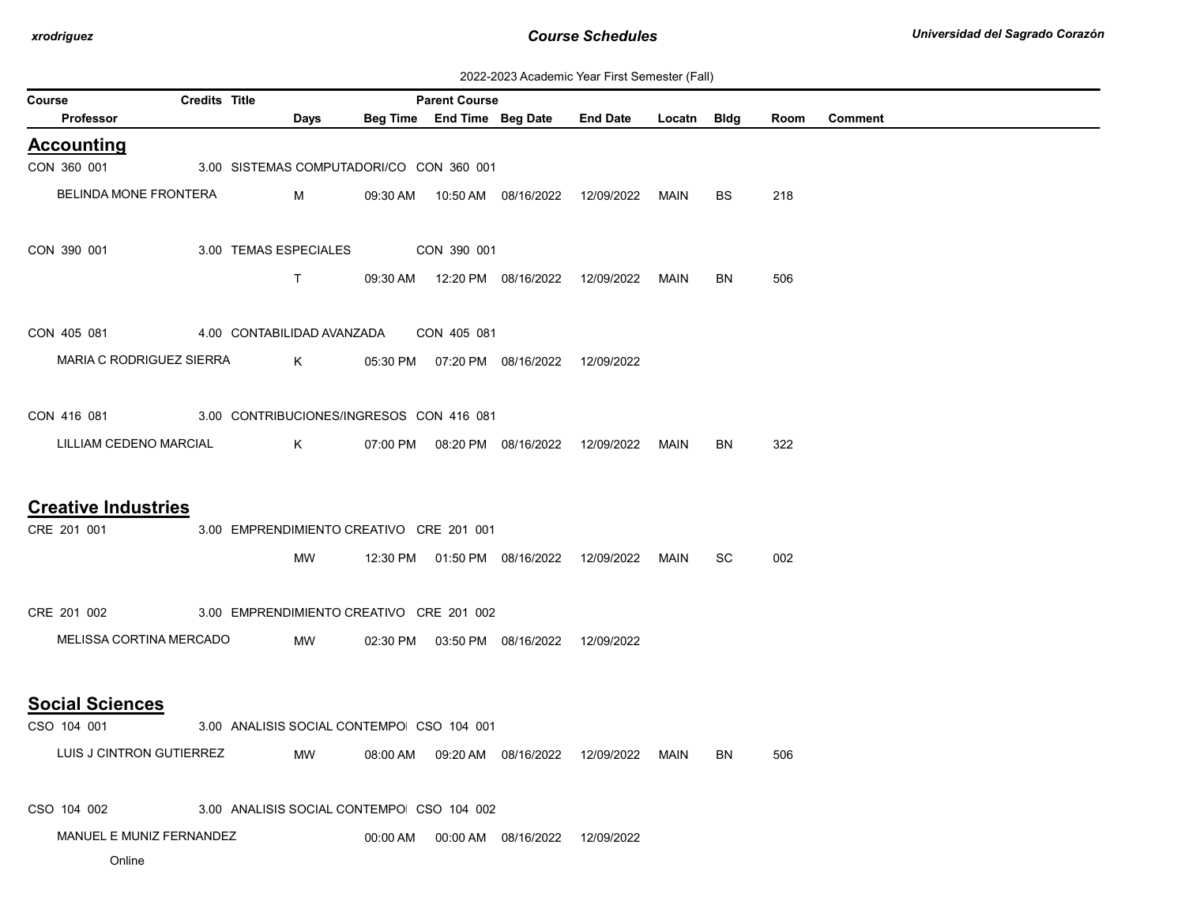2022-2023 Academic Year First Semester (Fall)

| Course | Credits | Title | Days | Beg Time | End Time | Beg Date | End Date | Locatn | Bldg | Room | Comment |
|---|---|---|---|---|---|---|---|---|---|---|---|
| Professor | | | | | Parent Course | | | | | | |

## Accounting

| Course / Professor | Credits | Title | Parent Course | Days | Beg Time | End Time | Beg Date | End Date | Locatn | Bldg | Room | Comment |
|---|---|---|---|---|---|---|---|---|---|---|---|---|
| CON 360 001 | 3.00 | SISTEMAS COMPUTADORI/CO | CON 360 001 | | | | | | | | | |
| BELINDA MONE FRONTERA | | | | M | 09:30 AM | 10:50 AM | 08/16/2022 | 12/09/2022 | MAIN | BS | 218 | |
| CON 390 001 | 3.00 | TEMAS ESPECIALES | CON 390 001 | | | | | | | | | |
| | | | | T | 09:30 AM | 12:20 PM | 08/16/2022 | 12/09/2022 | MAIN | BN | 506 | |
| CON 405 081 | 4.00 | CONTABILIDAD AVANZADA | CON 405 081 | | | | | | | | | |
| MARIA C RODRIGUEZ SIERRA | | | | K | 05:30 PM | 07:20 PM | 08/16/2022 | 12/09/2022 | | | | |
| CON 416 081 | 3.00 | CONTRIBUCIONES/INGRESOS | CON 416 081 | | | | | | | | | |
| LILLIAM CEDENO MARCIAL | | | | K | 07:00 PM | 08:20 PM | 08/16/2022 | 12/09/2022 | MAIN | BN | 322 | |

## Creative Industries

| Course / Professor | Credits | Title | Parent Course | Days | Beg Time | End Time | Beg Date | End Date | Locatn | Bldg | Room | Comment |
|---|---|---|---|---|---|---|---|---|---|---|---|---|
| CRE 201 001 | 3.00 | EMPRENDIMIENTO CREATIVO | CRE 201 001 | | | | | | | | | |
| | | | | MW | 12:30 PM | 01:50 PM | 08/16/2022 | 12/09/2022 | MAIN | SC | 002 | |
| CRE 201 002 | 3.00 | EMPRENDIMIENTO CREATIVO | CRE 201 002 | | | | | | | | | |
| MELISSA CORTINA MERCADO | | | | MW | 02:30 PM | 03:50 PM | 08/16/2022 | 12/09/2022 | | | | |

## Social Sciences

| Course / Professor | Credits | Title | Parent Course | Days | Beg Time | End Time | Beg Date | End Date | Locatn | Bldg | Room | Comment |
|---|---|---|---|---|---|---|---|---|---|---|---|---|
| CSO 104 001 | 3.00 | ANALISIS SOCIAL CONTEMPOI | CSO 104 001 | | | | | | | | | |
| LUIS J CINTRON GUTIERREZ | | | | MW | 08:00 AM | 09:20 AM | 08/16/2022 | 12/09/2022 | MAIN | BN | 506 | |
| CSO 104 002 | 3.00 | ANALISIS SOCIAL CONTEMPOI | CSO 104 002 | | | | | | | | | |
| MANUEL E MUNIZ FERNANDEZ | | | | | 00:00 AM | 00:00 AM | 08/16/2022 | 12/09/2022 | | | | |
| Online | | | | | | | | | | | | |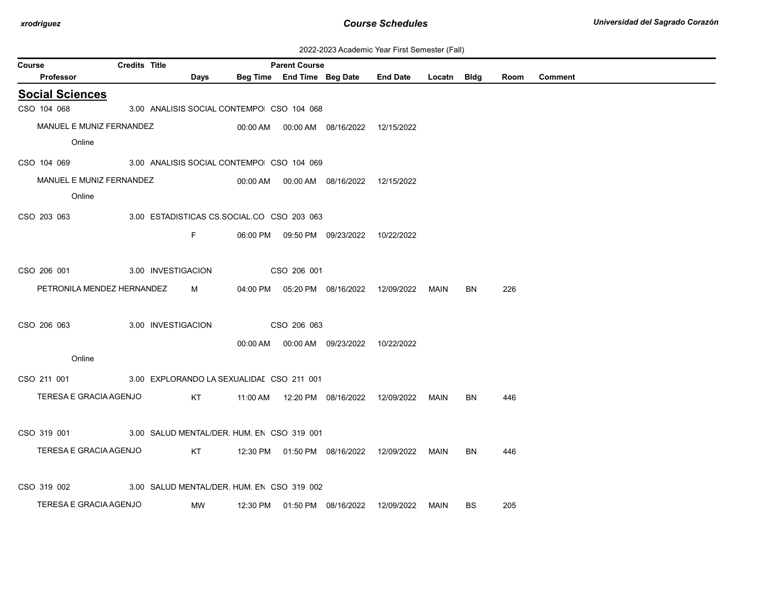2022-2023 Academic Year First Semester (Fall)

| Course | Credits | Title | Days | Beg Time | Parent Course / End Time | Beg Date | End Date | Locatn | Bldg | Room | Comment |
|---|---|---|---|---|---|---|---|---|---|---|---|
| Professor | | | | | | | | | | | |

## Social Sciences

| Course / Professor | Credits | Title | Days | Beg Time | Parent Course / End Time | Beg Date | End Date | Locatn | Bldg | Room | Comment |
|---|---|---|---|---|---|---|---|---|---|---|---|
| CSO 104 068 | 3.00 | ANALISIS SOCIAL CONTEMPOI | | | CSO 104 068 | | | | | | |
| MANUEL E MUNIZ FERNANDEZ | | | | 00:00 AM | 00:00 AM | 08/16/2022 | 12/15/2022 | | | | |
| Online | | | | | | | | | | | |
| CSO 104 069 | 3.00 | ANALISIS SOCIAL CONTEMPOI | | | CSO 104 069 | | | | | | |
| MANUEL E MUNIZ FERNANDEZ | | | | 00:00 AM | 00:00 AM | 08/16/2022 | 12/15/2022 | | | | |
| Online | | | | | | | | | | | |
| CSO 203 063 | 3.00 | ESTADISTICAS CS.SOCIAL.CO | | | CSO 203 063 | | | | | | |
| | | | F | 06:00 PM | 09:50 PM | 09/23/2022 | 10/22/2022 | | | | |
| CSO 206 001 | 3.00 | INVESTIGACION | | | CSO 206 001 | | | | | | |
| PETRONILA MENDEZ HERNANDEZ | | | M | 04:00 PM | 05:20 PM | 08/16/2022 | 12/09/2022 | MAIN | BN | 226 | |
| CSO 206 063 | 3.00 | INVESTIGACION | | | CSO 206 063 | | | | | | |
| | | | | 00:00 AM | 00:00 AM | 09/23/2022 | 10/22/2022 | | | | |
| Online | | | | | | | | | | | |
| CSO 211 001 | 3.00 | EXPLORANDO LA SEXUALIDAI | | | CSO 211 001 | | | | | | |
| TERESA E GRACIA AGENJO | | | KT | 11:00 AM | 12:20 PM | 08/16/2022 | 12/09/2022 | MAIN | BN | 446 | |
| CSO 319 001 | 3.00 | SALUD MENTAL/DER. HUM. EN | | | CSO 319 001 | | | | | | |
| TERESA E GRACIA AGENJO | | | KT | 12:30 PM | 01:50 PM | 08/16/2022 | 12/09/2022 | MAIN | BN | 446 | |
| CSO 319 002 | 3.00 | SALUD MENTAL/DER. HUM. EN | | | CSO 319 002 | | | | | | |
| TERESA E GRACIA AGENJO | | | MW | 12:30 PM | 01:50 PM | 08/16/2022 | 12/09/2022 | MAIN | BS | 205 | |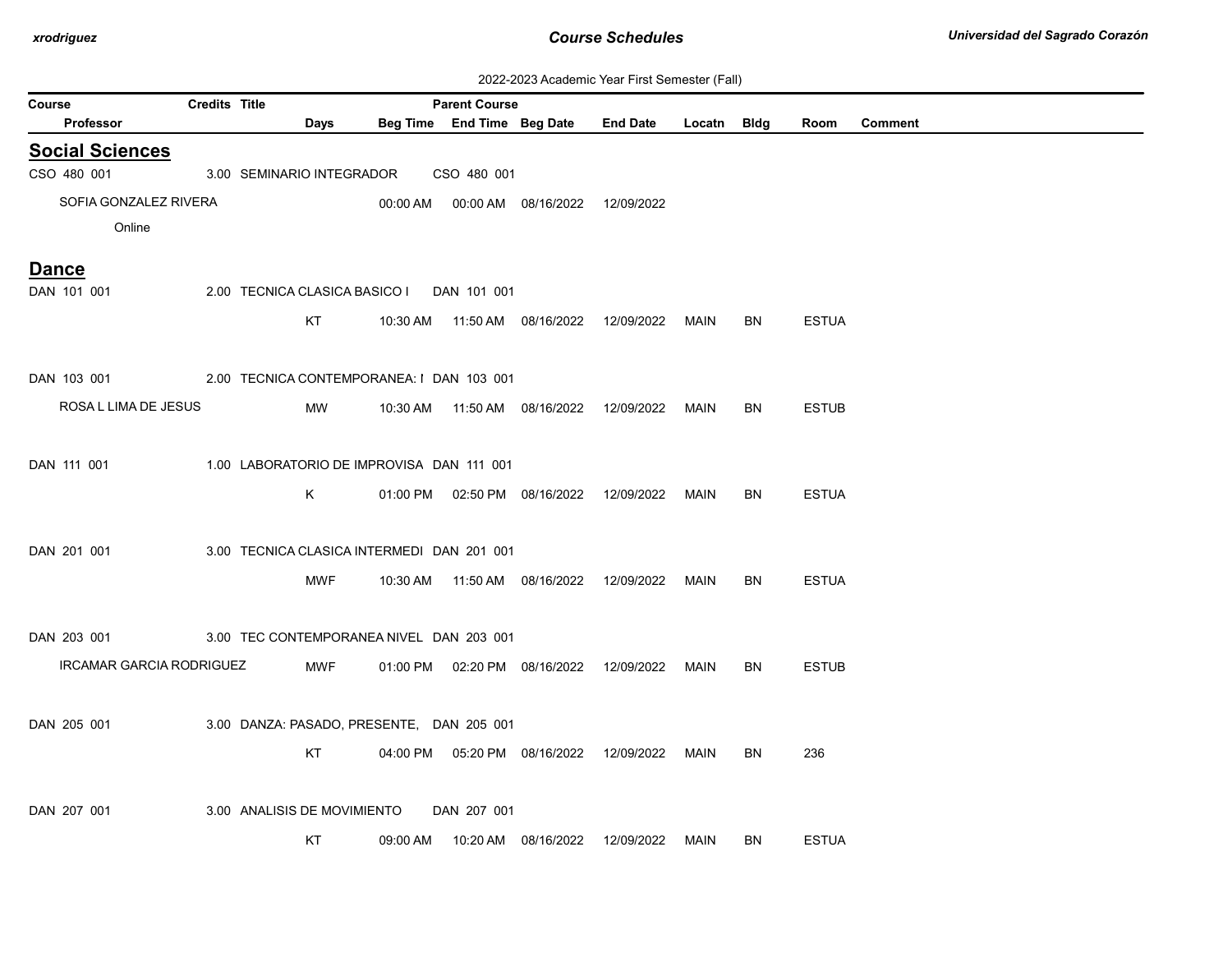2022-2023 Academic Year First Semester (Fall)

| Course | Credits | Title | Days | Beg Time | Parent Course / End Time | Beg Date | End Date | Locatn | Bldg | Room | Comment |
|---|---|---|---|---|---|---|---|---|---|---|---|
| Professor | | | | | | | | | | | |

## Social Sciences

| Course / Professor | Credits | Title | Days | Beg Time | Parent Course / End Time | Beg Date | End Date | Locatn | Bldg | Room | Comment |
|---|---|---|---|---|---|---|---|---|---|---|---|
| CSO 480 001 | 3.00 | SEMINARIO INTEGRADOR | | | CSO 480 001 | | | | | | |
| SOFIA GONZALEZ RIVERA | | | | 00:00 AM | 00:00 AM | 08/16/2022 | 12/09/2022 | | | | |
| Online | | | | | | | | | | | |

## Dance

| Course / Professor | Credits | Title | Days | Beg Time | Parent Course / End Time | Beg Date | End Date | Locatn | Bldg | Room | Comment |
|---|---|---|---|---|---|---|---|---|---|---|---|
| DAN 101 001 | 2.00 | TECNICA CLASICA BASICO I | | | DAN 101 001 | | | | | | |
| | | | KT | 10:30 AM | 11:50 AM | 08/16/2022 | 12/09/2022 | MAIN | BN | ESTUA | |
| DAN 103 001 | 2.00 | TECNICA CONTEMPORANEA: I | | | DAN 103 001 | | | | | | |
| ROSA L LIMA DE JESUS | | | MW | 10:30 AM | 11:50 AM | 08/16/2022 | 12/09/2022 | MAIN | BN | ESTUB | |
| DAN 111 001 | 1.00 | LABORATORIO DE IMPROVISA | | | DAN 111 001 | | | | | | |
| | | | K | 01:00 PM | 02:50 PM | 08/16/2022 | 12/09/2022 | MAIN | BN | ESTUA | |
| DAN 201 001 | 3.00 | TECNICA CLASICA INTERMEDI | | | DAN 201 001 | | | | | | |
| | | | MWF | 10:30 AM | 11:50 AM | 08/16/2022 | 12/09/2022 | MAIN | BN | ESTUA | |
| DAN 203 001 | 3.00 | TEC CONTEMPORANEA NIVEL | | | DAN 203 001 | | | | | | |
| IRCAMAR GARCIA RODRIGUEZ | | | MWF | 01:00 PM | 02:20 PM | 08/16/2022 | 12/09/2022 | MAIN | BN | ESTUB | |
| DAN 205 001 | 3.00 | DANZA: PASADO, PRESENTE, | | | DAN 205 001 | | | | | | |
| | | | KT | 04:00 PM | 05:20 PM | 08/16/2022 | 12/09/2022 | MAIN | BN | 236 | |
| DAN 207 001 | 3.00 | ANALISIS DE MOVIMIENTO | | | DAN 207 001 | | | | | | |
| | | | KT | 09:00 AM | 10:20 AM | 08/16/2022 | 12/09/2022 | MAIN | BN | ESTUA | |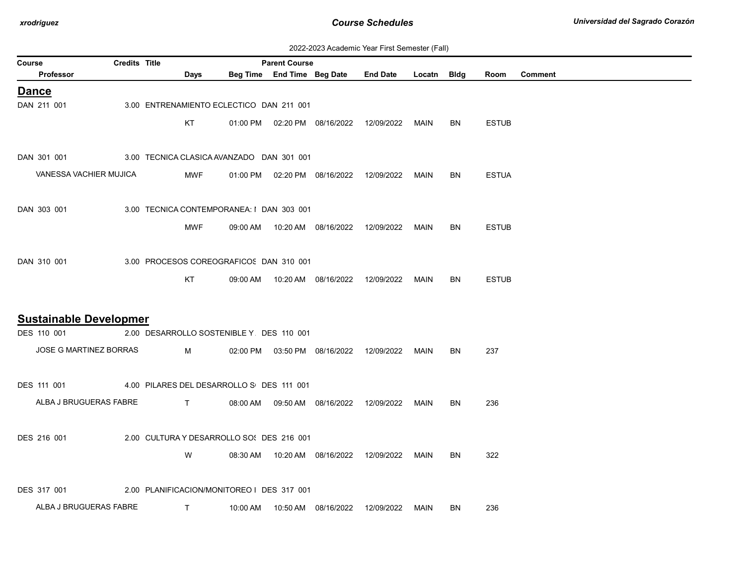2022-2023 Academic Year First Semester (Fall)

| Course | Credits | Title | Parent Course | | | | | | | |
|---|---|---|---|---|---|---|---|---|---|---|
| Professor | | Days | Beg Time | End Time | Beg Date | End Date | Locatn | Bldg | Room | Comment |

## Dance

| Course / Professor | Credits | Title / Days | Parent Course / Beg Time | End Time | Beg Date | End Date | Locatn | Bldg | Room | Comment |
|---|---|---|---|---|---|---|---|---|---|---|
| DAN 211 001 | 3.00 | ENTRENAMIENTO ECLECTICO | DAN 211 001 | | | | | | | |
| | | KT | 01:00 PM | 02:20 PM | 08/16/2022 | 12/09/2022 | MAIN | BN | ESTUB | |
| DAN 301 001 | 3.00 | TECNICA CLASICA AVANZADO | DAN 301 001 | | | | | | | |
| VANESSA VACHIER MUJICA | | MWF | 01:00 PM | 02:20 PM | 08/16/2022 | 12/09/2022 | MAIN | BN | ESTUA | |
| DAN 303 001 | 3.00 | TECNICA CONTEMPORANEA: I | DAN 303 001 | | | | | | | |
| | | MWF | 09:00 AM | 10:20 AM | 08/16/2022 | 12/09/2022 | MAIN | BN | ESTUB | |
| DAN 310 001 | 3.00 | PROCESOS COREOGRAFICOS | DAN 310 001 | | | | | | | |
| | | KT | 09:00 AM | 10:20 AM | 08/16/2022 | 12/09/2022 | MAIN | BN | ESTUB | |

## Sustainable Developmer

| Course / Professor | Credits | Title / Days | Parent Course / Beg Time | End Time | Beg Date | End Date | Locatn | Bldg | Room | Comment |
|---|---|---|---|---|---|---|---|---|---|---|
| DES 110 001 | 2.00 | DESARROLLO SOSTENIBLE Y | DES 110 001 | | | | | | | |
| JOSE G MARTINEZ BORRAS | | M | 02:00 PM | 03:50 PM | 08/16/2022 | 12/09/2022 | MAIN | BN | 237 | |
| DES 111 001 | 4.00 | PILARES DEL DESARROLLO S | DES 111 001 | | | | | | | |
| ALBA J BRUGUERAS FABRE | | T | 08:00 AM | 09:50 AM | 08/16/2022 | 12/09/2022 | MAIN | BN | 236 | |
| DES 216 001 | 2.00 | CULTURA Y DESARROLLO SOS | DES 216 001 | | | | | | | |
| | | W | 08:30 AM | 10:20 AM | 08/16/2022 | 12/09/2022 | MAIN | BN | 322 | |
| DES 317 001 | 2.00 | PLANIFICACION/MONITOREO I | DES 317 001 | | | | | | | |
| ALBA J BRUGUERAS FABRE | | T | 10:00 AM | 10:50 AM | 08/16/2022 | 12/09/2022 | MAIN | BN | 236 | |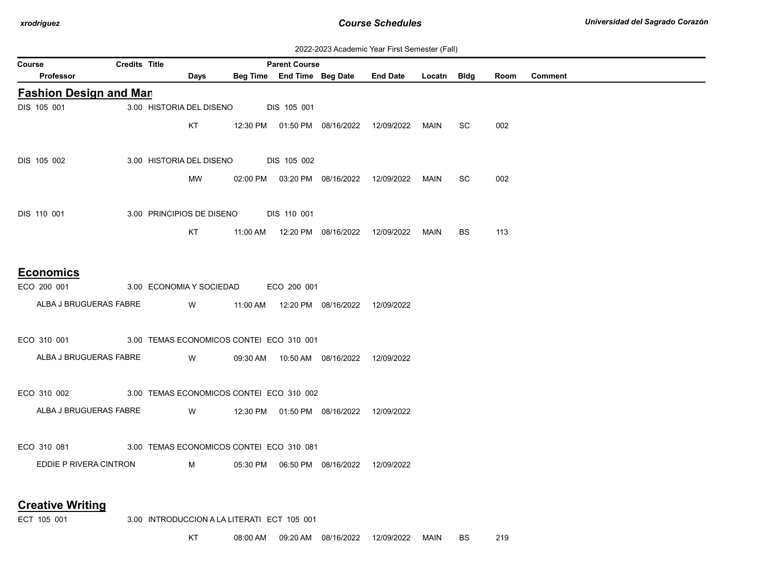2022-2023 Academic Year First Semester (Fall)

| Course | Credits | Title | Parent Course | | | | | | | |
|---|---|---|---|---|---|---|---|---|---|---|
| Professor | Days | Beg Time | End Time | Beg Date | End Date | Locatn | Bldg | Room | Comment | |

## Fashion Design and Man

| Course / Professor | Credits | Title | Parent Course | Days | Beg Time | End Time | Beg Date | End Date | Locatn | Bldg | Room | Comment |
|---|---|---|---|---|---|---|---|---|---|---|---|---|
| DIS 105 001 | 3.00 | HISTORIA DEL DISENO | DIS 105 001 | | | | | | | | | |
| | | | | KT | 12:30 PM | 01:50 PM | 08/16/2022 | 12/09/2022 | MAIN | SC | 002 | |
| DIS 105 002 | 3.00 | HISTORIA DEL DISENO | DIS 105 002 | | | | | | | | | |
| | | | | MW | 02:00 PM | 03:20 PM | 08/16/2022 | 12/09/2022 | MAIN | SC | 002 | |
| DIS 110 001 | 3.00 | PRINCIPIOS DE DISENO | DIS 110 001 | | | | | | | | | |
| | | | | KT | 11:00 AM | 12:20 PM | 08/16/2022 | 12/09/2022 | MAIN | BS | 113 | |

## Economics

| Course / Professor | Credits | Title | Parent Course | Days | Beg Time | End Time | Beg Date | End Date | Locatn | Bldg | Room | Comment |
|---|---|---|---|---|---|---|---|---|---|---|---|---|
| ECO 200 001 | 3.00 | ECONOMIA Y SOCIEDAD | ECO 200 001 | | | | | | | | | |
| ALBA J BRUGUERAS FABRE | | | | W | 11:00 AM | 12:20 PM | 08/16/2022 | 12/09/2022 | | | | |
| ECO 310 001 | 3.00 | TEMAS ECONOMICOS CONTEI | ECO 310 001 | | | | | | | | | |
| ALBA J BRUGUERAS FABRE | | | | W | 09:30 AM | 10:50 AM | 08/16/2022 | 12/09/2022 | | | | |
| ECO 310 002 | 3.00 | TEMAS ECONOMICOS CONTEI | ECO 310 002 | | | | | | | | | |
| ALBA J BRUGUERAS FABRE | | | | W | 12:30 PM | 01:50 PM | 08/16/2022 | 12/09/2022 | | | | |
| ECO 310 081 | 3.00 | TEMAS ECONOMICOS CONTEI | ECO 310 081 | | | | | | | | | |
| EDDIE P RIVERA CINTRON | | | | M | 05:30 PM | 06:50 PM | 08/16/2022 | 12/09/2022 | | | | |

## Creative Writing

| Course / Professor | Credits | Title | Parent Course | Days | Beg Time | End Time | Beg Date | End Date | Locatn | Bldg | Room | Comment |
|---|---|---|---|---|---|---|---|---|---|---|---|---|
| ECT 105 001 | 3.00 | INTRODUCCION A LA LITERATU | ECT 105 001 | | | | | | | | | |
| | | | | KT | 08:00 AM | 09:20 AM | 08/16/2022 | 12/09/2022 | MAIN | BS | 219 | |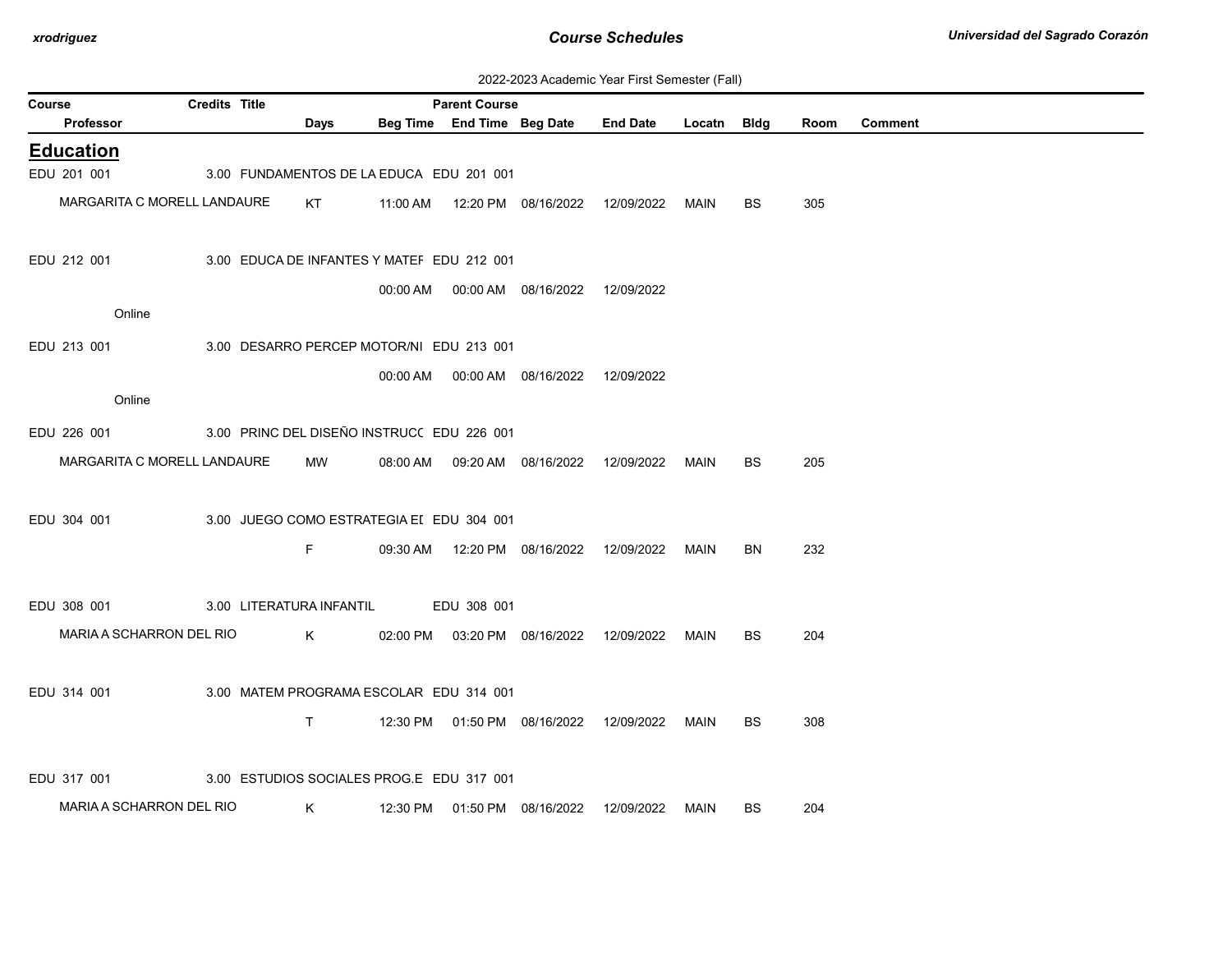2022-2023 Academic Year First Semester (Fall)

| Course | Credits | Title | Parent Course | | | | | | | |
|---|---|---|---|---|---|---|---|---|---|---|
| Professor | | Days | Beg Time | End Time | Beg Date | End Date | Locatn | Bldg | Room | Comment |

## Education

| Course / Professor | Credits | Title / Days | Parent Course / Beg Time | End Time | Beg Date | End Date | Locatn | Bldg | Room | Comment |
|---|---|---|---|---|---|---|---|---|---|---|
| EDU 201 001 | 3.00 | FUNDAMENTOS DE LA EDUCA | EDU 201 001 | | | | | | | |
| MARGARITA C MORELL LANDAURE | | KT | 11:00 AM | 12:20 PM | 08/16/2022 | 12/09/2022 | MAIN | BS | 305 | |
| EDU 212 001 | 3.00 | EDUCA DE INFANTES Y MATEF | EDU 212 001 | | | | | | | |
| | | | 00:00 AM | 00:00 AM | 08/16/2022 | 12/09/2022 | | | | |
| Online | | | | | | | | | | |
| EDU 213 001 | 3.00 | DESARRO PERCEP MOTOR/NI | EDU 213 001 | | | | | | | |
| | | | 00:00 AM | 00:00 AM | 08/16/2022 | 12/09/2022 | | | | |
| Online | | | | | | | | | | |
| EDU 226 001 | 3.00 | PRINC DEL DISEÑO INSTRUCC | EDU 226 001 | | | | | | | |
| MARGARITA C MORELL LANDAURE | | MW | 08:00 AM | 09:20 AM | 08/16/2022 | 12/09/2022 | MAIN | BS | 205 | |
| EDU 304 001 | 3.00 | JUEGO COMO ESTRATEGIA EI | EDU 304 001 | | | | | | | |
| | | F | 09:30 AM | 12:20 PM | 08/16/2022 | 12/09/2022 | MAIN | BN | 232 | |
| EDU 308 001 | 3.00 | LITERATURA INFANTIL | EDU 308 001 | | | | | | | |
| MARIA A SCHARRON DEL RIO | | K | 02:00 PM | 03:20 PM | 08/16/2022 | 12/09/2022 | MAIN | BS | 204 | |
| EDU 314 001 | 3.00 | MATEM PROGRAMA ESCOLAR | EDU 314 001 | | | | | | | |
| | | T | 12:30 PM | 01:50 PM | 08/16/2022 | 12/09/2022 | MAIN | BS | 308 | |
| EDU 317 001 | 3.00 | ESTUDIOS SOCIALES PROG.E | EDU 317 001 | | | | | | | |
| MARIA A SCHARRON DEL RIO | | K | 12:30 PM | 01:50 PM | 08/16/2022 | 12/09/2022 | MAIN | BS | 204 | |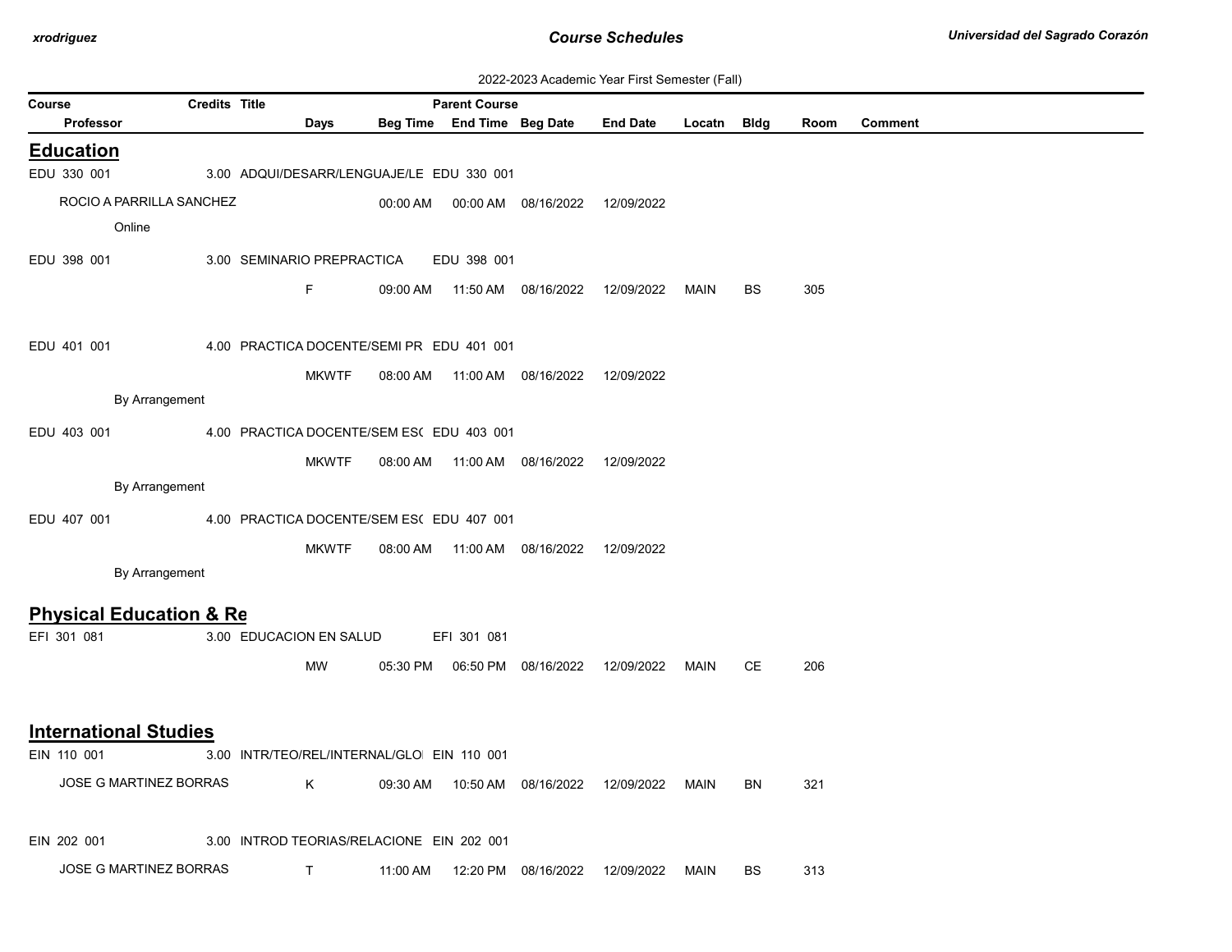2022-2023 Academic Year First Semester (Fall)

| Course | Credits | Title | Parent Course | | | | | | | |
|---|---|---|---|---|---|---|---|---|---|---|
| Professor | Days | Beg Time | End Time | Beg Date | End Date | Locatn | Bldg | Room | Comment | |

## Education

| Course / Professor | Credits | Title | Parent Course | Days | Beg Time | End Time | Beg Date | End Date | Locatn | Bldg | Room | Comment |
|---|---|---|---|---|---|---|---|---|---|---|---|---|
| EDU 330 001 | 3.00 | ADQUI/DESARR/LENGUAJE/LE | EDU 330 001 | | | | | | | | | |
| ROCIO A PARRILLA SANCHEZ | | | | | 00:00 AM | 00:00 AM | 08/16/2022 | 12/09/2022 | | | | |
| Online | | | | | | | | | | | | |
| EDU 398 001 | 3.00 | SEMINARIO PREPRACTICA | EDU 398 001 | | | | | | | | | |
| | | | | F | 09:00 AM | 11:50 AM | 08/16/2022 | 12/09/2022 | MAIN | BS | 305 | |
| EDU 401 001 | 4.00 | PRACTICA DOCENTE/SEMI PR | EDU 401 001 | | | | | | | | | |
| | | | | MKWTF | 08:00 AM | 11:00 AM | 08/16/2022 | 12/09/2022 | | | | |
| By Arrangement | | | | | | | | | | | | |
| EDU 403 001 | 4.00 | PRACTICA DOCENTE/SEM ES( | EDU 403 001 | | | | | | | | | |
| | | | | MKWTF | 08:00 AM | 11:00 AM | 08/16/2022 | 12/09/2022 | | | | |
| By Arrangement | | | | | | | | | | | | |
| EDU 407 001 | 4.00 | PRACTICA DOCENTE/SEM ES( | EDU 407 001 | | | | | | | | | |
| | | | | MKWTF | 08:00 AM | 11:00 AM | 08/16/2022 | 12/09/2022 | | | | |
| By Arrangement | | | | | | | | | | | | |

## Physical Education & Re

| Course / Professor | Credits | Title | Parent Course | Days | Beg Time | End Time | Beg Date | End Date | Locatn | Bldg | Room | Comment |
|---|---|---|---|---|---|---|---|---|---|---|---|---|
| EFI 301 081 | 3.00 | EDUCACION EN SALUD | EFI 301 081 | | | | | | | | | |
| | | | | MW | 05:30 PM | 06:50 PM | 08/16/2022 | 12/09/2022 | MAIN | CE | 206 | |

## International Studies

| Course / Professor | Credits | Title | Parent Course | Days | Beg Time | End Time | Beg Date | End Date | Locatn | Bldg | Room | Comment |
|---|---|---|---|---|---|---|---|---|---|---|---|---|
| EIN 110 001 | 3.00 | INTR/TEO/REL/INTERNAL/GLO | EIN 110 001 | | | | | | | | | |
| JOSE G MARTINEZ BORRAS | | | | K | 09:30 AM | 10:50 AM | 08/16/2022 | 12/09/2022 | MAIN | BN | 321 | |
| EIN 202 001 | 3.00 | INTROD TEORIAS/RELACIONE | EIN 202 001 | | | | | | | | | |
| JOSE G MARTINEZ BORRAS | | | | T | 11:00 AM | 12:20 PM | 08/16/2022 | 12/09/2022 | MAIN | BS | 313 | |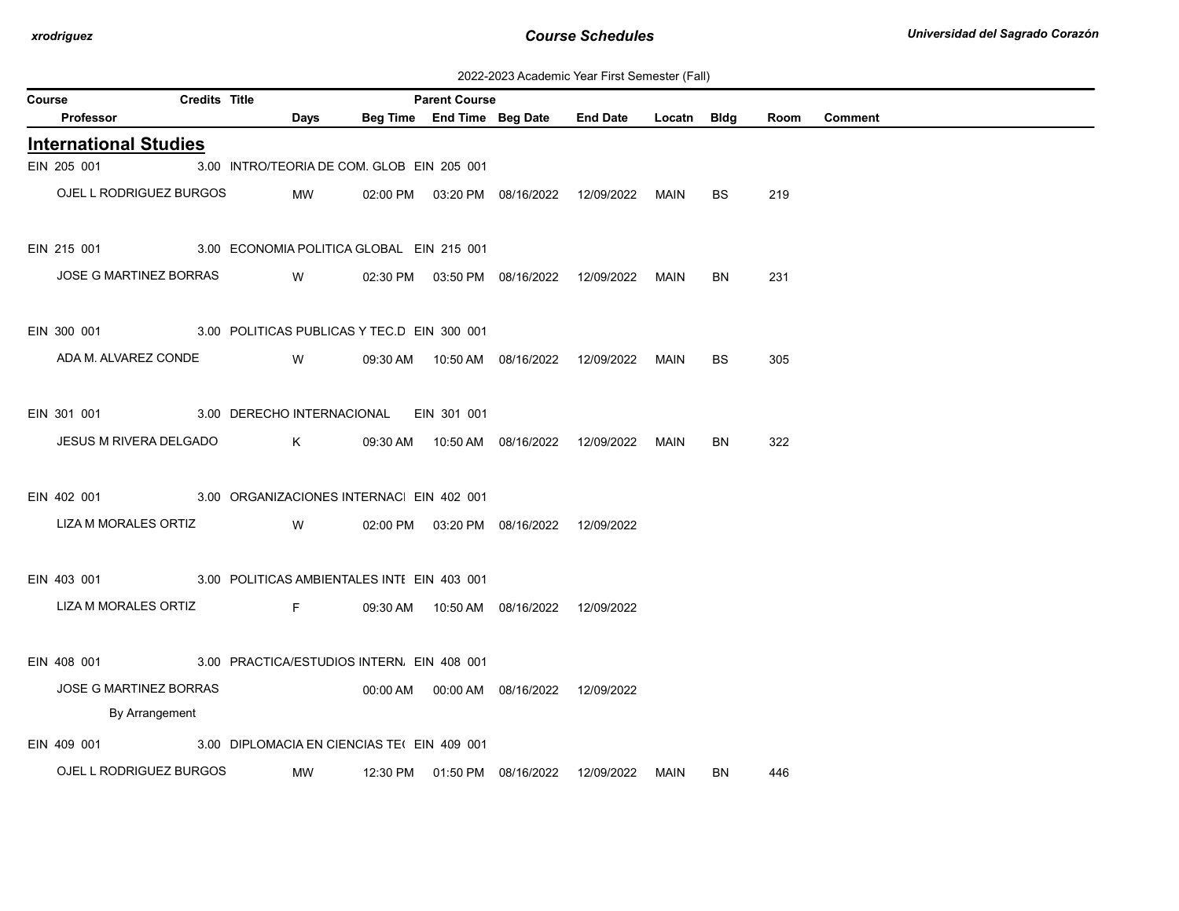2022-2023 Academic Year First Semester (Fall)

| Course | Credits | Title | Parent Course | | | | | | | |
|---|---|---|---|---|---|---|---|---|---|---|
| Professor | | Days | Beg Time | End Time | Beg Date | End Date | Locatn | Bldg | Room | Comment |

## International Studies

| Course / Professor | Credits | Title / Days | Beg Time | End Time | Beg Date | End Date | Locatn | Bldg | Room | Comment |
|---|---|---|---|---|---|---|---|---|---|---|
| EIN 205 001 | 3.00 | INTRO/TEORIA DE COM. GLOB | EIN 205 001 | | | | | | | |
| OJEL L RODRIGUEZ BURGOS | | MW | 02:00 PM | 03:20 PM | 08/16/2022 | 12/09/2022 | MAIN | BS | 219 | |
| EIN 215 001 | 3.00 | ECONOMIA POLITICA GLOBAL | EIN 215 001 | | | | | | | |
| JOSE G MARTINEZ BORRAS | | W | 02:30 PM | 03:50 PM | 08/16/2022 | 12/09/2022 | MAIN | BN | 231 | |
| EIN 300 001 | 3.00 | POLITICAS PUBLICAS Y TEC.D | EIN 300 001 | | | | | | | |
| ADA M. ALVAREZ CONDE | | W | 09:30 AM | 10:50 AM | 08/16/2022 | 12/09/2022 | MAIN | BS | 305 | |
| EIN 301 001 | 3.00 | DERECHO INTERNACIONAL | EIN 301 001 | | | | | | | |
| JESUS M RIVERA DELGADO | | K | 09:30 AM | 10:50 AM | 08/16/2022 | 12/09/2022 | MAIN | BN | 322 | |
| EIN 402 001 | 3.00 | ORGANIZACIONES INTERNACI | EIN 402 001 | | | | | | | |
| LIZA M MORALES ORTIZ | | W | 02:00 PM | 03:20 PM | 08/16/2022 | 12/09/2022 | | | | |
| EIN 403 001 | 3.00 | POLITICAS AMBIENTALES INTE | EIN 403 001 | | | | | | | |
| LIZA M MORALES ORTIZ | | F | 09:30 AM | 10:50 AM | 08/16/2022 | 12/09/2022 | | | | |
| EIN 408 001 | 3.00 | PRACTICA/ESTUDIOS INTERN. | EIN 408 001 | | | | | | | |
| JOSE G MARTINEZ BORRAS | | | 00:00 AM | 00:00 AM | 08/16/2022 | 12/09/2022 | | | | |
| By Arrangement | | | | | | | | | | |
| EIN 409 001 | 3.00 | DIPLOMACIA EN CIENCIAS TE( | EIN 409 001 | | | | | | | |
| OJEL L RODRIGUEZ BURGOS | | MW | 12:30 PM | 01:50 PM | 08/16/2022 | 12/09/2022 | MAIN | BN | 446 | |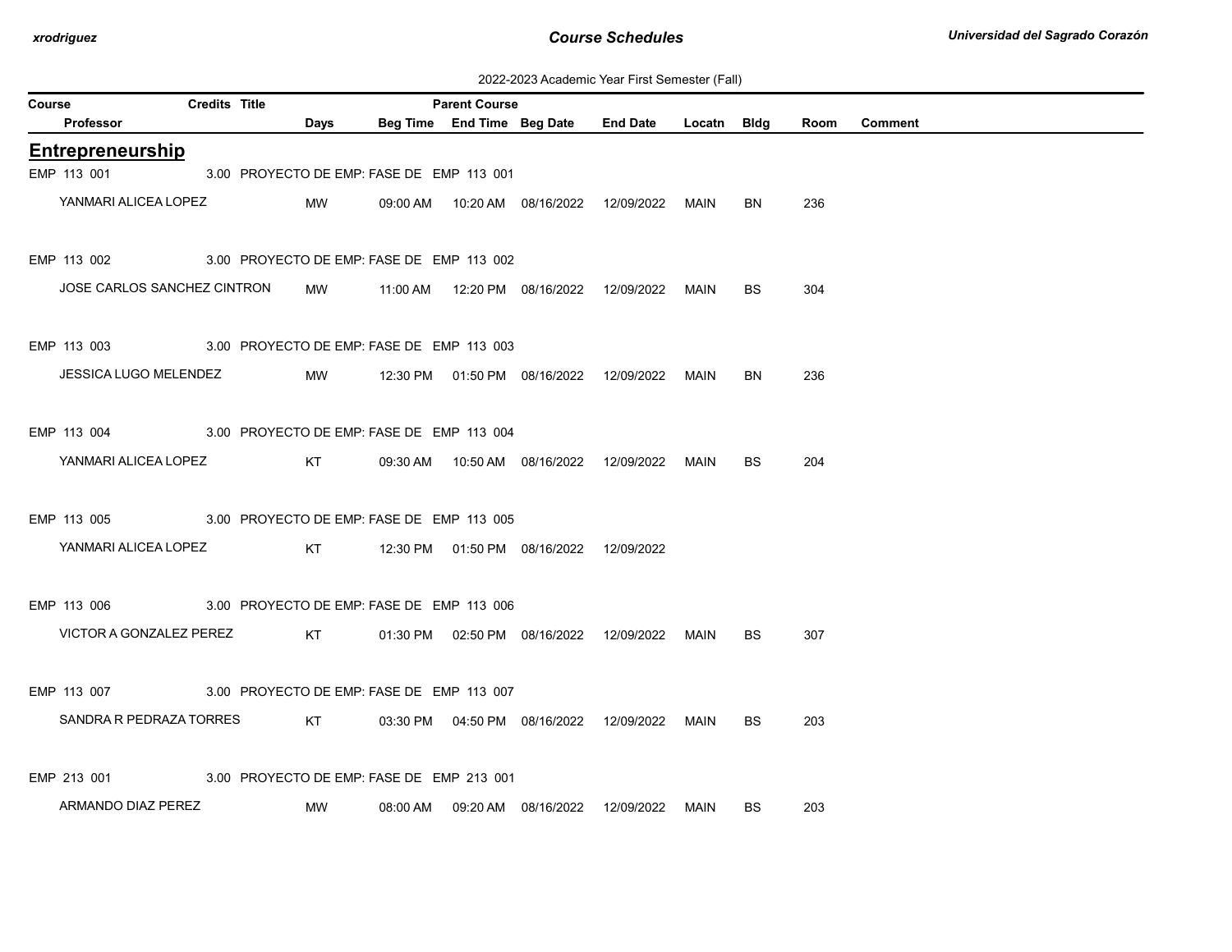2022-2023 Academic Year First Semester (Fall)

| Course | Credits | Title | Parent Course | | | | | | | |
|---|---|---|---|---|---|---|---|---|---|---|
| Professor | Days | Beg Time | End Time | Beg Date | End Date | Locatn | Bldg | Room | Comment | |

## Entrepreneurship

| Course / Professor | Credits | Title / Days | Parent Course / Beg Time | End Time | Beg Date | End Date | Locatn | Bldg | Room | Comment |
|---|---|---|---|---|---|---|---|---|---|---|
| EMP 113 001 | 3.00 | PROYECTO DE EMP: FASE DE | EMP 113 001 | | | | | | | |
| YANMARI ALICEA LOPEZ | | MW | 09:00 AM | 10:20 AM | 08/16/2022 | 12/09/2022 | MAIN | BN | 236 | |
| EMP 113 002 | 3.00 | PROYECTO DE EMP: FASE DE | EMP 113 002 | | | | | | | |
| JOSE CARLOS SANCHEZ CINTRON | | MW | 11:00 AM | 12:20 PM | 08/16/2022 | 12/09/2022 | MAIN | BS | 304 | |
| EMP 113 003 | 3.00 | PROYECTO DE EMP: FASE DE | EMP 113 003 | | | | | | | |
| JESSICA LUGO MELENDEZ | | MW | 12:30 PM | 01:50 PM | 08/16/2022 | 12/09/2022 | MAIN | BN | 236 | |
| EMP 113 004 | 3.00 | PROYECTO DE EMP: FASE DE | EMP 113 004 | | | | | | | |
| YANMARI ALICEA LOPEZ | | KT | 09:30 AM | 10:50 AM | 08/16/2022 | 12/09/2022 | MAIN | BS | 204 | |
| EMP 113 005 | 3.00 | PROYECTO DE EMP: FASE DE | EMP 113 005 | | | | | | | |
| YANMARI ALICEA LOPEZ | | KT | 12:30 PM | 01:50 PM | 08/16/2022 | 12/09/2022 | | | | |
| EMP 113 006 | 3.00 | PROYECTO DE EMP: FASE DE | EMP 113 006 | | | | | | | |
| VICTOR A GONZALEZ PEREZ | | KT | 01:30 PM | 02:50 PM | 08/16/2022 | 12/09/2022 | MAIN | BS | 307 | |
| EMP 113 007 | 3.00 | PROYECTO DE EMP: FASE DE | EMP 113 007 | | | | | | | |
| SANDRA R PEDRAZA TORRES | | KT | 03:30 PM | 04:50 PM | 08/16/2022 | 12/09/2022 | MAIN | BS | 203 | |
| EMP 213 001 | 3.00 | PROYECTO DE EMP: FASE DE | EMP 213 001 | | | | | | | |
| ARMANDO DIAZ PEREZ | | MW | 08:00 AM | 09:20 AM | 08/16/2022 | 12/09/2022 | MAIN | BS | 203 | |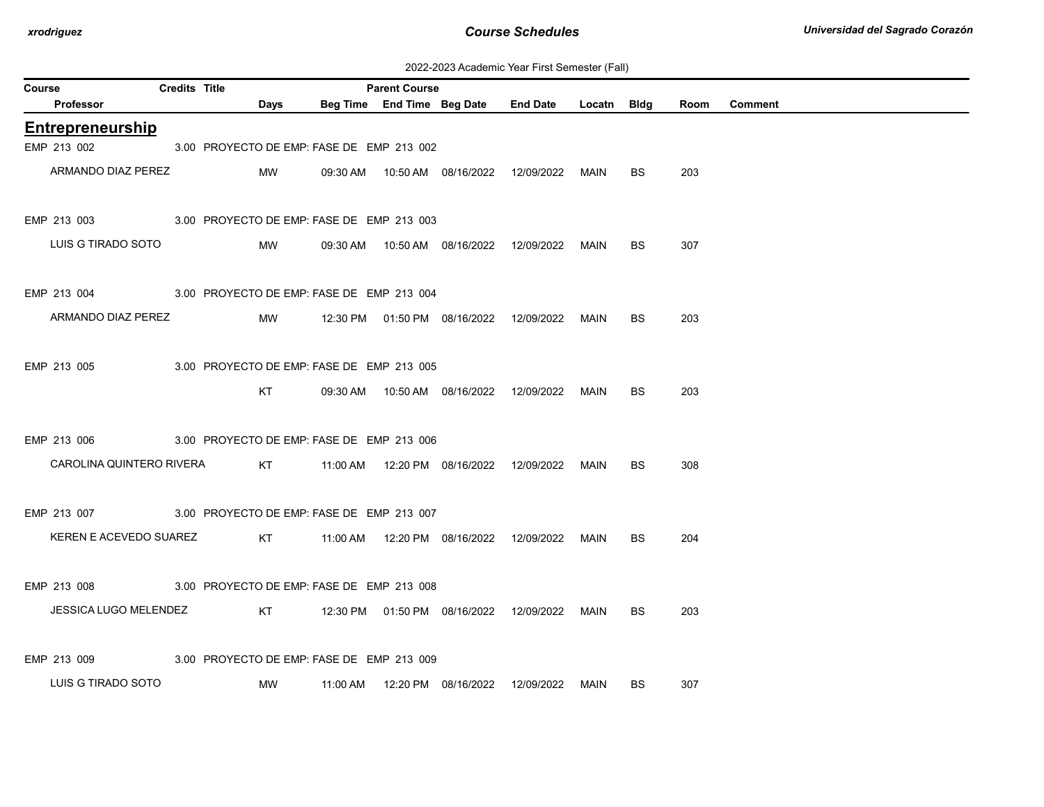2022-2023 Academic Year First Semester (Fall)

| Course | Credits | Title | Parent Course | | | | | | | |
|---|---|---|---|---|---|---|---|---|---|---|
| Professor | Days | Beg Time | End Time | Beg Date | End Date | Locatn | Bldg | Room | Comment | |

## Entrepreneurship

| Course / Professor | Credits | Title / Days | Beg Time | End Time | Beg Date | End Date | Locatn | Bldg | Room | Comment |
|---|---|---|---|---|---|---|---|---|---|---|
| EMP 213 002 | 3.00 | PROYECTO DE EMP: FASE DE | EMP 213 002 | | | | | | | |
| ARMANDO DIAZ PEREZ | | MW | 09:30 AM | 10:50 AM | 08/16/2022 | 12/09/2022 | MAIN | BS | 203 | |
| EMP 213 003 | 3.00 | PROYECTO DE EMP: FASE DE | EMP 213 003 | | | | | | | |
| LUIS G TIRADO SOTO | | MW | 09:30 AM | 10:50 AM | 08/16/2022 | 12/09/2022 | MAIN | BS | 307 | |
| EMP 213 004 | 3.00 | PROYECTO DE EMP: FASE DE | EMP 213 004 | | | | | | | |
| ARMANDO DIAZ PEREZ | | MW | 12:30 PM | 01:50 PM | 08/16/2022 | 12/09/2022 | MAIN | BS | 203 | |
| EMP 213 005 | 3.00 | PROYECTO DE EMP: FASE DE | EMP 213 005 | | | | | | | |
| | | KT | 09:30 AM | 10:50 AM | 08/16/2022 | 12/09/2022 | MAIN | BS | 203 | |
| EMP 213 006 | 3.00 | PROYECTO DE EMP: FASE DE | EMP 213 006 | | | | | | | |
| CAROLINA QUINTERO RIVERA | | KT | 11:00 AM | 12:20 PM | 08/16/2022 | 12/09/2022 | MAIN | BS | 308 | |
| EMP 213 007 | 3.00 | PROYECTO DE EMP: FASE DE | EMP 213 007 | | | | | | | |
| KEREN E ACEVEDO SUAREZ | | KT | 11:00 AM | 12:20 PM | 08/16/2022 | 12/09/2022 | MAIN | BS | 204 | |
| EMP 213 008 | 3.00 | PROYECTO DE EMP: FASE DE | EMP 213 008 | | | | | | | |
| JESSICA LUGO MELENDEZ | | KT | 12:30 PM | 01:50 PM | 08/16/2022 | 12/09/2022 | MAIN | BS | 203 | |
| EMP 213 009 | 3.00 | PROYECTO DE EMP: FASE DE | EMP 213 009 | | | | | | | |
| LUIS G TIRADO SOTO | | MW | 11:00 AM | 12:20 PM | 08/16/2022 | 12/09/2022 | MAIN | BS | 307 | |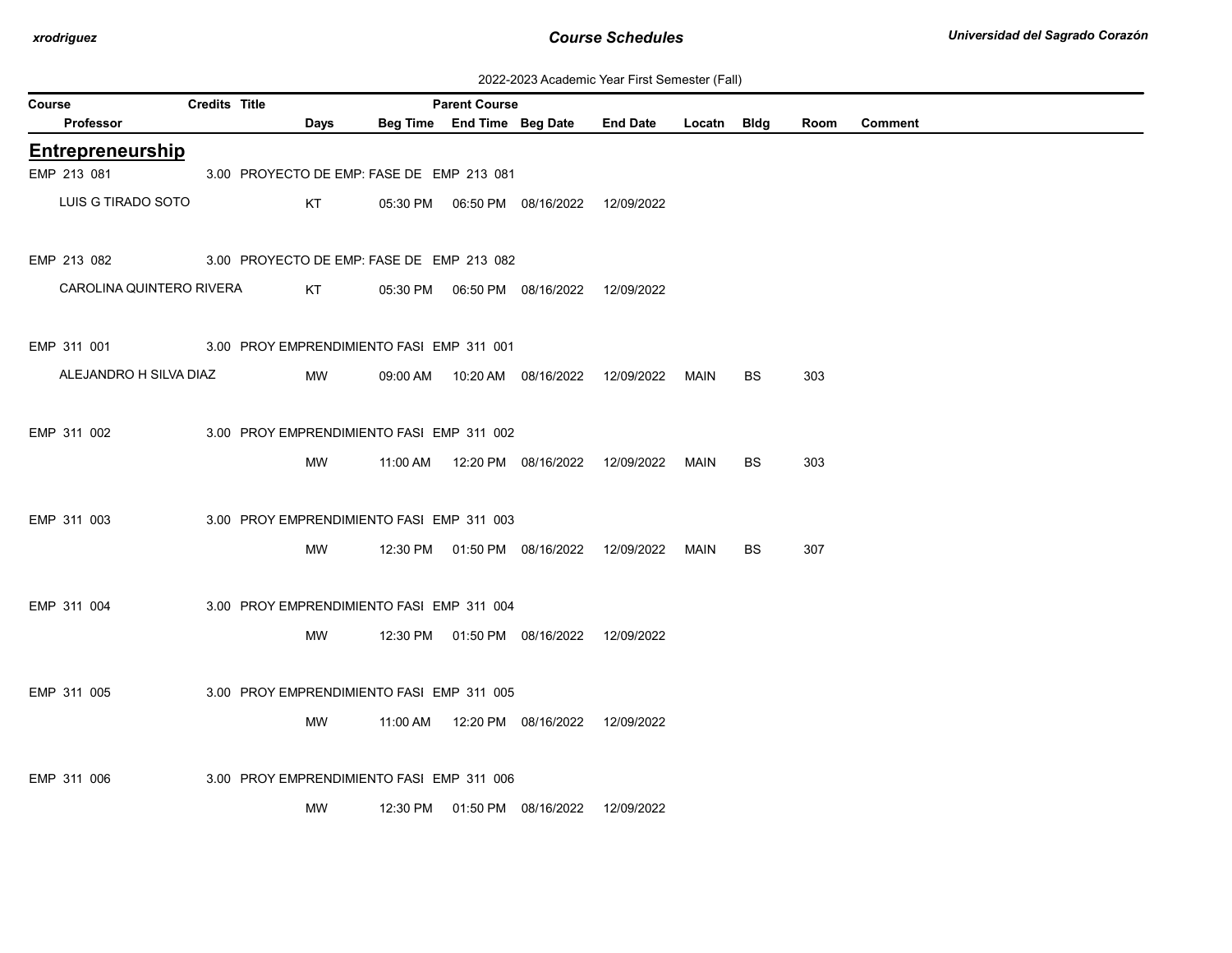2022-2023 Academic Year First Semester (Fall)

| Course | Credits | Title | Parent Course | | | | | | | |
|---|---|---|---|---|---|---|---|---|---|---|
| Professor | Days | Beg Time | End Time | Beg Date | End Date | Locatn | Bldg | Room | Comment | |

## Entrepreneurship

| Course / Professor | Credits | Title | Parent Course | Days | Beg Time | End Time | Beg Date | End Date | Locatn | Bldg | Room | Comment |
|---|---|---|---|---|---|---|---|---|---|---|---|---|
| EMP 213 081 | 3.00 | PROYECTO DE EMP: FASE DE | EMP 213 081 | | | | | | | | | |
| LUIS G TIRADO SOTO | | | | KT | 05:30 PM | 06:50 PM | 08/16/2022 | 12/09/2022 | | | | |
| EMP 213 082 | 3.00 | PROYECTO DE EMP: FASE DE | EMP 213 082 | | | | | | | | | |
| CAROLINA QUINTERO RIVERA | | | | KT | 05:30 PM | 06:50 PM | 08/16/2022 | 12/09/2022 | | | | |
| EMP 311 001 | 3.00 | PROY EMPRENDIMIENTO FASI | EMP 311 001 | | | | | | | | | |
| ALEJANDRO H SILVA DIAZ | | | | MW | 09:00 AM | 10:20 AM | 08/16/2022 | 12/09/2022 | MAIN | BS | 303 | |
| EMP 311 002 | 3.00 | PROY EMPRENDIMIENTO FASI | EMP 311 002 | | | | | | | | | |
| | | | | MW | 11:00 AM | 12:20 PM | 08/16/2022 | 12/09/2022 | MAIN | BS | 303 | |
| EMP 311 003 | 3.00 | PROY EMPRENDIMIENTO FASI | EMP 311 003 | | | | | | | | | |
| | | | | MW | 12:30 PM | 01:50 PM | 08/16/2022 | 12/09/2022 | MAIN | BS | 307 | |
| EMP 311 004 | 3.00 | PROY EMPRENDIMIENTO FASI | EMP 311 004 | | | | | | | | | |
| | | | | MW | 12:30 PM | 01:50 PM | 08/16/2022 | 12/09/2022 | | | | |
| EMP 311 005 | 3.00 | PROY EMPRENDIMIENTO FASI | EMP 311 005 | | | | | | | | | |
| | | | | MW | 11:00 AM | 12:20 PM | 08/16/2022 | 12/09/2022 | | | | |
| EMP 311 006 | 3.00 | PROY EMPRENDIMIENTO FASI | EMP 311 006 | | | | | | | | | |
| | | | | MW | 12:30 PM | 01:50 PM | 08/16/2022 | 12/09/2022 | | | | |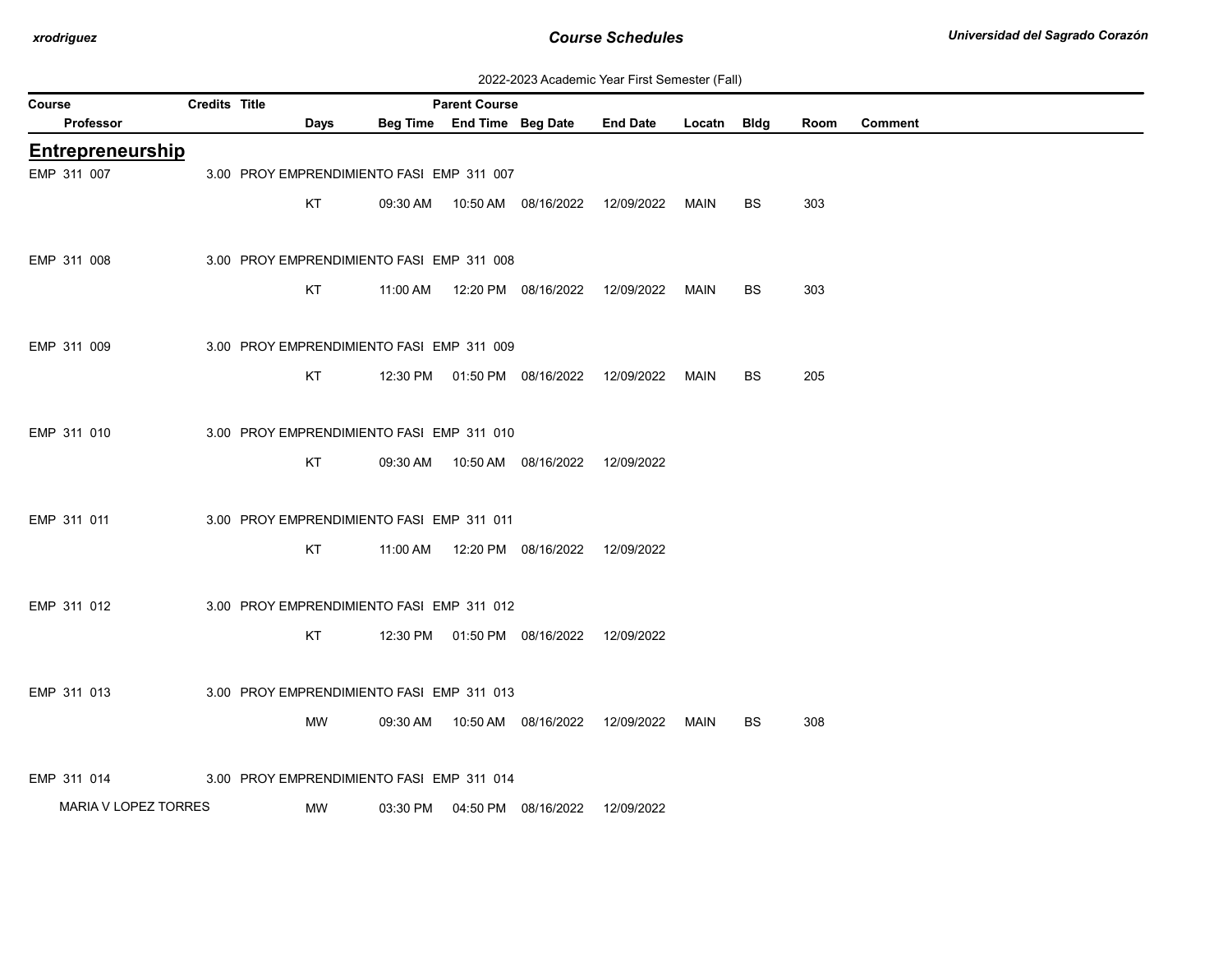2022-2023 Academic Year First Semester (Fall)

## Entrepreneurship

| Course / Professor | Credits | Title | Parent Course | Days | Beg Time | End Time | Beg Date | End Date | Locatn | Bldg | Room | Comment |
|---|---|---|---|---|---|---|---|---|---|---|---|---|
| EMP 311 007 | 3.00 | PROY EMPRENDIMIENTO FASI | EMP 311 007 | | | | | | | | | |
| | | | | KT | 09:30 AM | 10:50 AM | 08/16/2022 | 12/09/2022 | MAIN | BS | 303 | |
| EMP 311 008 | 3.00 | PROY EMPRENDIMIENTO FASI | EMP 311 008 | | | | | | | | | |
| | | | | KT | 11:00 AM | 12:20 PM | 08/16/2022 | 12/09/2022 | MAIN | BS | 303 | |
| EMP 311 009 | 3.00 | PROY EMPRENDIMIENTO FASI | EMP 311 009 | | | | | | | | | |
| | | | | KT | 12:30 PM | 01:50 PM | 08/16/2022 | 12/09/2022 | MAIN | BS | 205 | |
| EMP 311 010 | 3.00 | PROY EMPRENDIMIENTO FASI | EMP 311 010 | | | | | | | | | |
| | | | | KT | 09:30 AM | 10:50 AM | 08/16/2022 | 12/09/2022 | | | | |
| EMP 311 011 | 3.00 | PROY EMPRENDIMIENTO FASI | EMP 311 011 | | | | | | | | | |
| | | | | KT | 11:00 AM | 12:20 PM | 08/16/2022 | 12/09/2022 | | | | |
| EMP 311 012 | 3.00 | PROY EMPRENDIMIENTO FASI | EMP 311 012 | | | | | | | | | |
| | | | | KT | 12:30 PM | 01:50 PM | 08/16/2022 | 12/09/2022 | | | | |
| EMP 311 013 | 3.00 | PROY EMPRENDIMIENTO FASI | EMP 311 013 | | | | | | | | | |
| | | | | MW | 09:30 AM | 10:50 AM | 08/16/2022 | 12/09/2022 | MAIN | BS | 308 | |
| EMP 311 014 | 3.00 | PROY EMPRENDIMIENTO FASI | EMP 311 014 | | | | | | | | | |
| MARIA V LOPEZ TORRES | | | | MW | 03:30 PM | 04:50 PM | 08/16/2022 | 12/09/2022 | | | | |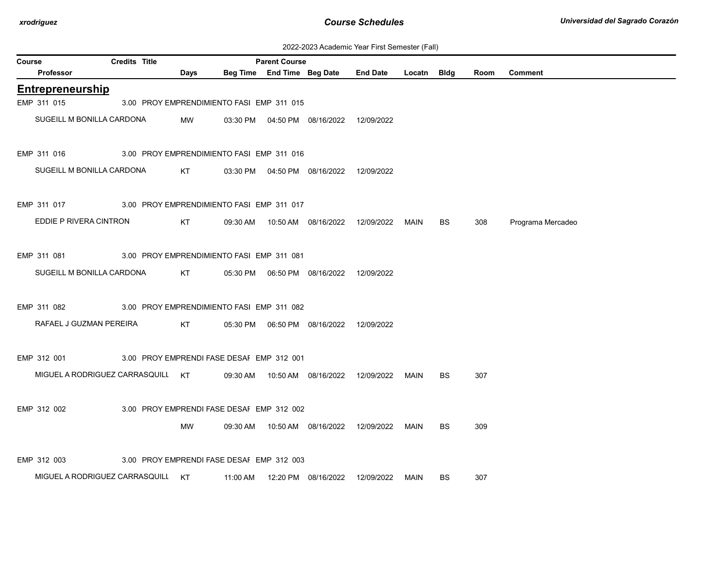2022-2023 Academic Year First Semester (Fall)

| Course | Credits | Title | Parent Course | | | | | | | |
|---|---|---|---|---|---|---|---|---|---|---|
| Professor | Days | Beg Time | End Time | Beg Date | End Date | Locatn | Bldg | Room | Comment | |

## Entrepreneurship

| Course / Professor | Credits | Title | Parent Course | Days | Beg Time | End Time | Beg Date | End Date | Locatn | Bldg | Room | Comment |
|---|---|---|---|---|---|---|---|---|---|---|---|---|
| EMP 311 015 | 3.00 | PROY EMPRENDIMIENTO FASI | EMP 311 015 | | | | | | | | | |
| SUGEILL M BONILLA CARDONA | | | | MW | 03:30 PM | 04:50 PM | 08/16/2022 | 12/09/2022 | | | | |
| EMP 311 016 | 3.00 | PROY EMPRENDIMIENTO FASI | EMP 311 016 | | | | | | | | | |
| SUGEILL M BONILLA CARDONA | | | | KT | 03:30 PM | 04:50 PM | 08/16/2022 | 12/09/2022 | | | | |
| EMP 311 017 | 3.00 | PROY EMPRENDIMIENTO FASI | EMP 311 017 | | | | | | | | | |
| EDDIE P RIVERA CINTRON | | | | KT | 09:30 AM | 10:50 AM | 08/16/2022 | 12/09/2022 | MAIN | BS | 308 | Programa Mercadeo |
| EMP 311 081 | 3.00 | PROY EMPRENDIMIENTO FASI | EMP 311 081 | | | | | | | | | |
| SUGEILL M BONILLA CARDONA | | | | KT | 05:30 PM | 06:50 PM | 08/16/2022 | 12/09/2022 | | | | |
| EMP 311 082 | 3.00 | PROY EMPRENDIMIENTO FASI | EMP 311 082 | | | | | | | | | |
| RAFAEL J GUZMAN PEREIRA | | | | KT | 05:30 PM | 06:50 PM | 08/16/2022 | 12/09/2022 | | | | |
| EMP 312 001 | 3.00 | PROY EMPRENDI FASE DESAF | EMP 312 001 | | | | | | | | | |
| MIGUEL A RODRIGUEZ CARRASQUILL | | | | KT | 09:30 AM | 10:50 AM | 08/16/2022 | 12/09/2022 | MAIN | BS | 307 | |
| EMP 312 002 | 3.00 | PROY EMPRENDI FASE DESAF | EMP 312 002 | | | | | | | | | |
| | | | | MW | 09:30 AM | 10:50 AM | 08/16/2022 | 12/09/2022 | MAIN | BS | 309 | |
| EMP 312 003 | 3.00 | PROY EMPRENDI FASE DESAF | EMP 312 003 | | | | | | | | | |
| MIGUEL A RODRIGUEZ CARRASQUILL | | | | KT | 11:00 AM | 12:20 PM | 08/16/2022 | 12/09/2022 | MAIN | BS | 307 | |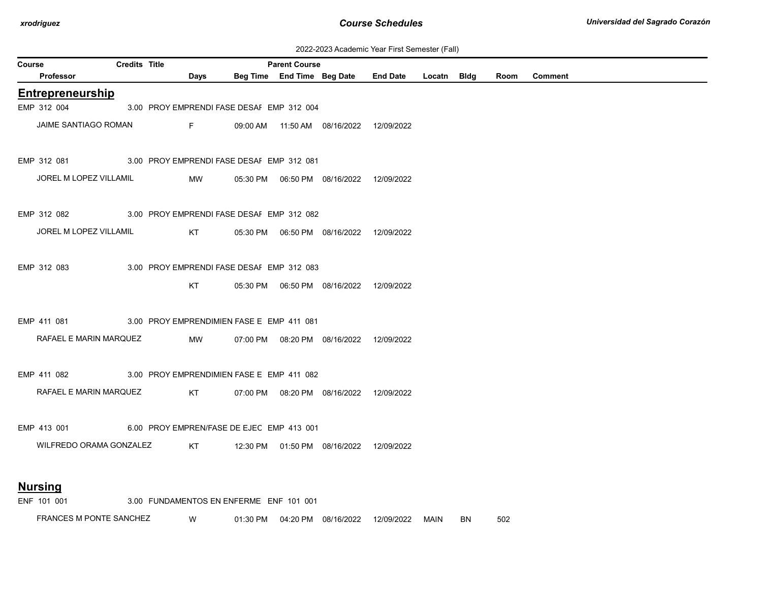2022-2023 Academic Year First Semester (Fall)

| Course | Credits | Title | Parent Course | | | | | | | |
|---|---|---|---|---|---|---|---|---|---|---|
| Professor | Days | Beg Time | End Time | Beg Date | End Date | Locatn | Bldg | Room | Comment | |

## Entrepreneurship

| Course / Professor | Credits | Title | Parent Course | Days | Beg Time | End Time | Beg Date | End Date | Locatn | Bldg | Room | Comment |
|---|---|---|---|---|---|---|---|---|---|---|---|---|
| EMP 312 004 | 3.00 | PROY EMPRENDI FASE DESAI | EMP 312 004 | | | | | | | | | |
| JAIME SANTIAGO ROMAN | | | | F | 09:00 AM | 11:50 AM | 08/16/2022 | 12/09/2022 | | | | |
| EMP 312 081 | 3.00 | PROY EMPRENDI FASE DESAI | EMP 312 081 | | | | | | | | | |
| JOREL M LOPEZ VILLAMIL | | | | MW | 05:30 PM | 06:50 PM | 08/16/2022 | 12/09/2022 | | | | |
| EMP 312 082 | 3.00 | PROY EMPRENDI FASE DESAI | EMP 312 082 | | | | | | | | | |
| JOREL M LOPEZ VILLAMIL | | | | KT | 05:30 PM | 06:50 PM | 08/16/2022 | 12/09/2022 | | | | |
| EMP 312 083 | 3.00 | PROY EMPRENDI FASE DESAI | EMP 312 083 | | | | | | | | | |
| | | | | KT | 05:30 PM | 06:50 PM | 08/16/2022 | 12/09/2022 | | | | |
| EMP 411 081 | 3.00 | PROY EMPRENDIMIEN FASE E | EMP 411 081 | | | | | | | | | |
| RAFAEL E MARIN MARQUEZ | | | | MW | 07:00 PM | 08:20 PM | 08/16/2022 | 12/09/2022 | | | | |
| EMP 411 082 | 3.00 | PROY EMPRENDIMIEN FASE E | EMP 411 082 | | | | | | | | | |
| RAFAEL E MARIN MARQUEZ | | | | KT | 07:00 PM | 08:20 PM | 08/16/2022 | 12/09/2022 | | | | |
| EMP 413 001 | 6.00 | PROY EMPREN/FASE DE EJEC | EMP 413 001 | | | | | | | | | |
| WILFREDO ORAMA GONZALEZ | | | | KT | 12:30 PM | 01:50 PM | 08/16/2022 | 12/09/2022 | | | | |

## Nursing

| Course / Professor | Credits | Title | Parent Course | Days | Beg Time | End Time | Beg Date | End Date | Locatn | Bldg | Room | Comment |
|---|---|---|---|---|---|---|---|---|---|---|---|---|
| ENF 101 001 | 3.00 | FUNDAMENTOS EN ENFERME | ENF 101 001 | | | | | | | | | |
| FRANCES M PONTE SANCHEZ | | | | W | 01:30 PM | 04:20 PM | 08/16/2022 | 12/09/2022 | MAIN | BN | 502 | |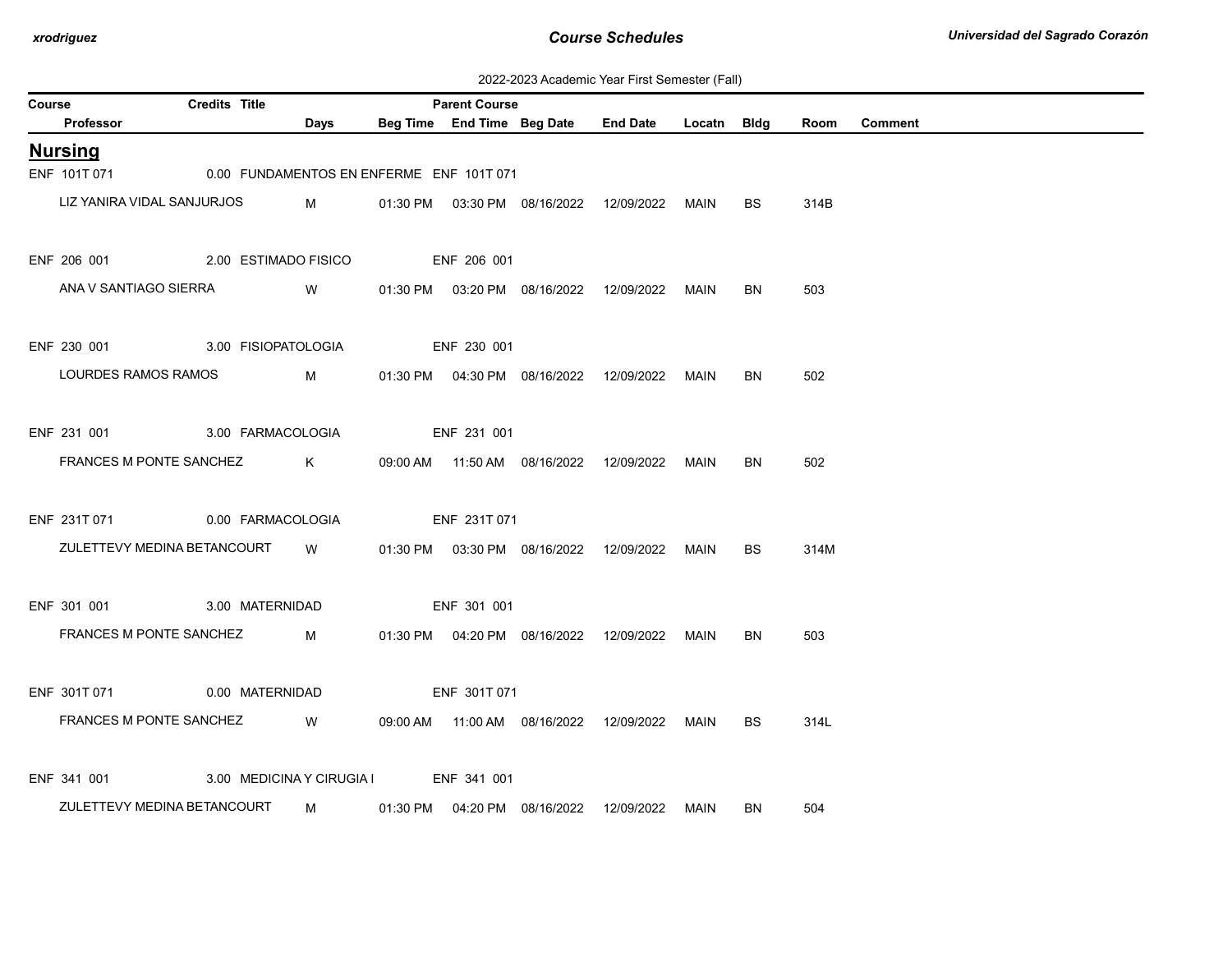2022-2023 Academic Year First Semester (Fall)

| Course | Credits | Title | Parent Course | | | | | | | |
|---|---|---|---|---|---|---|---|---|---|---|
| Professor | Days | Beg Time | End Time | Beg Date | End Date | Locatn | Bldg | Room | Comment | |

## Nursing

| Course / Professor | Credits | Title / Days | Beg Time | End Time | Beg Date | End Date | Locatn | Bldg | Room | Comment |
|---|---|---|---|---|---|---|---|---|---|---|
| ENF 101T 071 | 0.00 | FUNDAMENTOS EN ENFERME | ENF 101T 071 | | | | | | | |
| LIZ YANIRA VIDAL SANJURJOS | | M | 01:30 PM | 03:30 PM | 08/16/2022 | 12/09/2022 | MAIN | BS | 314B | |
| ENF 206 001 | 2.00 | ESTIMADO FISICO | ENF 206 001 | | | | | | | |
| ANA V SANTIAGO SIERRA | | W | 01:30 PM | 03:20 PM | 08/16/2022 | 12/09/2022 | MAIN | BN | 503 | |
| ENF 230 001 | 3.00 | FISIOPATOLOGIA | ENF 230 001 | | | | | | | |
| LOURDES RAMOS RAMOS | | M | 01:30 PM | 04:30 PM | 08/16/2022 | 12/09/2022 | MAIN | BN | 502 | |
| ENF 231 001 | 3.00 | FARMACOLOGIA | ENF 231 001 | | | | | | | |
| FRANCES M PONTE SANCHEZ | | K | 09:00 AM | 11:50 AM | 08/16/2022 | 12/09/2022 | MAIN | BN | 502 | |
| ENF 231T 071 | 0.00 | FARMACOLOGIA | ENF 231T 071 | | | | | | | |
| ZULETTEVY MEDINA BETANCOURT | | W | 01:30 PM | 03:30 PM | 08/16/2022 | 12/09/2022 | MAIN | BS | 314M | |
| ENF 301 001 | 3.00 | MATERNIDAD | ENF 301 001 | | | | | | | |
| FRANCES M PONTE SANCHEZ | | M | 01:30 PM | 04:20 PM | 08/16/2022 | 12/09/2022 | MAIN | BN | 503 | |
| ENF 301T 071 | 0.00 | MATERNIDAD | ENF 301T 071 | | | | | | | |
| FRANCES M PONTE SANCHEZ | | W | 09:00 AM | 11:00 AM | 08/16/2022 | 12/09/2022 | MAIN | BS | 314L | |
| ENF 341 001 | 3.00 | MEDICINA Y CIRUGIA I | ENF 341 001 | | | | | | | |
| ZULETTEVY MEDINA BETANCOURT | | M | 01:30 PM | 04:20 PM | 08/16/2022 | 12/09/2022 | MAIN | BN | 504 | |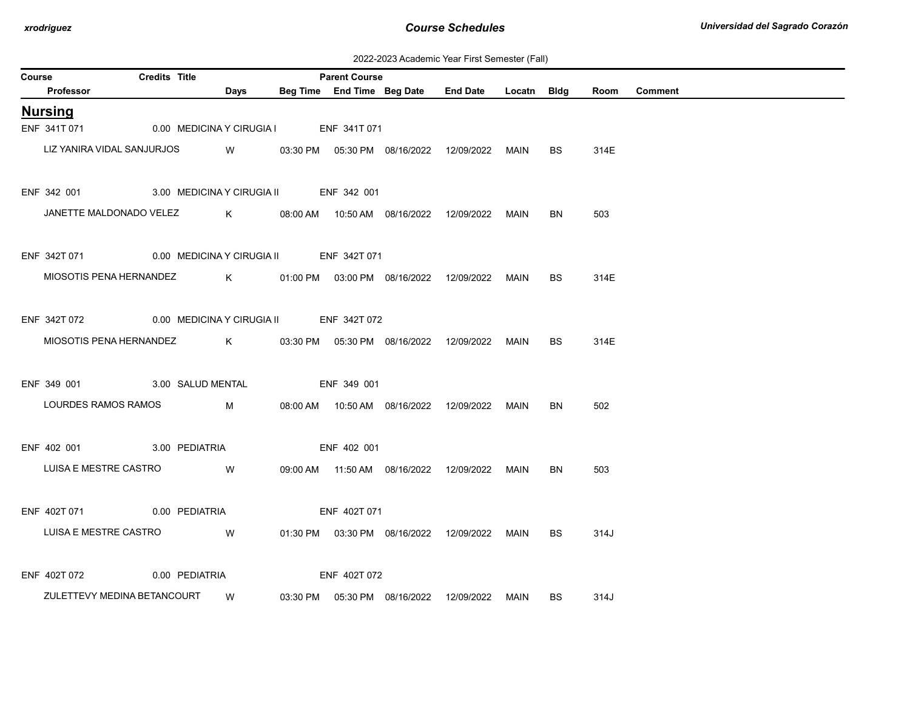2022-2023 Academic Year First Semester (Fall)

| Course | Credits | Title | Parent Course | | | | | | | |
|---|---|---|---|---|---|---|---|---|---|---|
| Professor | Days | Beg Time | End Time | Beg Date | End Date | Locatn | Bldg | Room | Comment | |

## Nursing

| Course / Professor | Credits | Title / Days | Beg Time | End Time / Parent Course | Beg Date | End Date | Locatn | Bldg | Room | Comment |
|---|---|---|---|---|---|---|---|---|---|---|
| ENF 341T 071 | 0.00 | MEDICINA Y CIRUGIA I | | ENF 341T 071 | | | | | | |
| LIZ YANIRA VIDAL SANJURJOS | | W | 03:30 PM | 05:30 PM | 08/16/2022 | 12/09/2022 | MAIN | BS | 314E | |
| ENF 342 001 | 3.00 | MEDICINA Y CIRUGIA II | | ENF 342 001 | | | | | | |
| JANETTE MALDONADO VELEZ | | K | 08:00 AM | 10:50 AM | 08/16/2022 | 12/09/2022 | MAIN | BN | 503 | |
| ENF 342T 071 | 0.00 | MEDICINA Y CIRUGIA II | | ENF 342T 071 | | | | | | |
| MIOSOTIS PENA HERNANDEZ | | K | 01:00 PM | 03:00 PM | 08/16/2022 | 12/09/2022 | MAIN | BS | 314E | |
| ENF 342T 072 | 0.00 | MEDICINA Y CIRUGIA II | | ENF 342T 072 | | | | | | |
| MIOSOTIS PENA HERNANDEZ | | K | 03:30 PM | 05:30 PM | 08/16/2022 | 12/09/2022 | MAIN | BS | 314E | |
| ENF 349 001 | 3.00 | SALUD MENTAL | | ENF 349 001 | | | | | | |
| LOURDES RAMOS RAMOS | | M | 08:00 AM | 10:50 AM | 08/16/2022 | 12/09/2022 | MAIN | BN | 502 | |
| ENF 402 001 | 3.00 | PEDIATRIA | | ENF 402 001 | | | | | | |
| LUISA E MESTRE CASTRO | | W | 09:00 AM | 11:50 AM | 08/16/2022 | 12/09/2022 | MAIN | BN | 503 | |
| ENF 402T 071 | 0.00 | PEDIATRIA | | ENF 402T 071 | | | | | | |
| LUISA E MESTRE CASTRO | | W | 01:30 PM | 03:30 PM | 08/16/2022 | 12/09/2022 | MAIN | BS | 314J | |
| ENF 402T 072 | 0.00 | PEDIATRIA | | ENF 402T 072 | | | | | | |
| ZULETTEVY MEDINA BETANCOURT | | W | 03:30 PM | 05:30 PM | 08/16/2022 | 12/09/2022 | MAIN | BS | 314J | |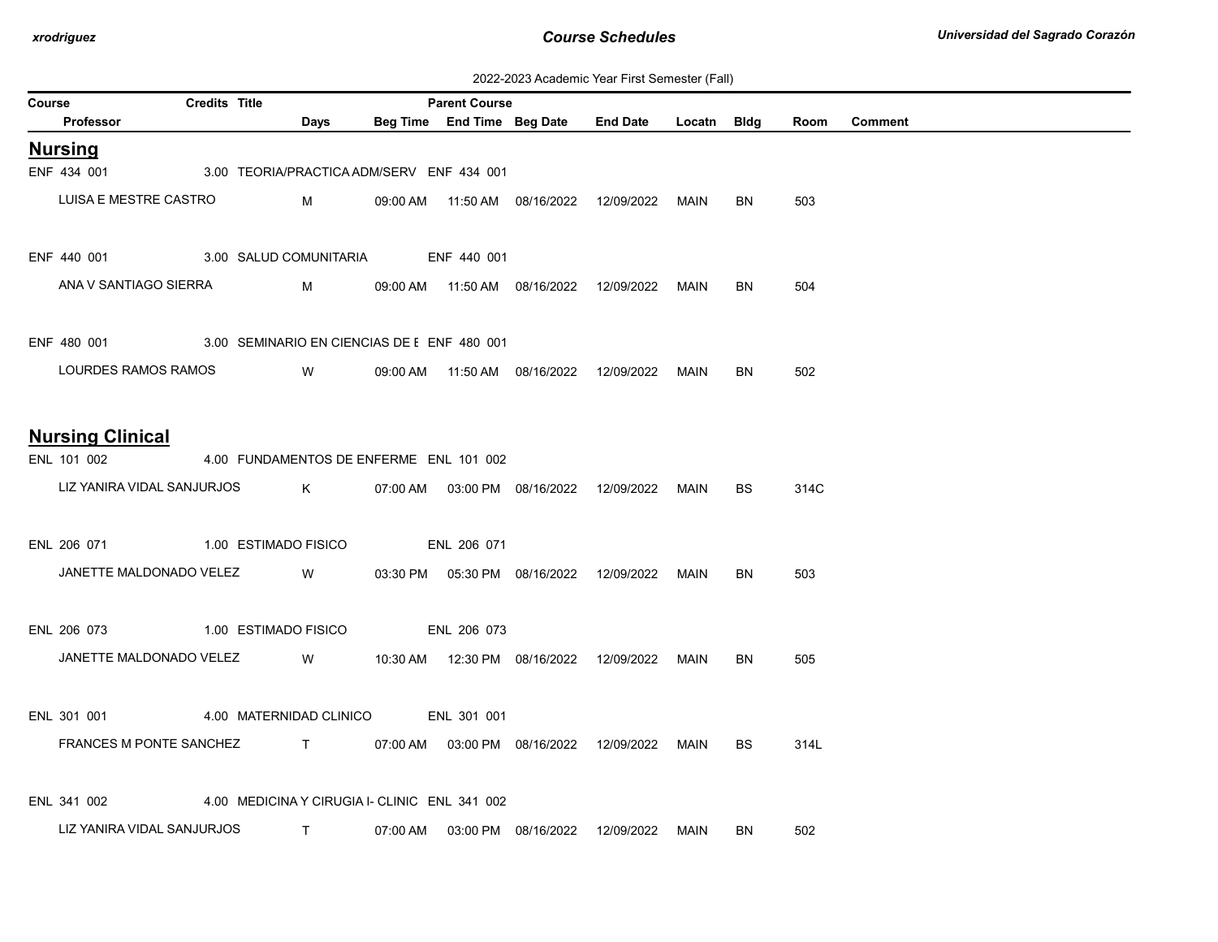2022-2023 Academic Year First Semester (Fall)

| Course | Credits | Title | Parent Course | | | | | | | |
|---|---|---|---|---|---|---|---|---|---|---|
| Professor | Days | Beg Time | End Time | Beg Date | End Date | Locatn | Bldg | Room | Comment | |

## Nursing

| Course / Professor | Credits | Title | Days | Beg Time | End Time | Beg Date | End Date | Locatn | Bldg | Room | Parent Course | Comment |
|---|---|---|---|---|---|---|---|---|---|---|---|---|
| ENF 434 001 | 3.00 | TEORIA/PRACTICA ADM/SERV | | | | | | | | | ENF 434 001 | |
| LUISA E MESTRE CASTRO | | | M | 09:00 AM | 11:50 AM | 08/16/2022 | 12/09/2022 | MAIN | BN | 503 | | |
| ENF 440 001 | 3.00 | SALUD COMUNITARIA | | | | | | | | | ENF 440 001 | |
| ANA V SANTIAGO SIERRA | | | M | 09:00 AM | 11:50 AM | 08/16/2022 | 12/09/2022 | MAIN | BN | 504 | | |
| ENF 480 001 | 3.00 | SEMINARIO EN CIENCIAS DE E | | | | | | | | | ENF 480 001 | |
| LOURDES RAMOS RAMOS | | | W | 09:00 AM | 11:50 AM | 08/16/2022 | 12/09/2022 | MAIN | BN | 502 | | |

## Nursing Clinical

| Course / Professor | Credits | Title | Days | Beg Time | End Time | Beg Date | End Date | Locatn | Bldg | Room | Parent Course | Comment |
|---|---|---|---|---|---|---|---|---|---|---|---|---|
| ENL 101 002 | 4.00 | FUNDAMENTOS DE ENFERME | | | | | | | | | ENL 101 002 | |
| LIZ YANIRA VIDAL SANJURJOS | | | K | 07:00 AM | 03:00 PM | 08/16/2022 | 12/09/2022 | MAIN | BS | 314C | | |
| ENL 206 071 | 1.00 | ESTIMADO FISICO | | | | | | | | | ENL 206 071 | |
| JANETTE MALDONADO VELEZ | | | W | 03:30 PM | 05:30 PM | 08/16/2022 | 12/09/2022 | MAIN | BN | 503 | | |
| ENL 206 073 | 1.00 | ESTIMADO FISICO | | | | | | | | | ENL 206 073 | |
| JANETTE MALDONADO VELEZ | | | W | 10:30 AM | 12:30 PM | 08/16/2022 | 12/09/2022 | MAIN | BN | 505 | | |
| ENL 301 001 | 4.00 | MATERNIDAD CLINICO | | | | | | | | | ENL 301 001 | |
| FRANCES M PONTE SANCHEZ | | | T | 07:00 AM | 03:00 PM | 08/16/2022 | 12/09/2022 | MAIN | BS | 314L | | |
| ENL 341 002 | 4.00 | MEDICINA Y CIRUGIA I- CLINIC | | | | | | | | | ENL 341 002 | |
| LIZ YANIRA VIDAL SANJURJOS | | | T | 07:00 AM | 03:00 PM | 08/16/2022 | 12/09/2022 | MAIN | BN | 502 | | |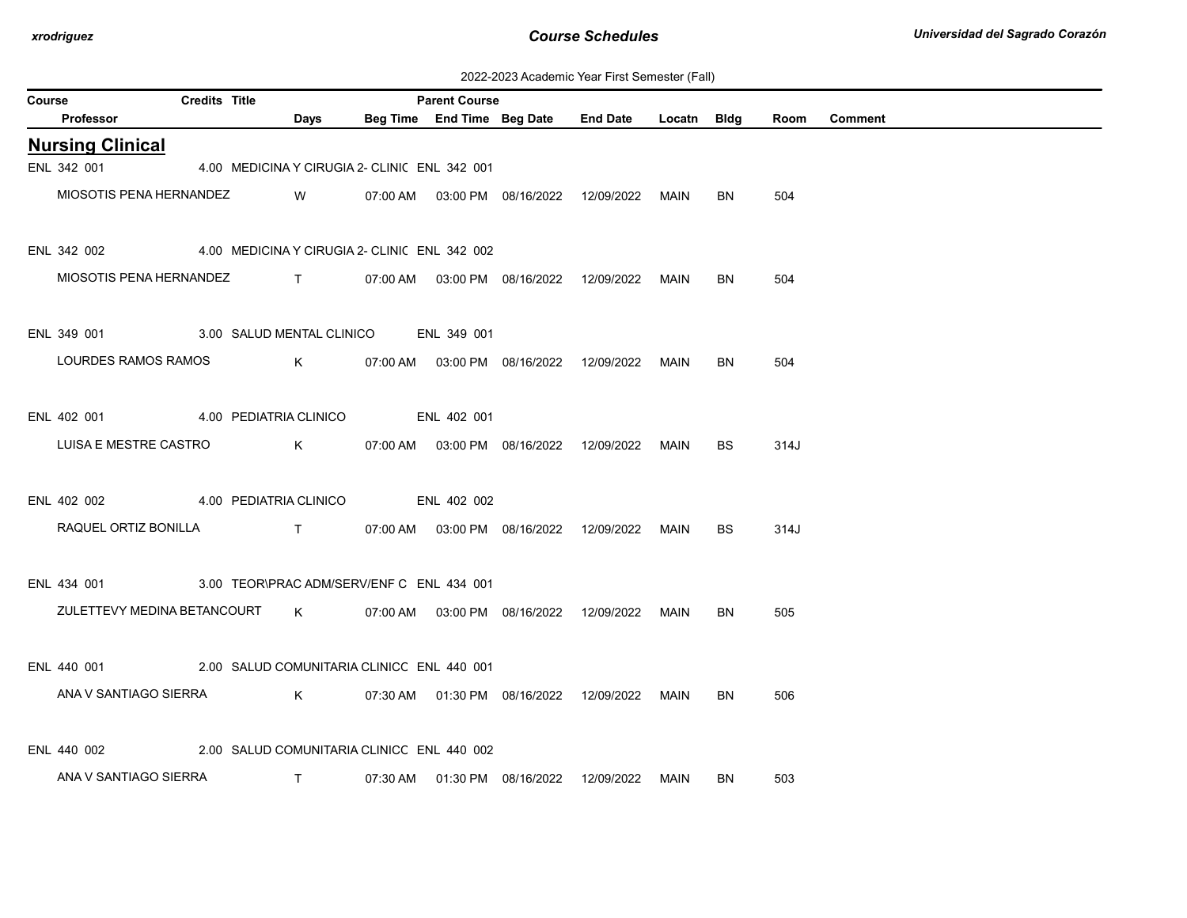2022-2023 Academic Year First Semester (Fall)

| Course | Credits | Title | Parent Course | | | | | | | |
|---|---|---|---|---|---|---|---|---|---|---|
| Professor | Days | Beg Time | End Time | Beg Date | End Date | Locatn | Bldg | Room | Comment | |

## Nursing Clinical

| Course / Professor | Credits | Title / Days | Beg Time | End Time | Beg Date | End Date | Locatn | Bldg | Room | Comment | Parent Course |
|---|---|---|---|---|---|---|---|---|---|---|---|
| ENL 342 001 | 4.00 | MEDICINA Y CIRUGIA 2- CLINIC | | | | | | | | | ENL 342 001 |
| MIOSOTIS PENA HERNANDEZ | | W | 07:00 AM | 03:00 PM | 08/16/2022 | 12/09/2022 | MAIN | BN | 504 | | |
| ENL 342 002 | 4.00 | MEDICINA Y CIRUGIA 2- CLINIC | | | | | | | | | ENL 342 002 |
| MIOSOTIS PENA HERNANDEZ | | T | 07:00 AM | 03:00 PM | 08/16/2022 | 12/09/2022 | MAIN | BN | 504 | | |
| ENL 349 001 | 3.00 | SALUD MENTAL CLINICO | | | | | | | | | ENL 349 001 |
| LOURDES RAMOS RAMOS | | K | 07:00 AM | 03:00 PM | 08/16/2022 | 12/09/2022 | MAIN | BN | 504 | | |
| ENL 402 001 | 4.00 | PEDIATRIA CLINICO | | | | | | | | | ENL 402 001 |
| LUISA E MESTRE CASTRO | | K | 07:00 AM | 03:00 PM | 08/16/2022 | 12/09/2022 | MAIN | BS | 314J | | |
| ENL 402 002 | 4.00 | PEDIATRIA CLINICO | | | | | | | | | ENL 402 002 |
| RAQUEL ORTIZ BONILLA | | T | 07:00 AM | 03:00 PM | 08/16/2022 | 12/09/2022 | MAIN | BS | 314J | | |
| ENL 434 001 | 3.00 | TEOR\PRAC ADM/SERV/ENF C | | | | | | | | | ENL 434 001 |
| ZULETTEVY MEDINA BETANCOURT | | K | 07:00 AM | 03:00 PM | 08/16/2022 | 12/09/2022 | MAIN | BN | 505 | | |
| ENL 440 001 | 2.00 | SALUD COMUNITARIA CLINICO | | | | | | | | | ENL 440 001 |
| ANA V SANTIAGO SIERRA | | K | 07:30 AM | 01:30 PM | 08/16/2022 | 12/09/2022 | MAIN | BN | 506 | | |
| ENL 440 002 | 2.00 | SALUD COMUNITARIA CLINICO | | | | | | | | | ENL 440 002 |
| ANA V SANTIAGO SIERRA | | T | 07:30 AM | 01:30 PM | 08/16/2022 | 12/09/2022 | MAIN | BN | 503 | | |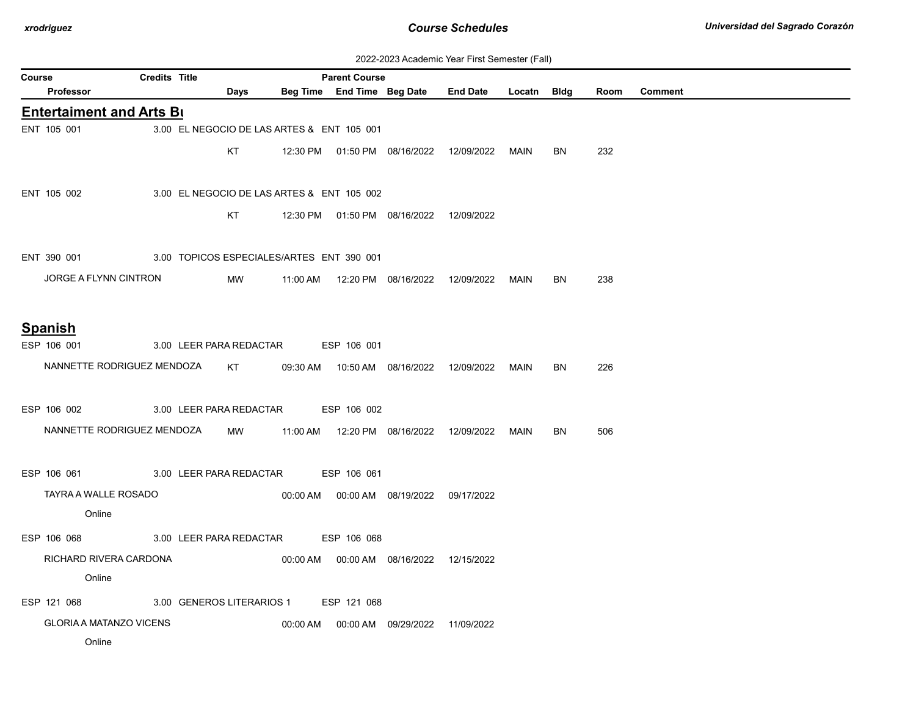2022-2023 Academic Year First Semester (Fall)

| Course | Credits | Title | Parent Course | | | | | | | |
|---|---|---|---|---|---|---|---|---|---|---|
| Professor | Days | Beg Time | End Time | Beg Date | End Date | Locatn | Bldg | Room | Comment | |

## Entertaiment and Arts Bu

| Course / Professor | Credits | Title | Parent Course | Days | Beg Time | End Time | Beg Date | End Date | Locatn | Bldg | Room | Comment |
|---|---|---|---|---|---|---|---|---|---|---|---|---|
| ENT 105 001 | 3.00 | EL NEGOCIO DE LAS ARTES & | ENT 105 001 | | | | | | | | | |
| | | | | KT | 12:30 PM | 01:50 PM | 08/16/2022 | 12/09/2022 | MAIN | BN | 232 | |
| ENT 105 002 | 3.00 | EL NEGOCIO DE LAS ARTES & | ENT 105 002 | | | | | | | | | |
| | | | | KT | 12:30 PM | 01:50 PM | 08/16/2022 | 12/09/2022 | | | | |
| ENT 390 001 | 3.00 | TOPICOS ESPECIALES/ARTES | ENT 390 001 | | | | | | | | | |
| JORGE A FLYNN CINTRON | | | | MW | 11:00 AM | 12:20 PM | 08/16/2022 | 12/09/2022 | MAIN | BN | 238 | |

## Spanish

| Course / Professor | Credits | Title | Parent Course | Days | Beg Time | End Time | Beg Date | End Date | Locatn | Bldg | Room | Comment |
|---|---|---|---|---|---|---|---|---|---|---|---|---|
| ESP 106 001 | 3.00 | LEER PARA REDACTAR | ESP 106 001 | | | | | | | | | |
| NANNETTE RODRIGUEZ MENDOZA | | | | KT | 09:30 AM | 10:50 AM | 08/16/2022 | 12/09/2022 | MAIN | BN | 226 | |
| ESP 106 002 | 3.00 | LEER PARA REDACTAR | ESP 106 002 | | | | | | | | | |
| NANNETTE RODRIGUEZ MENDOZA | | | | MW | 11:00 AM | 12:20 PM | 08/16/2022 | 12/09/2022 | MAIN | BN | 506 | |
| ESP 106 061 | 3.00 | LEER PARA REDACTAR | ESP 106 061 | | | | | | | | | |
| TAYRA A WALLE ROSADO | | | | | 00:00 AM | 00:00 AM | 08/19/2022 | 09/17/2022 | | | | |
| Online | | | | | | | | | | | | |
| ESP 106 068 | 3.00 | LEER PARA REDACTAR | ESP 106 068 | | | | | | | | | |
| RICHARD RIVERA CARDONA | | | | | 00:00 AM | 00:00 AM | 08/16/2022 | 12/15/2022 | | | | |
| Online | | | | | | | | | | | | |
| ESP 121 068 | 3.00 | GENEROS LITERARIOS 1 | ESP 121 068 | | | | | | | | | |
| GLORIA A MATANZO VICENS | | | | | 00:00 AM | 00:00 AM | 09/29/2022 | 11/09/2022 | | | | |
| Online | | | | | | | | | | | | |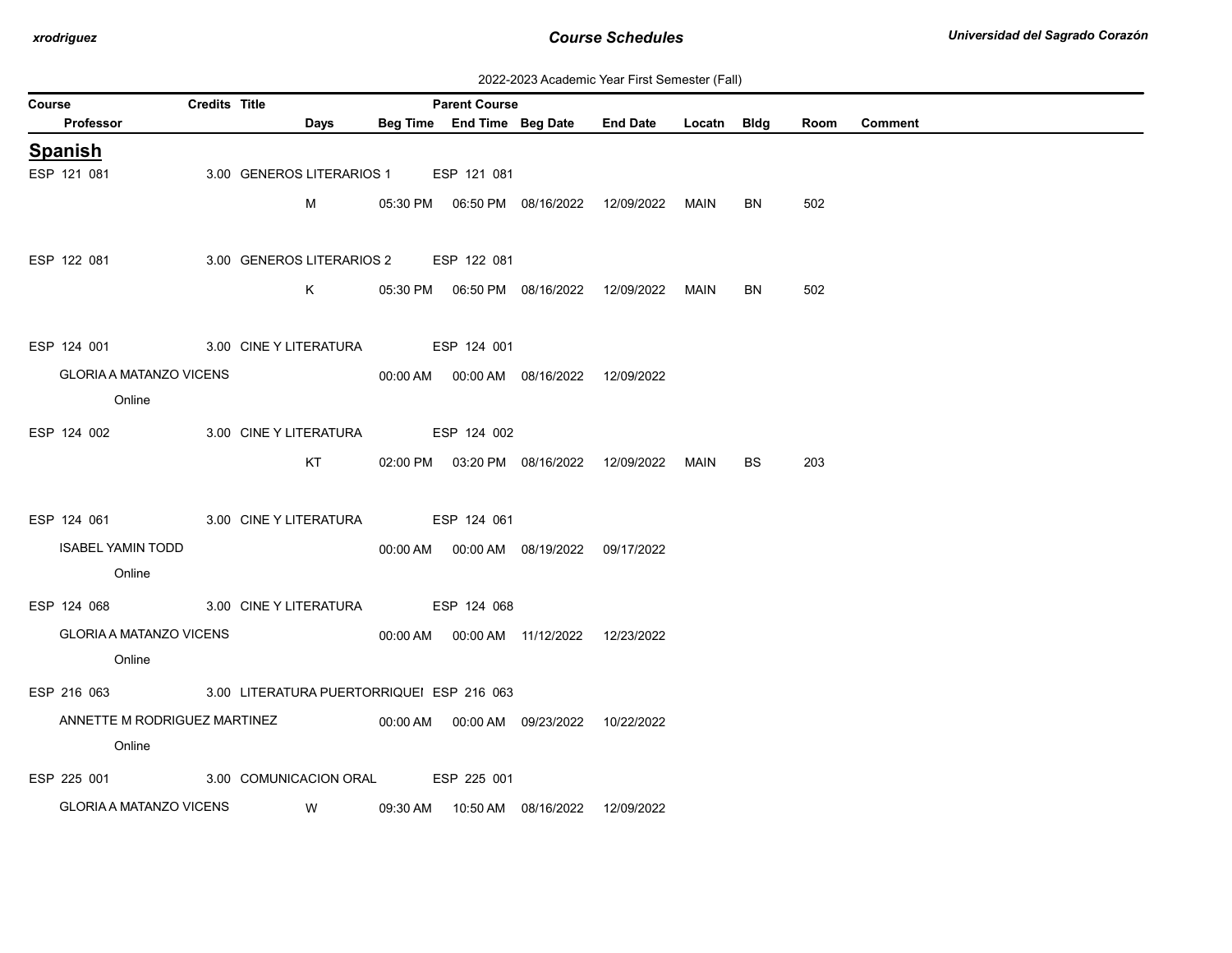2022-2023 Academic Year First Semester (Fall)

| Course | Credits | Title | Parent Course | | | | | | | |
|---|---|---|---|---|---|---|---|---|---|---|
| Professor | Days | Beg Time | End Time | Beg Date | End Date | Locatn | Bldg | Room | Comment | |

## Spanish

| Course / Professor | Credits | Title / Days | Beg Time | End Time | Beg Date | End Date | Locatn | Bldg | Room | Comment |
|---|---|---|---|---|---|---|---|---|---|---|
| ESP 121 081 | 3.00 | GENEROS LITERARIOS 1 | ESP 121 081 | | | | | | | |
| | | M | 05:30 PM | 06:50 PM | 08/16/2022 | 12/09/2022 | MAIN | BN | 502 | |
| ESP 122 081 | 3.00 | GENEROS LITERARIOS 2 | ESP 122 081 | | | | | | | |
| | | K | 05:30 PM | 06:50 PM | 08/16/2022 | 12/09/2022 | MAIN | BN | 502 | |
| ESP 124 001 | 3.00 | CINE Y LITERATURA | ESP 124 001 | | | | | | | |
| GLORIA A MATANZO VICENS | | | 00:00 AM | 00:00 AM | 08/16/2022 | 12/09/2022 | | | | |
| Online | | | | | | | | | | |
| ESP 124 002 | 3.00 | CINE Y LITERATURA | ESP 124 002 | | | | | | | |
| | | KT | 02:00 PM | 03:20 PM | 08/16/2022 | 12/09/2022 | MAIN | BS | 203 | |
| ESP 124 061 | 3.00 | CINE Y LITERATURA | ESP 124 061 | | | | | | | |
| ISABEL YAMIN TODD | | | 00:00 AM | 00:00 AM | 08/19/2022 | 09/17/2022 | | | | |
| Online | | | | | | | | | | |
| ESP 124 068 | 3.00 | CINE Y LITERATURA | ESP 124 068 | | | | | | | |
| GLORIA A MATANZO VICENS | | | 00:00 AM | 00:00 AM | 11/12/2022 | 12/23/2022 | | | | |
| Online | | | | | | | | | | |
| ESP 216 063 | 3.00 | LITERATURA PUERTORRIQUEI | ESP 216 063 | | | | | | | |
| ANNETTE M RODRIGUEZ MARTINEZ | | | 00:00 AM | 00:00 AM | 09/23/2022 | 10/22/2022 | | | | |
| Online | | | | | | | | | | |
| ESP 225 001 | 3.00 | COMUNICACION ORAL | ESP 225 001 | | | | | | | |
| GLORIA A MATANZO VICENS | | W | 09:30 AM | 10:50 AM | 08/16/2022 | 12/09/2022 | | | | |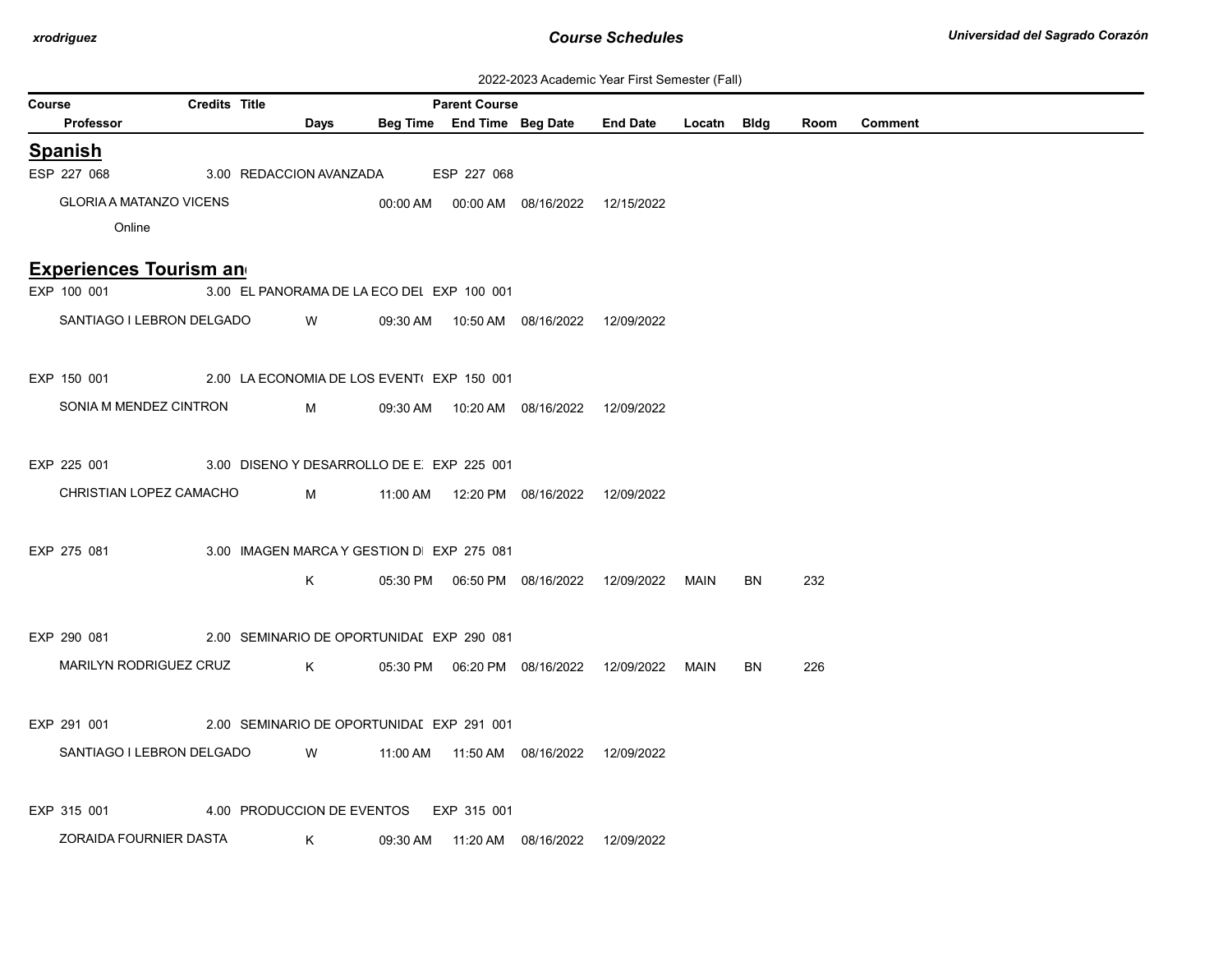2022-2023 Academic Year First Semester (Fall)

| Course | Credits | Title | Parent Course | | | | | | | |
|---|---|---|---|---|---|---|---|---|---|---|
| Professor | | Days | Beg Time | End Time | Beg Date | End Date | Locatn | Bldg | Room | Comment |

## Spanish

| Course / Professor | Credits | Title / Days | Beg Time | End Time | Beg Date | End Date | Locatn | Bldg | Room | Comment |
|---|---|---|---|---|---|---|---|---|---|---|
| ESP 227 068 | 3.00 | REDACCION AVANZADA | ESP 227 068 | | | | | | | |
| GLORIA A MATANZO VICENS | | | 00:00 AM | 00:00 AM | 08/16/2022 | 12/15/2022 | | | | |
| Online | | | | | | | | | | |

## Experiences Tourism an

| Course / Professor | Credits | Title / Days | Beg Time | End Time | Beg Date | End Date | Locatn | Bldg | Room | Comment |
|---|---|---|---|---|---|---|---|---|---|---|
| EXP 100 001 | 3.00 | EL PANORAMA DE LA ECO DEL | EXP 100 001 | | | | | | | |
| SANTIAGO I LEBRON DELGADO | | W | 09:30 AM | 10:50 AM | 08/16/2022 | 12/09/2022 | | | | |
| EXP 150 001 | 2.00 | LA ECONOMIA DE LOS EVENT( | EXP 150 001 | | | | | | | |
| SONIA M MENDEZ CINTRON | | M | 09:30 AM | 10:20 AM | 08/16/2022 | 12/09/2022 | | | | |
| EXP 225 001 | 3.00 | DISENO Y DESARROLLO DE E: | EXP 225 001 | | | | | | | |
| CHRISTIAN LOPEZ CAMACHO | | M | 11:00 AM | 12:20 PM | 08/16/2022 | 12/09/2022 | | | | |
| EXP 275 081 | 3.00 | IMAGEN MARCA Y GESTION DI | EXP 275 081 | | | | | | | |
| | | K | 05:30 PM | 06:50 PM | 08/16/2022 | 12/09/2022 | MAIN | BN | 232 | |
| EXP 290 081 | 2.00 | SEMINARIO DE OPORTUNIDAI | EXP 290 081 | | | | | | | |
| MARILYN RODRIGUEZ CRUZ | | K | 05:30 PM | 06:20 PM | 08/16/2022 | 12/09/2022 | MAIN | BN | 226 | |
| EXP 291 001 | 2.00 | SEMINARIO DE OPORTUNIDAI | EXP 291 001 | | | | | | | |
| SANTIAGO I LEBRON DELGADO | | W | 11:00 AM | 11:50 AM | 08/16/2022 | 12/09/2022 | | | | |
| EXP 315 001 | 4.00 | PRODUCCION DE EVENTOS | EXP 315 001 | | | | | | | |
| ZORAIDA FOURNIER DASTA | | K | 09:30 AM | 11:20 AM | 08/16/2022 | 12/09/2022 | | | | |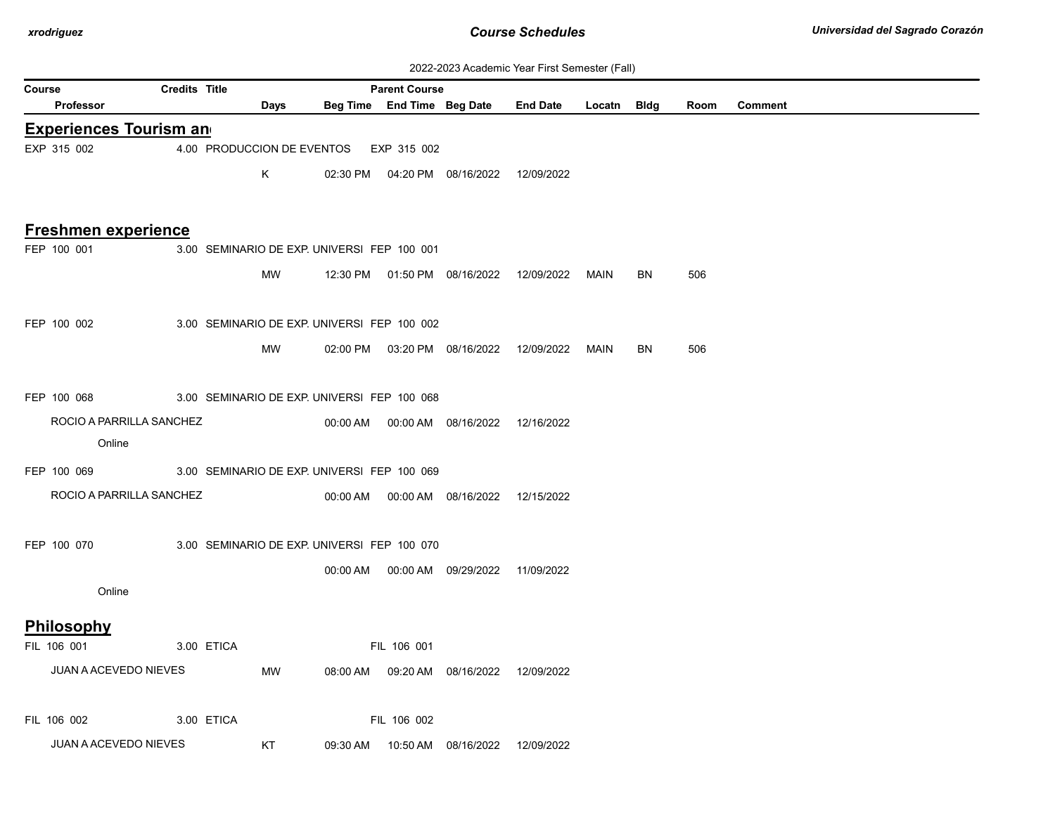2022-2023 Academic Year First Semester (Fall)

| Course | Credits | Title | Parent Course | | | | | | |
|---|---|---|---|---|---|---|---|---|---|
| Professor | Days | Beg Time | End Time | Beg Date | End Date | Locatn | Bldg | Room | Comment |

## Experiences Tourism an

| Course / Professor | Credits | Title / Days | Beg Time | End Time | Beg Date | End Date | Locatn | Bldg | Room | Comment |
|---|---|---|---|---|---|---|---|---|---|---|
| EXP 315 002 | 4.00 | PRODUCCION DE EVENTOS | EXP 315 002 | | | | | | | |
| | | K | 02:30 PM | 04:20 PM | 08/16/2022 | 12/09/2022 | | | | |

## Freshmen experience

| Course / Professor | Credits | Title / Days | Beg Time | End Time | Beg Date | End Date | Locatn | Bldg | Room | Comment |
|---|---|---|---|---|---|---|---|---|---|---|
| FEP 100 001 | 3.00 | SEMINARIO DE EXP. UNIVERSI | FEP 100 001 | | | | | | | |
| | | MW | 12:30 PM | 01:50 PM | 08/16/2022 | 12/09/2022 | MAIN | BN | 506 | |
| FEP 100 002 | 3.00 | SEMINARIO DE EXP. UNIVERSI | FEP 100 002 | | | | | | | |
| | | MW | 02:00 PM | 03:20 PM | 08/16/2022 | 12/09/2022 | MAIN | BN | 506 | |
| FEP 100 068 | 3.00 | SEMINARIO DE EXP. UNIVERSI | FEP 100 068 | | | | | | | |
| ROCIO A PARRILLA SANCHEZ | | | 00:00 AM | 00:00 AM | 08/16/2022 | 12/16/2022 | | | | |
| Online | | | | | | | | | | |
| FEP 100 069 | 3.00 | SEMINARIO DE EXP. UNIVERSI | FEP 100 069 | | | | | | | |
| ROCIO A PARRILLA SANCHEZ | | | 00:00 AM | 00:00 AM | 08/16/2022 | 12/15/2022 | | | | |
| FEP 100 070 | 3.00 | SEMINARIO DE EXP. UNIVERSI | FEP 100 070 | | | | | | | |
| | | | 00:00 AM | 00:00 AM | 09/29/2022 | 11/09/2022 | | | | |
| Online | | | | | | | | | | |

## Philosophy

| Course / Professor | Credits | Title / Days | Beg Time | End Time | Beg Date | End Date | Locatn | Bldg | Room | Comment |
|---|---|---|---|---|---|---|---|---|---|---|
| FIL 106 001 | 3.00 | ETICA | FIL 106 001 | | | | | | | |
| JUAN A ACEVEDO NIEVES | | MW | 08:00 AM | 09:20 AM | 08/16/2022 | 12/09/2022 | | | | |
| FIL 106 002 | 3.00 | ETICA | FIL 106 002 | | | | | | | |
| JUAN A ACEVEDO NIEVES | | KT | 09:30 AM | 10:50 AM | 08/16/2022 | 12/09/2022 | | | | |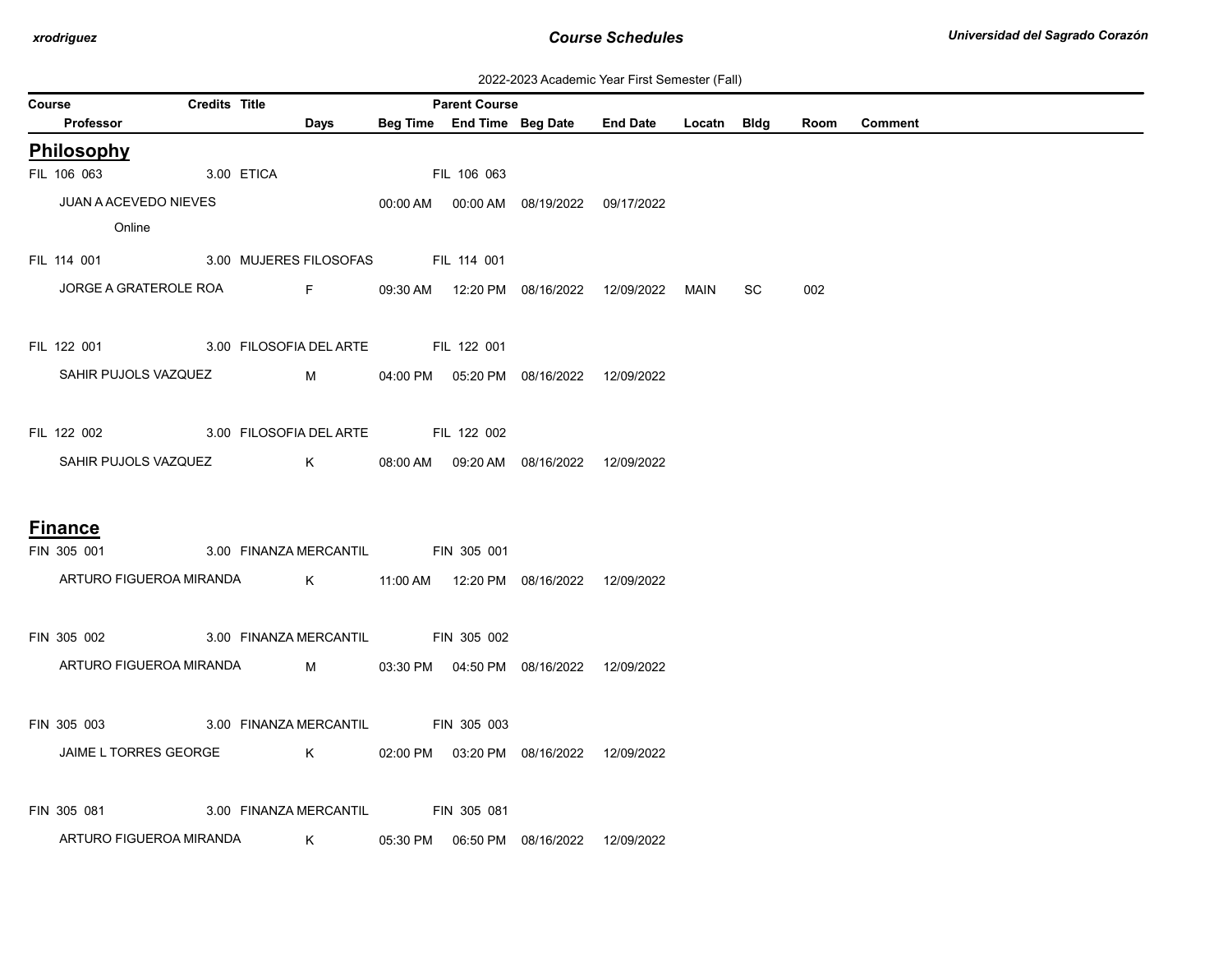2022-2023 Academic Year First Semester (Fall)

| Course | Credits | Title | Parent Course | | | | | | | |
|---|---|---|---|---|---|---|---|---|---|---|
| Professor | Days | Beg Time | End Time | Beg Date | End Date | Locatn | Bldg | Room | Comment | |

## Philosophy

| Course / Professor | Credits | Title | Days | Beg Time | End Time | Beg Date | End Date | Locatn | Bldg | Room | Comment | Parent Course |
|---|---|---|---|---|---|---|---|---|---|---|---|---|
| FIL 106 063 | 3.00 | ETICA | | | | | | | | | | FIL 106 063 |
| JUAN A ACEVEDO NIEVES | | | | 00:00 AM | 00:00 AM | 08/19/2022 | 09/17/2022 | | | | | |
| Online | | | | | | | | | | | | |
| FIL 114 001 | 3.00 | MUJERES FILOSOFAS | | | | | | | | | | FIL 114 001 |
| JORGE A GRATEROLE ROA | | | F | 09:30 AM | 12:20 PM | 08/16/2022 | 12/09/2022 | MAIN | SC | 002 | | |
| FIL 122 001 | 3.00 | FILOSOFIA DEL ARTE | | | | | | | | | | FIL 122 001 |
| SAHIR PUJOLS VAZQUEZ | | | M | 04:00 PM | 05:20 PM | 08/16/2022 | 12/09/2022 | | | | | |
| FIL 122 002 | 3.00 | FILOSOFIA DEL ARTE | | | | | | | | | | FIL 122 002 |
| SAHIR PUJOLS VAZQUEZ | | | K | 08:00 AM | 09:20 AM | 08/16/2022 | 12/09/2022 | | | | | |

## Finance

| Course / Professor | Credits | Title | Days | Beg Time | End Time | Beg Date | End Date | Locatn | Bldg | Room | Comment | Parent Course |
|---|---|---|---|---|---|---|---|---|---|---|---|---|
| FIN 305 001 | 3.00 | FINANZA MERCANTIL | | | | | | | | | | FIN 305 001 |
| ARTURO FIGUEROA MIRANDA | | | K | 11:00 AM | 12:20 PM | 08/16/2022 | 12/09/2022 | | | | | |
| FIN 305 002 | 3.00 | FINANZA MERCANTIL | | | | | | | | | | FIN 305 002 |
| ARTURO FIGUEROA MIRANDA | | | M | 03:30 PM | 04:50 PM | 08/16/2022 | 12/09/2022 | | | | | |
| FIN 305 003 | 3.00 | FINANZA MERCANTIL | | | | | | | | | | FIN 305 003 |
| JAIME L TORRES GEORGE | | | K | 02:00 PM | 03:20 PM | 08/16/2022 | 12/09/2022 | | | | | |
| FIN 305 081 | 3.00 | FINANZA MERCANTIL | | | | | | | | | | FIN 305 081 |
| ARTURO FIGUEROA MIRANDA | | | K | 05:30 PM | 06:50 PM | 08/16/2022 | 12/09/2022 | | | | | |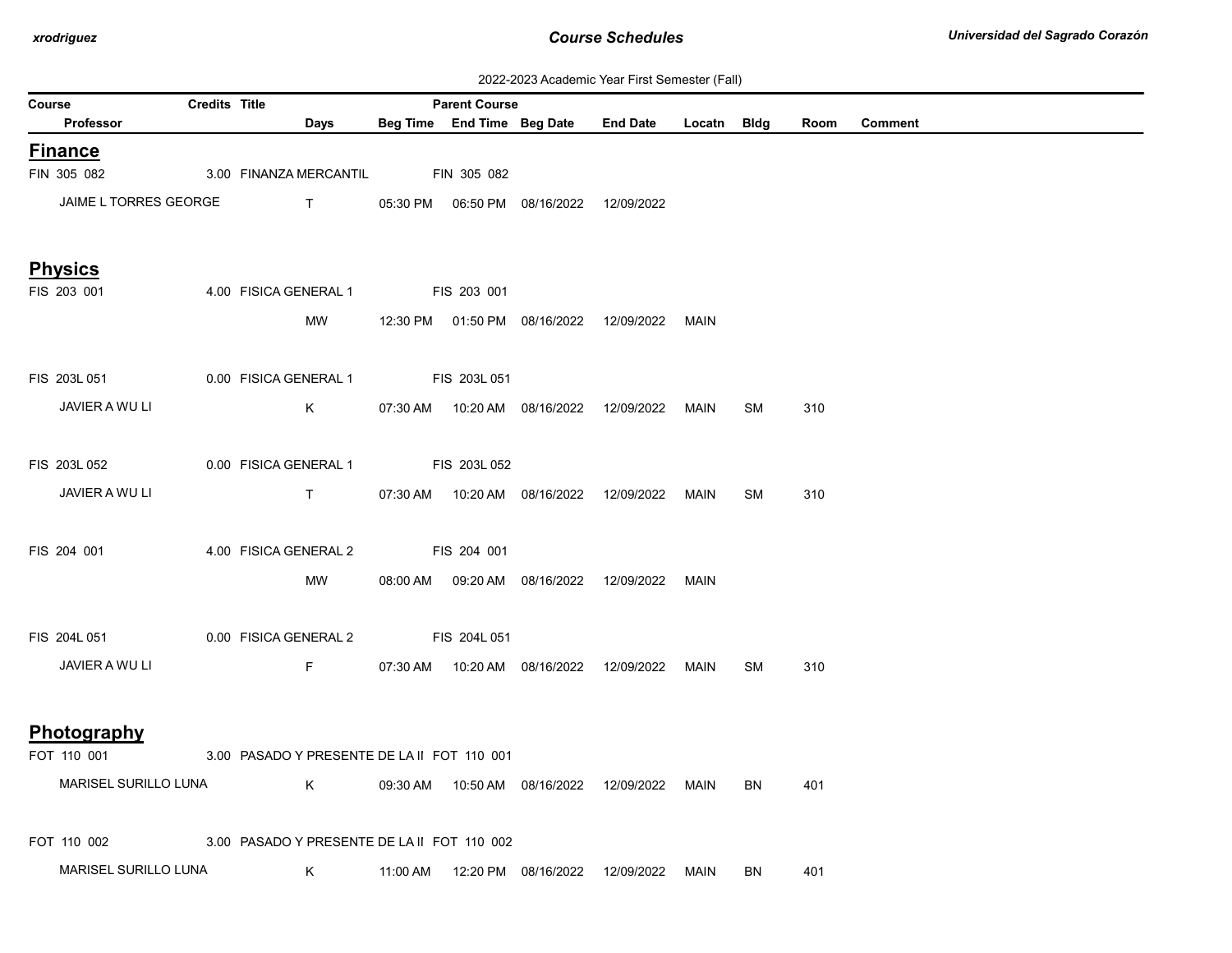2022-2023 Academic Year First Semester (Fall)

| Course | Credits | Title | Days | Beg Time | End Time | Beg Date | End Date | Locatn | Bldg | Room | Comment |
|---|---|---|---|---|---|---|---|---|---|---|---|
| Professor | | | | | | | | | | | |

## Finance

| Course / Professor | Credits | Title | Parent Course | Days | Beg Time | End Time | Beg Date | End Date | Locatn | Bldg | Room | Comment |
|---|---|---|---|---|---|---|---|---|---|---|---|---|
| FIN 305 082 | 3.00 | FINANZA MERCANTIL | FIN 305 082 | | | | | | | | | |
| JAIME L TORRES GEORGE | | | | T | 05:30 PM | 06:50 PM | 08/16/2022 | 12/09/2022 | | | | |

## Physics

| Course / Professor | Credits | Title | Parent Course | Days | Beg Time | End Time | Beg Date | End Date | Locatn | Bldg | Room | Comment |
|---|---|---|---|---|---|---|---|---|---|---|---|---|
| FIS 203 001 | 4.00 | FISICA GENERAL 1 | FIS 203 001 | | | | | | | | | |
| | | | | MW | 12:30 PM | 01:50 PM | 08/16/2022 | 12/09/2022 | MAIN | | | |
| FIS 203L 051 | 0.00 | FISICA GENERAL 1 | FIS 203L 051 | | | | | | | | | |
| JAVIER A WU LI | | | | K | 07:30 AM | 10:20 AM | 08/16/2022 | 12/09/2022 | MAIN | SM | 310 | |
| FIS 203L 052 | 0.00 | FISICA GENERAL 1 | FIS 203L 052 | | | | | | | | | |
| JAVIER A WU LI | | | | T | 07:30 AM | 10:20 AM | 08/16/2022 | 12/09/2022 | MAIN | SM | 310 | |
| FIS 204 001 | 4.00 | FISICA GENERAL 2 | FIS 204 001 | | | | | | | | | |
| | | | | MW | 08:00 AM | 09:20 AM | 08/16/2022 | 12/09/2022 | MAIN | | | |
| FIS 204L 051 | 0.00 | FISICA GENERAL 2 | FIS 204L 051 | | | | | | | | | |
| JAVIER A WU LI | | | | F | 07:30 AM | 10:20 AM | 08/16/2022 | 12/09/2022 | MAIN | SM | 310 | |

## Photography

| Course / Professor | Credits | Title | Parent Course | Days | Beg Time | End Time | Beg Date | End Date | Locatn | Bldg | Room | Comment |
|---|---|---|---|---|---|---|---|---|---|---|---|---|
| FOT 110 001 | 3.00 | PASADO Y PRESENTE DE LA II | FOT 110 001 | | | | | | | | | |
| MARISEL SURILLO LUNA | | | | K | 09:30 AM | 10:50 AM | 08/16/2022 | 12/09/2022 | MAIN | BN | 401 | |
| FOT 110 002 | 3.00 | PASADO Y PRESENTE DE LA II | FOT 110 002 | | | | | | | | | |
| MARISEL SURILLO LUNA | | | | K | 11:00 AM | 12:20 PM | 08/16/2022 | 12/09/2022 | MAIN | BN | 401 | |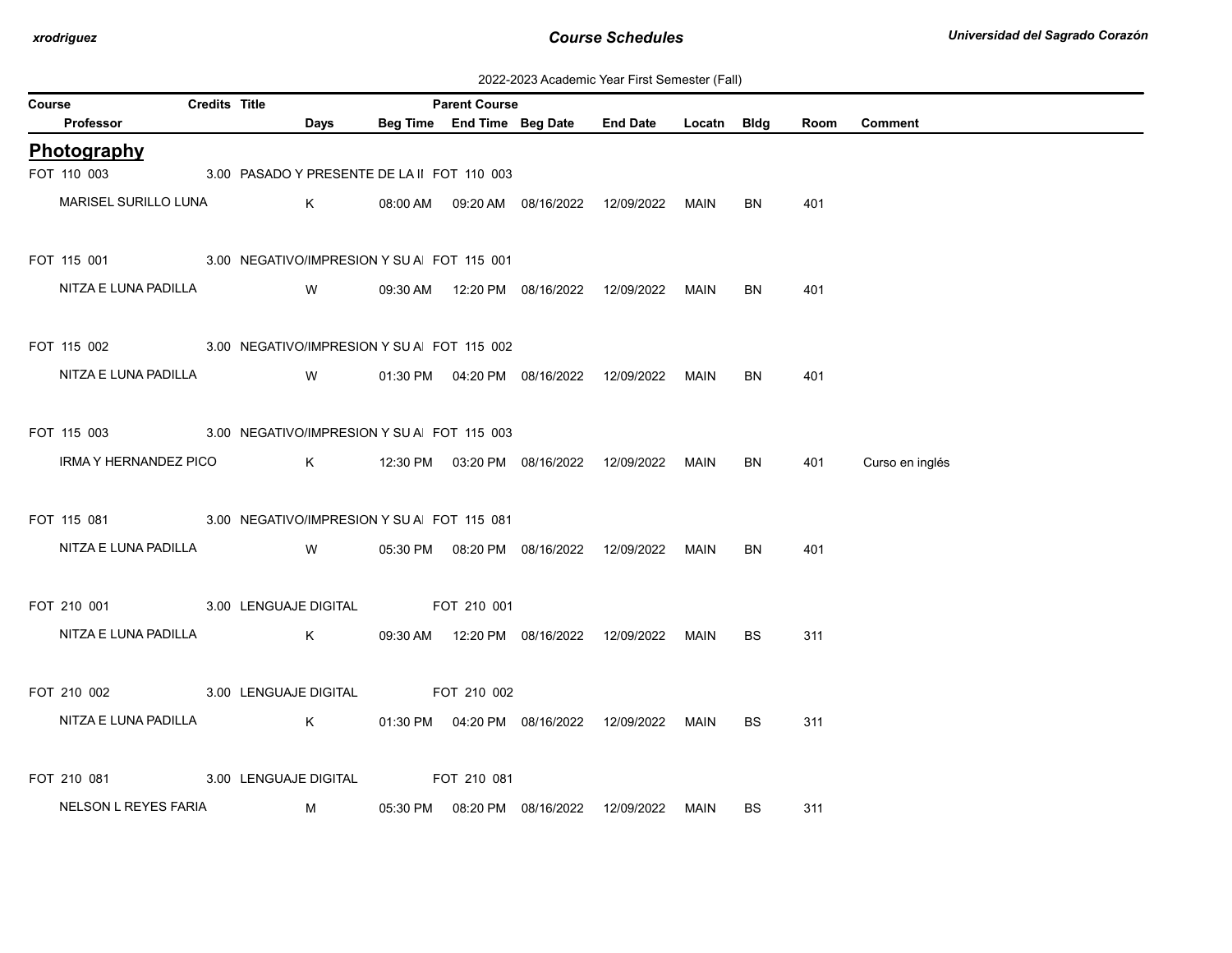2022-2023 Academic Year First Semester (Fall)

## Photography

| Course | Credits | Title | Parent Course | Professor | Days | Beg Time | End Time | Beg Date | End Date | Locatn | Bldg | Room | Comment |
|---|---|---|---|---|---|---|---|---|---|---|---|---|---|
| FOT 110 003 | 3.00 | PASADO Y PRESENTE DE LA II | FOT 110 003 | MARISEL SURILLO LUNA | K | 08:00 AM | 09:20 AM | 08/16/2022 | 12/09/2022 | MAIN | BN | 401 | |
| FOT 115 001 | 3.00 | NEGATIVO/IMPRESION Y SU AI | FOT 115 001 | NITZA E LUNA PADILLA | W | 09:30 AM | 12:20 PM | 08/16/2022 | 12/09/2022 | MAIN | BN | 401 | |
| FOT 115 002 | 3.00 | NEGATIVO/IMPRESION Y SU AI | FOT 115 002 | NITZA E LUNA PADILLA | W | 01:30 PM | 04:20 PM | 08/16/2022 | 12/09/2022 | MAIN | BN | 401 | |
| FOT 115 003 | 3.00 | NEGATIVO/IMPRESION Y SU AI | FOT 115 003 | IRMA Y HERNANDEZ PICO | K | 12:30 PM | 03:20 PM | 08/16/2022 | 12/09/2022 | MAIN | BN | 401 | Curso en inglés |
| FOT 115 081 | 3.00 | NEGATIVO/IMPRESION Y SU AI | FOT 115 081 | NITZA E LUNA PADILLA | W | 05:30 PM | 08:20 PM | 08/16/2022 | 12/09/2022 | MAIN | BN | 401 | |
| FOT 210 001 | 3.00 | LENGUAJE DIGITAL | FOT 210 001 | NITZA E LUNA PADILLA | K | 09:30 AM | 12:20 PM | 08/16/2022 | 12/09/2022 | MAIN | BS | 311 | |
| FOT 210 002 | 3.00 | LENGUAJE DIGITAL | FOT 210 002 | NITZA E LUNA PADILLA | K | 01:30 PM | 04:20 PM | 08/16/2022 | 12/09/2022 | MAIN | BS | 311 | |
| FOT 210 081 | 3.00 | LENGUAJE DIGITAL | FOT 210 081 | NELSON L REYES FARIA | M | 05:30 PM | 08:20 PM | 08/16/2022 | 12/09/2022 | MAIN | BS | 311 | |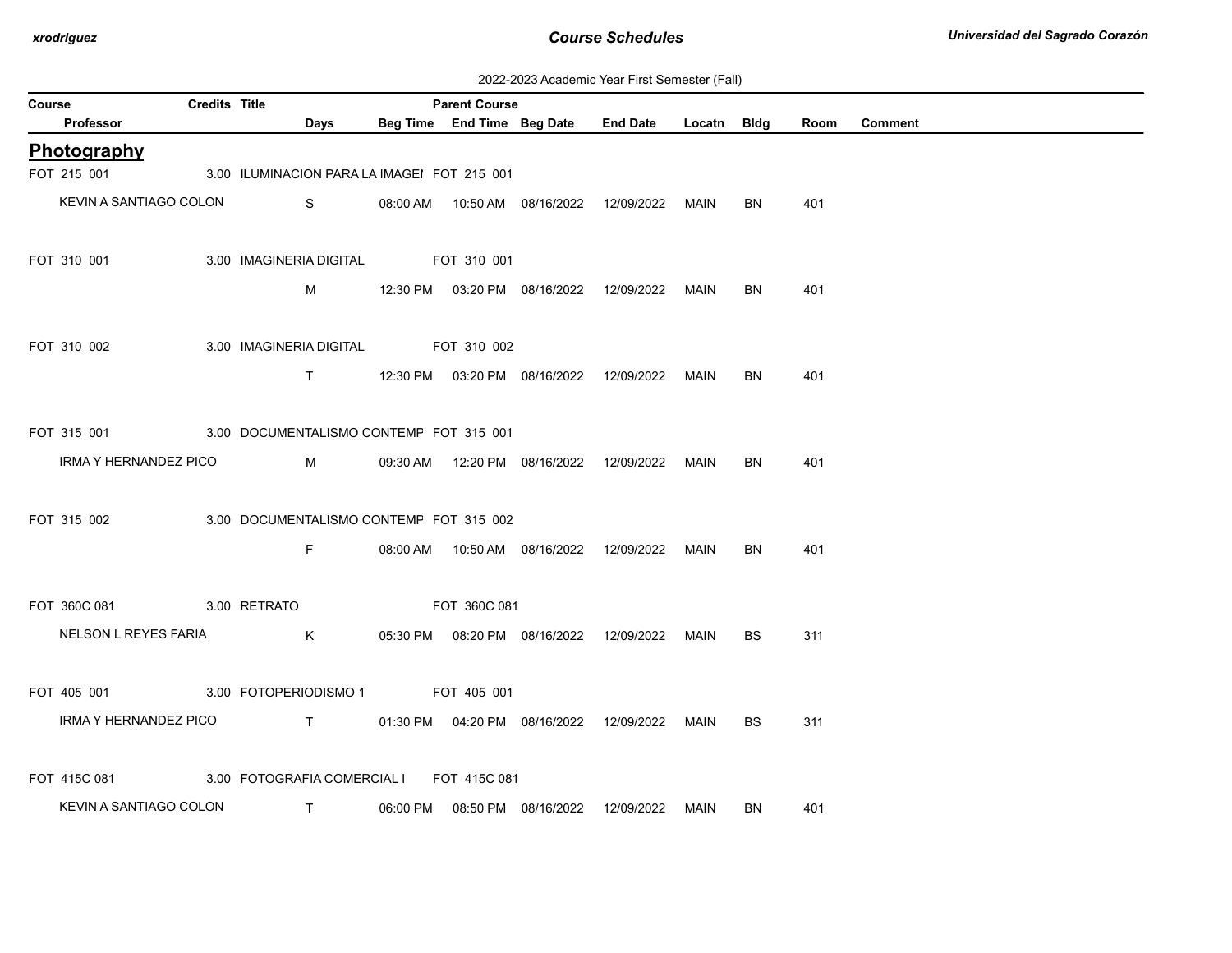2022-2023 Academic Year First Semester (Fall)

| Course | Credits | Title | Days | Beg Time | End Time | Beg Date | End Date | Locatn | Bldg | Room | Comment |
|---|---|---|---|---|---|---|---|---|---|---|---|
| **Professor** | | **Parent Course** | | | | | | | | | |

## Photography

| Course / Professor | Credits | Title | Parent Course | Days | Beg Time | End Time | Beg Date | End Date | Locatn | Bldg | Room | Comment |
|---|---|---|---|---|---|---|---|---|---|---|---|---|
| FOT 215 001 | 3.00 | ILUMINACION PARA LA IMAGEI | FOT 215 001 | | | | | | | | | |
| KEVIN A SANTIAGO COLON | | | | S | 08:00 AM | 10:50 AM | 08/16/2022 | 12/09/2022 | MAIN | BN | 401 | |
| FOT 310 001 | 3.00 | IMAGINERIA DIGITAL | FOT 310 001 | | | | | | | | | |
| | | | | M | 12:30 PM | 03:20 PM | 08/16/2022 | 12/09/2022 | MAIN | BN | 401 | |
| FOT 310 002 | 3.00 | IMAGINERIA DIGITAL | FOT 310 002 | | | | | | | | | |
| | | | | T | 12:30 PM | 03:20 PM | 08/16/2022 | 12/09/2022 | MAIN | BN | 401 | |
| FOT 315 001 | 3.00 | DOCUMENTALISMO CONTEMP | FOT 315 001 | | | | | | | | | |
| IRMA Y HERNANDEZ PICO | | | | M | 09:30 AM | 12:20 PM | 08/16/2022 | 12/09/2022 | MAIN | BN | 401 | |
| FOT 315 002 | 3.00 | DOCUMENTALISMO CONTEMP | FOT 315 002 | | | | | | | | | |
| | | | | F | 08:00 AM | 10:50 AM | 08/16/2022 | 12/09/2022 | MAIN | BN | 401 | |
| FOT 360C 081 | 3.00 | RETRATO | FOT 360C 081 | | | | | | | | | |
| NELSON L REYES FARIA | | | | K | 05:30 PM | 08:20 PM | 08/16/2022 | 12/09/2022 | MAIN | BS | 311 | |
| FOT 405 001 | 3.00 | FOTOPERIODISMO 1 | FOT 405 001 | | | | | | | | | |
| IRMA Y HERNANDEZ PICO | | | | T | 01:30 PM | 04:20 PM | 08/16/2022 | 12/09/2022 | MAIN | BS | 311 | |
| FOT 415C 081 | 3.00 | FOTOGRAFIA COMERCIAL I | FOT 415C 081 | | | | | | | | | |
| KEVIN A SANTIAGO COLON | | | | T | 06:00 PM | 08:50 PM | 08/16/2022 | 12/09/2022 | MAIN | BN | 401 | |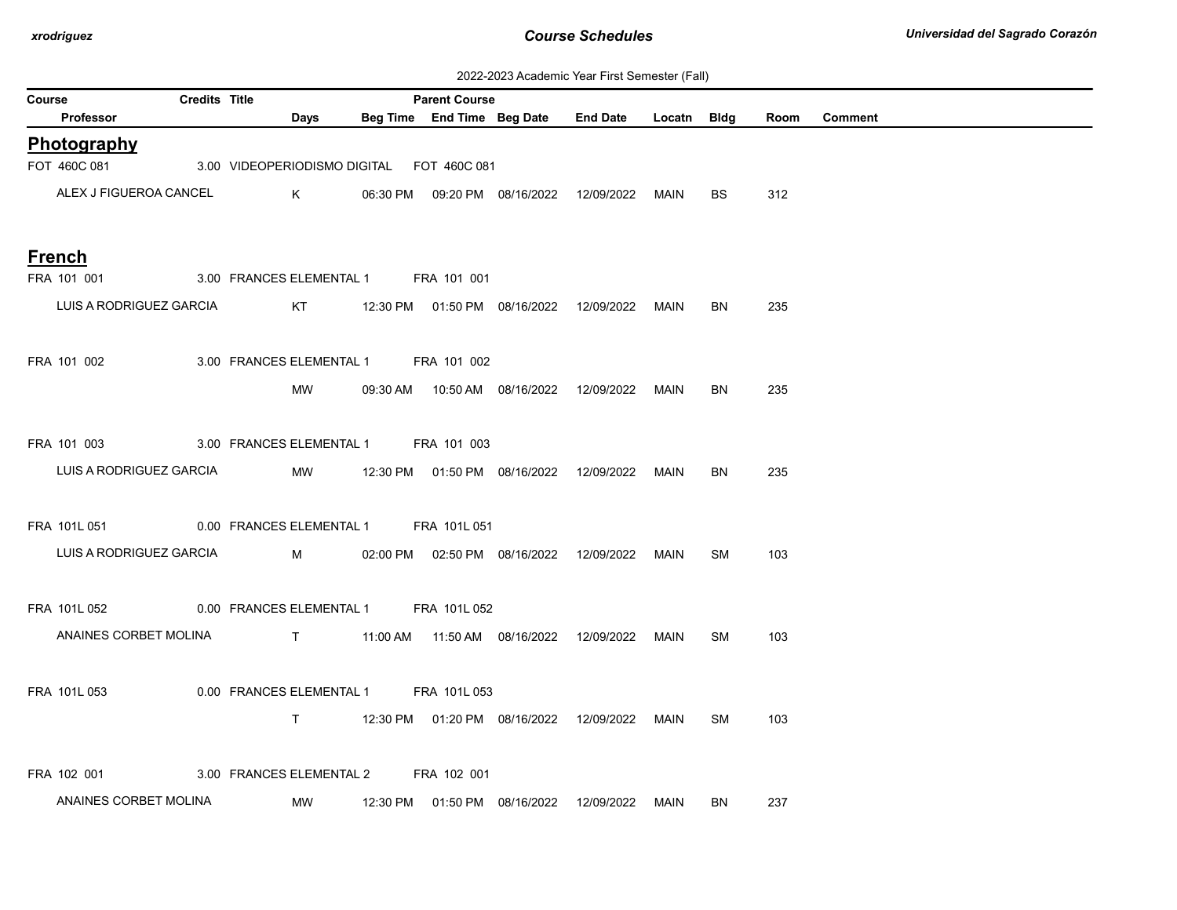2022-2023 Academic Year First Semester (Fall)

| Course | Credits | Title | Days | Beg Time | End Time | Beg Date | End Date | Locatn | Bldg | Room | Comment |
|---|---|---|---|---|---|---|---|---|---|---|---|
| **Professor** | | | | | | | | | | | |

## Photography

| Course / Professor | Credits | Title | Parent Course | Days | Beg Time | End Time | Beg Date | End Date | Locatn | Bldg | Room | Comment |
|---|---|---|---|---|---|---|---|---|---|---|---|---|
| FOT 460C 081 | 3.00 | VIDEOPERIODISMO DIGITAL | FOT 460C 081 | | | | | | | | | |
| ALEX J FIGUEROA CANCEL | | | | K | 06:30 PM | 09:20 PM | 08/16/2022 | 12/09/2022 | MAIN | BS | 312 | |

## French

| Course / Professor | Credits | Title | Parent Course | Days | Beg Time | End Time | Beg Date | End Date | Locatn | Bldg | Room | Comment |
|---|---|---|---|---|---|---|---|---|---|---|---|---|
| FRA 101 001 | 3.00 | FRANCES ELEMENTAL 1 | FRA 101 001 | | | | | | | | | |
| LUIS A RODRIGUEZ GARCIA | | | | KT | 12:30 PM | 01:50 PM | 08/16/2022 | 12/09/2022 | MAIN | BN | 235 | |
| FRA 101 002 | 3.00 | FRANCES ELEMENTAL 1 | FRA 101 002 | | | | | | | | | |
| | | | | MW | 09:30 AM | 10:50 AM | 08/16/2022 | 12/09/2022 | MAIN | BN | 235 | |
| FRA 101 003 | 3.00 | FRANCES ELEMENTAL 1 | FRA 101 003 | | | | | | | | | |
| LUIS A RODRIGUEZ GARCIA | | | | MW | 12:30 PM | 01:50 PM | 08/16/2022 | 12/09/2022 | MAIN | BN | 235 | |
| FRA 101L 051 | 0.00 | FRANCES ELEMENTAL 1 | FRA 101L 051 | | | | | | | | | |
| LUIS A RODRIGUEZ GARCIA | | | | M | 02:00 PM | 02:50 PM | 08/16/2022 | 12/09/2022 | MAIN | SM | 103 | |
| FRA 101L 052 | 0.00 | FRANCES ELEMENTAL 1 | FRA 101L 052 | | | | | | | | | |
| ANAINES CORBET MOLINA | | | | T | 11:00 AM | 11:50 AM | 08/16/2022 | 12/09/2022 | MAIN | SM | 103 | |
| FRA 101L 053 | 0.00 | FRANCES ELEMENTAL 1 | FRA 101L 053 | | | | | | | | | |
| | | | | T | 12:30 PM | 01:20 PM | 08/16/2022 | 12/09/2022 | MAIN | SM | 103 | |
| FRA 102 001 | 3.00 | FRANCES ELEMENTAL 2 | FRA 102 001 | | | | | | | | | |
| ANAINES CORBET MOLINA | | | | MW | 12:30 PM | 01:50 PM | 08/16/2022 | 12/09/2022 | MAIN | BN | 237 | |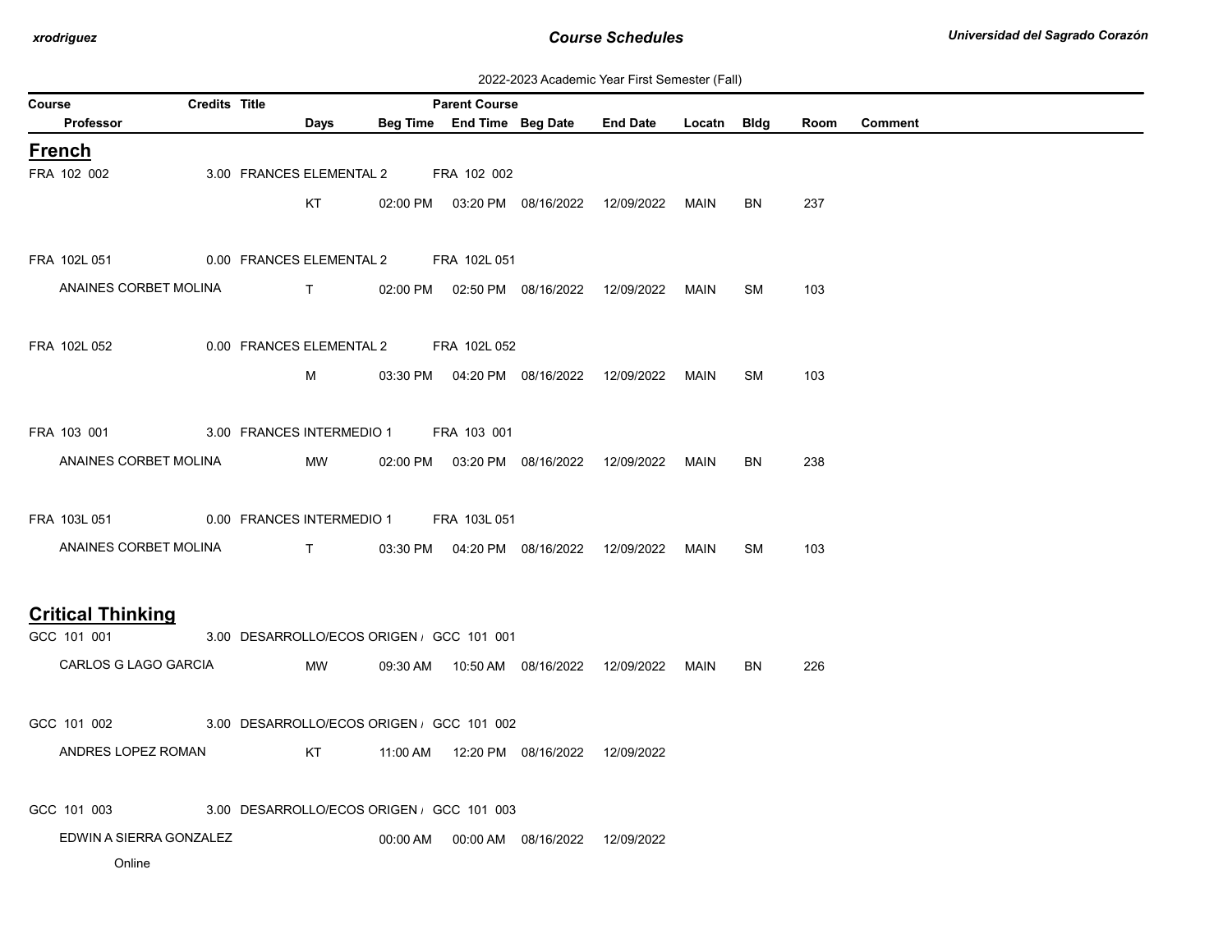2022-2023 Academic Year First Semester (Fall)

| Course | Credits | Title | | | Parent Course | | | | | | |
|---|---|---|---|---|---|---|---|---|---|---|---|
| Professor | | | Days | Beg Time | End Time | Beg Date | End Date | Locatn | Bldg | Room | Comment |

## French

| Course / Professor | Credits | Title / Days | Beg Time | End Time | Beg Date | End Date | Locatn | Bldg | Room | Comment |
|---|---|---|---|---|---|---|---|---|---|---|
| FRA 102 002 | 3.00 | FRANCES ELEMENTAL 2 | | FRA 102 002 | | | | | | |
| | | KT | 02:00 PM | 03:20 PM | 08/16/2022 | 12/09/2022 | MAIN | BN | 237 | |
| FRA 102L 051 | 0.00 | FRANCES ELEMENTAL 2 | | FRA 102L 051 | | | | | | |
| ANAINES CORBET MOLINA | | T | 02:00 PM | 02:50 PM | 08/16/2022 | 12/09/2022 | MAIN | SM | 103 | |
| FRA 102L 052 | 0.00 | FRANCES ELEMENTAL 2 | | FRA 102L 052 | | | | | | |
| | | M | 03:30 PM | 04:20 PM | 08/16/2022 | 12/09/2022 | MAIN | SM | 103 | |
| FRA 103 001 | 3.00 | FRANCES INTERMEDIO 1 | | FRA 103 001 | | | | | | |
| ANAINES CORBET MOLINA | | MW | 02:00 PM | 03:20 PM | 08/16/2022 | 12/09/2022 | MAIN | BN | 238 | |
| FRA 103L 051 | 0.00 | FRANCES INTERMEDIO 1 | | FRA 103L 051 | | | | | | |
| ANAINES CORBET MOLINA | | T | 03:30 PM | 04:20 PM | 08/16/2022 | 12/09/2022 | MAIN | SM | 103 | |

## Critical Thinking

| Course / Professor | Credits | Title / Days | Beg Time | End Time | Beg Date | End Date | Locatn | Bldg | Room | Comment |
|---|---|---|---|---|---|---|---|---|---|---|
| GCC 101 001 | 3.00 | DESARROLLO/ECOS ORIGEN / | | GCC 101 001 | | | | | | |
| CARLOS G LAGO GARCIA | | MW | 09:30 AM | 10:50 AM | 08/16/2022 | 12/09/2022 | MAIN | BN | 226 | |
| GCC 101 002 | 3.00 | DESARROLLO/ECOS ORIGEN / | | GCC 101 002 | | | | | | |
| ANDRES LOPEZ ROMAN | | KT | 11:00 AM | 12:20 PM | 08/16/2022 | 12/09/2022 | | | | |
| GCC 101 003 | 3.00 | DESARROLLO/ECOS ORIGEN / | | GCC 101 003 | | | | | | |
| EDWIN A SIERRA GONZALEZ | | | 00:00 AM | 00:00 AM | 08/16/2022 | 12/09/2022 | | | | |
| Online | | | | | | | | | | |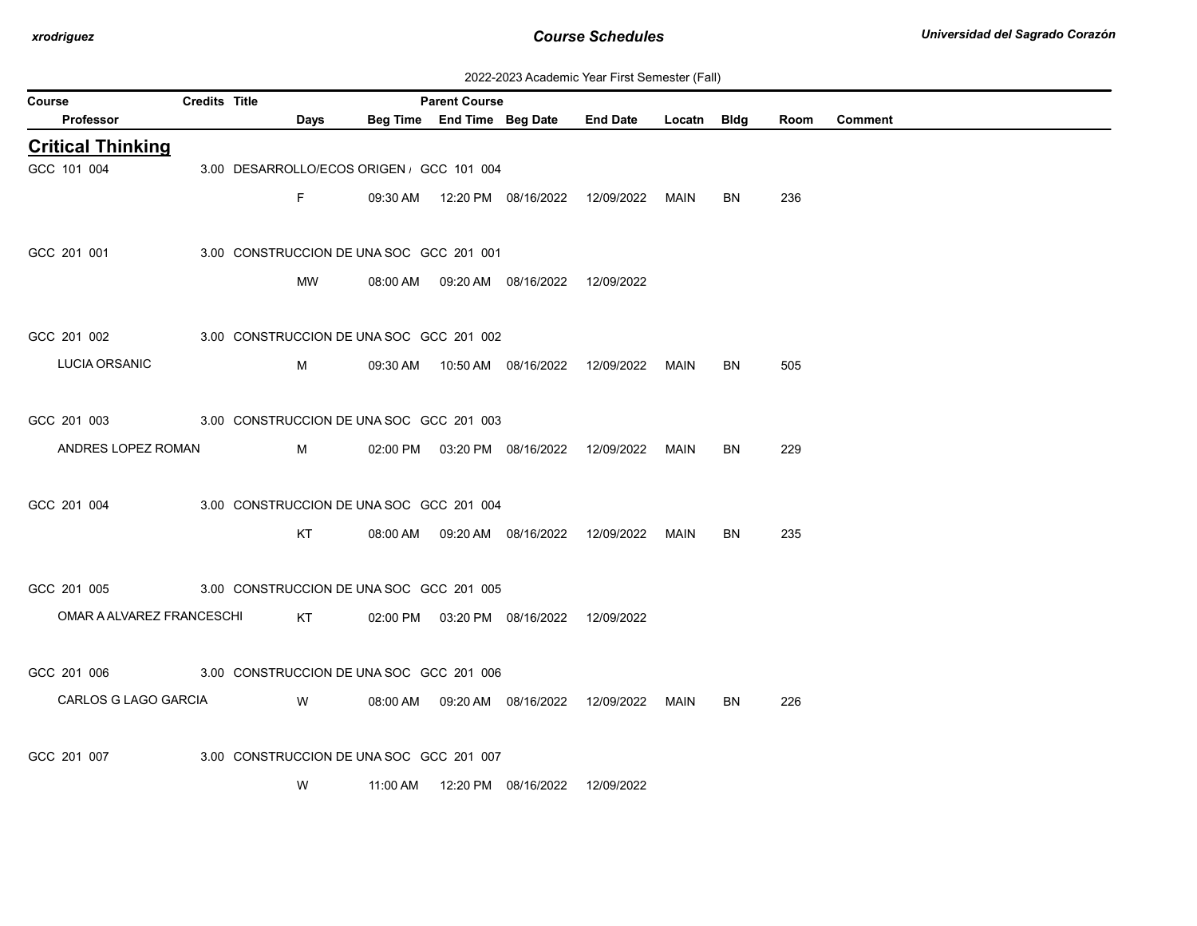2022-2023 Academic Year First Semester (Fall)

| Course | Credits | Title | Parent Course | | | | | | | |
|---|---|---|---|---|---|---|---|---|---|---|
| Professor | Days | Beg Time | End Time | Beg Date | End Date | Locatn | Bldg | Room | Comment | |

## Critical Thinking

| Course / Professor | Credits | Title | Parent Course | Days | Beg Time | End Time | Beg Date | End Date | Locatn | Bldg | Room | Comment |
|---|---|---|---|---|---|---|---|---|---|---|---|---|
| GCC 101 004 | 3.00 | DESARROLLO/ECOS ORIGEN / | GCC 101 004 | | | | | | | | | |
| | | | | F | 09:30 AM | 12:20 PM | 08/16/2022 | 12/09/2022 | MAIN | BN | 236 | |
| GCC 201 001 | 3.00 | CONSTRUCCION DE UNA SOC | GCC 201 001 | | | | | | | | | |
| | | | | MW | 08:00 AM | 09:20 AM | 08/16/2022 | 12/09/2022 | | | | |
| GCC 201 002 | 3.00 | CONSTRUCCION DE UNA SOC | GCC 201 002 | | | | | | | | | |
| LUCIA ORSANIC | | | | M | 09:30 AM | 10:50 AM | 08/16/2022 | 12/09/2022 | MAIN | BN | 505 | |
| GCC 201 003 | 3.00 | CONSTRUCCION DE UNA SOC | GCC 201 003 | | | | | | | | | |
| ANDRES LOPEZ ROMAN | | | | M | 02:00 PM | 03:20 PM | 08/16/2022 | 12/09/2022 | MAIN | BN | 229 | |
| GCC 201 004 | 3.00 | CONSTRUCCION DE UNA SOC | GCC 201 004 | | | | | | | | | |
| | | | | KT | 08:00 AM | 09:20 AM | 08/16/2022 | 12/09/2022 | MAIN | BN | 235 | |
| GCC 201 005 | 3.00 | CONSTRUCCION DE UNA SOC | GCC 201 005 | | | | | | | | | |
| OMAR A ALVAREZ FRANCESCHI | | | | KT | 02:00 PM | 03:20 PM | 08/16/2022 | 12/09/2022 | | | | |
| GCC 201 006 | 3.00 | CONSTRUCCION DE UNA SOC | GCC 201 006 | | | | | | | | | |
| CARLOS G LAGO GARCIA | | | | W | 08:00 AM | 09:20 AM | 08/16/2022 | 12/09/2022 | MAIN | BN | 226 | |
| GCC 201 007 | 3.00 | CONSTRUCCION DE UNA SOC | GCC 201 007 | | | | | | | | | |
| | | | | W | 11:00 AM | 12:20 PM | 08/16/2022 | 12/09/2022 | | | | |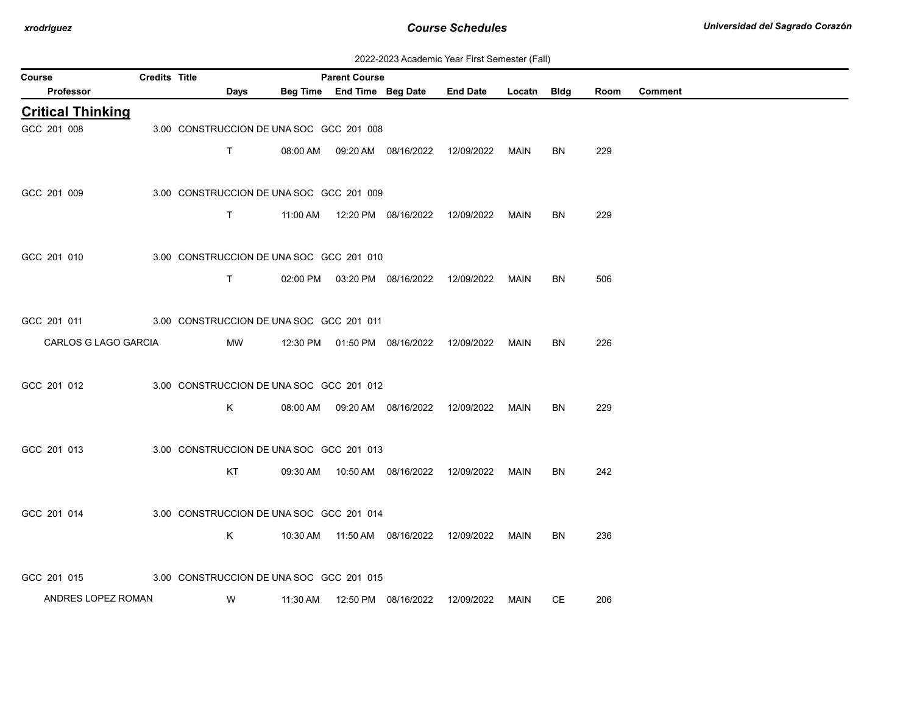2022-2023 Academic Year First Semester (Fall)

| Course | Credits | Title | Parent Course | | | | | | | |
|---|---|---|---|---|---|---|---|---|---|---|
| Professor | Days | Beg Time | End Time | Beg Date | End Date | Locatn | Bldg | Room | Comment | |

## Critical Thinking

| Course / Professor | Credits | Title | Parent Course | Days | Beg Time | End Time | Beg Date | End Date | Locatn | Bldg | Room | Comment |
|---|---|---|---|---|---|---|---|---|---|---|---|---|
| GCC 201 008 | 3.00 | CONSTRUCCION DE UNA SOC | GCC 201 008 | | | | | | | | | |
| | | | | T | 08:00 AM | 09:20 AM | 08/16/2022 | 12/09/2022 | MAIN | BN | 229 | |
| GCC 201 009 | 3.00 | CONSTRUCCION DE UNA SOC | GCC 201 009 | | | | | | | | | |
| | | | | T | 11:00 AM | 12:20 PM | 08/16/2022 | 12/09/2022 | MAIN | BN | 229 | |
| GCC 201 010 | 3.00 | CONSTRUCCION DE UNA SOC | GCC 201 010 | | | | | | | | | |
| | | | | T | 02:00 PM | 03:20 PM | 08/16/2022 | 12/09/2022 | MAIN | BN | 506 | |
| GCC 201 011 | 3.00 | CONSTRUCCION DE UNA SOC | GCC 201 011 | | | | | | | | | |
| CARLOS G LAGO GARCIA | | | | MW | 12:30 PM | 01:50 PM | 08/16/2022 | 12/09/2022 | MAIN | BN | 226 | |
| GCC 201 012 | 3.00 | CONSTRUCCION DE UNA SOC | GCC 201 012 | | | | | | | | | |
| | | | | K | 08:00 AM | 09:20 AM | 08/16/2022 | 12/09/2022 | MAIN | BN | 229 | |
| GCC 201 013 | 3.00 | CONSTRUCCION DE UNA SOC | GCC 201 013 | | | | | | | | | |
| | | | | KT | 09:30 AM | 10:50 AM | 08/16/2022 | 12/09/2022 | MAIN | BN | 242 | |
| GCC 201 014 | 3.00 | CONSTRUCCION DE UNA SOC | GCC 201 014 | | | | | | | | | |
| | | | | K | 10:30 AM | 11:50 AM | 08/16/2022 | 12/09/2022 | MAIN | BN | 236 | |
| GCC 201 015 | 3.00 | CONSTRUCCION DE UNA SOC | GCC 201 015 | | | | | | | | | |
| ANDRES LOPEZ ROMAN | | | | W | 11:30 AM | 12:50 PM | 08/16/2022 | 12/09/2022 | MAIN | CE | 206 | |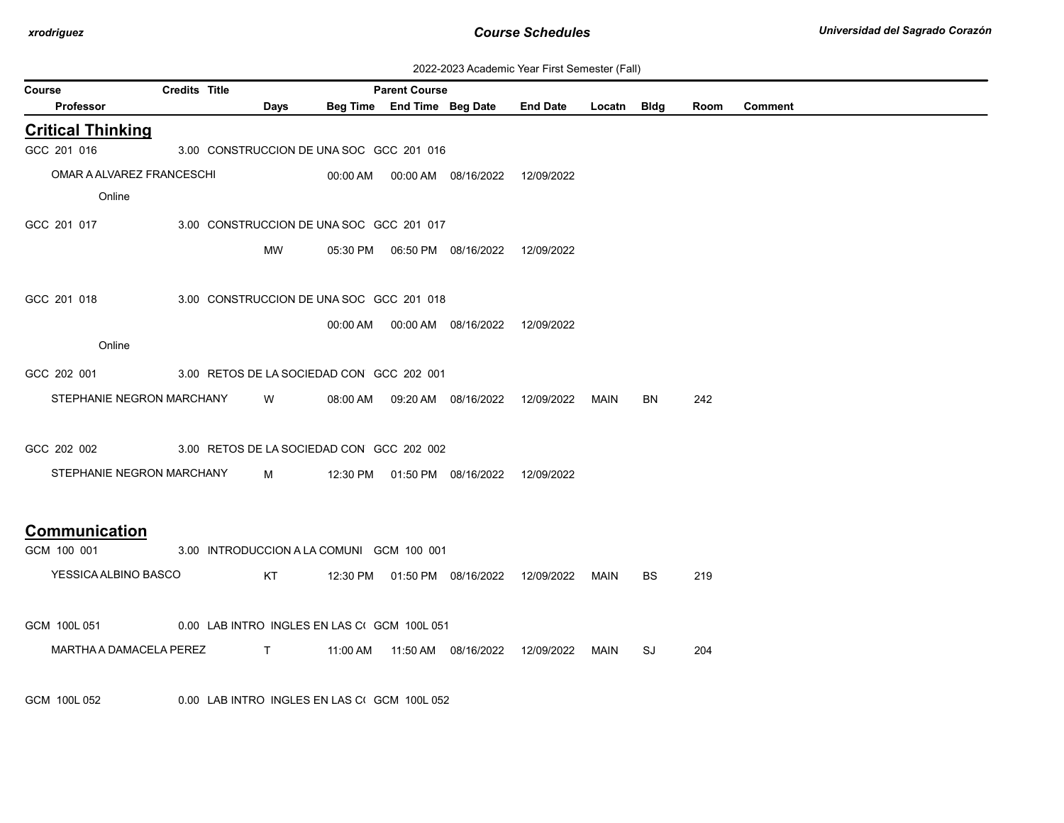2022-2023 Academic Year First Semester (Fall)

| Course | Credits | Title | Days | Beg Time | End Time | Beg Date | End Date | Locatn | Bldg | Room | Comment |
|---|---|---|---|---|---|---|---|---|---|---|---|
| Professor | | | | | | | | | | | |

## Critical Thinking

| Course / Professor | Credits | Title | Parent Course | Days | Beg Time | End Time | Beg Date | End Date | Locatn | Bldg | Room | Comment |
|---|---|---|---|---|---|---|---|---|---|---|---|---|
| GCC 201 016 | 3.00 | CONSTRUCCION DE UNA SOC | GCC 201 016 | | | | | | | | | |
| OMAR A ALVAREZ FRANCESCHI | | | | | 00:00 AM | 00:00 AM | 08/16/2022 | 12/09/2022 | | | | |
| Online | | | | | | | | | | | | |
| GCC 201 017 | 3.00 | CONSTRUCCION DE UNA SOC | GCC 201 017 | | | | | | | | | |
| | | | | MW | 05:30 PM | 06:50 PM | 08/16/2022 | 12/09/2022 | | | | |
| GCC 201 018 | 3.00 | CONSTRUCCION DE UNA SOC | GCC 201 018 | | | | | | | | | |
| | | | | | 00:00 AM | 00:00 AM | 08/16/2022 | 12/09/2022 | | | | |
| Online | | | | | | | | | | | | |
| GCC 202 001 | 3.00 | RETOS DE LA SOCIEDAD CON | GCC 202 001 | | | | | | | | | |
| STEPHANIE NEGRON MARCHANY | | | | W | 08:00 AM | 09:20 AM | 08/16/2022 | 12/09/2022 | MAIN | BN | 242 | |
| GCC 202 002 | 3.00 | RETOS DE LA SOCIEDAD CON | GCC 202 002 | | | | | | | | | |
| STEPHANIE NEGRON MARCHANY | | | | M | 12:30 PM | 01:50 PM | 08/16/2022 | 12/09/2022 | | | | |

## Communication

| Course / Professor | Credits | Title | Parent Course | Days | Beg Time | End Time | Beg Date | End Date | Locatn | Bldg | Room | Comment |
|---|---|---|---|---|---|---|---|---|---|---|---|---|
| GCM 100 001 | 3.00 | INTRODUCCION A LA COMUNI | GCM 100 001 | | | | | | | | | |
| YESSICA ALBINO BASCO | | | | KT | 12:30 PM | 01:50 PM | 08/16/2022 | 12/09/2022 | MAIN | BS | 219 | |
| GCM 100L 051 | 0.00 | LAB INTRO INGLES EN LAS C( | GCM 100L 051 | | | | | | | | | |
| MARTHA A DAMACELA PEREZ | | | | T | 11:00 AM | 11:50 AM | 08/16/2022 | 12/09/2022 | MAIN | SJ | 204 | |
| GCM 100L 052 | 0.00 | LAB INTRO INGLES EN LAS C( | GCM 100L 052 | | | | | | | | | |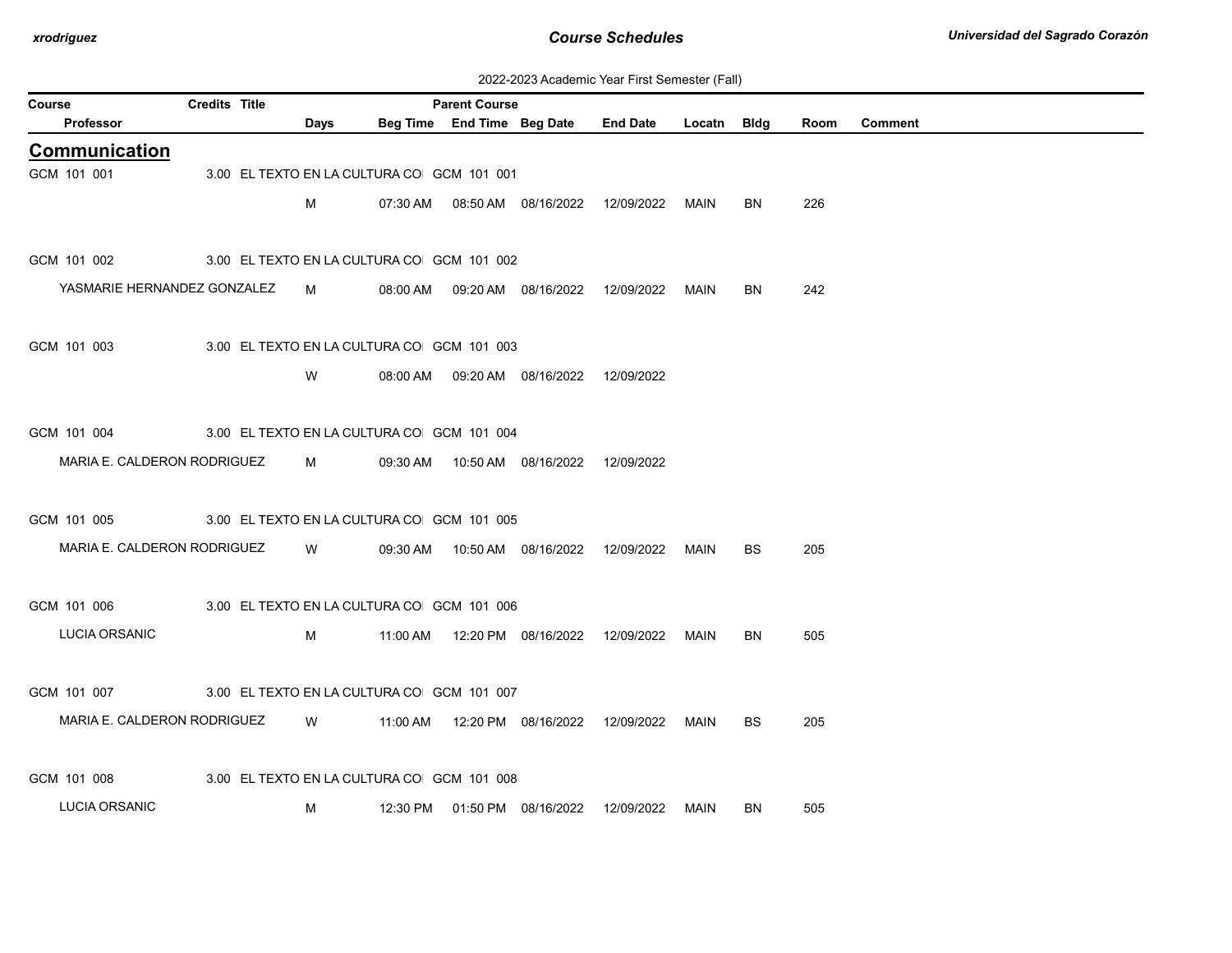2022-2023 Academic Year First Semester (Fall)

| Course | Credits | Title | Parent Course | | | | | | | |
|---|---|---|---|---|---|---|---|---|---|---|
| Professor | Days | Beg Time | End Time | Beg Date | End Date | Locatn | Bldg | Room | Comment | |

## Communication

| Course / Professor | Credits | Title | Parent Course | Days | Beg Time | End Time | Beg Date | End Date | Locatn | Bldg | Room | Comment |
|---|---|---|---|---|---|---|---|---|---|---|---|---|
| GCM 101 001 | 3.00 | EL TEXTO EN LA CULTURA CO | GCM 101 001 | | | | | | | | | |
| | | | | M | 07:30 AM | 08:50 AM | 08/16/2022 | 12/09/2022 | MAIN | BN | 226 | |
| GCM 101 002 | 3.00 | EL TEXTO EN LA CULTURA CO | GCM 101 002 | | | | | | | | | |
| YASMARIE HERNANDEZ GONZALEZ | | | | M | 08:00 AM | 09:20 AM | 08/16/2022 | 12/09/2022 | MAIN | BN | 242 | |
| GCM 101 003 | 3.00 | EL TEXTO EN LA CULTURA CO | GCM 101 003 | | | | | | | | | |
| | | | | W | 08:00 AM | 09:20 AM | 08/16/2022 | 12/09/2022 | | | | |
| GCM 101 004 | 3.00 | EL TEXTO EN LA CULTURA CO | GCM 101 004 | | | | | | | | | |
| MARIA E. CALDERON RODRIGUEZ | | | | M | 09:30 AM | 10:50 AM | 08/16/2022 | 12/09/2022 | | | | |
| GCM 101 005 | 3.00 | EL TEXTO EN LA CULTURA CO | GCM 101 005 | | | | | | | | | |
| MARIA E. CALDERON RODRIGUEZ | | | | W | 09:30 AM | 10:50 AM | 08/16/2022 | 12/09/2022 | MAIN | BS | 205 | |
| GCM 101 006 | 3.00 | EL TEXTO EN LA CULTURA CO | GCM 101 006 | | | | | | | | | |
| LUCIA ORSANIC | | | | M | 11:00 AM | 12:20 PM | 08/16/2022 | 12/09/2022 | MAIN | BN | 505 | |
| GCM 101 007 | 3.00 | EL TEXTO EN LA CULTURA CO | GCM 101 007 | | | | | | | | | |
| MARIA E. CALDERON RODRIGUEZ | | | | W | 11:00 AM | 12:20 PM | 08/16/2022 | 12/09/2022 | MAIN | BS | 205 | |
| GCM 101 008 | 3.00 | EL TEXTO EN LA CULTURA CO | GCM 101 008 | | | | | | | | | |
| LUCIA ORSANIC | | | | M | 12:30 PM | 01:50 PM | 08/16/2022 | 12/09/2022 | MAIN | BN | 505 | |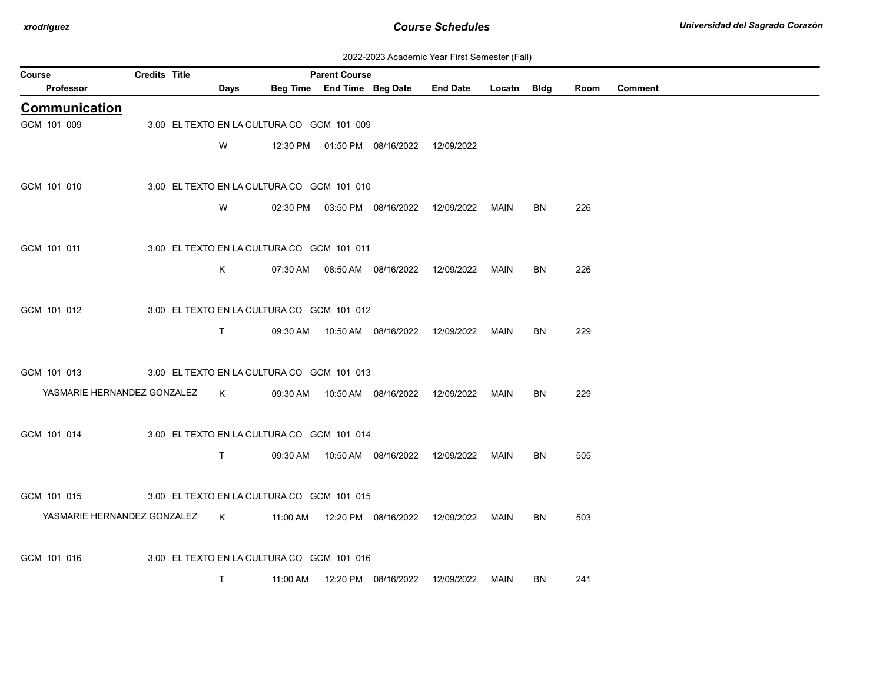2022-2023 Academic Year First Semester (Fall)

| Course / Professor | Credits | Title | Parent Course / Days | Beg Time | End Time | Beg Date | End Date | Locatn | Bldg | Room | Comment |
|---|---|---|---|---|---|---|---|---|---|---|---|

## Communication

| Course / Professor | Credits | Title | Parent Course / Days | Beg Time | End Time | Beg Date | End Date | Locatn | Bldg | Room | Comment |
|---|---|---|---|---|---|---|---|---|---|---|---|
| GCM 101 009 | 3.00 | EL TEXTO EN LA CULTURA CO | GCM 101 009 | | | | | | | | |
| | | | W | 12:30 PM | 01:50 PM | 08/16/2022 | 12/09/2022 | | | | |
| GCM 101 010 | 3.00 | EL TEXTO EN LA CULTURA CO | GCM 101 010 | | | | | | | | |
| | | | W | 02:30 PM | 03:50 PM | 08/16/2022 | 12/09/2022 | MAIN | BN | 226 | |
| GCM 101 011 | 3.00 | EL TEXTO EN LA CULTURA CO | GCM 101 011 | | | | | | | | |
| | | | K | 07:30 AM | 08:50 AM | 08/16/2022 | 12/09/2022 | MAIN | BN | 226 | |
| GCM 101 012 | 3.00 | EL TEXTO EN LA CULTURA CO | GCM 101 012 | | | | | | | | |
| | | | T | 09:30 AM | 10:50 AM | 08/16/2022 | 12/09/2022 | MAIN | BN | 229 | |
| GCM 101 013 | 3.00 | EL TEXTO EN LA CULTURA CO | GCM 101 013 | | | | | | | | |
| YASMARIE HERNANDEZ GONZALEZ | | | K | 09:30 AM | 10:50 AM | 08/16/2022 | 12/09/2022 | MAIN | BN | 229 | |
| GCM 101 014 | 3.00 | EL TEXTO EN LA CULTURA CO | GCM 101 014 | | | | | | | | |
| | | | T | 09:30 AM | 10:50 AM | 08/16/2022 | 12/09/2022 | MAIN | BN | 505 | |
| GCM 101 015 | 3.00 | EL TEXTO EN LA CULTURA CO | GCM 101 015 | | | | | | | | |
| YASMARIE HERNANDEZ GONZALEZ | | | K | 11:00 AM | 12:20 PM | 08/16/2022 | 12/09/2022 | MAIN | BN | 503 | |
| GCM 101 016 | 3.00 | EL TEXTO EN LA CULTURA CO | GCM 101 016 | | | | | | | | |
| | | | T | 11:00 AM | 12:20 PM | 08/16/2022 | 12/09/2022 | MAIN | BN | 241 | |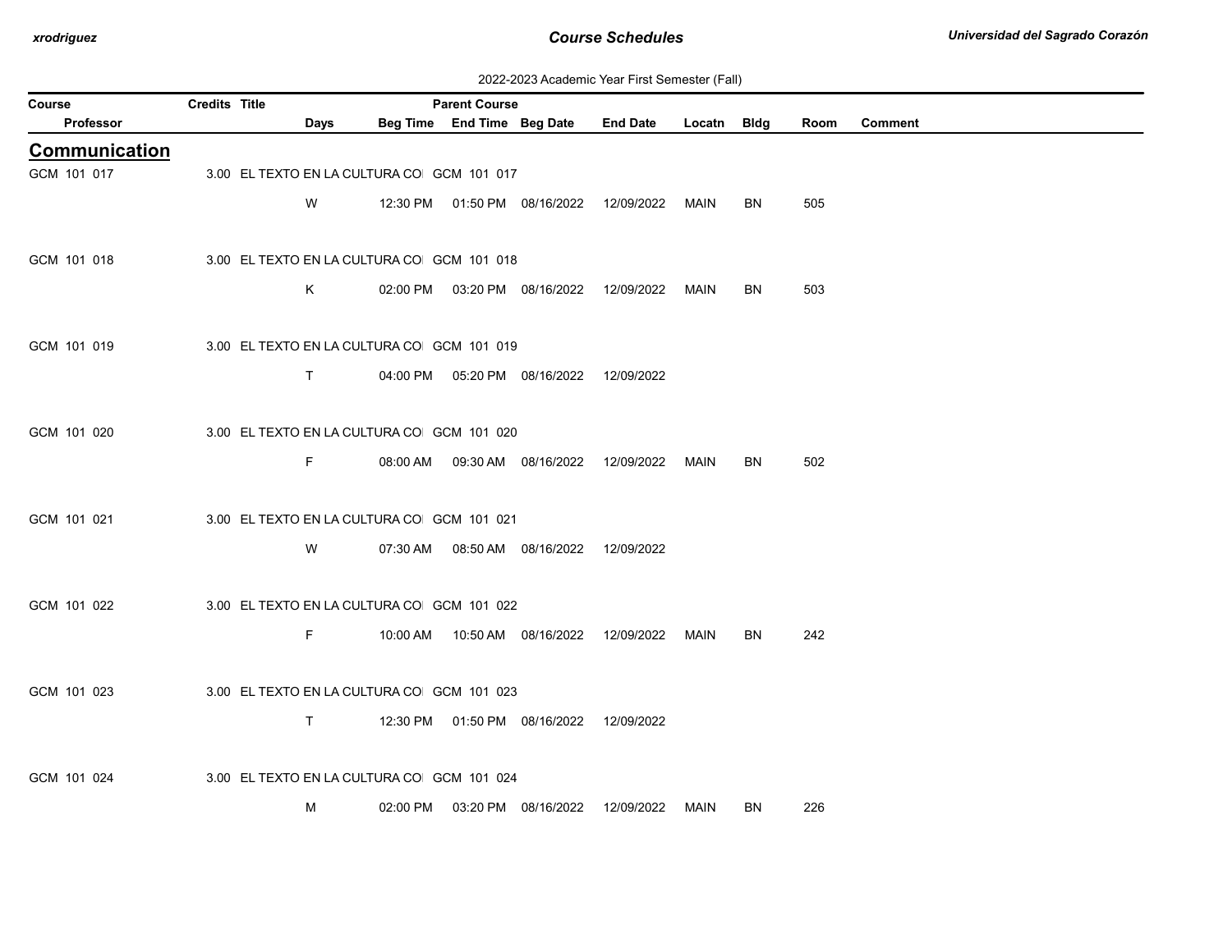2022-2023 Academic Year First Semester (Fall)

| Course | Credits | Title | Parent Course | | | | | | | |
|---|---|---|---|---|---|---|---|---|---|---|
| Professor | Days | Beg Time | End Time | Beg Date | End Date | Locatn | Bldg | Room | Comment | |

## Communication

| Course / Professor | Credits | Title / Days | Beg Time | End Time | Beg Date | End Date | Locatn | Bldg | Room | Comment |
|---|---|---|---|---|---|---|---|---|---|---|
| GCM 101 017 | 3.00 | EL TEXTO EN LA CULTURA CO | GCM 101 017 | | | | | | | |
| | | W | 12:30 PM | 01:50 PM | 08/16/2022 | 12/09/2022 | MAIN | BN | 505 | |
| GCM 101 018 | 3.00 | EL TEXTO EN LA CULTURA CO | GCM 101 018 | | | | | | | |
| | | K | 02:00 PM | 03:20 PM | 08/16/2022 | 12/09/2022 | MAIN | BN | 503 | |
| GCM 101 019 | 3.00 | EL TEXTO EN LA CULTURA CO | GCM 101 019 | | | | | | | |
| | | T | 04:00 PM | 05:20 PM | 08/16/2022 | 12/09/2022 | | | | |
| GCM 101 020 | 3.00 | EL TEXTO EN LA CULTURA CO | GCM 101 020 | | | | | | | |
| | | F | 08:00 AM | 09:30 AM | 08/16/2022 | 12/09/2022 | MAIN | BN | 502 | |
| GCM 101 021 | 3.00 | EL TEXTO EN LA CULTURA CO | GCM 101 021 | | | | | | | |
| | | W | 07:30 AM | 08:50 AM | 08/16/2022 | 12/09/2022 | | | | |
| GCM 101 022 | 3.00 | EL TEXTO EN LA CULTURA CO | GCM 101 022 | | | | | | | |
| | | F | 10:00 AM | 10:50 AM | 08/16/2022 | 12/09/2022 | MAIN | BN | 242 | |
| GCM 101 023 | 3.00 | EL TEXTO EN LA CULTURA CO | GCM 101 023 | | | | | | | |
| | | T | 12:30 PM | 01:50 PM | 08/16/2022 | 12/09/2022 | | | | |
| GCM 101 024 | 3.00 | EL TEXTO EN LA CULTURA CO | GCM 101 024 | | | | | | | |
| | | M | 02:00 PM | 03:20 PM | 08/16/2022 | 12/09/2022 | MAIN | BN | 226 | |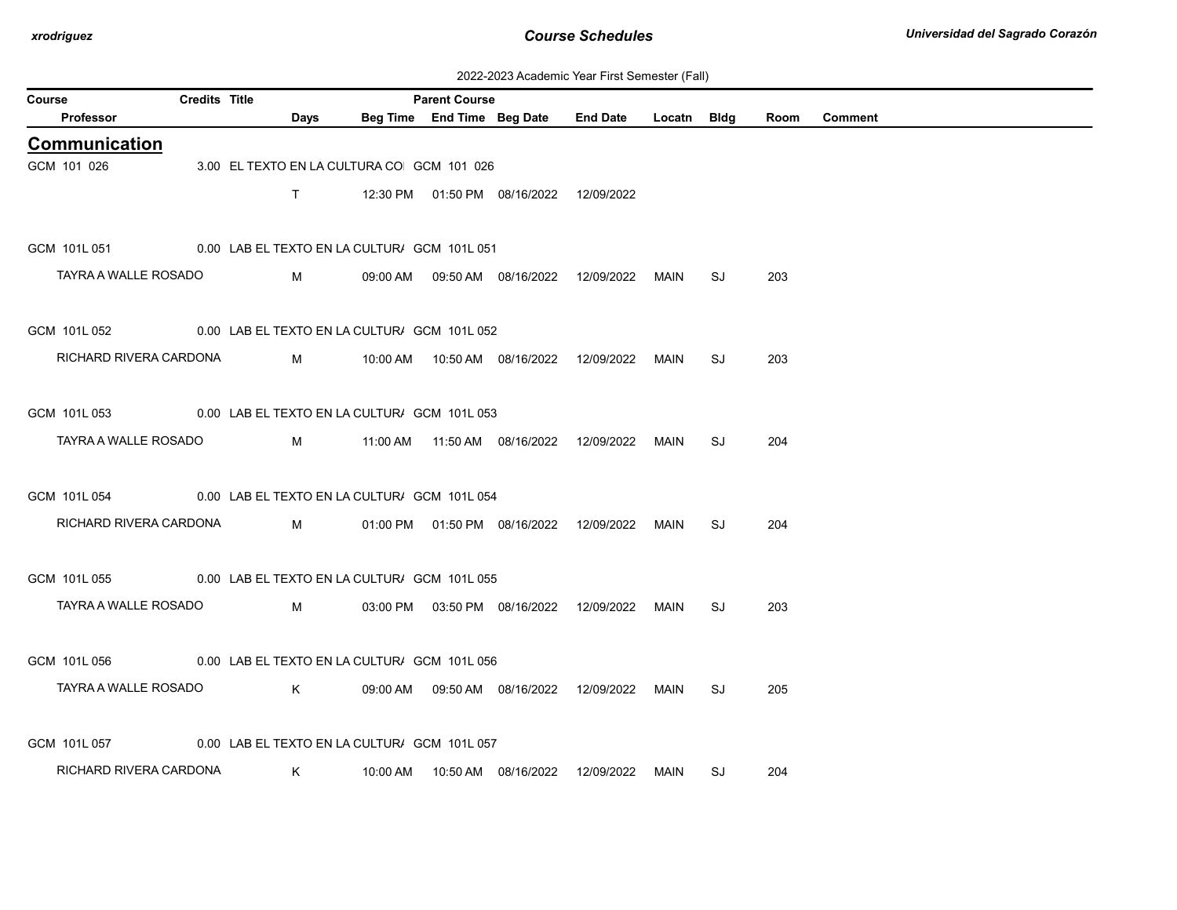2022-2023 Academic Year First Semester (Fall)

| Course | Credits | Title | Parent Course | | | | | | | |
|---|---|---|---|---|---|---|---|---|---|---|
| Professor | Days | Beg Time | End Time | Beg Date | End Date | Locatn | Bldg | Room | Comment | |

## Communication

| Course / Professor | Credits | Title | Parent Course | Days | Beg Time | End Time | Beg Date | End Date | Locatn | Bldg | Room | Comment |
|---|---|---|---|---|---|---|---|---|---|---|---|---|
| GCM 101 026 | 3.00 | EL TEXTO EN LA CULTURA CO | GCM 101 026 | | | | | | | | | |
| | | | | T | 12:30 PM | 01:50 PM | 08/16/2022 | 12/09/2022 | | | | |
| GCM 101L 051 | 0.00 | LAB EL TEXTO EN LA CULTUR/ | GCM 101L 051 | | | | | | | | | |
| TAYRA A WALLE ROSADO | | | | M | 09:00 AM | 09:50 AM | 08/16/2022 | 12/09/2022 | MAIN | SJ | 203 | |
| GCM 101L 052 | 0.00 | LAB EL TEXTO EN LA CULTUR/ | GCM 101L 052 | | | | | | | | | |
| RICHARD RIVERA CARDONA | | | | M | 10:00 AM | 10:50 AM | 08/16/2022 | 12/09/2022 | MAIN | SJ | 203 | |
| GCM 101L 053 | 0.00 | LAB EL TEXTO EN LA CULTUR/ | GCM 101L 053 | | | | | | | | | |
| TAYRA A WALLE ROSADO | | | | M | 11:00 AM | 11:50 AM | 08/16/2022 | 12/09/2022 | MAIN | SJ | 204 | |
| GCM 101L 054 | 0.00 | LAB EL TEXTO EN LA CULTUR/ | GCM 101L 054 | | | | | | | | | |
| RICHARD RIVERA CARDONA | | | | M | 01:00 PM | 01:50 PM | 08/16/2022 | 12/09/2022 | MAIN | SJ | 204 | |
| GCM 101L 055 | 0.00 | LAB EL TEXTO EN LA CULTUR/ | GCM 101L 055 | | | | | | | | | |
| TAYRA A WALLE ROSADO | | | | M | 03:00 PM | 03:50 PM | 08/16/2022 | 12/09/2022 | MAIN | SJ | 203 | |
| GCM 101L 056 | 0.00 | LAB EL TEXTO EN LA CULTUR/ | GCM 101L 056 | | | | | | | | | |
| TAYRA A WALLE ROSADO | | | | K | 09:00 AM | 09:50 AM | 08/16/2022 | 12/09/2022 | MAIN | SJ | 205 | |
| GCM 101L 057 | 0.00 | LAB EL TEXTO EN LA CULTUR/ | GCM 101L 057 | | | | | | | | | |
| RICHARD RIVERA CARDONA | | | | K | 10:00 AM | 10:50 AM | 08/16/2022 | 12/09/2022 | MAIN | SJ | 204 | |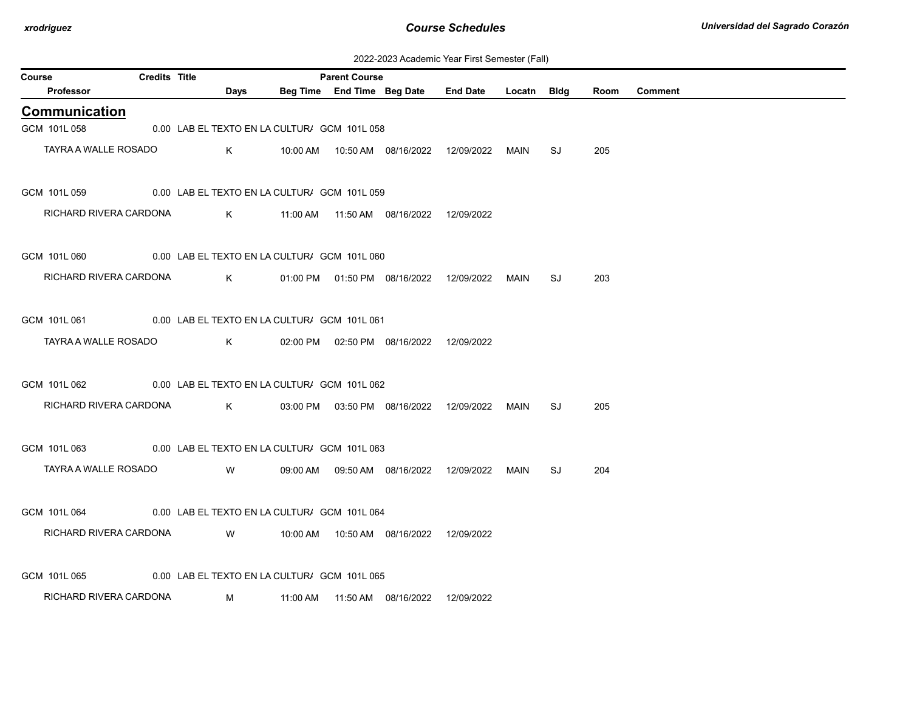2022-2023 Academic Year First Semester (Fall)

| Course | Credits | Title | | Parent Course | | | | | | | |
|---|---|---|---|---|---|---|---|---|---|---|---|
| Professor | | | Days | Beg Time | End Time | Beg Date | End Date | Locatn | Bldg | Room | Comment |

## Communication

| Course / Professor | Credits | Title | Days | Beg Time | End Time | Beg Date | End Date | Locatn | Bldg | Room | Comment |
|---|---|---|---|---|---|---|---|---|---|---|---|
| GCM 101L 058 | 0.00 | LAB EL TEXTO EN LA CULTUR/ GCM 101L 058 | | | | | | | | | |
| TAYRA A WALLE ROSADO | | | K | 10:00 AM | 10:50 AM | 08/16/2022 | 12/09/2022 | MAIN | SJ | 205 | |
| GCM 101L 059 | 0.00 | LAB EL TEXTO EN LA CULTUR/ GCM 101L 059 | | | | | | | | | |
| RICHARD RIVERA CARDONA | | | K | 11:00 AM | 11:50 AM | 08/16/2022 | 12/09/2022 | | | | |
| GCM 101L 060 | 0.00 | LAB EL TEXTO EN LA CULTUR/ GCM 101L 060 | | | | | | | | | |
| RICHARD RIVERA CARDONA | | | K | 01:00 PM | 01:50 PM | 08/16/2022 | 12/09/2022 | MAIN | SJ | 203 | |
| GCM 101L 061 | 0.00 | LAB EL TEXTO EN LA CULTUR/ GCM 101L 061 | | | | | | | | | |
| TAYRA A WALLE ROSADO | | | K | 02:00 PM | 02:50 PM | 08/16/2022 | 12/09/2022 | | | | |
| GCM 101L 062 | 0.00 | LAB EL TEXTO EN LA CULTUR/ GCM 101L 062 | | | | | | | | | |
| RICHARD RIVERA CARDONA | | | K | 03:00 PM | 03:50 PM | 08/16/2022 | 12/09/2022 | MAIN | SJ | 205 | |
| GCM 101L 063 | 0.00 | LAB EL TEXTO EN LA CULTUR/ GCM 101L 063 | | | | | | | | | |
| TAYRA A WALLE ROSADO | | | W | 09:00 AM | 09:50 AM | 08/16/2022 | 12/09/2022 | MAIN | SJ | 204 | |
| GCM 101L 064 | 0.00 | LAB EL TEXTO EN LA CULTUR/ GCM 101L 064 | | | | | | | | | |
| RICHARD RIVERA CARDONA | | | W | 10:00 AM | 10:50 AM | 08/16/2022 | 12/09/2022 | | | | |
| GCM 101L 065 | 0.00 | LAB EL TEXTO EN LA CULTUR/ GCM 101L 065 | | | | | | | | | |
| RICHARD RIVERA CARDONA | | | M | 11:00 AM | 11:50 AM | 08/16/2022 | 12/09/2022 | | | | |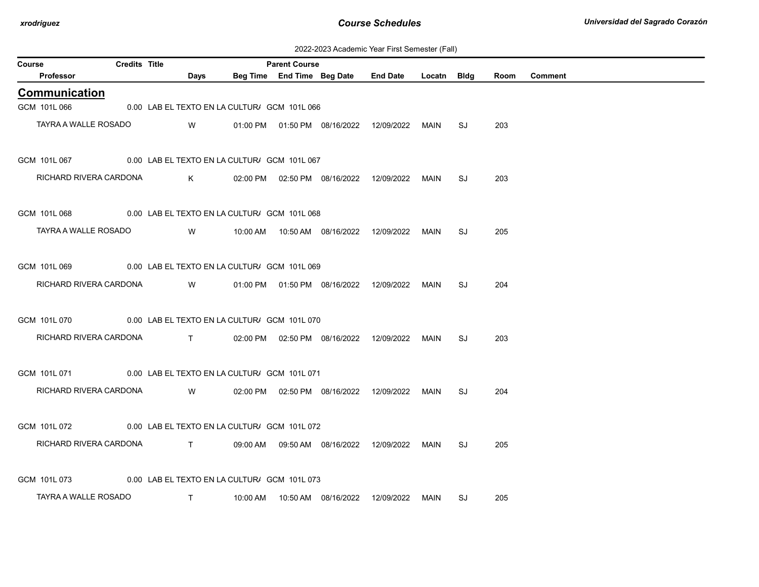2022-2023 Academic Year First Semester (Fall)

| Course | Credits | Title | Parent Course | | | | | | | |
|---|---|---|---|---|---|---|---|---|---|---|
| Professor | Days | Beg Time | End Time | Beg Date | End Date | Locatn | Bldg | Room | Comment | |

## Communication

| Course / Professor | Credits | Title / Days | Parent Course / Beg Time | End Time | Beg Date | End Date | Locatn | Bldg | Room | Comment |
|---|---|---|---|---|---|---|---|---|---|---|
| GCM 101L 066 | 0.00 | LAB EL TEXTO EN LA CULTUR/ | GCM 101L 066 | | | | | | | |
| TAYRA A WALLE ROSADO | | W | 01:00 PM | 01:50 PM | 08/16/2022 | 12/09/2022 | MAIN | SJ | 203 | |
| GCM 101L 067 | 0.00 | LAB EL TEXTO EN LA CULTUR/ | GCM 101L 067 | | | | | | | |
| RICHARD RIVERA CARDONA | | K | 02:00 PM | 02:50 PM | 08/16/2022 | 12/09/2022 | MAIN | SJ | 203 | |
| GCM 101L 068 | 0.00 | LAB EL TEXTO EN LA CULTUR/ | GCM 101L 068 | | | | | | | |
| TAYRA A WALLE ROSADO | | W | 10:00 AM | 10:50 AM | 08/16/2022 | 12/09/2022 | MAIN | SJ | 205 | |
| GCM 101L 069 | 0.00 | LAB EL TEXTO EN LA CULTUR/ | GCM 101L 069 | | | | | | | |
| RICHARD RIVERA CARDONA | | W | 01:00 PM | 01:50 PM | 08/16/2022 | 12/09/2022 | MAIN | SJ | 204 | |
| GCM 101L 070 | 0.00 | LAB EL TEXTO EN LA CULTUR/ | GCM 101L 070 | | | | | | | |
| RICHARD RIVERA CARDONA | | T | 02:00 PM | 02:50 PM | 08/16/2022 | 12/09/2022 | MAIN | SJ | 203 | |
| GCM 101L 071 | 0.00 | LAB EL TEXTO EN LA CULTUR/ | GCM 101L 071 | | | | | | | |
| RICHARD RIVERA CARDONA | | W | 02:00 PM | 02:50 PM | 08/16/2022 | 12/09/2022 | MAIN | SJ | 204 | |
| GCM 101L 072 | 0.00 | LAB EL TEXTO EN LA CULTUR/ | GCM 101L 072 | | | | | | | |
| RICHARD RIVERA CARDONA | | T | 09:00 AM | 09:50 AM | 08/16/2022 | 12/09/2022 | MAIN | SJ | 205 | |
| GCM 101L 073 | 0.00 | LAB EL TEXTO EN LA CULTUR/ | GCM 101L 073 | | | | | | | |
| TAYRA A WALLE ROSADO | | T | 10:00 AM | 10:50 AM | 08/16/2022 | 12/09/2022 | MAIN | SJ | 205 | |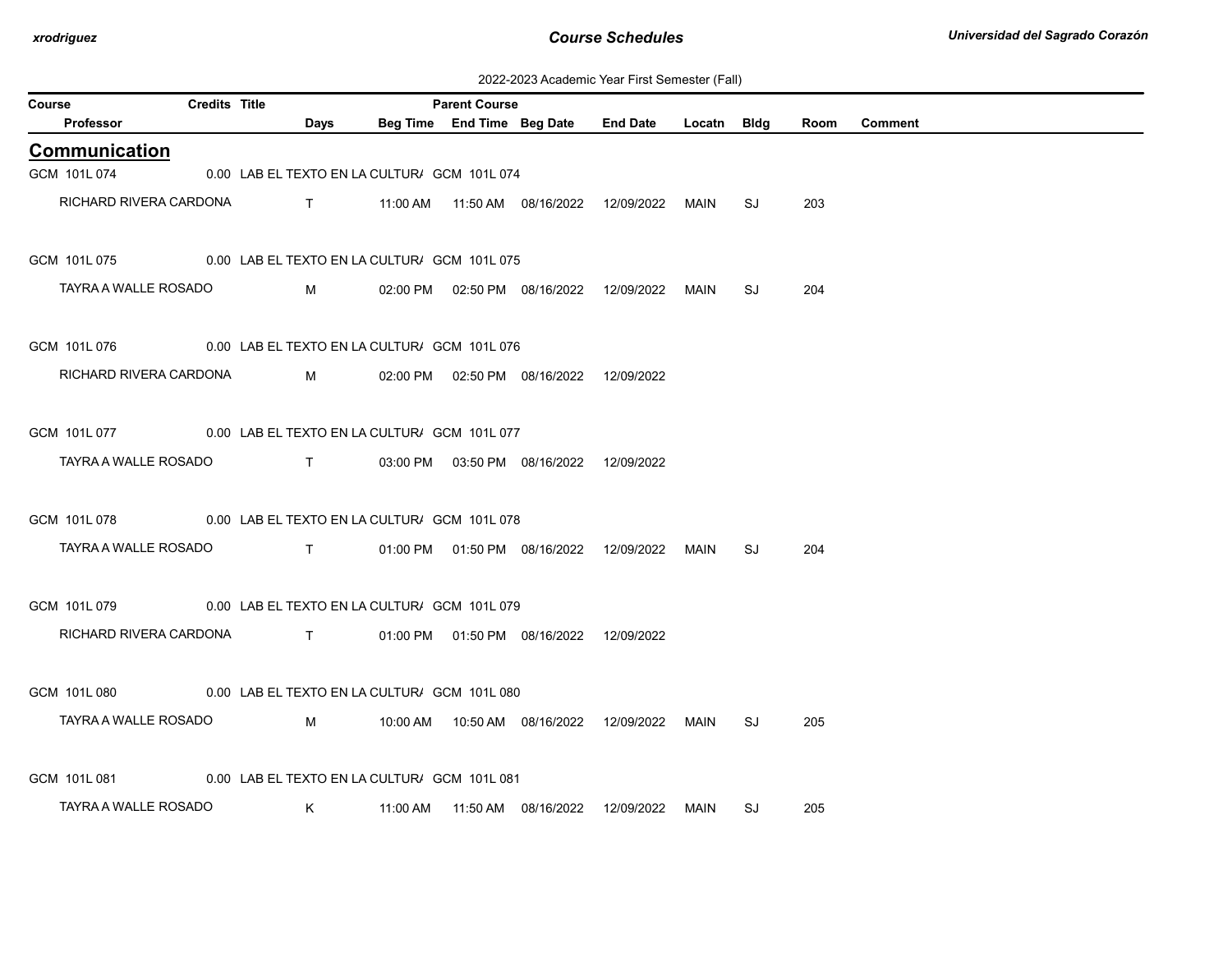2022-2023 Academic Year First Semester (Fall)

| Course | Credits | Title | Parent Course | | | | | | | |
|---|---|---|---|---|---|---|---|---|---|---|
| Professor | | Days | Beg Time | End Time | Beg Date | End Date | Locatn | Bldg | Room | Comment |

## Communication

| Course / Professor | Credits | Title / Days | Beg Time | End Time | Beg Date | End Date | Locatn | Bldg | Room | Comment |
|---|---|---|---|---|---|---|---|---|---|---|
| GCM 101L 074 | 0.00 | LAB EL TEXTO EN LA CULTUR/ GCM 101L 074 | | | | | | | | |
| RICHARD RIVERA CARDONA | | T | 11:00 AM | 11:50 AM | 08/16/2022 | 12/09/2022 | MAIN | SJ | 203 | |
| GCM 101L 075 | 0.00 | LAB EL TEXTO EN LA CULTUR/ GCM 101L 075 | | | | | | | | |
| TAYRA A WALLE ROSADO | | M | 02:00 PM | 02:50 PM | 08/16/2022 | 12/09/2022 | MAIN | SJ | 204 | |
| GCM 101L 076 | 0.00 | LAB EL TEXTO EN LA CULTUR/ GCM 101L 076 | | | | | | | | |
| RICHARD RIVERA CARDONA | | M | 02:00 PM | 02:50 PM | 08/16/2022 | 12/09/2022 | | | | |
| GCM 101L 077 | 0.00 | LAB EL TEXTO EN LA CULTUR/ GCM 101L 077 | | | | | | | | |
| TAYRA A WALLE ROSADO | | T | 03:00 PM | 03:50 PM | 08/16/2022 | 12/09/2022 | | | | |
| GCM 101L 078 | 0.00 | LAB EL TEXTO EN LA CULTUR/ GCM 101L 078 | | | | | | | | |
| TAYRA A WALLE ROSADO | | T | 01:00 PM | 01:50 PM | 08/16/2022 | 12/09/2022 | MAIN | SJ | 204 | |
| GCM 101L 079 | 0.00 | LAB EL TEXTO EN LA CULTUR/ GCM 101L 079 | | | | | | | | |
| RICHARD RIVERA CARDONA | | T | 01:00 PM | 01:50 PM | 08/16/2022 | 12/09/2022 | | | | |
| GCM 101L 080 | 0.00 | LAB EL TEXTO EN LA CULTUR/ GCM 101L 080 | | | | | | | | |
| TAYRA A WALLE ROSADO | | M | 10:00 AM | 10:50 AM | 08/16/2022 | 12/09/2022 | MAIN | SJ | 205 | |
| GCM 101L 081 | 0.00 | LAB EL TEXTO EN LA CULTUR/ GCM 101L 081 | | | | | | | | |
| TAYRA A WALLE ROSADO | | K | 11:00 AM | 11:50 AM | 08/16/2022 | 12/09/2022 | MAIN | SJ | 205 | |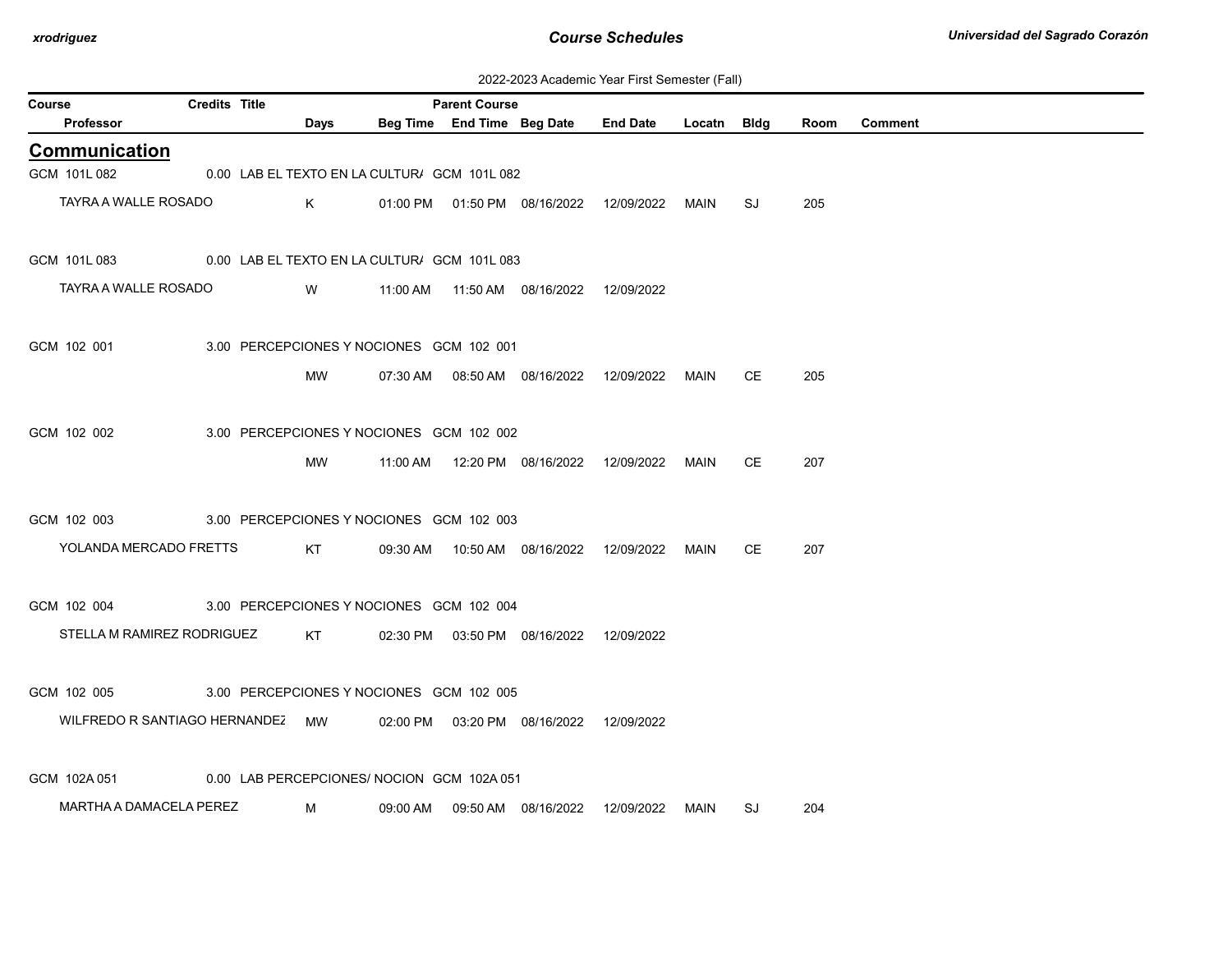2022-2023 Academic Year First Semester (Fall)

| Course | Credits | Title | Parent Course | | | | | | | |
|---|---|---|---|---|---|---|---|---|---|---|
| Professor | | Days | Beg Time | End Time | Beg Date | End Date | Locatn | Bldg | Room | Comment |

## Communication

| Course / Professor | Credits | Title / Days | Beg Time | End Time | Beg Date | End Date | Locatn | Bldg | Room | Comment |
|---|---|---|---|---|---|---|---|---|---|---|
| GCM 101L 082 | 0.00 | LAB EL TEXTO EN LA CULTUR/ GCM 101L 082 | | | | | | | | |
| TAYRA A WALLE ROSADO | | K | 01:00 PM | 01:50 PM | 08/16/2022 | 12/09/2022 | MAIN | SJ | 205 | |
| GCM 101L 083 | 0.00 | LAB EL TEXTO EN LA CULTUR/ GCM 101L 083 | | | | | | | | |
| TAYRA A WALLE ROSADO | | W | 11:00 AM | 11:50 AM | 08/16/2022 | 12/09/2022 | | | | |
| GCM 102 001 | 3.00 | PERCEPCIONES Y NOCIONES GCM 102 001 | | | | | | | | |
| | | MW | 07:30 AM | 08:50 AM | 08/16/2022 | 12/09/2022 | MAIN | CE | 205 | |
| GCM 102 002 | 3.00 | PERCEPCIONES Y NOCIONES GCM 102 002 | | | | | | | | |
| | | MW | 11:00 AM | 12:20 PM | 08/16/2022 | 12/09/2022 | MAIN | CE | 207 | |
| GCM 102 003 | 3.00 | PERCEPCIONES Y NOCIONES GCM 102 003 | | | | | | | | |
| YOLANDA MERCADO FRETTS | | KT | 09:30 AM | 10:50 AM | 08/16/2022 | 12/09/2022 | MAIN | CE | 207 | |
| GCM 102 004 | 3.00 | PERCEPCIONES Y NOCIONES GCM 102 004 | | | | | | | | |
| STELLA M RAMIREZ RODRIGUEZ | | KT | 02:30 PM | 03:50 PM | 08/16/2022 | 12/09/2022 | | | | |
| GCM 102 005 | 3.00 | PERCEPCIONES Y NOCIONES GCM 102 005 | | | | | | | | |
| WILFREDO R SANTIAGO HERNANDEZ | | MW | 02:00 PM | 03:20 PM | 08/16/2022 | 12/09/2022 | | | | |
| GCM 102A 051 | 0.00 | LAB PERCEPCIONES/ NOCION GCM 102A 051 | | | | | | | | |
| MARTHA A DAMACELA PEREZ | | M | 09:00 AM | 09:50 AM | 08/16/2022 | 12/09/2022 | MAIN | SJ | 204 | |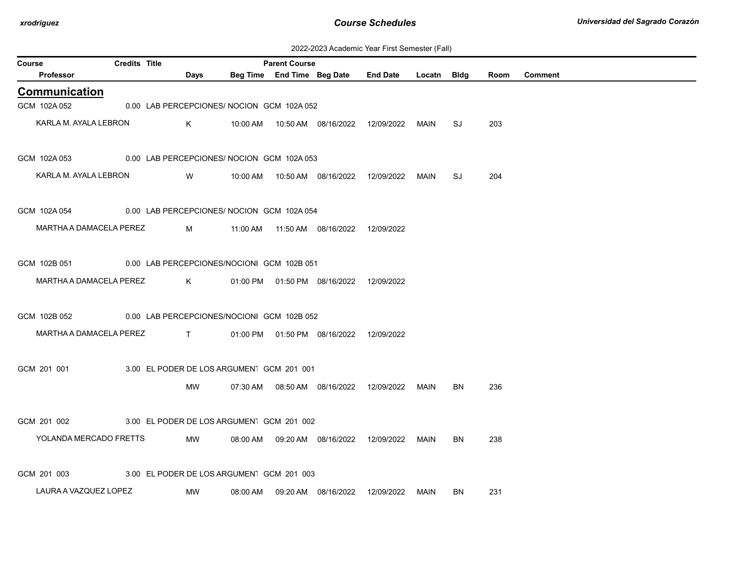2022-2023 Academic Year First Semester (Fall)

| Course | Credits | Title | Parent Course | | | | | | | |
|---|---|---|---|---|---|---|---|---|---|---|
| Professor | Days | Beg Time | End Time | Beg Date | End Date | Locatn | Bldg | Room | Comment | |

## Communication

| Course / Professor | Credits | Title / Days | Beg Time | End Time | Beg Date | End Date | Locatn | Bldg | Room | Comment |
|---|---|---|---|---|---|---|---|---|---|---|
| GCM 102A 052 | 0.00 | LAB PERCEPCIONES/ NOCION GCM 102A 052 | | | | | | | | |
| KARLA M. AYALA LEBRON | | K | 10:00 AM | 10:50 AM | 08/16/2022 | 12/09/2022 | MAIN | SJ | 203 | |
| GCM 102A 053 | 0.00 | LAB PERCEPCIONES/ NOCION GCM 102A 053 | | | | | | | | |
| KARLA M. AYALA LEBRON | | W | 10:00 AM | 10:50 AM | 08/16/2022 | 12/09/2022 | MAIN | SJ | 204 | |
| GCM 102A 054 | 0.00 | LAB PERCEPCIONES/ NOCION GCM 102A 054 | | | | | | | | |
| MARTHA A DAMACELA PEREZ | | M | 11:00 AM | 11:50 AM | 08/16/2022 | 12/09/2022 | | | | |
| GCM 102B 051 | 0.00 | LAB PERCEPCIONES/NOCIONI GCM 102B 051 | | | | | | | | |
| MARTHA A DAMACELA PEREZ | | K | 01:00 PM | 01:50 PM | 08/16/2022 | 12/09/2022 | | | | |
| GCM 102B 052 | 0.00 | LAB PERCEPCIONES/NOCIONI GCM 102B 052 | | | | | | | | |
| MARTHA A DAMACELA PEREZ | | T | 01:00 PM | 01:50 PM | 08/16/2022 | 12/09/2022 | | | | |
| GCM 201 001 | 3.00 | EL PODER DE LOS ARGUMENT GCM 201 001 | | | | | | | | |
| | | MW | 07:30 AM | 08:50 AM | 08/16/2022 | 12/09/2022 | MAIN | BN | 236 | |
| GCM 201 002 | 3.00 | EL PODER DE LOS ARGUMENT GCM 201 002 | | | | | | | | |
| YOLANDA MERCADO FRETTS | | MW | 08:00 AM | 09:20 AM | 08/16/2022 | 12/09/2022 | MAIN | BN | 238 | |
| GCM 201 003 | 3.00 | EL PODER DE LOS ARGUMENT GCM 201 003 | | | | | | | | |
| LAURA A VAZQUEZ LOPEZ | | MW | 08:00 AM | 09:20 AM | 08/16/2022 | 12/09/2022 | MAIN | BN | 231 | |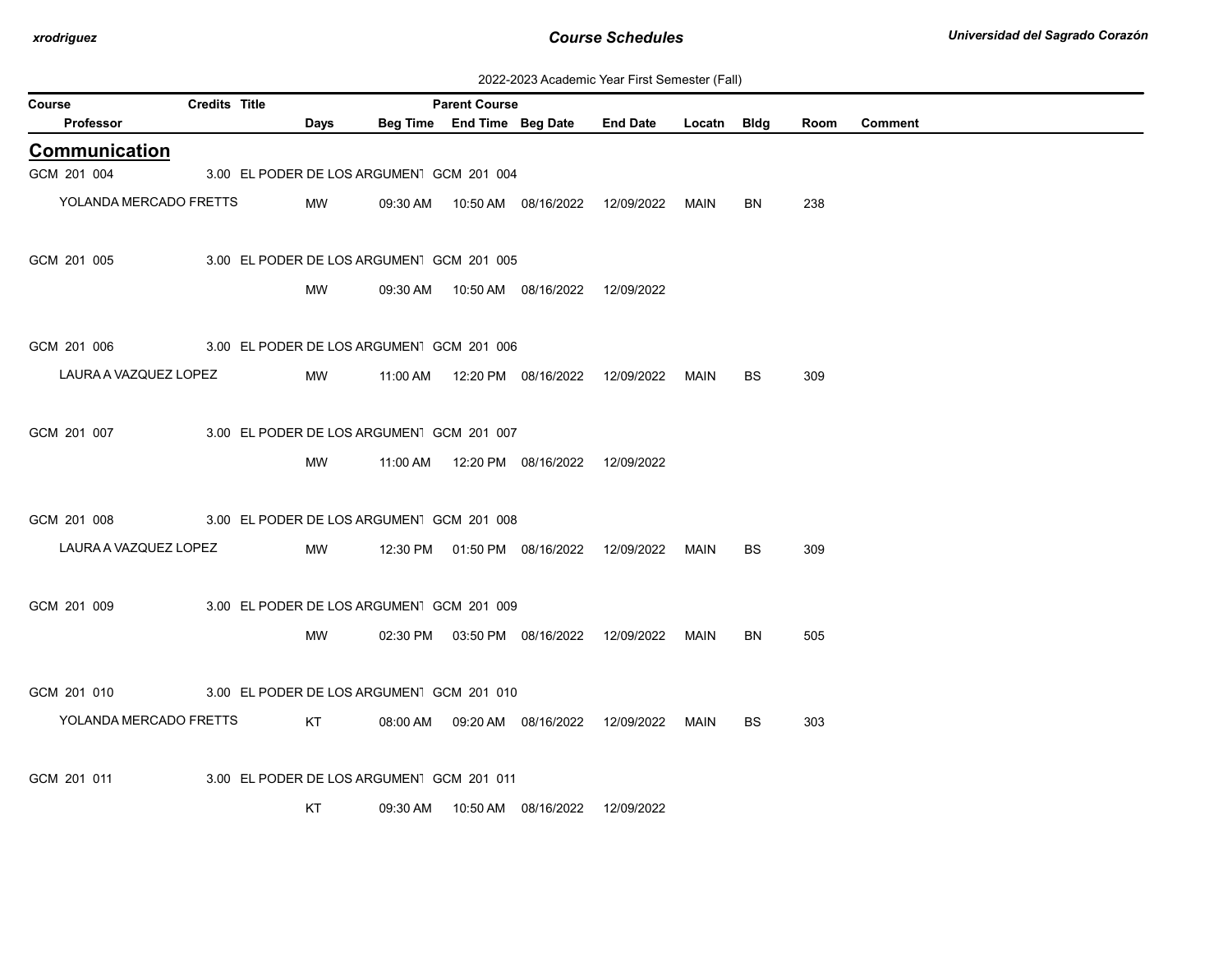2022-2023 Academic Year First Semester (Fall)

| Course | Credits | Title | Parent Course | | | | | | | |
|---|---|---|---|---|---|---|---|---|---|---|
| Professor | Days | Beg Time | End Time | Beg Date | End Date | Locatn | Bldg | Room | Comment | |

## Communication

| Course / Professor | Credits | Title | Parent Course | Days | Beg Time | End Time | Beg Date | End Date | Locatn | Bldg | Room | Comment |
|---|---|---|---|---|---|---|---|---|---|---|---|---|
| GCM 201 004 | 3.00 | EL PODER DE LOS ARGUMENT | GCM 201 004 | | | | | | | | | |
| YOLANDA MERCADO FRETTS | | | | MW | 09:30 AM | 10:50 AM | 08/16/2022 | 12/09/2022 | MAIN | BN | 238 | |
| GCM 201 005 | 3.00 | EL PODER DE LOS ARGUMENT | GCM 201 005 | | | | | | | | | |
| | | | | MW | 09:30 AM | 10:50 AM | 08/16/2022 | 12/09/2022 | | | | |
| GCM 201 006 | 3.00 | EL PODER DE LOS ARGUMENT | GCM 201 006 | | | | | | | | | |
| LAURA A VAZQUEZ LOPEZ | | | | MW | 11:00 AM | 12:20 PM | 08/16/2022 | 12/09/2022 | MAIN | BS | 309 | |
| GCM 201 007 | 3.00 | EL PODER DE LOS ARGUMENT | GCM 201 007 | | | | | | | | | |
| | | | | MW | 11:00 AM | 12:20 PM | 08/16/2022 | 12/09/2022 | | | | |
| GCM 201 008 | 3.00 | EL PODER DE LOS ARGUMENT | GCM 201 008 | | | | | | | | | |
| LAURA A VAZQUEZ LOPEZ | | | | MW | 12:30 PM | 01:50 PM | 08/16/2022 | 12/09/2022 | MAIN | BS | 309 | |
| GCM 201 009 | 3.00 | EL PODER DE LOS ARGUMENT | GCM 201 009 | | | | | | | | | |
| | | | | MW | 02:30 PM | 03:50 PM | 08/16/2022 | 12/09/2022 | MAIN | BN | 505 | |
| GCM 201 010 | 3.00 | EL PODER DE LOS ARGUMENT | GCM 201 010 | | | | | | | | | |
| YOLANDA MERCADO FRETTS | | | | KT | 08:00 AM | 09:20 AM | 08/16/2022 | 12/09/2022 | MAIN | BS | 303 | |
| GCM 201 011 | 3.00 | EL PODER DE LOS ARGUMENT | GCM 201 011 | | | | | | | | | |
| | | | | KT | 09:30 AM | 10:50 AM | 08/16/2022 | 12/09/2022 | | | | |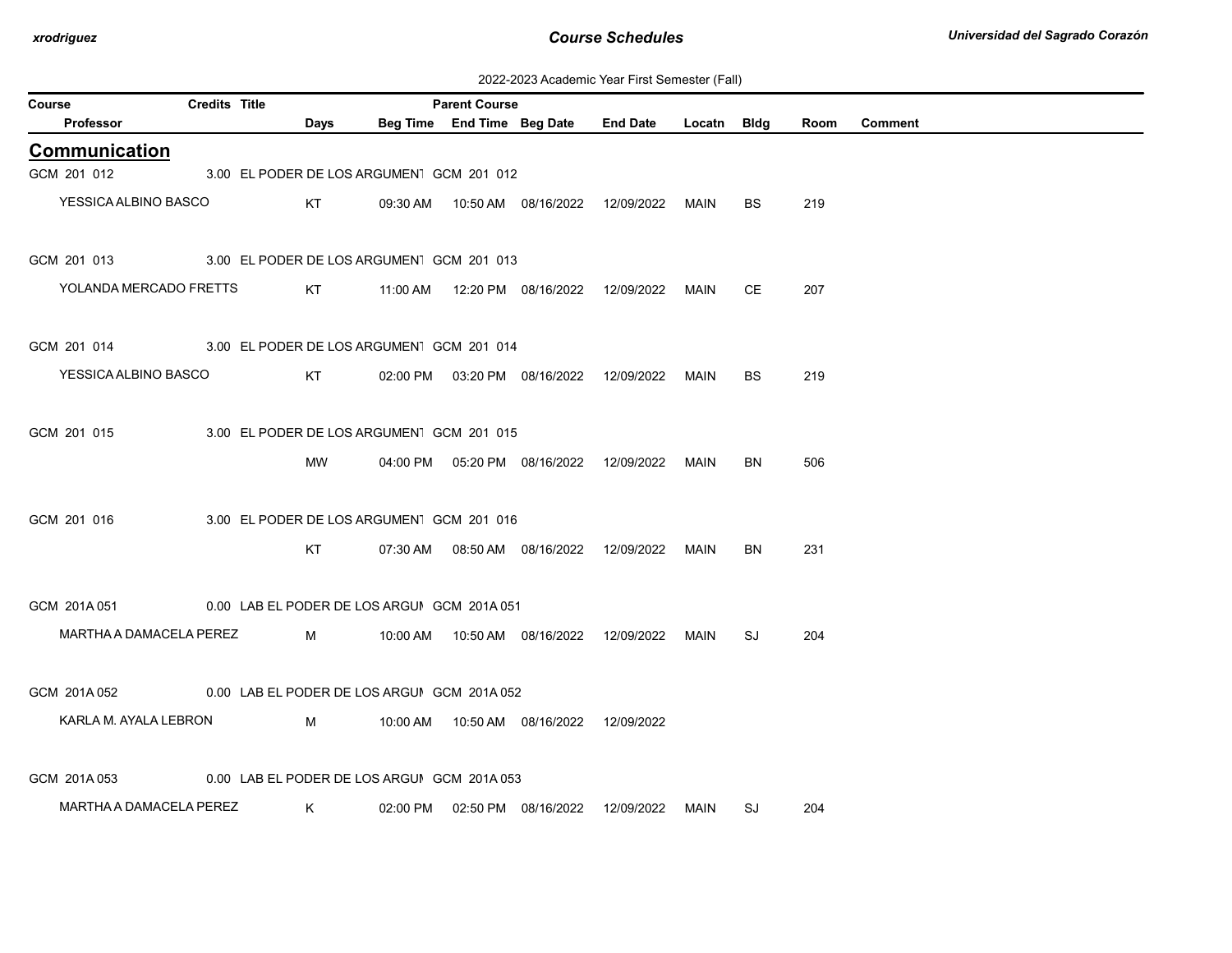2022-2023 Academic Year First Semester (Fall)

## Communication

| Course / Professor | Credits | Title | Days | Beg Time | End Time | Parent Course / Beg Date | End Date | Locatn | Bldg | Room | Comment |
|---|---|---|---|---|---|---|---|---|---|---|---|
| GCM 201 012 | 3.00 | EL PODER DE LOS ARGUMENT | | | | GCM 201 012 | | | | | |
| YESSICA ALBINO BASCO | | | KT | 09:30 AM | 10:50 AM | 08/16/2022 | 12/09/2022 | MAIN | BS | 219 | |
| GCM 201 013 | 3.00 | EL PODER DE LOS ARGUMENT | | | | GCM 201 013 | | | | | |
| YOLANDA MERCADO FRETTS | | | KT | 11:00 AM | 12:20 PM | 08/16/2022 | 12/09/2022 | MAIN | CE | 207 | |
| GCM 201 014 | 3.00 | EL PODER DE LOS ARGUMENT | | | | GCM 201 014 | | | | | |
| YESSICA ALBINO BASCO | | | KT | 02:00 PM | 03:20 PM | 08/16/2022 | 12/09/2022 | MAIN | BS | 219 | |
| GCM 201 015 | 3.00 | EL PODER DE LOS ARGUMENT | | | | GCM 201 015 | | | | | |
| | | | MW | 04:00 PM | 05:20 PM | 08/16/2022 | 12/09/2022 | MAIN | BN | 506 | |
| GCM 201 016 | 3.00 | EL PODER DE LOS ARGUMENT | | | | GCM 201 016 | | | | | |
| | | | KT | 07:30 AM | 08:50 AM | 08/16/2022 | 12/09/2022 | MAIN | BN | 231 | |
| GCM 201A 051 | 0.00 | LAB EL PODER DE LOS ARGUI | | | | GCM 201A 051 | | | | | |
| MARTHA A DAMACELA PEREZ | | | M | 10:00 AM | 10:50 AM | 08/16/2022 | 12/09/2022 | MAIN | SJ | 204 | |
| GCM 201A 052 | 0.00 | LAB EL PODER DE LOS ARGUI | | | | GCM 201A 052 | | | | | |
| KARLA M. AYALA LEBRON | | | M | 10:00 AM | 10:50 AM | 08/16/2022 | 12/09/2022 | | | | |
| GCM 201A 053 | 0.00 | LAB EL PODER DE LOS ARGUI | | | | GCM 201A 053 | | | | | |
| MARTHA A DAMACELA PEREZ | | | K | 02:00 PM | 02:50 PM | 08/16/2022 | 12/09/2022 | MAIN | SJ | 204 | |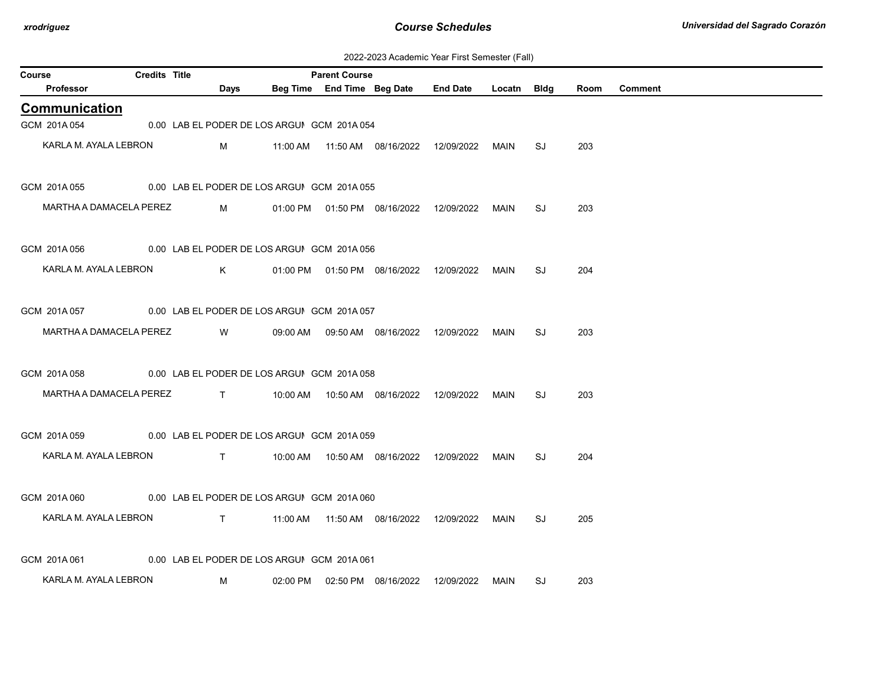2022-2023 Academic Year First Semester (Fall)

| Course | Credits | Title | Parent Course | | | | | | | |
|---|---|---|---|---|---|---|---|---|---|---|
| Professor | Days | Beg Time | End Time | Beg Date | End Date | Locatn | Bldg | Room | Comment | |

## Communication

| Course / Professor | Credits | Title | Parent Course / Days | Beg Time | End Time | Beg Date | End Date | Locatn | Bldg | Room | Comment |
|---|---|---|---|---|---|---|---|---|---|---|---|
| GCM 201A 054 | 0.00 | LAB EL PODER DE LOS ARGUI | GCM 201A 054 | | | | | | | | |
| KARLA M. AYALA LEBRON | | | M | 11:00 AM | 11:50 AM | 08/16/2022 | 12/09/2022 | MAIN | SJ | 203 | |
| GCM 201A 055 | 0.00 | LAB EL PODER DE LOS ARGUI | GCM 201A 055 | | | | | | | | |
| MARTHA A DAMACELA PEREZ | | | M | 01:00 PM | 01:50 PM | 08/16/2022 | 12/09/2022 | MAIN | SJ | 203 | |
| GCM 201A 056 | 0.00 | LAB EL PODER DE LOS ARGUI | GCM 201A 056 | | | | | | | | |
| KARLA M. AYALA LEBRON | | | K | 01:00 PM | 01:50 PM | 08/16/2022 | 12/09/2022 | MAIN | SJ | 204 | |
| GCM 201A 057 | 0.00 | LAB EL PODER DE LOS ARGUI | GCM 201A 057 | | | | | | | | |
| MARTHA A DAMACELA PEREZ | | | W | 09:00 AM | 09:50 AM | 08/16/2022 | 12/09/2022 | MAIN | SJ | 203 | |
| GCM 201A 058 | 0.00 | LAB EL PODER DE LOS ARGUI | GCM 201A 058 | | | | | | | | |
| MARTHA A DAMACELA PEREZ | | | T | 10:00 AM | 10:50 AM | 08/16/2022 | 12/09/2022 | MAIN | SJ | 203 | |
| GCM 201A 059 | 0.00 | LAB EL PODER DE LOS ARGUI | GCM 201A 059 | | | | | | | | |
| KARLA M. AYALA LEBRON | | | T | 10:00 AM | 10:50 AM | 08/16/2022 | 12/09/2022 | MAIN | SJ | 204 | |
| GCM 201A 060 | 0.00 | LAB EL PODER DE LOS ARGUI | GCM 201A 060 | | | | | | | | |
| KARLA M. AYALA LEBRON | | | T | 11:00 AM | 11:50 AM | 08/16/2022 | 12/09/2022 | MAIN | SJ | 205 | |
| GCM 201A 061 | 0.00 | LAB EL PODER DE LOS ARGUI | GCM 201A 061 | | | | | | | | |
| KARLA M. AYALA LEBRON | | | M | 02:00 PM | 02:50 PM | 08/16/2022 | 12/09/2022 | MAIN | SJ | 203 | |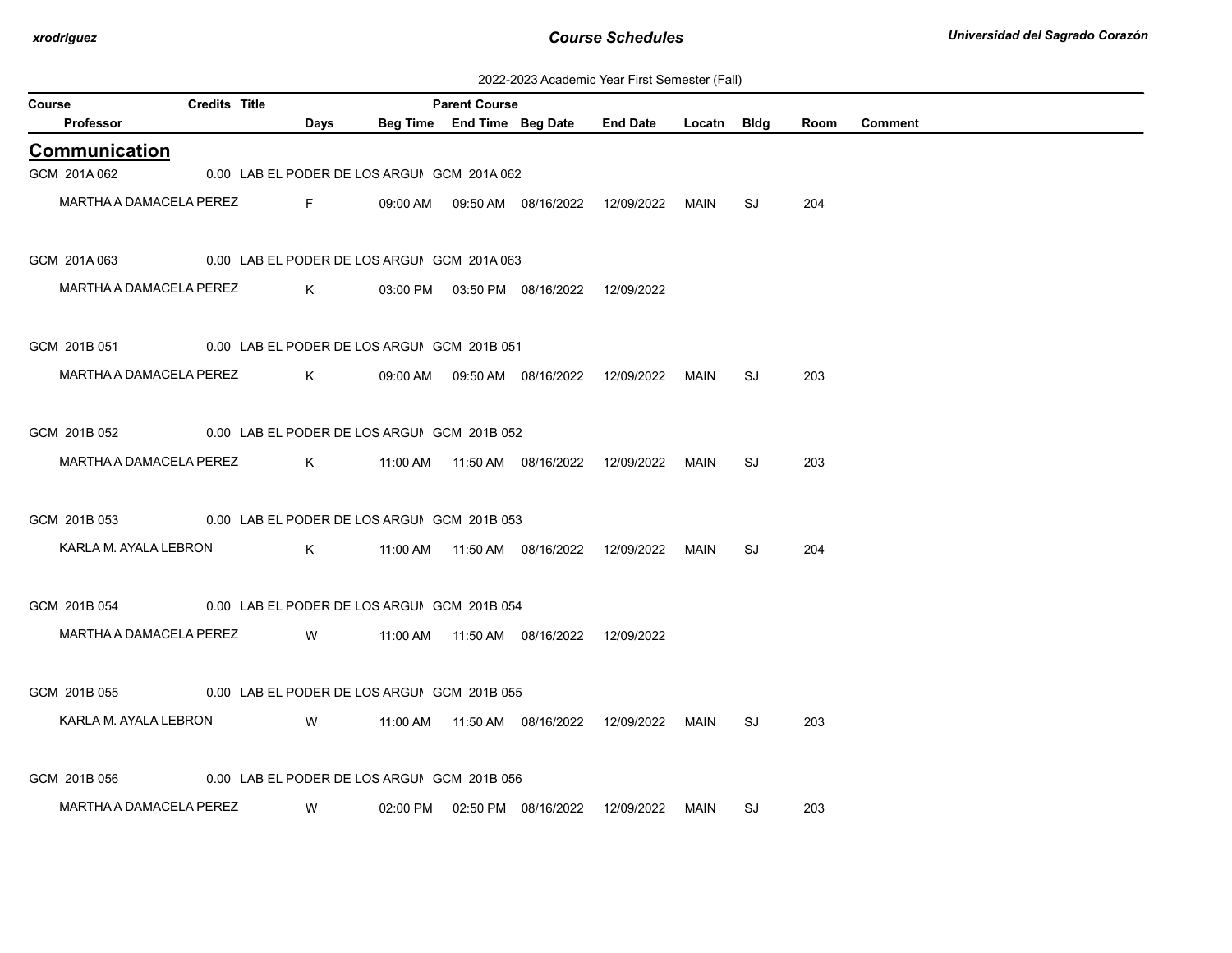2022-2023 Academic Year First Semester (Fall)

| Course | Credits | Title | Parent Course | | | | | | | |
|---|---|---|---|---|---|---|---|---|---|---|
| Professor | Days | Beg Time | End Time | Beg Date | End Date | Locatn | Bldg | Room | Comment | |

## Communication

| Course / Professor | Credits | Title / Days | Beg Time | End Time | Beg Date | End Date | Locatn | Bldg | Room | Comment |
|---|---|---|---|---|---|---|---|---|---|---|
| GCM 201A 062 | 0.00 | LAB EL PODER DE LOS ARGUI | GCM 201A 062 | | | | | | | |
| MARTHA A DAMACELA PEREZ | | F | 09:00 AM | 09:50 AM | 08/16/2022 | 12/09/2022 | MAIN | SJ | 204 | |
| GCM 201A 063 | 0.00 | LAB EL PODER DE LOS ARGUI | GCM 201A 063 | | | | | | | |
| MARTHA A DAMACELA PEREZ | | K | 03:00 PM | 03:50 PM | 08/16/2022 | 12/09/2022 | | | | |
| GCM 201B 051 | 0.00 | LAB EL PODER DE LOS ARGUI | GCM 201B 051 | | | | | | | |
| MARTHA A DAMACELA PEREZ | | K | 09:00 AM | 09:50 AM | 08/16/2022 | 12/09/2022 | MAIN | SJ | 203 | |
| GCM 201B 052 | 0.00 | LAB EL PODER DE LOS ARGUI | GCM 201B 052 | | | | | | | |
| MARTHA A DAMACELA PEREZ | | K | 11:00 AM | 11:50 AM | 08/16/2022 | 12/09/2022 | MAIN | SJ | 203 | |
| GCM 201B 053 | 0.00 | LAB EL PODER DE LOS ARGUI | GCM 201B 053 | | | | | | | |
| KARLA M. AYALA LEBRON | | K | 11:00 AM | 11:50 AM | 08/16/2022 | 12/09/2022 | MAIN | SJ | 204 | |
| GCM 201B 054 | 0.00 | LAB EL PODER DE LOS ARGUI | GCM 201B 054 | | | | | | | |
| MARTHA A DAMACELA PEREZ | | W | 11:00 AM | 11:50 AM | 08/16/2022 | 12/09/2022 | | | | |
| GCM 201B 055 | 0.00 | LAB EL PODER DE LOS ARGUI | GCM 201B 055 | | | | | | | |
| KARLA M. AYALA LEBRON | | W | 11:00 AM | 11:50 AM | 08/16/2022 | 12/09/2022 | MAIN | SJ | 203 | |
| GCM 201B 056 | 0.00 | LAB EL PODER DE LOS ARGUI | GCM 201B 056 | | | | | | | |
| MARTHA A DAMACELA PEREZ | | W | 02:00 PM | 02:50 PM | 08/16/2022 | 12/09/2022 | MAIN | SJ | 203 | |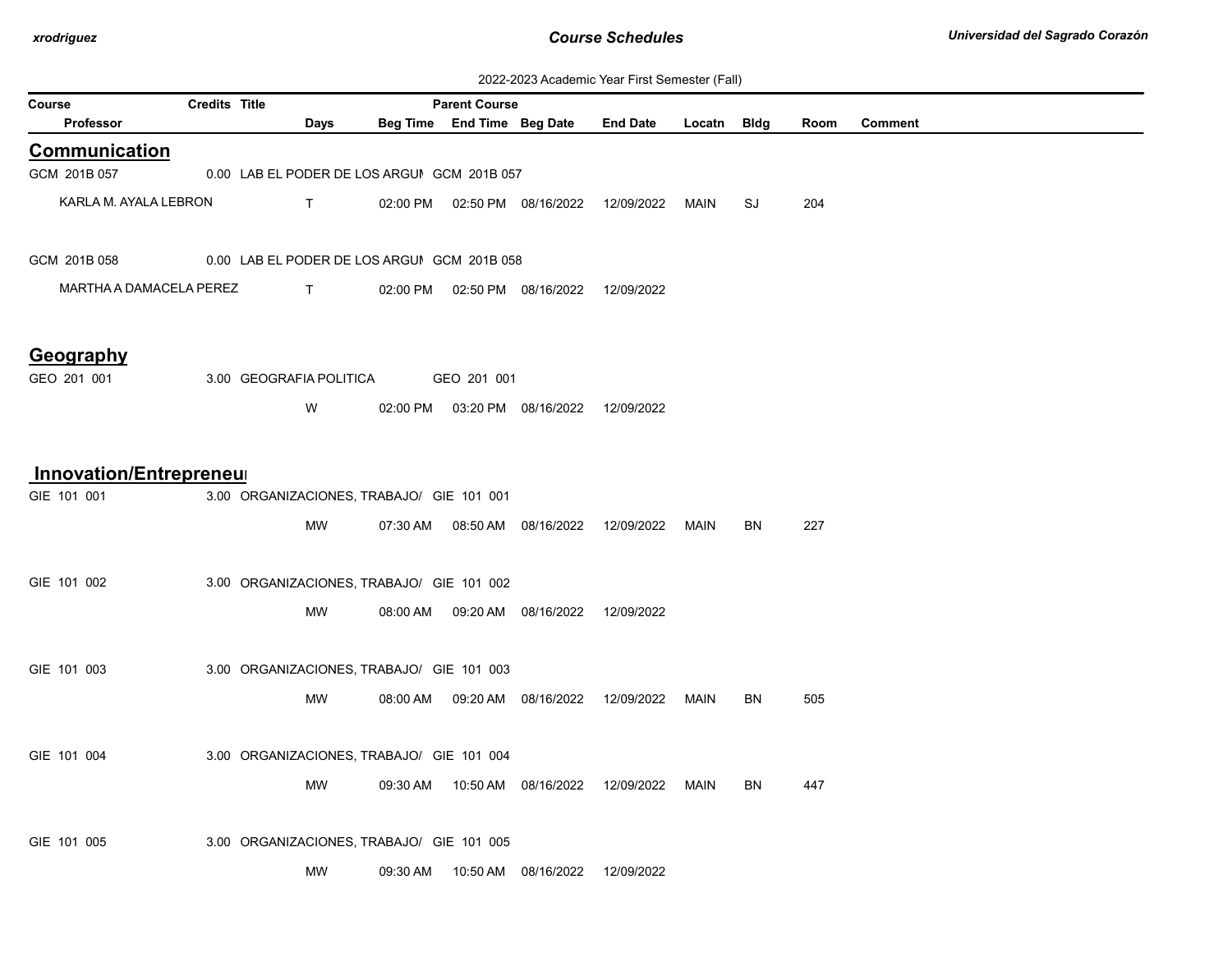2022-2023 Academic Year First Semester (Fall)

| Course | Credits | Title | Days | Beg Time | Parent Course / End Time | Beg Date | End Date | Locatn | Bldg | Room | Comment |
|---|---|---|---|---|---|---|---|---|---|---|---|
| **Professor** | | | | | | | | | | | |

## Communication

| Course / Professor | Credits | Title | Days | Beg Time | Parent Course / End Time | Beg Date | End Date | Locatn | Bldg | Room | Comment |
|---|---|---|---|---|---|---|---|---|---|---|---|
| GCM 201B 057 | 0.00 | LAB EL PODER DE LOS ARGUI | | | GCM 201B 057 | | | | | | |
| KARLA M. AYALA LEBRON | | | T | 02:00 PM | 02:50 PM | 08/16/2022 | 12/09/2022 | MAIN | SJ | 204 | |
| GCM 201B 058 | 0.00 | LAB EL PODER DE LOS ARGUI | | | GCM 201B 058 | | | | | | |
| MARTHA A DAMACELA PEREZ | | | T | 02:00 PM | 02:50 PM | 08/16/2022 | 12/09/2022 | | | | |

## Geography

| Course / Professor | Credits | Title | Days | Beg Time | Parent Course / End Time | Beg Date | End Date | Locatn | Bldg | Room | Comment |
|---|---|---|---|---|---|---|---|---|---|---|---|
| GEO 201 001 | 3.00 | GEOGRAFIA POLITICA | | | GEO 201 001 | | | | | | |
| | | | W | 02:00 PM | 03:20 PM | 08/16/2022 | 12/09/2022 | | | | |

## Innovation/Entrepreneur

| Course / Professor | Credits | Title | Days | Beg Time | Parent Course / End Time | Beg Date | End Date | Locatn | Bldg | Room | Comment |
|---|---|---|---|---|---|---|---|---|---|---|---|
| GIE 101 001 | 3.00 | ORGANIZACIONES, TRABAJO/ | | | GIE 101 001 | | | | | | |
| | | | MW | 07:30 AM | 08:50 AM | 08/16/2022 | 12/09/2022 | MAIN | BN | 227 | |
| GIE 101 002 | 3.00 | ORGANIZACIONES, TRABAJO/ | | | GIE 101 002 | | | | | | |
| | | | MW | 08:00 AM | 09:20 AM | 08/16/2022 | 12/09/2022 | | | | |
| GIE 101 003 | 3.00 | ORGANIZACIONES, TRABAJO/ | | | GIE 101 003 | | | | | | |
| | | | MW | 08:00 AM | 09:20 AM | 08/16/2022 | 12/09/2022 | MAIN | BN | 505 | |
| GIE 101 004 | 3.00 | ORGANIZACIONES, TRABAJO/ | | | GIE 101 004 | | | | | | |
| | | | MW | 09:30 AM | 10:50 AM | 08/16/2022 | 12/09/2022 | MAIN | BN | 447 | |
| GIE 101 005 | 3.00 | ORGANIZACIONES, TRABAJO/ | | | GIE 101 005 | | | | | | |
| | | | MW | 09:30 AM | 10:50 AM | 08/16/2022 | 12/09/2022 | | | | |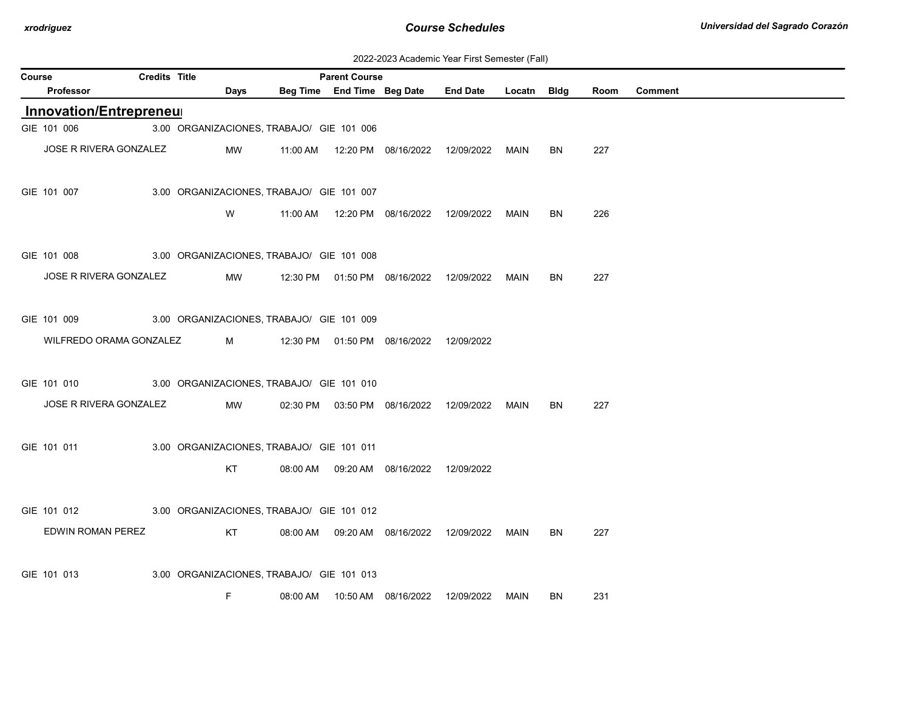2022-2023 Academic Year First Semester (Fall)

## Innovation/Entrepreneu

| Course | Credits | Title | Parent Course | | | | | | | |
|---|---|---|---|---|---|---|---|---|---|---|
| Professor | Days | Beg Time | End Time | Beg Date | End Date | Locatn | Bldg | Room | Comment | |
| GIE 101 006 | 3.00 | ORGANIZACIONES, TRABAJO/ | GIE 101 006 | | | | | | | |
| JOSE R RIVERA GONZALEZ | MW | 11:00 AM | 12:20 PM | 08/16/2022 | 12/09/2022 | MAIN | BN | 227 | | |
| GIE 101 007 | 3.00 | ORGANIZACIONES, TRABAJO/ | GIE 101 007 | | | | | | | |
| | W | 11:00 AM | 12:20 PM | 08/16/2022 | 12/09/2022 | MAIN | BN | 226 | | |
| GIE 101 008 | 3.00 | ORGANIZACIONES, TRABAJO/ | GIE 101 008 | | | | | | | |
| JOSE R RIVERA GONZALEZ | MW | 12:30 PM | 01:50 PM | 08/16/2022 | 12/09/2022 | MAIN | BN | 227 | | |
| GIE 101 009 | 3.00 | ORGANIZACIONES, TRABAJO/ | GIE 101 009 | | | | | | | |
| WILFREDO ORAMA GONZALEZ | M | 12:30 PM | 01:50 PM | 08/16/2022 | 12/09/2022 | | | | | |
| GIE 101 010 | 3.00 | ORGANIZACIONES, TRABAJO/ | GIE 101 010 | | | | | | | |
| JOSE R RIVERA GONZALEZ | MW | 02:30 PM | 03:50 PM | 08/16/2022 | 12/09/2022 | MAIN | BN | 227 | | |
| GIE 101 011 | 3.00 | ORGANIZACIONES, TRABAJO/ | GIE 101 011 | | | | | | | |
| | KT | 08:00 AM | 09:20 AM | 08/16/2022 | 12/09/2022 | | | | | |
| GIE 101 012 | 3.00 | ORGANIZACIONES, TRABAJO/ | GIE 101 012 | | | | | | | |
| EDWIN ROMAN PEREZ | KT | 08:00 AM | 09:20 AM | 08/16/2022 | 12/09/2022 | MAIN | BN | 227 | | |
| GIE 101 013 | 3.00 | ORGANIZACIONES, TRABAJO/ | GIE 101 013 | | | | | | | |
| | F | 08:00 AM | 10:50 AM | 08/16/2022 | 12/09/2022 | MAIN | BN | 231 | | |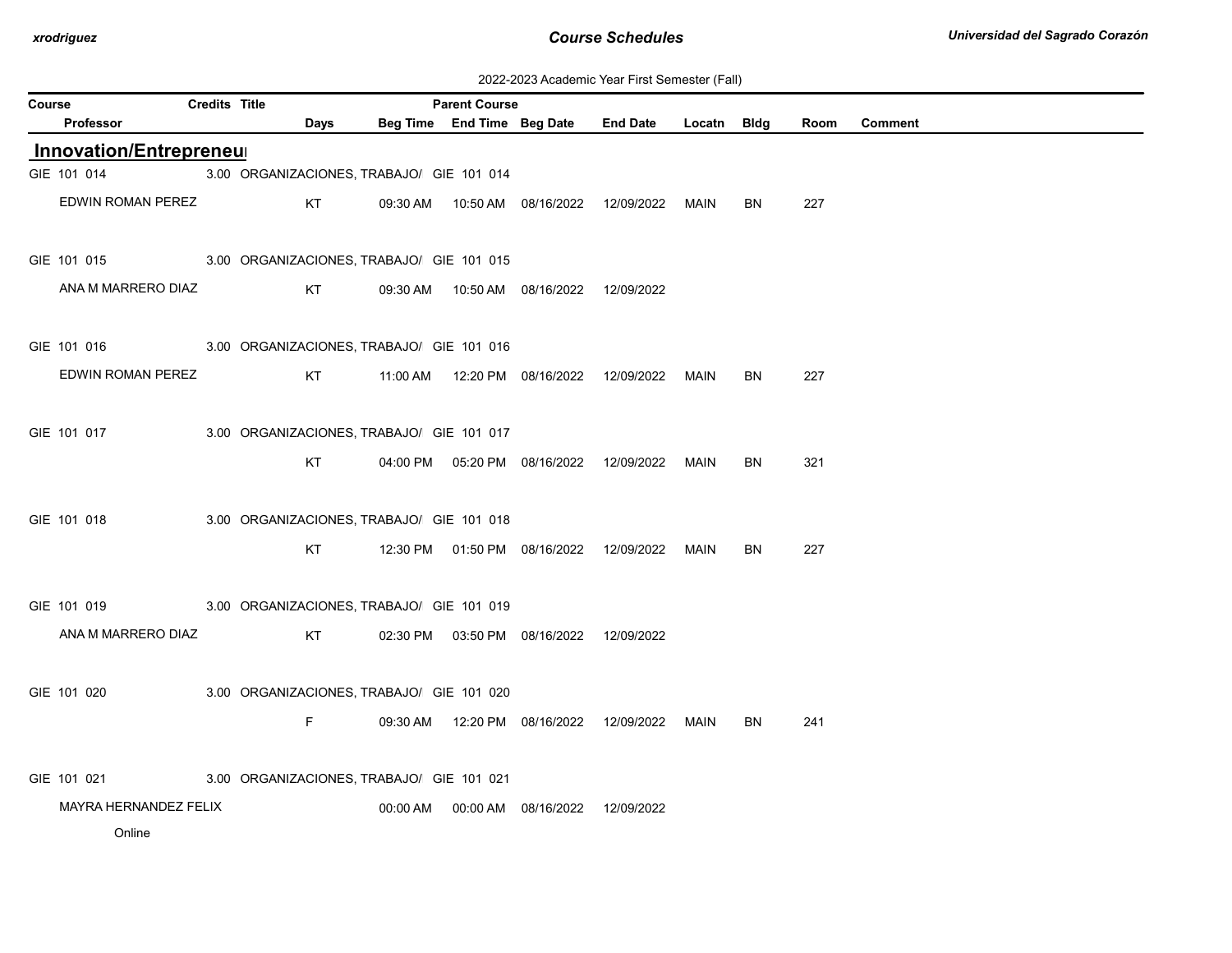2022-2023 Academic Year First Semester (Fall)

| Course | Credits | Title | Parent Course | | | | | | | |
|---|---|---|---|---|---|---|---|---|---|---|
| Professor | | Days | Beg Time | End Time | Beg Date | End Date | Locatn | Bldg | Room | Comment |

## Innovation/Entrepreneu

| Course / Professor | Credits | Title / Days | Beg Time | End Time | Beg Date | End Date | Locatn | Bldg | Room | Comment |
|---|---|---|---|---|---|---|---|---|---|---|
| GIE 101 014 | 3.00 | ORGANIZACIONES, TRABAJO/ GIE 101 014 | | | | | | | | |
| EDWIN ROMAN PEREZ | | KT | 09:30 AM | 10:50 AM | 08/16/2022 | 12/09/2022 | MAIN | BN | 227 | |
| GIE 101 015 | 3.00 | ORGANIZACIONES, TRABAJO/ GIE 101 015 | | | | | | | | |
| ANA M MARRERO DIAZ | | KT | 09:30 AM | 10:50 AM | 08/16/2022 | 12/09/2022 | | | | |
| GIE 101 016 | 3.00 | ORGANIZACIONES, TRABAJO/ GIE 101 016 | | | | | | | | |
| EDWIN ROMAN PEREZ | | KT | 11:00 AM | 12:20 PM | 08/16/2022 | 12/09/2022 | MAIN | BN | 227 | |
| GIE 101 017 | 3.00 | ORGANIZACIONES, TRABAJO/ GIE 101 017 | | | | | | | | |
| | | KT | 04:00 PM | 05:20 PM | 08/16/2022 | 12/09/2022 | MAIN | BN | 321 | |
| GIE 101 018 | 3.00 | ORGANIZACIONES, TRABAJO/ GIE 101 018 | | | | | | | | |
| | | KT | 12:30 PM | 01:50 PM | 08/16/2022 | 12/09/2022 | MAIN | BN | 227 | |
| GIE 101 019 | 3.00 | ORGANIZACIONES, TRABAJO/ GIE 101 019 | | | | | | | | |
| ANA M MARRERO DIAZ | | KT | 02:30 PM | 03:50 PM | 08/16/2022 | 12/09/2022 | | | | |
| GIE 101 020 | 3.00 | ORGANIZACIONES, TRABAJO/ GIE 101 020 | | | | | | | | |
| | | F | 09:30 AM | 12:20 PM | 08/16/2022 | 12/09/2022 | MAIN | BN | 241 | |
| GIE 101 021 | 3.00 | ORGANIZACIONES, TRABAJO/ GIE 101 021 | | | | | | | | |
| MAYRA HERNANDEZ FELIX | | | 00:00 AM | 00:00 AM | 08/16/2022 | 12/09/2022 | | | | |
| Online | | | | | | | | | | |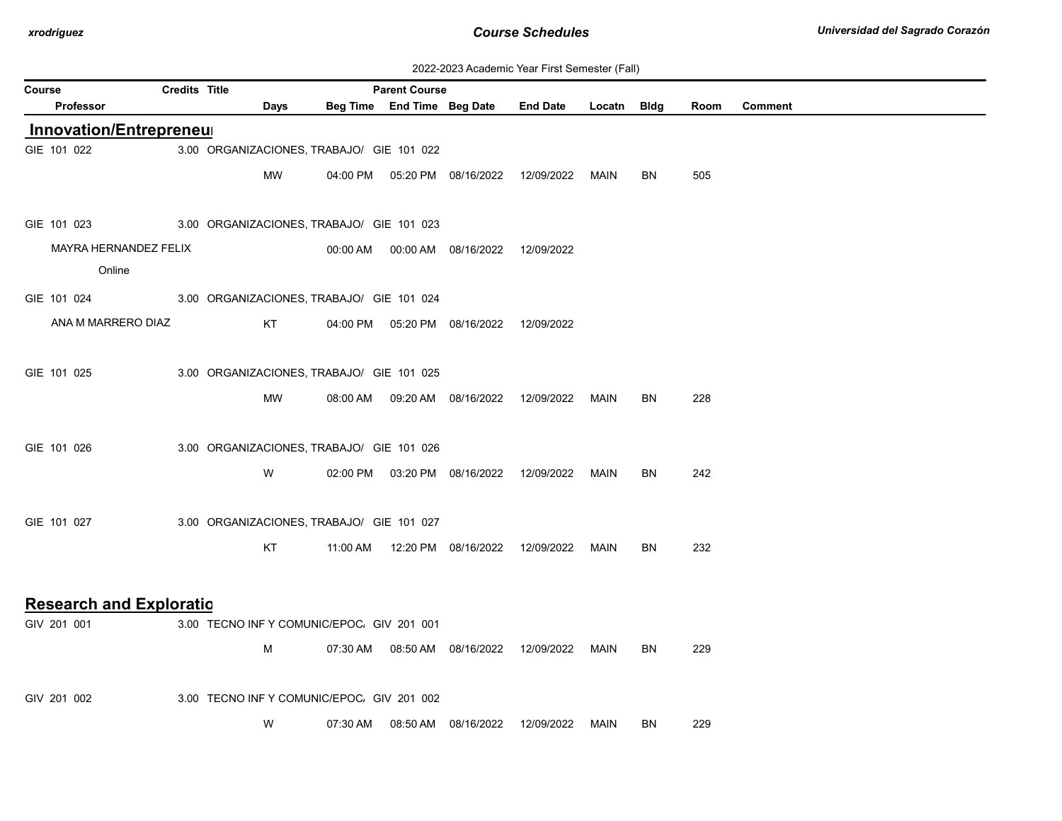2022-2023 Academic Year First Semester (Fall)

| Course / Professor | Credits | Title | Days | Beg Time | End Time | Parent Course / Beg Date | End Date | Locatn | Bldg | Room | Comment |
|---|---|---|---|---|---|---|---|---|---|---|---|

## Innovation/Entrepreneur

| Course / Professor | Credits | Title | Days | Beg Time | End Time | Parent Course / Beg Date | End Date | Locatn | Bldg | Room | Comment |
|---|---|---|---|---|---|---|---|---|---|---|---|
| GIE 101 022 | 3.00 | ORGANIZACIONES, TRABAJO/ | | | | GIE 101 022 | | | | | |
| | | | MW | 04:00 PM | 05:20 PM | 08/16/2022 | 12/09/2022 | MAIN | BN | 505 | |
| GIE 101 023 | 3.00 | ORGANIZACIONES, TRABAJO/ | | | | GIE 101 023 | | | | | |
| MAYRA HERNANDEZ FELIX | | | | 00:00 AM | 00:00 AM | 08/16/2022 | 12/09/2022 | | | | |
| Online | | | | | | | | | | | |
| GIE 101 024 | 3.00 | ORGANIZACIONES, TRABAJO/ | | | | GIE 101 024 | | | | | |
| ANA M MARRERO DIAZ | | | KT | 04:00 PM | 05:20 PM | 08/16/2022 | 12/09/2022 | | | | |
| GIE 101 025 | 3.00 | ORGANIZACIONES, TRABAJO/ | | | | GIE 101 025 | | | | | |
| | | | MW | 08:00 AM | 09:20 AM | 08/16/2022 | 12/09/2022 | MAIN | BN | 228 | |
| GIE 101 026 | 3.00 | ORGANIZACIONES, TRABAJO/ | | | | GIE 101 026 | | | | | |
| | | | W | 02:00 PM | 03:20 PM | 08/16/2022 | 12/09/2022 | MAIN | BN | 242 | |
| GIE 101 027 | 3.00 | ORGANIZACIONES, TRABAJO/ | | | | GIE 101 027 | | | | | |
| | | | KT | 11:00 AM | 12:20 PM | 08/16/2022 | 12/09/2022 | MAIN | BN | 232 | |

## Research and Exploratio

| Course / Professor | Credits | Title | Days | Beg Time | End Time | Parent Course / Beg Date | End Date | Locatn | Bldg | Room | Comment |
|---|---|---|---|---|---|---|---|---|---|---|---|
| GIV 201 001 | 3.00 | TECNO INF Y COMUNIC/EPOC/ | | | | GIV 201 001 | | | | | |
| | | | M | 07:30 AM | 08:50 AM | 08/16/2022 | 12/09/2022 | MAIN | BN | 229 | |
| GIV 201 002 | 3.00 | TECNO INF Y COMUNIC/EPOC/ | | | | GIV 201 002 | | | | | |
| | | | W | 07:30 AM | 08:50 AM | 08/16/2022 | 12/09/2022 | MAIN | BN | 229 | |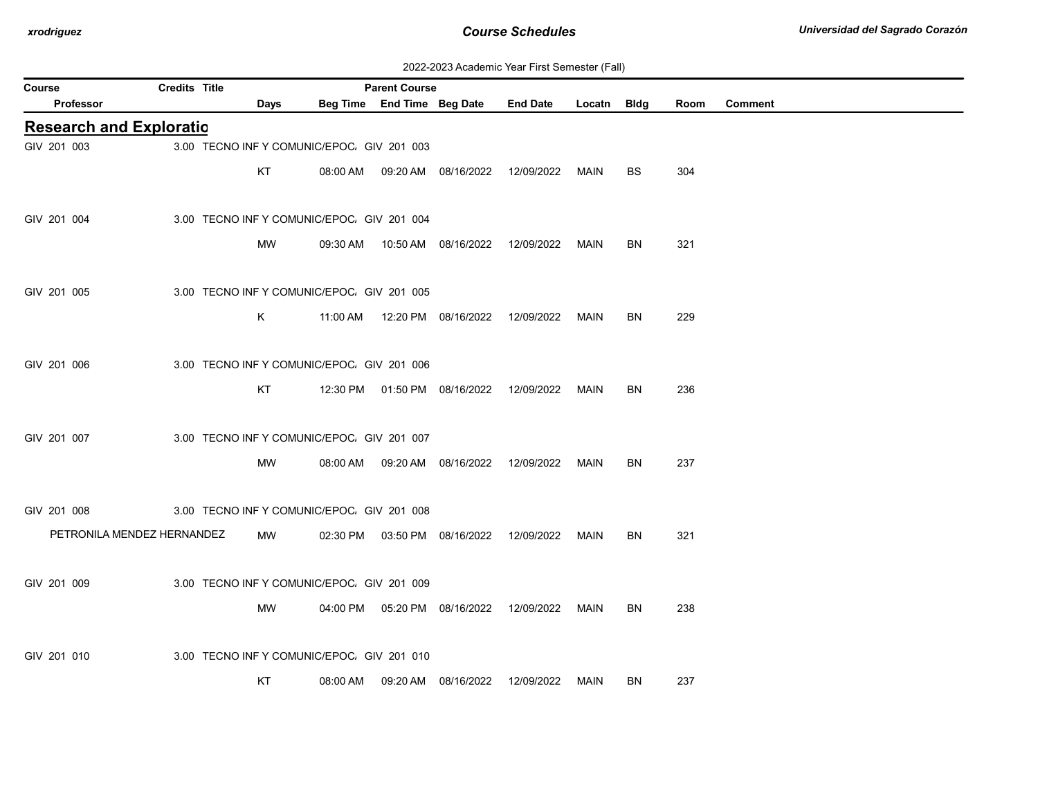2022-2023 Academic Year First Semester (Fall)

## Research and Exploratio

| Course | Credits | Title | Parent Course | Days | Beg Time | End Time | Beg Date | End Date | Locatn | Bldg | Room | Comment |
|---|---|---|---|---|---|---|---|---|---|---|---|---|
| GIV 201 003 | 3.00 | TECNO INF Y COMUNIC/EPOC. | GIV 201 003 | KT | 08:00 AM | 09:20 AM | 08/16/2022 | 12/09/2022 | MAIN | BS | 304 | |
| GIV 201 004 | 3.00 | TECNO INF Y COMUNIC/EPOC. | GIV 201 004 | MW | 09:30 AM | 10:50 AM | 08/16/2022 | 12/09/2022 | MAIN | BN | 321 | |
| GIV 201 005 | 3.00 | TECNO INF Y COMUNIC/EPOC. | GIV 201 005 | K | 11:00 AM | 12:20 PM | 08/16/2022 | 12/09/2022 | MAIN | BN | 229 | |
| GIV 201 006 | 3.00 | TECNO INF Y COMUNIC/EPOC. | GIV 201 006 | KT | 12:30 PM | 01:50 PM | 08/16/2022 | 12/09/2022 | MAIN | BN | 236 | |
| GIV 201 007 | 3.00 | TECNO INF Y COMUNIC/EPOC. | GIV 201 007 | MW | 08:00 AM | 09:20 AM | 08/16/2022 | 12/09/2022 | MAIN | BN | 237 | |
| GIV 201 008 | 3.00 | TECNO INF Y COMUNIC/EPOC. | GIV 201 008 | | | | | | | | | |
| PETRONILA MENDEZ HERNANDEZ | | | | MW | 02:30 PM | 03:50 PM | 08/16/2022 | 12/09/2022 | MAIN | BN | 321 | |
| GIV 201 009 | 3.00 | TECNO INF Y COMUNIC/EPOC. | GIV 201 009 | MW | 04:00 PM | 05:20 PM | 08/16/2022 | 12/09/2022 | MAIN | BN | 238 | |
| GIV 201 010 | 3.00 | TECNO INF Y COMUNIC/EPOC. | GIV 201 010 | KT | 08:00 AM | 09:20 AM | 08/16/2022 | 12/09/2022 | MAIN | BN | 237 | |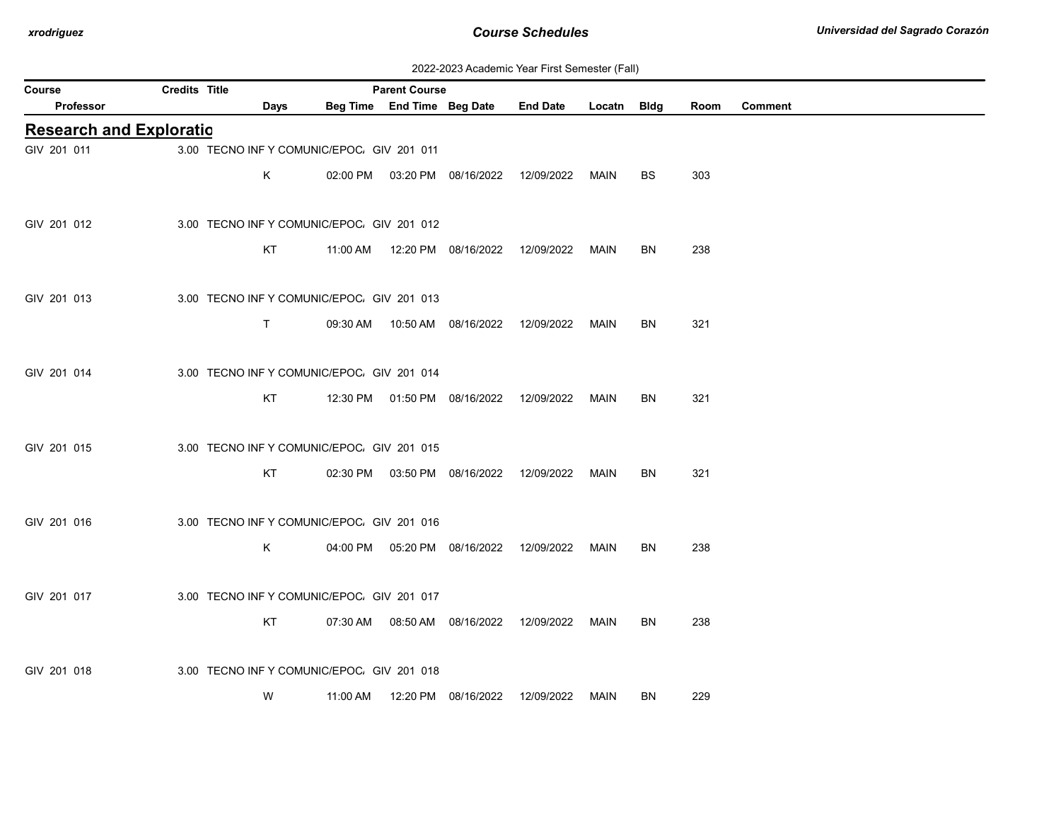2022-2023 Academic Year First Semester (Fall)

| Course | Credits | Title | Days | Parent Course | | | | | | | |
|---|---|---|---|---|---|---|---|---|---|---|---|
| Professor | | | | Beg Time | End Time | Beg Date | End Date | Locatn | Bldg | Room | Comment |

## Research and Exploratio

| Course | Credits | Title | Days | Beg Time | End Time | Beg Date | End Date | Locatn | Bldg | Room | Comment |
|---|---|---|---|---|---|---|---|---|---|---|---|
| GIV 201 011 | 3.00 | TECNO INF Y COMUNIC/EPOC. GIV 201 011 | | | | | | | | | |
| | | | K | 02:00 PM | 03:20 PM | 08/16/2022 | 12/09/2022 | MAIN | BS | 303 | |
| GIV 201 012 | 3.00 | TECNO INF Y COMUNIC/EPOC. GIV 201 012 | | | | | | | | | |
| | | | KT | 11:00 AM | 12:20 PM | 08/16/2022 | 12/09/2022 | MAIN | BN | 238 | |
| GIV 201 013 | 3.00 | TECNO INF Y COMUNIC/EPOC. GIV 201 013 | | | | | | | | | |
| | | | T | 09:30 AM | 10:50 AM | 08/16/2022 | 12/09/2022 | MAIN | BN | 321 | |
| GIV 201 014 | 3.00 | TECNO INF Y COMUNIC/EPOC. GIV 201 014 | | | | | | | | | |
| | | | KT | 12:30 PM | 01:50 PM | 08/16/2022 | 12/09/2022 | MAIN | BN | 321 | |
| GIV 201 015 | 3.00 | TECNO INF Y COMUNIC/EPOC. GIV 201 015 | | | | | | | | | |
| | | | KT | 02:30 PM | 03:50 PM | 08/16/2022 | 12/09/2022 | MAIN | BN | 321 | |
| GIV 201 016 | 3.00 | TECNO INF Y COMUNIC/EPOC. GIV 201 016 | | | | | | | | | |
| | | | K | 04:00 PM | 05:20 PM | 08/16/2022 | 12/09/2022 | MAIN | BN | 238 | |
| GIV 201 017 | 3.00 | TECNO INF Y COMUNIC/EPOC. GIV 201 017 | | | | | | | | | |
| | | | KT | 07:30 AM | 08:50 AM | 08/16/2022 | 12/09/2022 | MAIN | BN | 238 | |
| GIV 201 018 | 3.00 | TECNO INF Y COMUNIC/EPOC. GIV 201 018 | | | | | | | | | |
| | | | W | 11:00 AM | 12:20 PM | 08/16/2022 | 12/09/2022 | MAIN | BN | 229 | |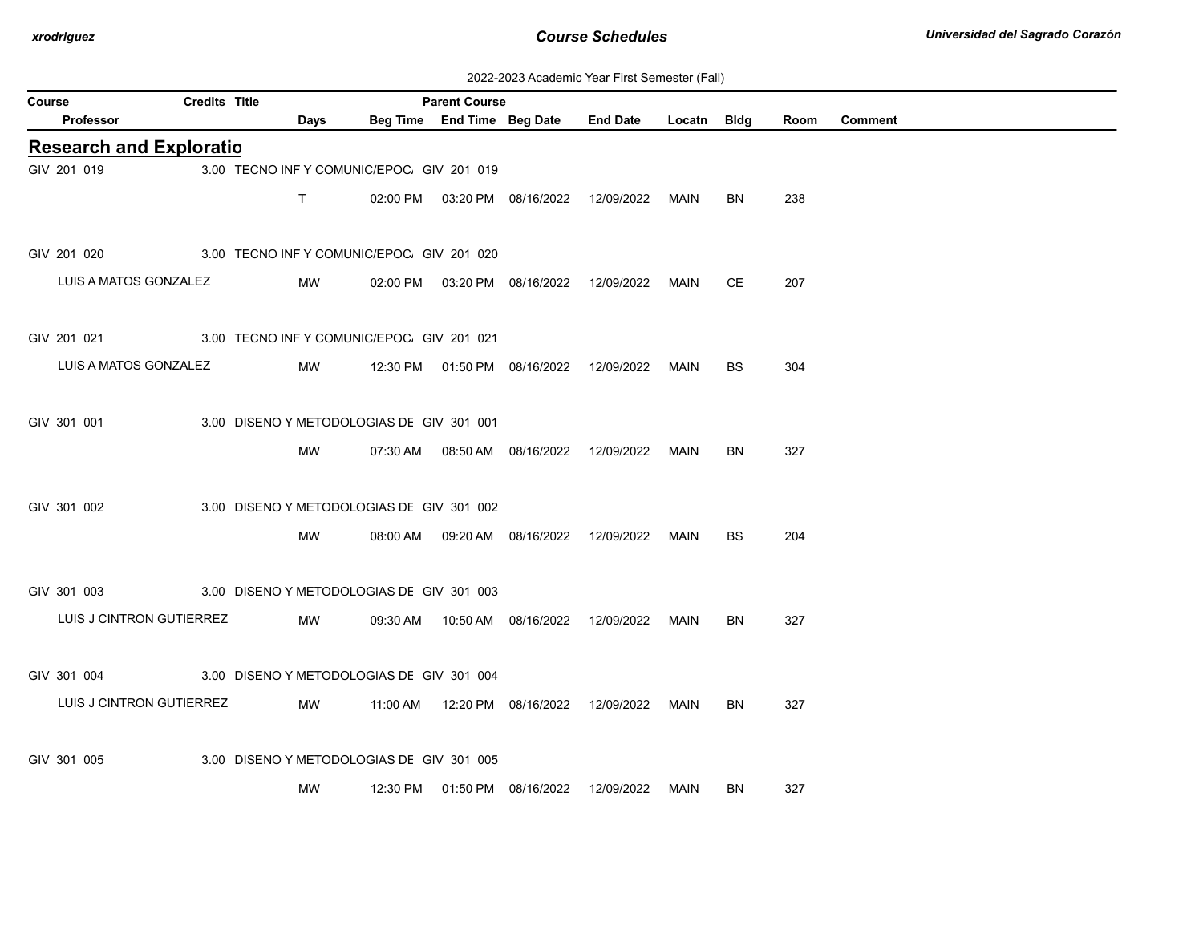2022-2023 Academic Year First Semester (Fall)

| Course | Credits | Title | Parent Course | | | | | | |
|---|---|---|---|---|---|---|---|---|---|
| Professor | Days | Beg Time | End Time | Beg Date | End Date | Locatn | Bldg | Room | Comment |

## Research and Exploratio

| Course / Professor | Credits | Title | Parent Course | Days | Beg Time | End Time | Beg Date | End Date | Locatn | Bldg | Room | Comment |
|---|---|---|---|---|---|---|---|---|---|---|---|---|
| GIV 201 019 | 3.00 | TECNO INF Y COMUNIC/EPOC. | GIV 201 019 | | | | | | | | | |
| | | | | T | 02:00 PM | 03:20 PM | 08/16/2022 | 12/09/2022 | MAIN | BN | 238 | |
| GIV 201 020 | 3.00 | TECNO INF Y COMUNIC/EPOC. | GIV 201 020 | | | | | | | | | |
| LUIS A MATOS GONZALEZ | | | | MW | 02:00 PM | 03:20 PM | 08/16/2022 | 12/09/2022 | MAIN | CE | 207 | |
| GIV 201 021 | 3.00 | TECNO INF Y COMUNIC/EPOC. | GIV 201 021 | | | | | | | | | |
| LUIS A MATOS GONZALEZ | | | | MW | 12:30 PM | 01:50 PM | 08/16/2022 | 12/09/2022 | MAIN | BS | 304 | |
| GIV 301 001 | 3.00 | DISENO Y METODOLOGIAS DE | GIV 301 001 | | | | | | | | | |
| | | | | MW | 07:30 AM | 08:50 AM | 08/16/2022 | 12/09/2022 | MAIN | BN | 327 | |
| GIV 301 002 | 3.00 | DISENO Y METODOLOGIAS DE | GIV 301 002 | | | | | | | | | |
| | | | | MW | 08:00 AM | 09:20 AM | 08/16/2022 | 12/09/2022 | MAIN | BS | 204 | |
| GIV 301 003 | 3.00 | DISENO Y METODOLOGIAS DE | GIV 301 003 | | | | | | | | | |
| LUIS J CINTRON GUTIERREZ | | | | MW | 09:30 AM | 10:50 AM | 08/16/2022 | 12/09/2022 | MAIN | BN | 327 | |
| GIV 301 004 | 3.00 | DISENO Y METODOLOGIAS DE | GIV 301 004 | | | | | | | | | |
| LUIS J CINTRON GUTIERREZ | | | | MW | 11:00 AM | 12:20 PM | 08/16/2022 | 12/09/2022 | MAIN | BN | 327 | |
| GIV 301 005 | 3.00 | DISENO Y METODOLOGIAS DE | GIV 301 005 | | | | | | | | | |
| | | | | MW | 12:30 PM | 01:50 PM | 08/16/2022 | 12/09/2022 | MAIN | BN | 327 | |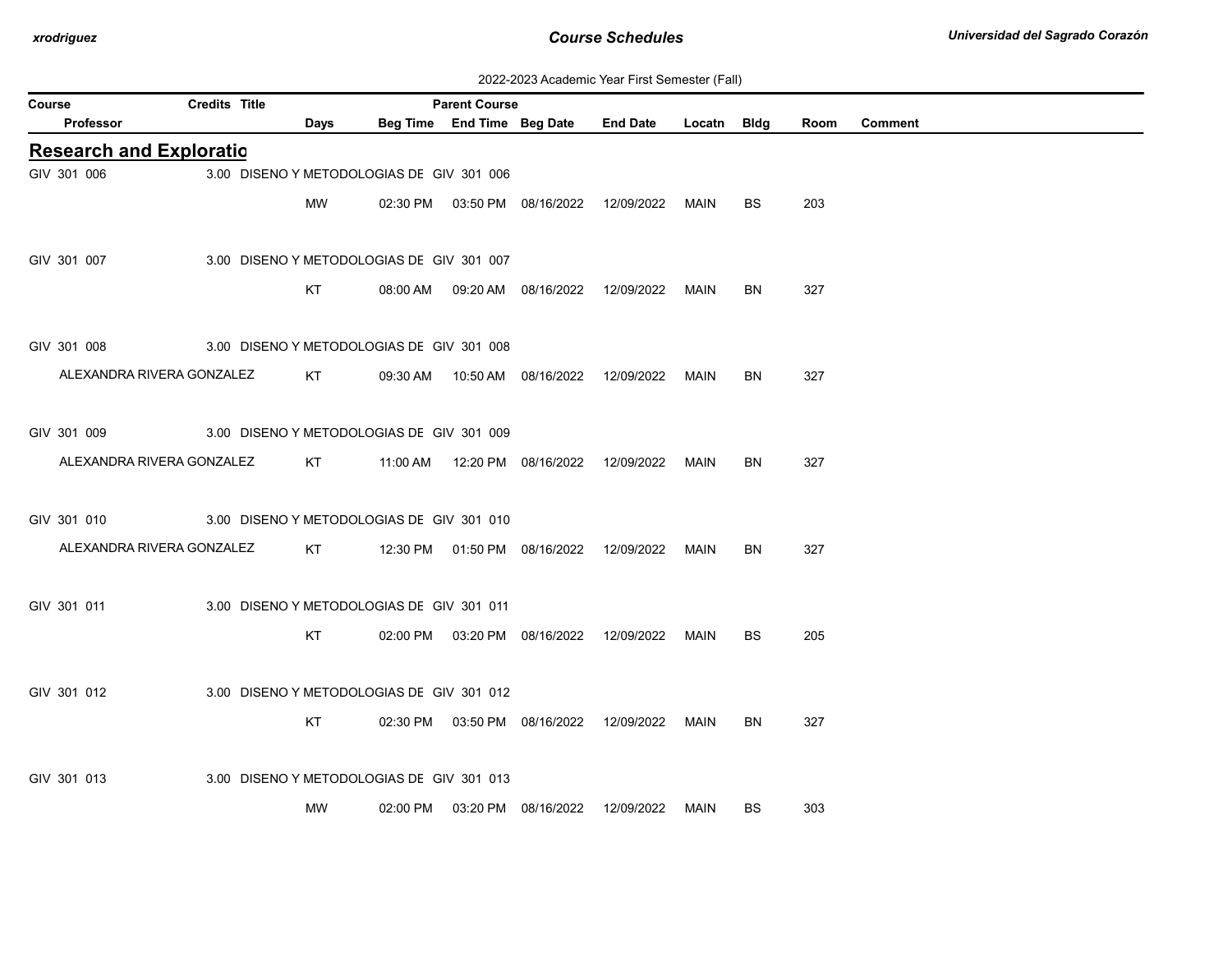2022-2023 Academic Year First Semester (Fall)

## Research and Exploratio

| Course | Professor | Credits | Title | Parent Course | Days | Beg Time | End Time | Beg Date | End Date | Locatn | Bldg | Room | Comment |
|---|---|---|---|---|---|---|---|---|---|---|---|---|---|
| GIV 301 006 | | 3.00 | DISENO Y METODOLOGIAS DE | GIV 301 006 | MW | 02:30 PM | 03:50 PM | 08/16/2022 | 12/09/2022 | MAIN | BS | 203 | |
| GIV 301 007 | | 3.00 | DISENO Y METODOLOGIAS DE | GIV 301 007 | KT | 08:00 AM | 09:20 AM | 08/16/2022 | 12/09/2022 | MAIN | BN | 327 | |
| GIV 301 008 | ALEXANDRA RIVERA GONZALEZ | 3.00 | DISENO Y METODOLOGIAS DE | GIV 301 008 | KT | 09:30 AM | 10:50 AM | 08/16/2022 | 12/09/2022 | MAIN | BN | 327 | |
| GIV 301 009 | ALEXANDRA RIVERA GONZALEZ | 3.00 | DISENO Y METODOLOGIAS DE | GIV 301 009 | KT | 11:00 AM | 12:20 PM | 08/16/2022 | 12/09/2022 | MAIN | BN | 327 | |
| GIV 301 010 | ALEXANDRA RIVERA GONZALEZ | 3.00 | DISENO Y METODOLOGIAS DE | GIV 301 010 | KT | 12:30 PM | 01:50 PM | 08/16/2022 | 12/09/2022 | MAIN | BN | 327 | |
| GIV 301 011 | | 3.00 | DISENO Y METODOLOGIAS DE | GIV 301 011 | KT | 02:00 PM | 03:20 PM | 08/16/2022 | 12/09/2022 | MAIN | BS | 205 | |
| GIV 301 012 | | 3.00 | DISENO Y METODOLOGIAS DE | GIV 301 012 | KT | 02:30 PM | 03:50 PM | 08/16/2022 | 12/09/2022 | MAIN | BN | 327 | |
| GIV 301 013 | | 3.00 | DISENO Y METODOLOGIAS DE | GIV 301 013 | MW | 02:00 PM | 03:20 PM | 08/16/2022 | 12/09/2022 | MAIN | BS | 303 | |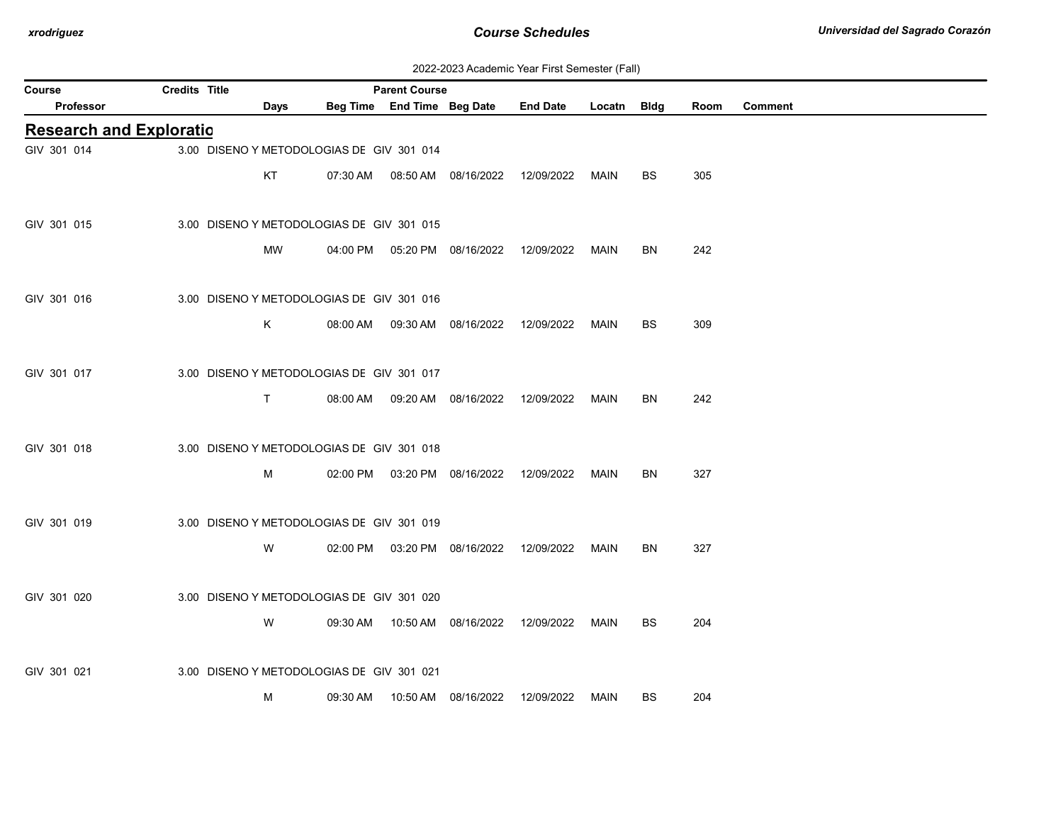2022-2023 Academic Year First Semester (Fall)

| Course | Credits | Title | Parent Course | | | | | | | |
|---|---|---|---|---|---|---|---|---|---|---|
| Professor | | Days | Beg Time | End Time | Beg Date | End Date | Locatn | Bldg | Room | Comment |

## Research and Exploratio

| Course | Credits | Title | Parent Course | | | | | | | |
|---|---|---|---|---|---|---|---|---|---|---|
| GIV 301 014 | 3.00 | DISENO Y METODOLOGIAS DE | GIV 301 014 | | | | | | | |
| | | KT | 07:30 AM | 08:50 AM | 08/16/2022 | 12/09/2022 | MAIN | BS | 305 | |
| GIV 301 015 | 3.00 | DISENO Y METODOLOGIAS DE | GIV 301 015 | | | | | | | |
| | | MW | 04:00 PM | 05:20 PM | 08/16/2022 | 12/09/2022 | MAIN | BN | 242 | |
| GIV 301 016 | 3.00 | DISENO Y METODOLOGIAS DE | GIV 301 016 | | | | | | | |
| | | K | 08:00 AM | 09:30 AM | 08/16/2022 | 12/09/2022 | MAIN | BS | 309 | |
| GIV 301 017 | 3.00 | DISENO Y METODOLOGIAS DE | GIV 301 017 | | | | | | | |
| | | T | 08:00 AM | 09:20 AM | 08/16/2022 | 12/09/2022 | MAIN | BN | 242 | |
| GIV 301 018 | 3.00 | DISENO Y METODOLOGIAS DE | GIV 301 018 | | | | | | | |
| | | M | 02:00 PM | 03:20 PM | 08/16/2022 | 12/09/2022 | MAIN | BN | 327 | |
| GIV 301 019 | 3.00 | DISENO Y METODOLOGIAS DE | GIV 301 019 | | | | | | | |
| | | W | 02:00 PM | 03:20 PM | 08/16/2022 | 12/09/2022 | MAIN | BN | 327 | |
| GIV 301 020 | 3.00 | DISENO Y METODOLOGIAS DE | GIV 301 020 | | | | | | | |
| | | W | 09:30 AM | 10:50 AM | 08/16/2022 | 12/09/2022 | MAIN | BS | 204 | |
| GIV 301 021 | 3.00 | DISENO Y METODOLOGIAS DE | GIV 301 021 | | | | | | | |
| | | M | 09:30 AM | 10:50 AM | 08/16/2022 | 12/09/2022 | MAIN | BS | 204 | |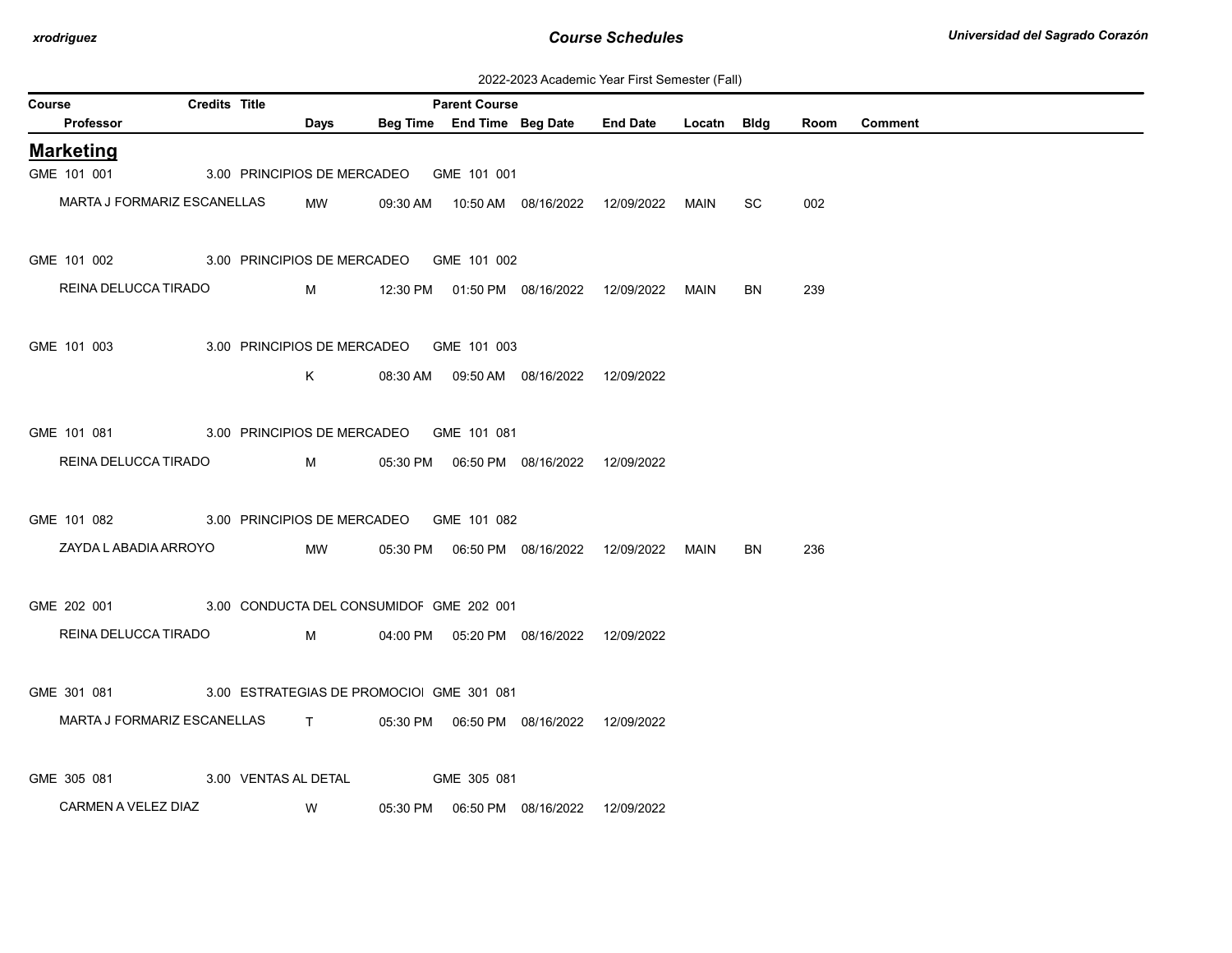2022-2023 Academic Year First Semester (Fall)

| Course | Credits | Title | Parent Course | | | | | | | |
|---|---|---|---|---|---|---|---|---|---|---|
| Professor | Days | Beg Time | End Time | Beg Date | End Date | Locatn | Bldg | Room | Comment | |

## Marketing

| Course / Professor | Credits | Title / Days | Beg Time | End Time | Beg Date | End Date | Locatn | Bldg | Room | Comment |
|---|---|---|---|---|---|---|---|---|---|---|
| GME 101 001 | 3.00 | PRINCIPIOS DE MERCADEO | GME 101 001 | | | | | | | |
| MARTA J FORMARIZ ESCANELLAS | | MW | 09:30 AM | 10:50 AM | 08/16/2022 | 12/09/2022 | MAIN | SC | 002 | |
| GME 101 002 | 3.00 | PRINCIPIOS DE MERCADEO | GME 101 002 | | | | | | | |
| REINA DELUCCA TIRADO | | M | 12:30 PM | 01:50 PM | 08/16/2022 | 12/09/2022 | MAIN | BN | 239 | |
| GME 101 003 | 3.00 | PRINCIPIOS DE MERCADEO | GME 101 003 | | | | | | | |
| | | K | 08:30 AM | 09:50 AM | 08/16/2022 | 12/09/2022 | | | | |
| GME 101 081 | 3.00 | PRINCIPIOS DE MERCADEO | GME 101 081 | | | | | | | |
| REINA DELUCCA TIRADO | | M | 05:30 PM | 06:50 PM | 08/16/2022 | 12/09/2022 | | | | |
| GME 101 082 | 3.00 | PRINCIPIOS DE MERCADEO | GME 101 082 | | | | | | | |
| ZAYDA L ABADIA ARROYO | | MW | 05:30 PM | 06:50 PM | 08/16/2022 | 12/09/2022 | MAIN | BN | 236 | |
| GME 202 001 | 3.00 | CONDUCTA DEL CONSUMIDOF | GME 202 001 | | | | | | | |
| REINA DELUCCA TIRADO | | M | 04:00 PM | 05:20 PM | 08/16/2022 | 12/09/2022 | | | | |
| GME 301 081 | 3.00 | ESTRATEGIAS DE PROMOCIOI | GME 301 081 | | | | | | | |
| MARTA J FORMARIZ ESCANELLAS | | T | 05:30 PM | 06:50 PM | 08/16/2022 | 12/09/2022 | | | | |
| GME 305 081 | 3.00 | VENTAS AL DETAL | GME 305 081 | | | | | | | |
| CARMEN A VELEZ DIAZ | | W | 05:30 PM | 06:50 PM | 08/16/2022 | 12/09/2022 | | | | |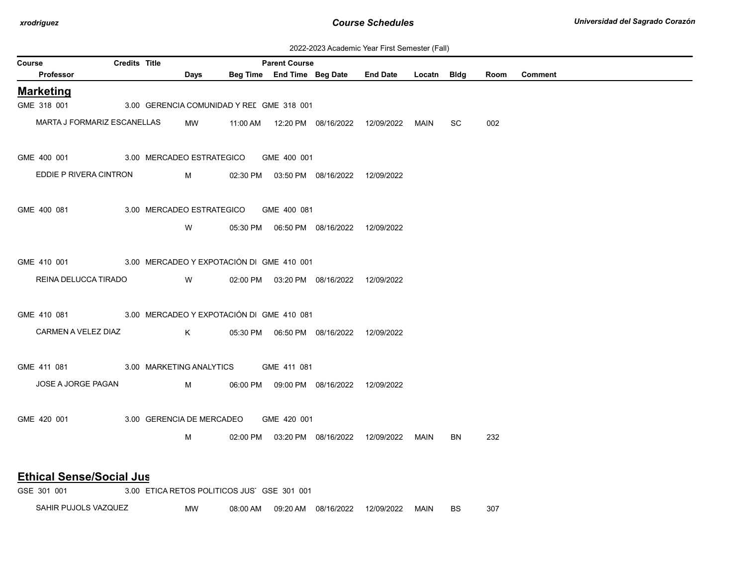2022-2023 Academic Year First Semester (Fall)

| Course | Credits | Title | Parent Course | | | | | | | |
|---|---|---|---|---|---|---|---|---|---|---|
| Professor | Days | Beg Time | End Time | Beg Date | End Date | Locatn | Bldg | Room | Comment | |

## Marketing

| Course / Professor | Credits | Title | Parent Course | Days | Beg Time | End Time | Beg Date | End Date | Locatn | Bldg | Room | Comment |
|---|---|---|---|---|---|---|---|---|---|---|---|---|
| GME 318 001 | 3.00 | GERENCIA COMUNIDAD Y REI | GME 318 001 | | | | | | | | | |
| MARTA J FORMARIZ ESCANELLAS | | | | MW | 11:00 AM | 12:20 PM | 08/16/2022 | 12/09/2022 | MAIN | SC | 002 | |
| GME 400 001 | 3.00 | MERCADEO ESTRATEGICO | GME 400 001 | | | | | | | | | |
| EDDIE P RIVERA CINTRON | | | | M | 02:30 PM | 03:50 PM | 08/16/2022 | 12/09/2022 | | | | |
| GME 400 081 | 3.00 | MERCADEO ESTRATEGICO | GME 400 081 | | | | | | | | | |
| | | | | W | 05:30 PM | 06:50 PM | 08/16/2022 | 12/09/2022 | | | | |
| GME 410 001 | 3.00 | MERCADEO Y EXPOTACIÓN DI | GME 410 001 | | | | | | | | | |
| REINA DELUCCA TIRADO | | | | W | 02:00 PM | 03:20 PM | 08/16/2022 | 12/09/2022 | | | | |
| GME 410 081 | 3.00 | MERCADEO Y EXPOTACIÓN DI | GME 410 081 | | | | | | | | | |
| CARMEN A VELEZ DIAZ | | | | K | 05:30 PM | 06:50 PM | 08/16/2022 | 12/09/2022 | | | | |
| GME 411 081 | 3.00 | MARKETING ANALYTICS | GME 411 081 | | | | | | | | | |
| JOSE A JORGE PAGAN | | | | M | 06:00 PM | 09:00 PM | 08/16/2022 | 12/09/2022 | | | | |
| GME 420 001 | 3.00 | GERENCIA DE MERCADEO | GME 420 001 | | | | | | | | | |
| | | | | M | 02:00 PM | 03:20 PM | 08/16/2022 | 12/09/2022 | MAIN | BN | 232 | |

## Ethical Sense/Social Jus

| Course / Professor | Credits | Title | Parent Course | Days | Beg Time | End Time | Beg Date | End Date | Locatn | Bldg | Room | Comment |
|---|---|---|---|---|---|---|---|---|---|---|---|---|
| GSE 301 001 | 3.00 | ETICA RETOS POLITICOS JUS | GSE 301 001 | | | | | | | | | |
| SAHIR PUJOLS VAZQUEZ | | | | MW | 08:00 AM | 09:20 AM | 08/16/2022 | 12/09/2022 | MAIN | BS | 307 | |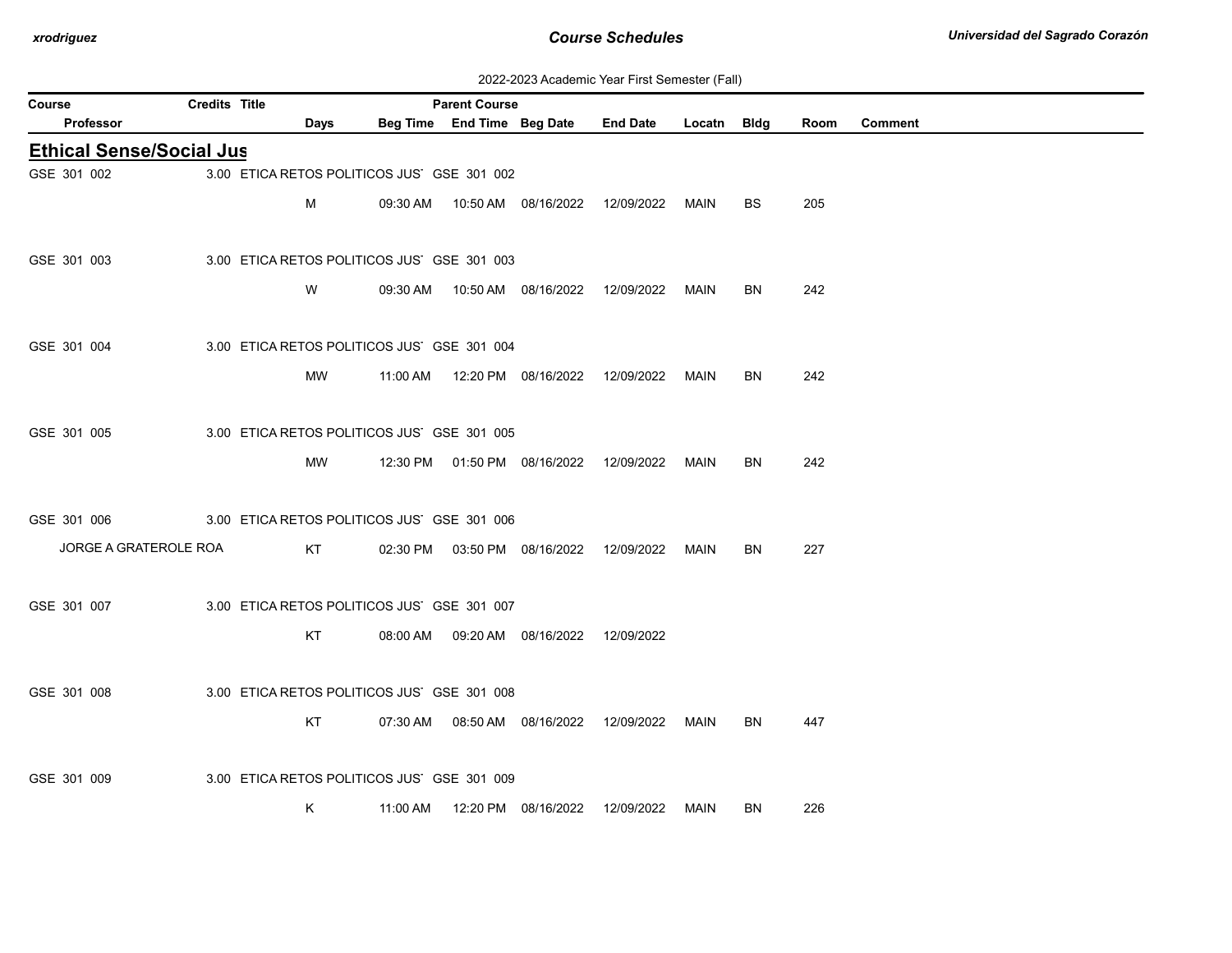2022-2023 Academic Year First Semester (Fall)

| Course | Credits | Title | Days | Beg Time | Parent Course End Time | Beg Date | End Date | Locatn | Bldg | Room | Comment |
|---|---|---|---|---|---|---|---|---|---|---|---|
| Professor | | | | | | | | | | | |

## Ethical Sense/Social Jus

| Course / Professor | Credits | Title | Parent Course | Days | Beg Time | End Time | Beg Date | End Date | Locatn | Bldg | Room | Comment |
|---|---|---|---|---|---|---|---|---|---|---|---|---|
| GSE 301 002 | 3.00 | ETICA RETOS POLITICOS JUS | GSE 301 002 | | | | | | | | | |
| | | | | M | 09:30 AM | 10:50 AM | 08/16/2022 | 12/09/2022 | MAIN | BS | 205 | |
| GSE 301 003 | 3.00 | ETICA RETOS POLITICOS JUS | GSE 301 003 | | | | | | | | | |
| | | | | W | 09:30 AM | 10:50 AM | 08/16/2022 | 12/09/2022 | MAIN | BN | 242 | |
| GSE 301 004 | 3.00 | ETICA RETOS POLITICOS JUS | GSE 301 004 | | | | | | | | | |
| | | | | MW | 11:00 AM | 12:20 PM | 08/16/2022 | 12/09/2022 | MAIN | BN | 242 | |
| GSE 301 005 | 3.00 | ETICA RETOS POLITICOS JUS | GSE 301 005 | | | | | | | | | |
| | | | | MW | 12:30 PM | 01:50 PM | 08/16/2022 | 12/09/2022 | MAIN | BN | 242 | |
| GSE 301 006 | 3.00 | ETICA RETOS POLITICOS JUS | GSE 301 006 | | | | | | | | | |
| JORGE A GRATEROLE ROA | | | | KT | 02:30 PM | 03:50 PM | 08/16/2022 | 12/09/2022 | MAIN | BN | 227 | |
| GSE 301 007 | 3.00 | ETICA RETOS POLITICOS JUS | GSE 301 007 | | | | | | | | | |
| | | | | KT | 08:00 AM | 09:20 AM | 08/16/2022 | 12/09/2022 | | | | |
| GSE 301 008 | 3.00 | ETICA RETOS POLITICOS JUS | GSE 301 008 | | | | | | | | | |
| | | | | KT | 07:30 AM | 08:50 AM | 08/16/2022 | 12/09/2022 | MAIN | BN | 447 | |
| GSE 301 009 | 3.00 | ETICA RETOS POLITICOS JUS | GSE 301 009 | | | | | | | | | |
| | | | | K | 11:00 AM | 12:20 PM | 08/16/2022 | 12/09/2022 | MAIN | BN | 226 | |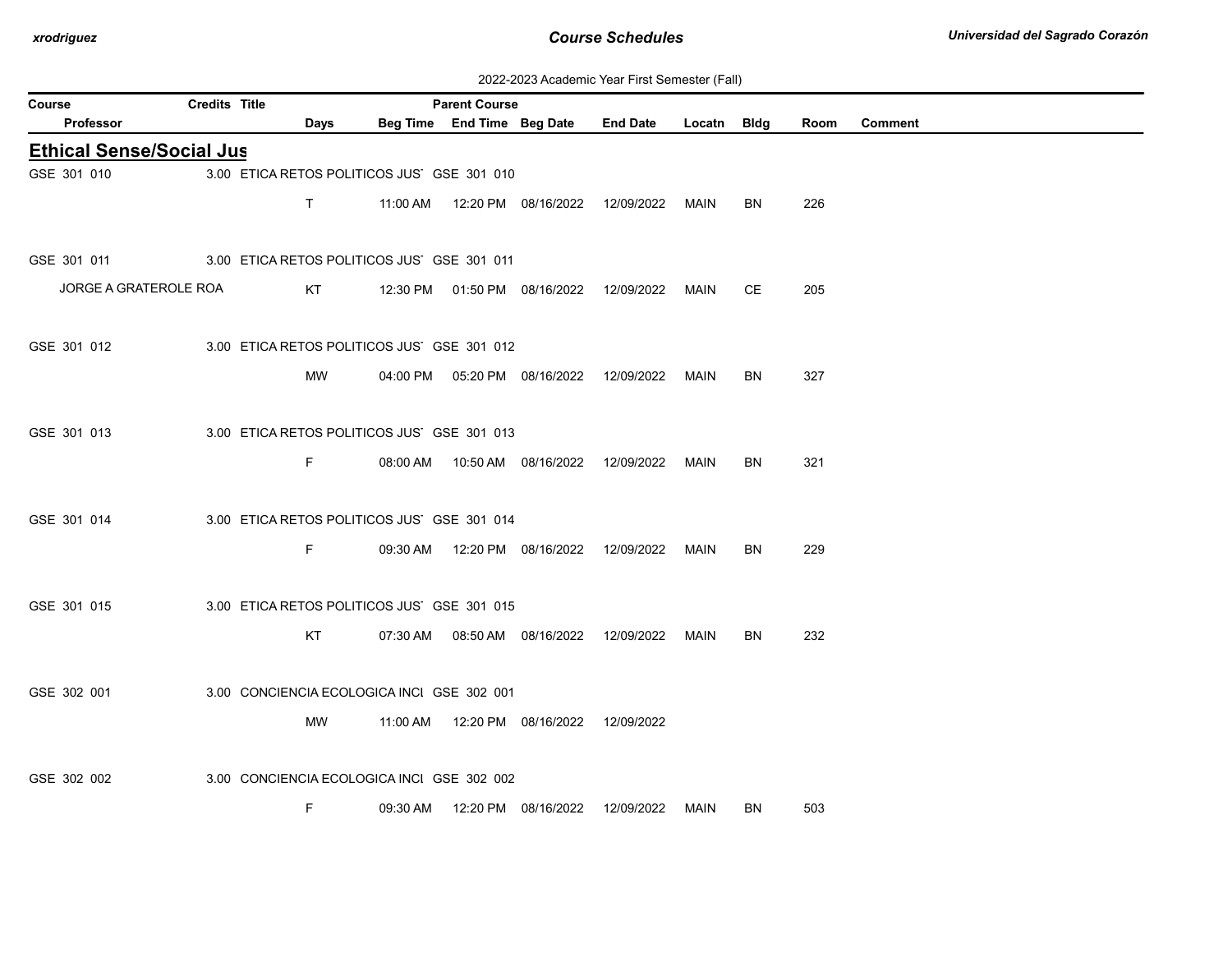2022-2023 Academic Year First Semester (Fall)

## Ethical Sense/Social Jus

| Course | Credits | Title | Parent Course | Professor | Days | Beg Time | End Time | Beg Date | End Date | Locatn | Bldg | Room | Comment |
|---|---|---|---|---|---|---|---|---|---|---|---|---|---|
| GSE 301 010 | 3.00 | ETICA RETOS POLITICOS JUS' | GSE 301 010 | | T | 11:00 AM | 12:20 PM | 08/16/2022 | 12/09/2022 | MAIN | BN | 226 | |
| GSE 301 011 | 3.00 | ETICA RETOS POLITICOS JUS' | GSE 301 011 | JORGE A GRATEROLE ROA | KT | 12:30 PM | 01:50 PM | 08/16/2022 | 12/09/2022 | MAIN | CE | 205 | |
| GSE 301 012 | 3.00 | ETICA RETOS POLITICOS JUS' | GSE 301 012 | | MW | 04:00 PM | 05:20 PM | 08/16/2022 | 12/09/2022 | MAIN | BN | 327 | |
| GSE 301 013 | 3.00 | ETICA RETOS POLITICOS JUS' | GSE 301 013 | | F | 08:00 AM | 10:50 AM | 08/16/2022 | 12/09/2022 | MAIN | BN | 321 | |
| GSE 301 014 | 3.00 | ETICA RETOS POLITICOS JUS' | GSE 301 014 | | F | 09:30 AM | 12:20 PM | 08/16/2022 | 12/09/2022 | MAIN | BN | 229 | |
| GSE 301 015 | 3.00 | ETICA RETOS POLITICOS JUS' | GSE 301 015 | | KT | 07:30 AM | 08:50 AM | 08/16/2022 | 12/09/2022 | MAIN | BN | 232 | |
| GSE 302 001 | 3.00 | CONCIENCIA ECOLOGICA INCI | GSE 302 001 | | MW | 11:00 AM | 12:20 PM | 08/16/2022 | 12/09/2022 | | | | |
| GSE 302 002 | 3.00 | CONCIENCIA ECOLOGICA INCI | GSE 302 002 | | F | 09:30 AM | 12:20 PM | 08/16/2022 | 12/09/2022 | MAIN | BN | 503 | |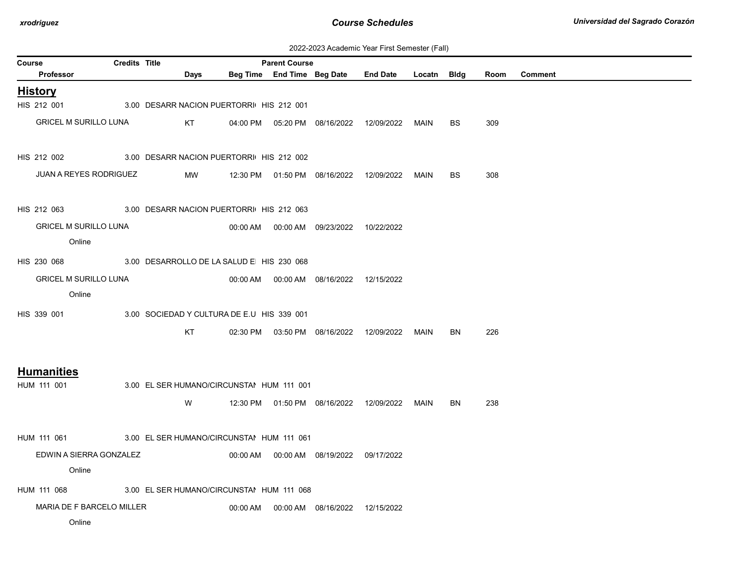# Course Schedules

2022-2023 Academic Year First Semester (Fall)

| Course / Professor | Credits | Title | Days | Beg Time | End Time | Beg Date | End Date | Locatn | Bldg | Room | Comment |
|---|---|---|---|---|---|---|---|---|---|---|---|
| **History** | | | | | | | | | | | |
| HIS 212 001 | 3.00 | DESARR NACION PUERTORRI HIS 212 001 | | | | | | | | | |
| GRICEL M SURILLO LUNA | | | KT | 04:00 PM | 05:20 PM | 08/16/2022 | 12/09/2022 | MAIN | BS | 309 | |
| HIS 212 002 | 3.00 | DESARR NACION PUERTORRI HIS 212 002 | | | | | | | | | |
| JUAN A REYES RODRIGUEZ | | | MW | 12:30 PM | 01:50 PM | 08/16/2022 | 12/09/2022 | MAIN | BS | 308 | |
| HIS 212 063 | 3.00 | DESARR NACION PUERTORRI HIS 212 063 | | | | | | | | | |
| GRICEL M SURILLO LUNA | | | | 00:00 AM | 00:00 AM | 09/23/2022 | 10/22/2022 | | | | |
| Online | | | | | | | | | | | |
| HIS 230 068 | 3.00 | DESARROLLO DE LA SALUD E HIS 230 068 | | | | | | | | | |
| GRICEL M SURILLO LUNA | | | | 00:00 AM | 00:00 AM | 08/16/2022 | 12/15/2022 | | | | |
| Online | | | | | | | | | | | |
| HIS 339 001 | 3.00 | SOCIEDAD Y CULTURA DE E.U HIS 339 001 | | | | | | | | | |
| | | | KT | 02:30 PM | 03:50 PM | 08/16/2022 | 12/09/2022 | MAIN | BN | 226 | |
| **Humanities** | | | | | | | | | | | |
| HUM 111 001 | 3.00 | EL SER HUMANO/CIRCUNSTAI HUM 111 001 | | | | | | | | | |
| | | | W | 12:30 PM | 01:50 PM | 08/16/2022 | 12/09/2022 | MAIN | BN | 238 | |
| HUM 111 061 | 3.00 | EL SER HUMANO/CIRCUNSTAI HUM 111 061 | | | | | | | | | |
| EDWIN A SIERRA GONZALEZ | | | | 00:00 AM | 00:00 AM | 08/19/2022 | 09/17/2022 | | | | |
| Online | | | | | | | | | | | |
| HUM 111 068 | 3.00 | EL SER HUMANO/CIRCUNSTAI HUM 111 068 | | | | | | | | | |
| MARIA DE F BARCELO MILLER | | | | 00:00 AM | 00:00 AM | 08/16/2022 | 12/15/2022 | | | | |
| Online | | | | | | | | | | | |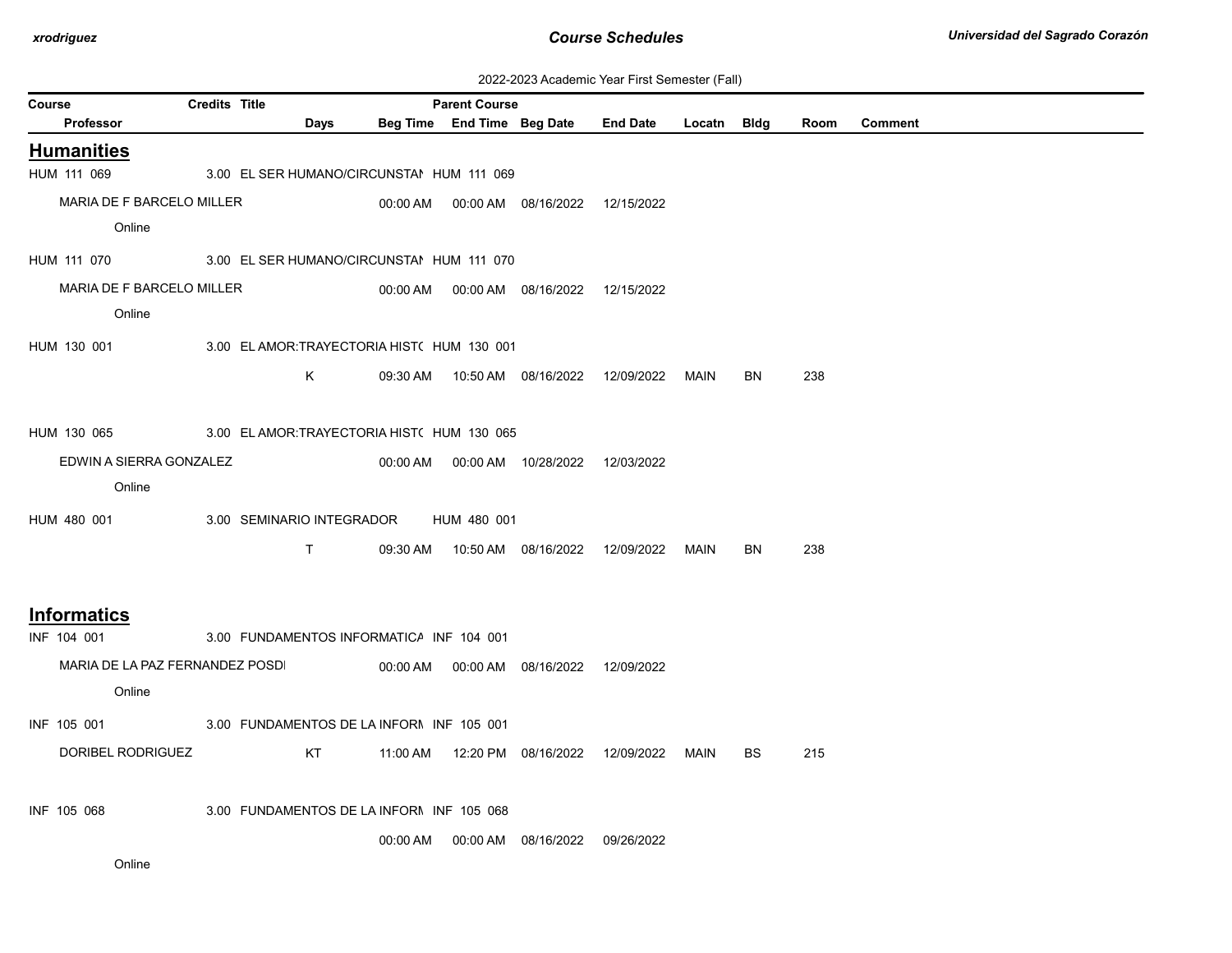2022-2023 Academic Year First Semester (Fall)

| Course | Credits | Title | Parent Course | | | | | | | |
|---|---|---|---|---|---|---|---|---|---|---|
| Professor | Days | Beg Time | End Time | Beg Date | End Date | Locatn | Bldg | Room | Comment | |

## Humanities

| Course / Professor | Credits | Title | Days | Beg Time | End Time | Beg Date | End Date | Locatn | Bldg | Room | Comment |
|---|---|---|---|---|---|---|---|---|---|---|---|
| HUM 111 069 | 3.00 | EL SER HUMANO/CIRCUNSTAN HUM 111 069 | | | | | | | | | |
| MARIA DE F BARCELO MILLER | | | | 00:00 AM | 00:00 AM | 08/16/2022 | 12/15/2022 | | | | |
| Online | | | | | | | | | | | |
| HUM 111 070 | 3.00 | EL SER HUMANO/CIRCUNSTAN HUM 111 070 | | | | | | | | | |
| MARIA DE F BARCELO MILLER | | | | 00:00 AM | 00:00 AM | 08/16/2022 | 12/15/2022 | | | | |
| Online | | | | | | | | | | | |
| HUM 130 001 | 3.00 | EL AMOR:TRAYECTORIA HISTC HUM 130 001 | | | | | | | | | |
| | | | K | 09:30 AM | 10:50 AM | 08/16/2022 | 12/09/2022 | MAIN | BN | 238 | |
| HUM 130 065 | 3.00 | EL AMOR:TRAYECTORIA HISTC HUM 130 065 | | | | | | | | | |
| EDWIN A SIERRA GONZALEZ | | | | 00:00 AM | 00:00 AM | 10/28/2022 | 12/03/2022 | | | | |
| Online | | | | | | | | | | | |
| HUM 480 001 | 3.00 | SEMINARIO INTEGRADOR HUM 480 001 | | | | | | | | | |
| | | | T | 09:30 AM | 10:50 AM | 08/16/2022 | 12/09/2022 | MAIN | BN | 238 | |

## Informatics

| Course / Professor | Credits | Title | Days | Beg Time | End Time | Beg Date | End Date | Locatn | Bldg | Room | Comment |
|---|---|---|---|---|---|---|---|---|---|---|---|
| INF 104 001 | 3.00 | FUNDAMENTOS INFORMATICA INF 104 001 | | | | | | | | | |
| MARIA DE LA PAZ FERNANDEZ POSDI | | | | 00:00 AM | 00:00 AM | 08/16/2022 | 12/09/2022 | | | | |
| Online | | | | | | | | | | | |
| INF 105 001 | 3.00 | FUNDAMENTOS DE LA INFORN INF 105 001 | | | | | | | | | |
| DORIBEL RODRIGUEZ | | | KT | 11:00 AM | 12:20 PM | 08/16/2022 | 12/09/2022 | MAIN | BS | 215 | |
| INF 105 068 | 3.00 | FUNDAMENTOS DE LA INFORN INF 105 068 | | | | | | | | | |
| | | | | 00:00 AM | 00:00 AM | 08/16/2022 | 09/26/2022 | | | | |
| Online | | | | | | | | | | | |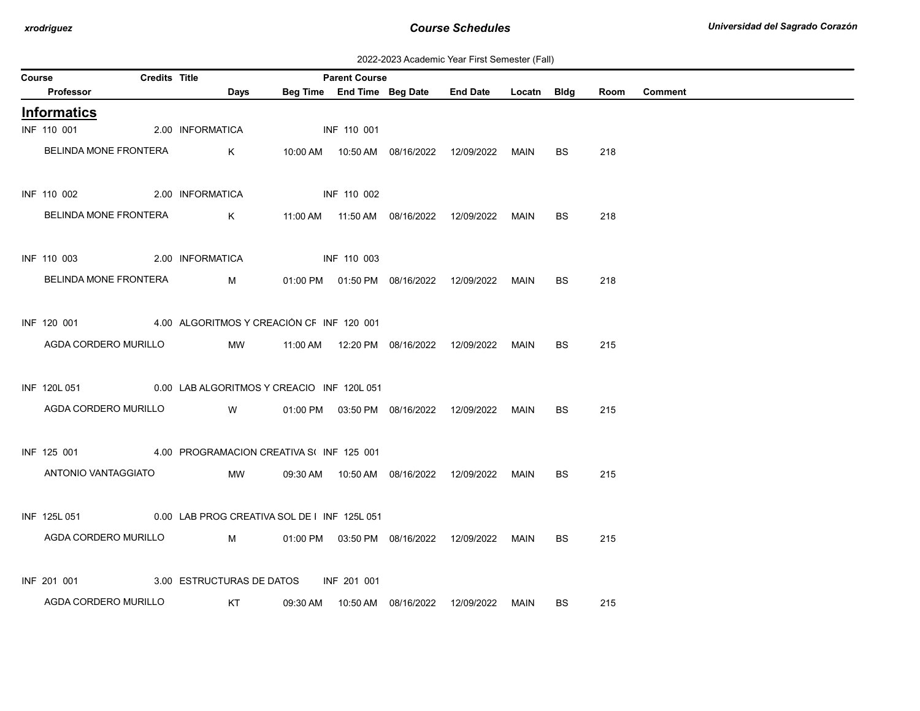2022-2023 Academic Year First Semester (Fall)

| Course | Credits | Title | Parent Course | | | | | | | |
|---|---|---|---|---|---|---|---|---|---|---|
| Professor | | Days | Beg Time | End Time | Beg Date | End Date | Locatn | Bldg | Room | Comment |

## Informatics

| Course / Professor | Credits | Title / Days | Beg Time | End Time | Beg Date | End Date | Locatn | Bldg | Room | Comment |
|---|---|---|---|---|---|---|---|---|---|---|
| INF 110 001 | 2.00 | INFORMATICA | INF 110 001 | | | | | | | |
| BELINDA MONE FRONTERA | | K | 10:00 AM | 10:50 AM | 08/16/2022 | 12/09/2022 | MAIN | BS | 218 | |
| INF 110 002 | 2.00 | INFORMATICA | INF 110 002 | | | | | | | |
| BELINDA MONE FRONTERA | | K | 11:00 AM | 11:50 AM | 08/16/2022 | 12/09/2022 | MAIN | BS | 218 | |
| INF 110 003 | 2.00 | INFORMATICA | INF 110 003 | | | | | | | |
| BELINDA MONE FRONTERA | | M | 01:00 PM | 01:50 PM | 08/16/2022 | 12/09/2022 | MAIN | BS | 218 | |
| INF 120 001 | 4.00 | ALGORITMOS Y CREACIÓN CF | INF 120 001 | | | | | | | |
| AGDA CORDERO MURILLO | | MW | 11:00 AM | 12:20 PM | 08/16/2022 | 12/09/2022 | MAIN | BS | 215 | |
| INF 120L 051 | 0.00 | LAB ALGORITMOS Y CREACIO | INF 120L 051 | | | | | | | |
| AGDA CORDERO MURILLO | | W | 01:00 PM | 03:50 PM | 08/16/2022 | 12/09/2022 | MAIN | BS | 215 | |
| INF 125 001 | 4.00 | PROGRAMACION CREATIVA S( | INF 125 001 | | | | | | | |
| ANTONIO VANTAGGIATO | | MW | 09:30 AM | 10:50 AM | 08/16/2022 | 12/09/2022 | MAIN | BS | 215 | |
| INF 125L 051 | 0.00 | LAB PROG CREATIVA SOL DE I | INF 125L 051 | | | | | | | |
| AGDA CORDERO MURILLO | | M | 01:00 PM | 03:50 PM | 08/16/2022 | 12/09/2022 | MAIN | BS | 215 | |
| INF 201 001 | 3.00 | ESTRUCTURAS DE DATOS | INF 201 001 | | | | | | | |
| AGDA CORDERO MURILLO | | KT | 09:30 AM | 10:50 AM | 08/16/2022 | 12/09/2022 | MAIN | BS | 215 | |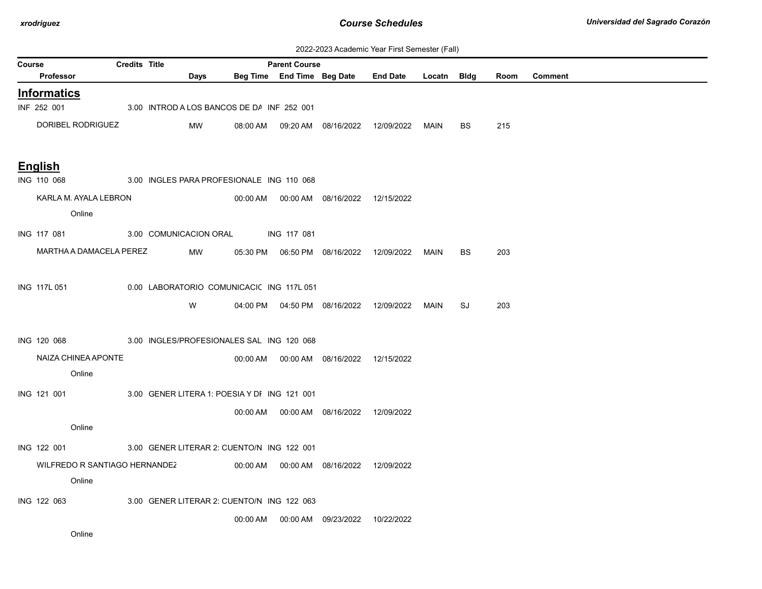2022-2023 Academic Year First Semester (Fall)

| Course | Credits | Title | Days | Beg Time | End Time | Beg Date | End Date | Locatn | Bldg | Room | Comment |
|---|---|---|---|---|---|---|---|---|---|---|---|
| Professor | | | | | Parent Course | | | | | | |

## Informatics

| Course / Professor | Credits | Title | Parent Course | Days | Beg Time | End Time | Beg Date | End Date | Locatn | Bldg | Room | Comment |
|---|---|---|---|---|---|---|---|---|---|---|---|---|
| INF 252 001 | 3.00 | INTROD A LOS BANCOS DE DA | INF 252 001 | | | | | | | | | |
| DORIBEL RODRIGUEZ | | | | MW | 08:00 AM | 09:20 AM | 08/16/2022 | 12/09/2022 | MAIN | BS | 215 | |

## English

| Course / Professor | Credits | Title | Parent Course | Days | Beg Time | End Time | Beg Date | End Date | Locatn | Bldg | Room | Comment |
|---|---|---|---|---|---|---|---|---|---|---|---|---|
| ING 110 068 | 3.00 | INGLES PARA PROFESIONALE | ING 110 068 | | | | | | | | | |
| KARLA M. AYALA LEBRON | | | | | 00:00 AM | 00:00 AM | 08/16/2022 | 12/15/2022 | | | | |
| Online | | | | | | | | | | | | |
| ING 117 081 | 3.00 | COMUNICACION ORAL | ING 117 081 | | | | | | | | | |
| MARTHA A DAMACELA PEREZ | | | | MW | 05:30 PM | 06:50 PM | 08/16/2022 | 12/09/2022 | MAIN | BS | 203 | |
| ING 117L 051 | 0.00 | LABORATORIO COMUNICACIC | ING 117L 051 | | | | | | | | | |
| | | | | W | 04:00 PM | 04:50 PM | 08/16/2022 | 12/09/2022 | MAIN | SJ | 203 | |
| ING 120 068 | 3.00 | INGLES/PROFESIONALES SAL | ING 120 068 | | | | | | | | | |
| NAIZA CHINEA APONTE | | | | | 00:00 AM | 00:00 AM | 08/16/2022 | 12/15/2022 | | | | |
| Online | | | | | | | | | | | | |
| ING 121 001 | 3.00 | GENER LITERA 1: POESIA Y DI | ING 121 001 | | | | | | | | | |
| | | | | | 00:00 AM | 00:00 AM | 08/16/2022 | 12/09/2022 | | | | |
| Online | | | | | | | | | | | | |
| ING 122 001 | 3.00 | GENER LITERAR 2: CUENTO/N | ING 122 001 | | | | | | | | | |
| WILFREDO R SANTIAGO HERNANDEZ | | | | | 00:00 AM | 00:00 AM | 08/16/2022 | 12/09/2022 | | | | |
| Online | | | | | | | | | | | | |
| ING 122 063 | 3.00 | GENER LITERAR 2: CUENTO/N | ING 122 063 | | | | | | | | | |
| | | | | | 00:00 AM | 00:00 AM | 09/23/2022 | 10/22/2022 | | | | |
| Online | | | | | | | | | | | | |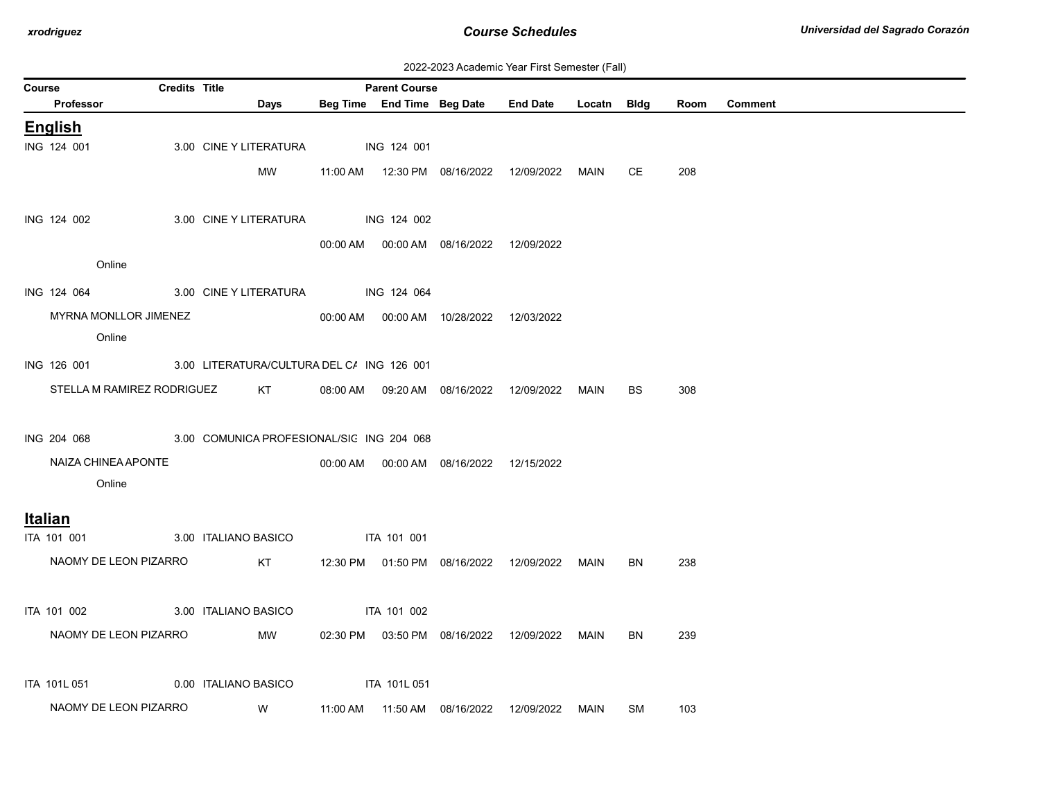2022-2023 Academic Year First Semester (Fall)

| Course / Professor | Credits | Title / Days | Beg Time | Parent Course / End Time | Beg Date | End Date | Locatn | Bldg | Room | Comment |
|---|---|---|---|---|---|---|---|---|---|---|

## English

| Course / Professor | Credits | Title / Days | Beg Time | Parent Course / End Time | Beg Date | End Date | Locatn | Bldg | Room | Comment |
|---|---|---|---|---|---|---|---|---|---|---|
| ING 124 001 | 3.00 | CINE Y LITERATURA | | ING 124 001 | | | | | | |
| | | MW | 11:00 AM | 12:30 PM | 08/16/2022 | 12/09/2022 | MAIN | CE | 208 | |
| ING 124 002 | 3.00 | CINE Y LITERATURA | | ING 124 002 | | | | | | |
| | | | 00:00 AM | 00:00 AM | 08/16/2022 | 12/09/2022 | | | | |
| Online | | | | | | | | | | |
| ING 124 064 | 3.00 | CINE Y LITERATURA | | ING 124 064 | | | | | | |
| MYRNA MONLLOR JIMENEZ | | | 00:00 AM | 00:00 AM | 10/28/2022 | 12/03/2022 | | | | |
| Online | | | | | | | | | | |
| ING 126 001 | 3.00 | LITERATURA/CULTURA DEL CA | | ING 126 001 | | | | | | |
| STELLA M RAMIREZ RODRIGUEZ | | KT | 08:00 AM | 09:20 AM | 08/16/2022 | 12/09/2022 | MAIN | BS | 308 | |
| ING 204 068 | 3.00 | COMUNICA PROFESIONAL/SIG | | ING 204 068 | | | | | | |
| NAIZA CHINEA APONTE | | | 00:00 AM | 00:00 AM | 08/16/2022 | 12/15/2022 | | | | |
| Online | | | | | | | | | | |

## Italian

| Course / Professor | Credits | Title / Days | Beg Time | Parent Course / End Time | Beg Date | End Date | Locatn | Bldg | Room | Comment |
|---|---|---|---|---|---|---|---|---|---|---|
| ITA 101 001 | 3.00 | ITALIANO BASICO | | ITA 101 001 | | | | | | |
| NAOMY DE LEON PIZARRO | | KT | 12:30 PM | 01:50 PM | 08/16/2022 | 12/09/2022 | MAIN | BN | 238 | |
| ITA 101 002 | 3.00 | ITALIANO BASICO | | ITA 101 002 | | | | | | |
| NAOMY DE LEON PIZARRO | | MW | 02:30 PM | 03:50 PM | 08/16/2022 | 12/09/2022 | MAIN | BN | 239 | |
| ITA 101L 051 | 0.00 | ITALIANO BASICO | | ITA 101L 051 | | | | | | |
| NAOMY DE LEON PIZARRO | | W | 11:00 AM | 11:50 AM | 08/16/2022 | 12/09/2022 | MAIN | SM | 103 | |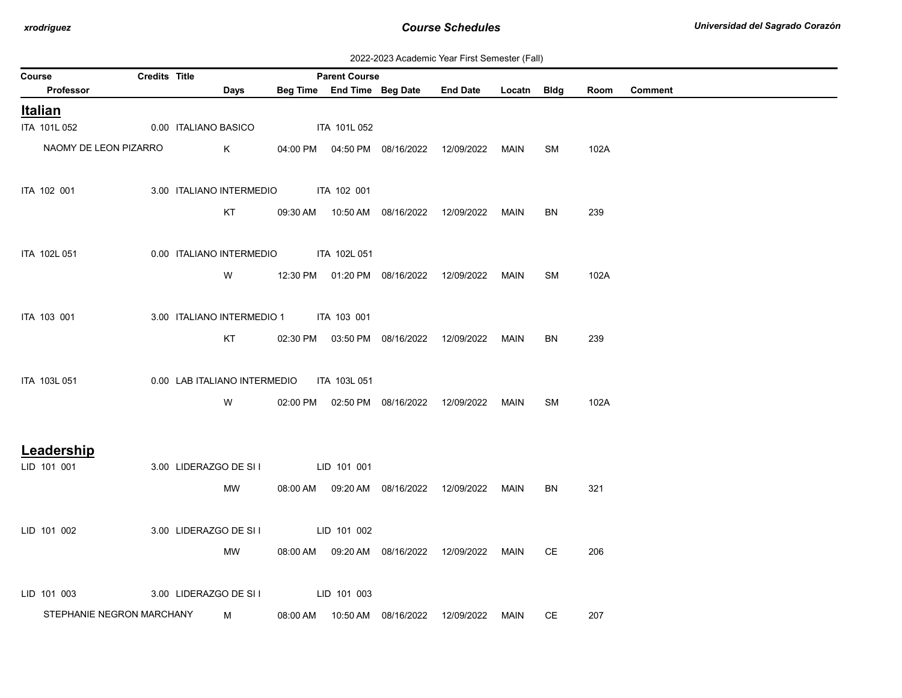2022-2023 Academic Year First Semester (Fall)

| Course | Credits | Title | Parent Course | | | | | | | |
|---|---|---|---|---|---|---|---|---|---|---|
| Professor | Days | Beg Time | End Time | Beg Date | End Date | Locatn | Bldg | Room | Comment | |

## Italian

| Course / Professor | Credits | Title | Days | Beg Time | End Time | Beg Date | End Date | Locatn | Bldg | Room | Comment |
|---|---|---|---|---|---|---|---|---|---|---|---|
| ITA 101L 052 | 0.00 | ITALIANO BASICO | | | | | | | | | |
| Parent Course: ITA 101L 052 | | | | | | | | | | | |
| NAOMY DE LEON PIZARRO | | | K | 04:00 PM | 04:50 PM | 08/16/2022 | 12/09/2022 | MAIN | SM | 102A | |
| ITA 102 001 | 3.00 | ITALIANO INTERMEDIO | | | | | | | | | |
| Parent Course: ITA 102 001 | | | | | | | | | | | |
| | | | KT | 09:30 AM | 10:50 AM | 08/16/2022 | 12/09/2022 | MAIN | BN | 239 | |
| ITA 102L 051 | 0.00 | ITALIANO INTERMEDIO | | | | | | | | | |
| Parent Course: ITA 102L 051 | | | | | | | | | | | |
| | | | W | 12:30 PM | 01:20 PM | 08/16/2022 | 12/09/2022 | MAIN | SM | 102A | |
| ITA 103 001 | 3.00 | ITALIANO INTERMEDIO 1 | | | | | | | | | |
| Parent Course: ITA 103 001 | | | | | | | | | | | |
| | | | KT | 02:30 PM | 03:50 PM | 08/16/2022 | 12/09/2022 | MAIN | BN | 239 | |
| ITA 103L 051 | 0.00 | LAB ITALIANO INTERMEDIO | | | | | | | | | |
| Parent Course: ITA 103L 051 | | | | | | | | | | | |
| | | | W | 02:00 PM | 02:50 PM | 08/16/2022 | 12/09/2022 | MAIN | SM | 102A | |

## Leadership

| Course / Professor | Credits | Title | Days | Beg Time | End Time | Beg Date | End Date | Locatn | Bldg | Room | Comment |
|---|---|---|---|---|---|---|---|---|---|---|---|
| LID 101 001 | 3.00 | LIDERAZGO DE SI I | | | | | | | | | |
| Parent Course: LID 101 001 | | | | | | | | | | | |
| | | | MW | 08:00 AM | 09:20 AM | 08/16/2022 | 12/09/2022 | MAIN | BN | 321 | |
| LID 101 002 | 3.00 | LIDERAZGO DE SI I | | | | | | | | | |
| Parent Course: LID 101 002 | | | | | | | | | | | |
| | | | MW | 08:00 AM | 09:20 AM | 08/16/2022 | 12/09/2022 | MAIN | CE | 206 | |
| LID 101 003 | 3.00 | LIDERAZGO DE SI I | | | | | | | | | |
| Parent Course: LID 101 003 | | | | | | | | | | | |
| STEPHANIE NEGRON MARCHANY | | | M | 08:00 AM | 10:50 AM | 08/16/2022 | 12/09/2022 | MAIN | CE | 207 | |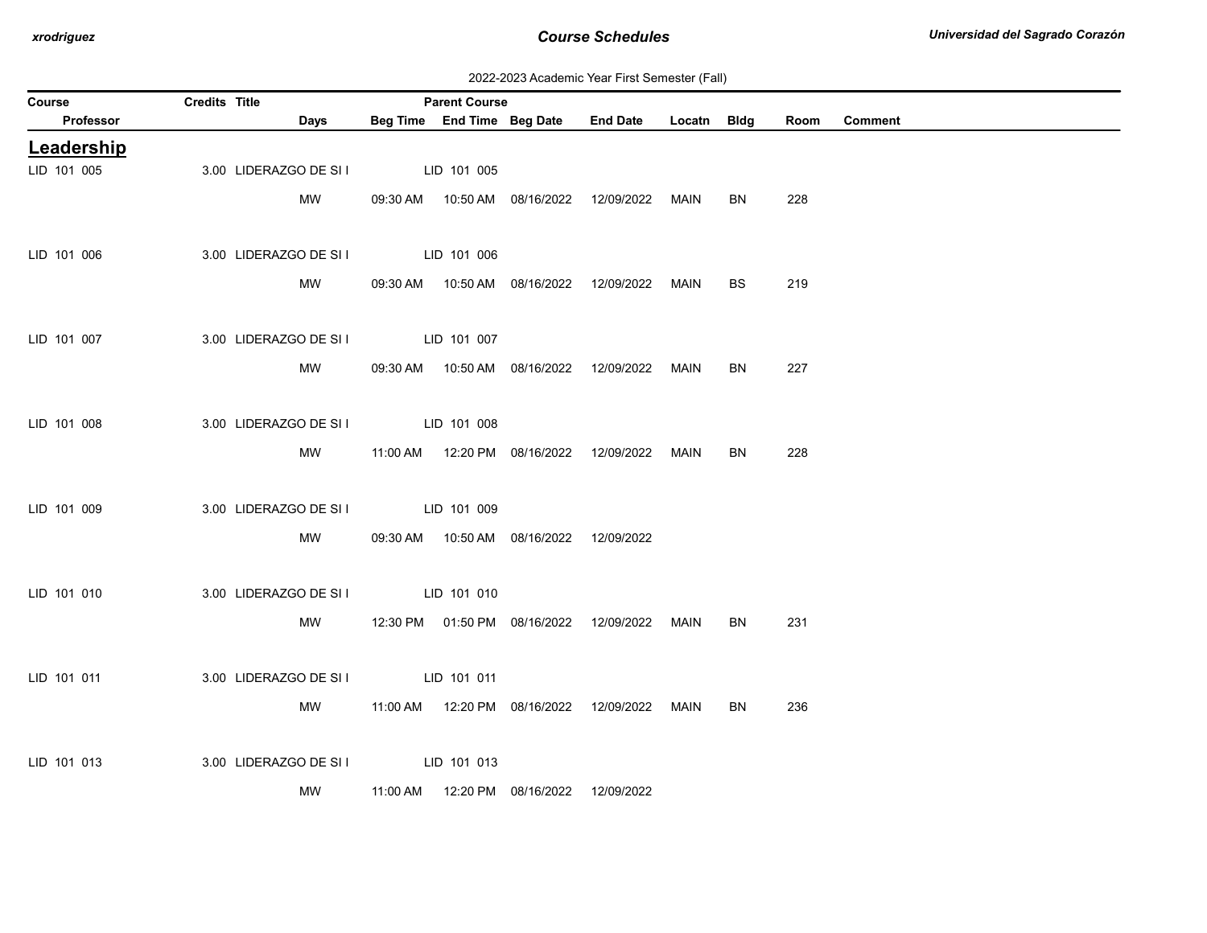2022-2023 Academic Year First Semester (Fall)

| Course | Credits | Title | Parent Course | | | | | | | |
|---|---|---|---|---|---|---|---|---|---|---|
| Professor | | Days | Beg Time | End Time | Beg Date | End Date | Locatn | Bldg | Room | Comment |

## Leadership

| Course | Credits | Title | Days | Beg Time | End Time | Beg Date | End Date | Locatn | Bldg | Room | Comment |
|---|---|---|---|---|---|---|---|---|---|---|---|
| LID 101 005 | 3.00 | LIDERAZGO DE SI I | | LID 101 005 | | | | | | | |
| | | | MW | 09:30 AM | 10:50 AM | 08/16/2022 | 12/09/2022 | MAIN | BN | 228 | |
| LID 101 006 | 3.00 | LIDERAZGO DE SI I | | LID 101 006 | | | | | | | |
| | | | MW | 09:30 AM | 10:50 AM | 08/16/2022 | 12/09/2022 | MAIN | BS | 219 | |
| LID 101 007 | 3.00 | LIDERAZGO DE SI I | | LID 101 007 | | | | | | | |
| | | | MW | 09:30 AM | 10:50 AM | 08/16/2022 | 12/09/2022 | MAIN | BN | 227 | |
| LID 101 008 | 3.00 | LIDERAZGO DE SI I | | LID 101 008 | | | | | | | |
| | | | MW | 11:00 AM | 12:20 PM | 08/16/2022 | 12/09/2022 | MAIN | BN | 228 | |
| LID 101 009 | 3.00 | LIDERAZGO DE SI I | | LID 101 009 | | | | | | | |
| | | | MW | 09:30 AM | 10:50 AM | 08/16/2022 | 12/09/2022 | | | | |
| LID 101 010 | 3.00 | LIDERAZGO DE SI I | | LID 101 010 | | | | | | | |
| | | | MW | 12:30 PM | 01:50 PM | 08/16/2022 | 12/09/2022 | MAIN | BN | 231 | |
| LID 101 011 | 3.00 | LIDERAZGO DE SI I | | LID 101 011 | | | | | | | |
| | | | MW | 11:00 AM | 12:20 PM | 08/16/2022 | 12/09/2022 | MAIN | BN | 236 | |
| LID 101 013 | 3.00 | LIDERAZGO DE SI I | | LID 101 013 | | | | | | | |
| | | | MW | 11:00 AM | 12:20 PM | 08/16/2022 | 12/09/2022 | | | | |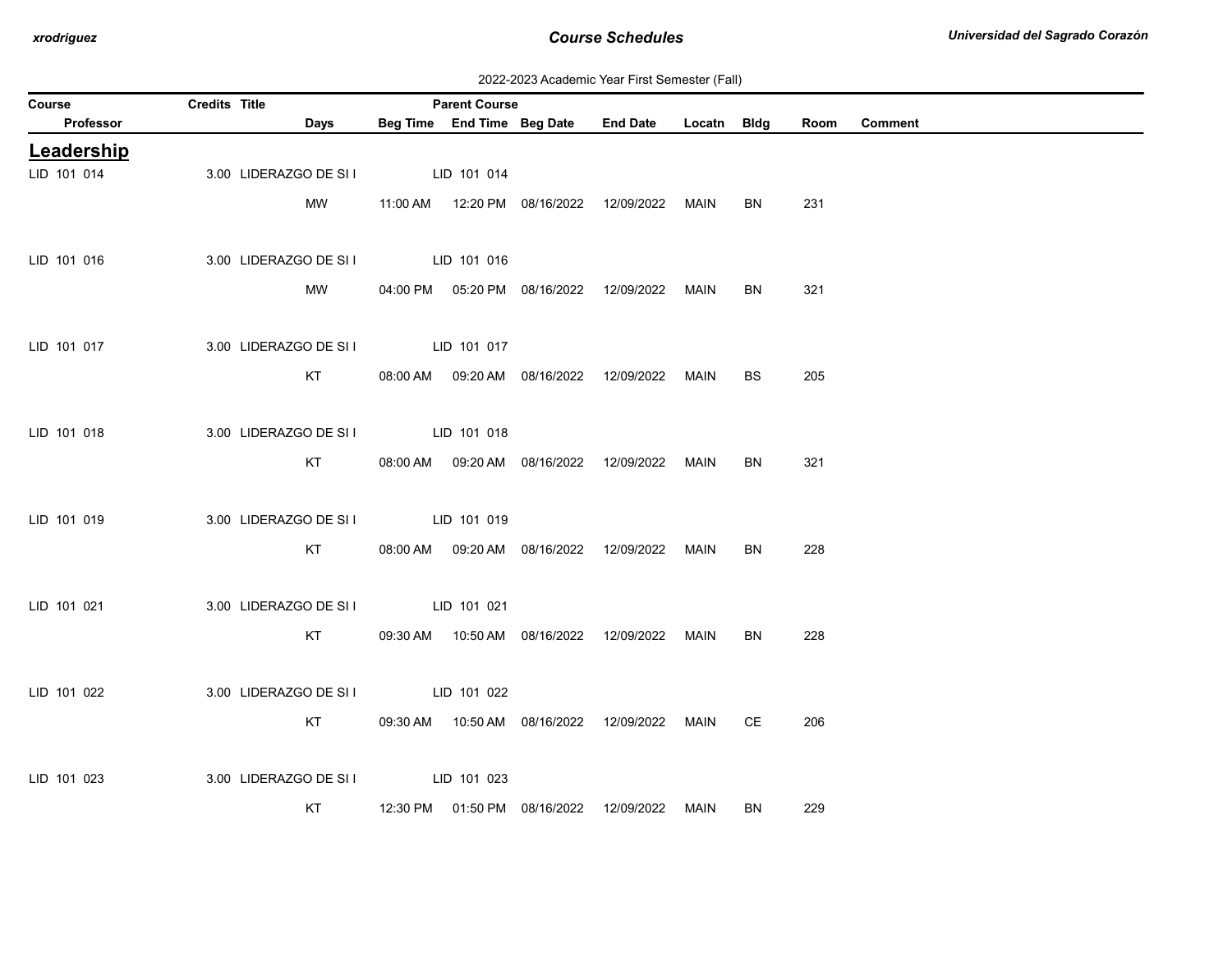2022-2023 Academic Year First Semester (Fall)

| Course | Credits | Title | Parent Course | | | | | | | |
|---|---|---|---|---|---|---|---|---|---|---|
| Professor | | Days | Beg Time | End Time | Beg Date | End Date | Locatn | Bldg | Room | Comment |

## Leadership

| Course | Credits | Title / Days | Beg Time | End Time | Beg Date | End Date | Locatn | Bldg | Room | Comment |
|---|---|---|---|---|---|---|---|---|---|---|
| LID 101 014 | 3.00 | LIDERAZGO DE SI I | LID 101 014 | | | | | | | |
| | | MW | 11:00 AM | 12:20 PM | 08/16/2022 | 12/09/2022 | MAIN | BN | 231 | |
| LID 101 016 | 3.00 | LIDERAZGO DE SI I | LID 101 016 | | | | | | | |
| | | MW | 04:00 PM | 05:20 PM | 08/16/2022 | 12/09/2022 | MAIN | BN | 321 | |
| LID 101 017 | 3.00 | LIDERAZGO DE SI I | LID 101 017 | | | | | | | |
| | | KT | 08:00 AM | 09:20 AM | 08/16/2022 | 12/09/2022 | MAIN | BS | 205 | |
| LID 101 018 | 3.00 | LIDERAZGO DE SI I | LID 101 018 | | | | | | | |
| | | KT | 08:00 AM | 09:20 AM | 08/16/2022 | 12/09/2022 | MAIN | BN | 321 | |
| LID 101 019 | 3.00 | LIDERAZGO DE SI I | LID 101 019 | | | | | | | |
| | | KT | 08:00 AM | 09:20 AM | 08/16/2022 | 12/09/2022 | MAIN | BN | 228 | |
| LID 101 021 | 3.00 | LIDERAZGO DE SI I | LID 101 021 | | | | | | | |
| | | KT | 09:30 AM | 10:50 AM | 08/16/2022 | 12/09/2022 | MAIN | BN | 228 | |
| LID 101 022 | 3.00 | LIDERAZGO DE SI I | LID 101 022 | | | | | | | |
| | | KT | 09:30 AM | 10:50 AM | 08/16/2022 | 12/09/2022 | MAIN | CE | 206 | |
| LID 101 023 | 3.00 | LIDERAZGO DE SI I | LID 101 023 | | | | | | | |
| | | KT | 12:30 PM | 01:50 PM | 08/16/2022 | 12/09/2022 | MAIN | BN | 229 | |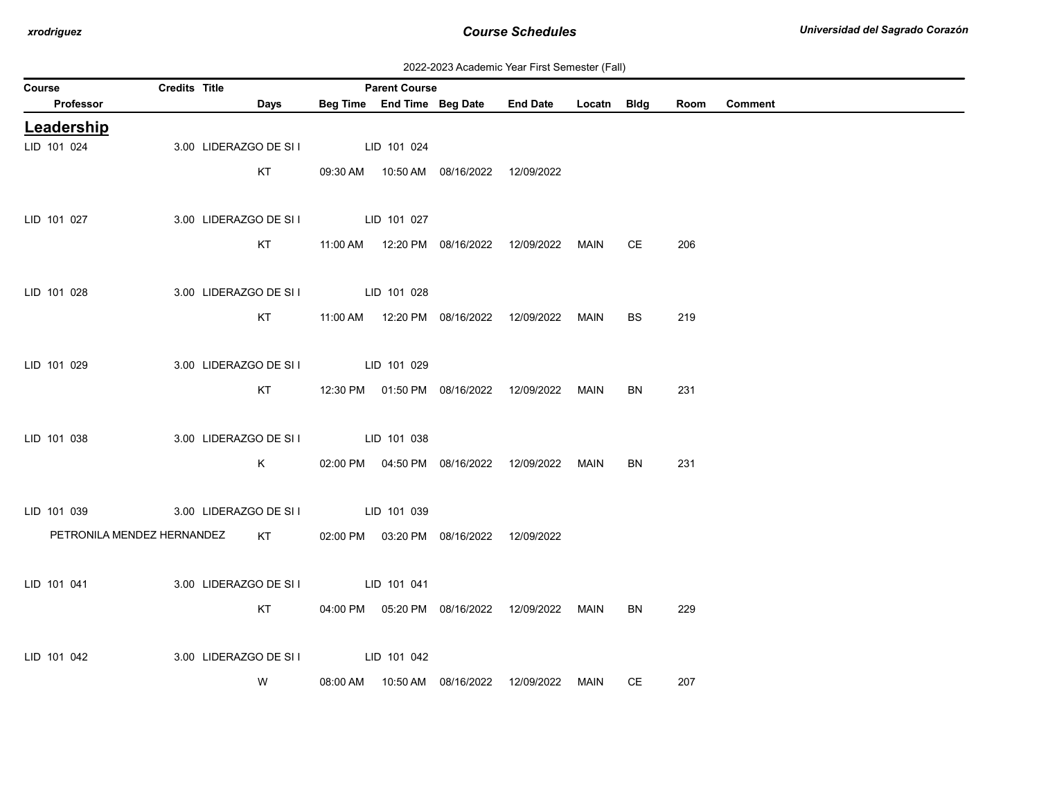2022-2023 Academic Year First Semester (Fall)

| Course | Credits | Title | Days | Beg Time | Parent Course / End Time | Beg Date | End Date | Locatn | Bldg | Room | Comment |
|---|---|---|---|---|---|---|---|---|---|---|---|
| Professor | | | | | | | | | | | |

## Leadership

| Course / Professor | Credits | Title | Days | Beg Time | Parent Course / End Time | Beg Date | End Date | Locatn | Bldg | Room | Comment |
|---|---|---|---|---|---|---|---|---|---|---|---|
| LID 101 024 | 3.00 | LIDERAZGO DE SI I | | | LID 101 024 | | | | | | |
| | | | KT | 09:30 AM | 10:50 AM | 08/16/2022 | 12/09/2022 | | | | |
| LID 101 027 | 3.00 | LIDERAZGO DE SI I | | | LID 101 027 | | | | | | |
| | | | KT | 11:00 AM | 12:20 PM | 08/16/2022 | 12/09/2022 | MAIN | CE | 206 | |
| LID 101 028 | 3.00 | LIDERAZGO DE SI I | | | LID 101 028 | | | | | | |
| | | | KT | 11:00 AM | 12:20 PM | 08/16/2022 | 12/09/2022 | MAIN | BS | 219 | |
| LID 101 029 | 3.00 | LIDERAZGO DE SI I | | | LID 101 029 | | | | | | |
| | | | KT | 12:30 PM | 01:50 PM | 08/16/2022 | 12/09/2022 | MAIN | BN | 231 | |
| LID 101 038 | 3.00 | LIDERAZGO DE SI I | | | LID 101 038 | | | | | | |
| | | | K | 02:00 PM | 04:50 PM | 08/16/2022 | 12/09/2022 | MAIN | BN | 231 | |
| LID 101 039 | 3.00 | LIDERAZGO DE SI I | | | LID 101 039 | | | | | | |
| PETRONILA MENDEZ HERNANDEZ | | | KT | 02:00 PM | 03:20 PM | 08/16/2022 | 12/09/2022 | | | | |
| LID 101 041 | 3.00 | LIDERAZGO DE SI I | | | LID 101 041 | | | | | | |
| | | | KT | 04:00 PM | 05:20 PM | 08/16/2022 | 12/09/2022 | MAIN | BN | 229 | |
| LID 101 042 | 3.00 | LIDERAZGO DE SI I | | | LID 101 042 | | | | | | |
| | | | W | 08:00 AM | 10:50 AM | 08/16/2022 | 12/09/2022 | MAIN | CE | 207 | |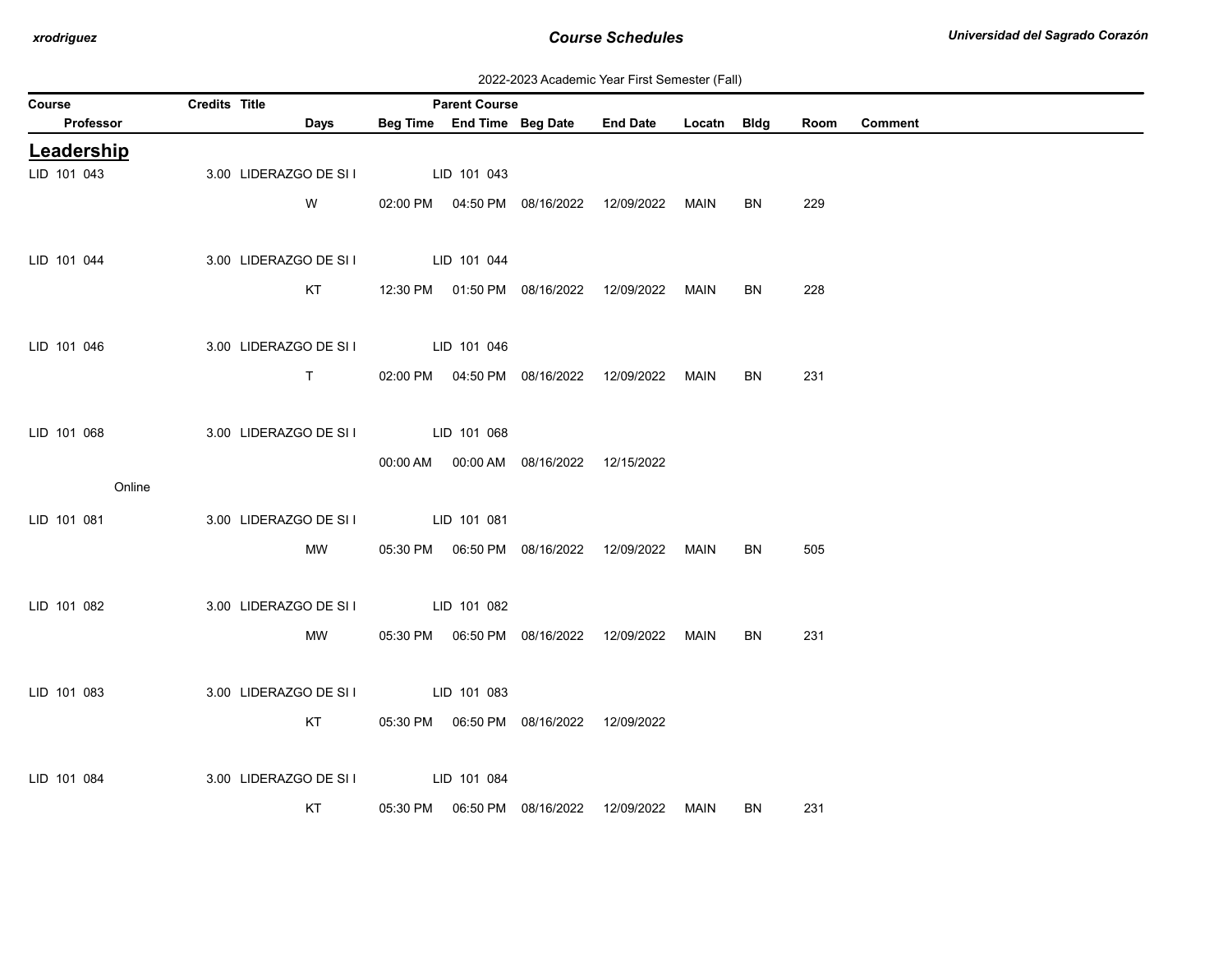2022-2023 Academic Year First Semester (Fall)

| Course | Credits | Title | Days | Beg Time | Parent Course / End Time | Beg Date | End Date | Locatn | Bldg | Room | Comment |
|---|---|---|---|---|---|---|---|---|---|---|---|
| Professor | | | | | | | | | | | |

## Leadership

| Course | Credits | Title | Days | Beg Time | Parent Course / End Time | Beg Date | End Date | Locatn | Bldg | Room | Comment |
|---|---|---|---|---|---|---|---|---|---|---|---|
| LID 101 043 | 3.00 | LIDERAZGO DE SI I | | | LID 101 043 | | | | | | |
| | | | W | 02:00 PM | 04:50 PM | 08/16/2022 | 12/09/2022 | MAIN | BN | 229 | |
| LID 101 044 | 3.00 | LIDERAZGO DE SI I | | | LID 101 044 | | | | | | |
| | | | KT | 12:30 PM | 01:50 PM | 08/16/2022 | 12/09/2022 | MAIN | BN | 228 | |
| LID 101 046 | 3.00 | LIDERAZGO DE SI I | | | LID 101 046 | | | | | | |
| | | | T | 02:00 PM | 04:50 PM | 08/16/2022 | 12/09/2022 | MAIN | BN | 231 | |
| LID 101 068 | 3.00 | LIDERAZGO DE SI I | | | LID 101 068 | | | | | | |
| | | | | 00:00 AM | 00:00 AM | 08/16/2022 | 12/15/2022 | | | | |
| Online | | | | | | | | | | | |
| LID 101 081 | 3.00 | LIDERAZGO DE SI I | | | LID 101 081 | | | | | | |
| | | | MW | 05:30 PM | 06:50 PM | 08/16/2022 | 12/09/2022 | MAIN | BN | 505 | |
| LID 101 082 | 3.00 | LIDERAZGO DE SI I | | | LID 101 082 | | | | | | |
| | | | MW | 05:30 PM | 06:50 PM | 08/16/2022 | 12/09/2022 | MAIN | BN | 231 | |
| LID 101 083 | 3.00 | LIDERAZGO DE SI I | | | LID 101 083 | | | | | | |
| | | | KT | 05:30 PM | 06:50 PM | 08/16/2022 | 12/09/2022 | | | | |
| LID 101 084 | 3.00 | LIDERAZGO DE SI I | | | LID 101 084 | | | | | | |
| | | | KT | 05:30 PM | 06:50 PM | 08/16/2022 | 12/09/2022 | MAIN | BN | 231 | |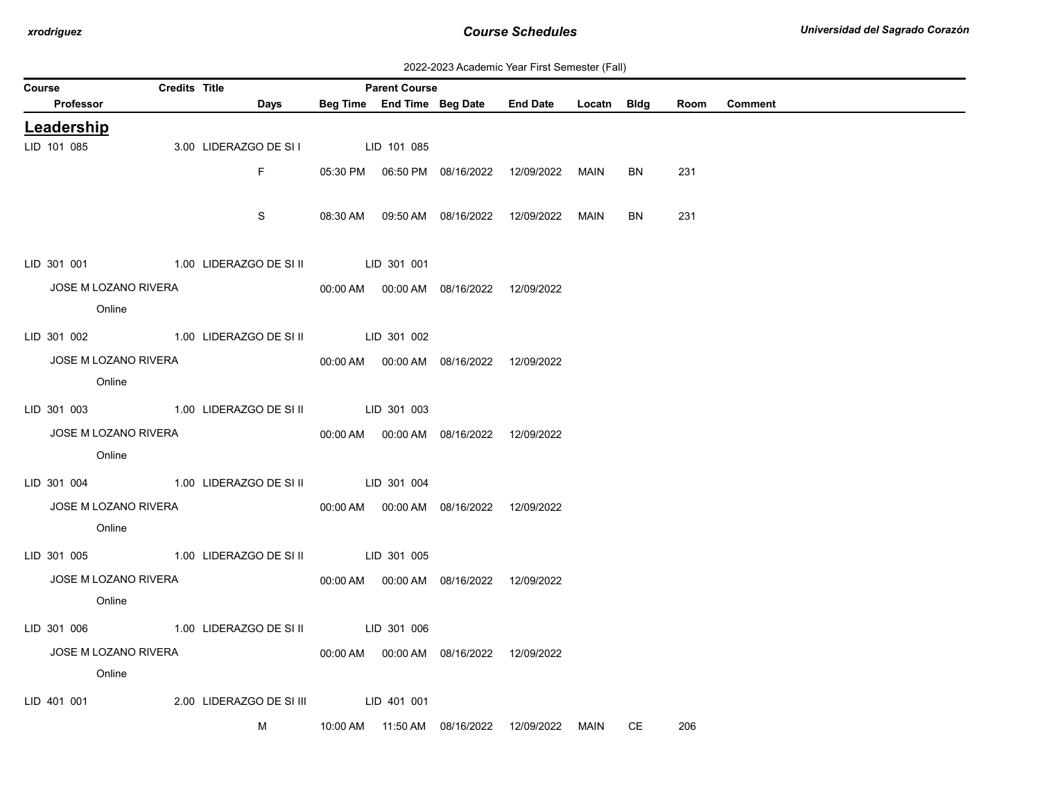2022-2023 Academic Year First Semester (Fall)

| Course | Credits | Title | Parent Course | | | | | | | |
|---|---|---|---|---|---|---|---|---|---|---|
| Professor | | Days | Beg Time | End Time | Beg Date | End Date | Locatn | Bldg | Room | Comment |

## Leadership

| Course / Professor | Credits | Title / Days | Beg Time | End Time / Parent Course | Beg Date | End Date | Locatn | Bldg | Room | Comment |
|---|---|---|---|---|---|---|---|---|---|---|
| LID 101 085 | 3.00 | LIDERAZGO DE SI I | | LID 101 085 | | | | | | |
| | | F | 05:30 PM | 06:50 PM | 08/16/2022 | 12/09/2022 | MAIN | BN | 231 | |
| | | S | 08:30 AM | 09:50 AM | 08/16/2022 | 12/09/2022 | MAIN | BN | 231 | |
| LID 301 001 | 1.00 | LIDERAZGO DE SI II | | LID 301 001 | | | | | | |
| JOSE M LOZANO RIVERA | | | 00:00 AM | 00:00 AM | 08/16/2022 | 12/09/2022 | | | | |
| Online | | | | | | | | | | |
| LID 301 002 | 1.00 | LIDERAZGO DE SI II | | LID 301 002 | | | | | | |
| JOSE M LOZANO RIVERA | | | 00:00 AM | 00:00 AM | 08/16/2022 | 12/09/2022 | | | | |
| Online | | | | | | | | | | |
| LID 301 003 | 1.00 | LIDERAZGO DE SI II | | LID 301 003 | | | | | | |
| JOSE M LOZANO RIVERA | | | 00:00 AM | 00:00 AM | 08/16/2022 | 12/09/2022 | | | | |
| Online | | | | | | | | | | |
| LID 301 004 | 1.00 | LIDERAZGO DE SI II | | LID 301 004 | | | | | | |
| JOSE M LOZANO RIVERA | | | 00:00 AM | 00:00 AM | 08/16/2022 | 12/09/2022 | | | | |
| Online | | | | | | | | | | |
| LID 301 005 | 1.00 | LIDERAZGO DE SI II | | LID 301 005 | | | | | | |
| JOSE M LOZANO RIVERA | | | 00:00 AM | 00:00 AM | 08/16/2022 | 12/09/2022 | | | | |
| Online | | | | | | | | | | |
| LID 301 006 | 1.00 | LIDERAZGO DE SI II | | LID 301 006 | | | | | | |
| JOSE M LOZANO RIVERA | | | 00:00 AM | 00:00 AM | 08/16/2022 | 12/09/2022 | | | | |
| Online | | | | | | | | | | |
| LID 401 001 | 2.00 | LIDERAZGO DE SI III | | LID 401 001 | | | | | | |
| | | M | 10:00 AM | 11:50 AM | 08/16/2022 | 12/09/2022 | MAIN | CE | 206 | |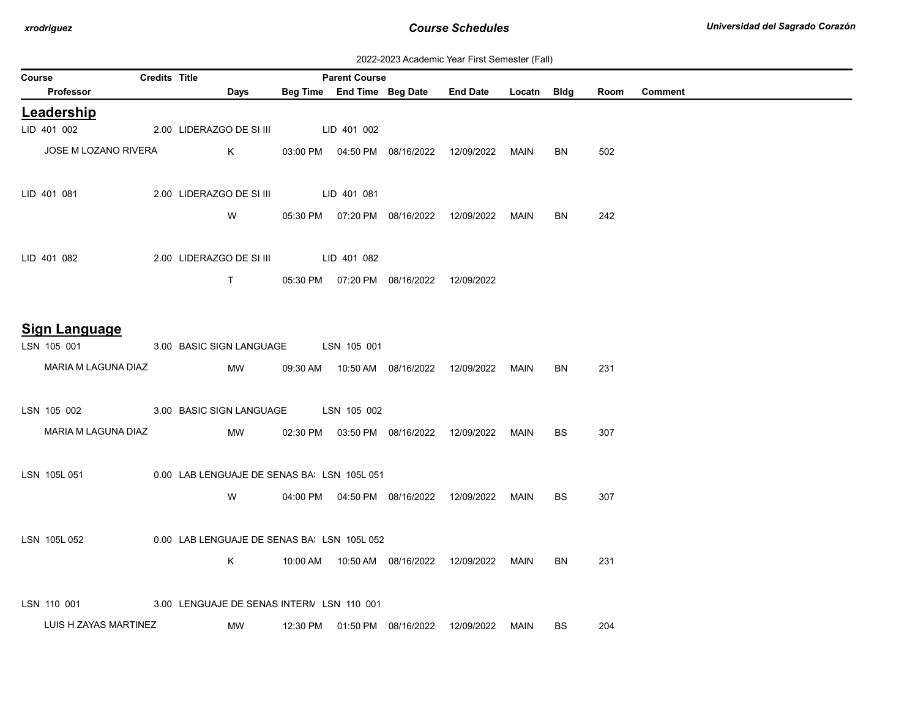2022-2023 Academic Year First Semester (Fall)

| Course | Credits | Title | Parent Course | | | | | | |
|---|---|---|---|---|---|---|---|---|---|
| Professor | Days | Beg Time | End Time | Beg Date | End Date | Locatn | Bldg | Room | Comment |

## Leadership

| Course / Professor | Credits | Title / Days | Beg Time | End Time / Parent Course | Beg Date | End Date | Locatn | Bldg | Room | Comment |
|---|---|---|---|---|---|---|---|---|---|---|
| LID 401 002 | 2.00 | LIDERAZGO DE SI III | | LID 401 002 | | | | | | |
| JOSE M LOZANO RIVERA | | K | 03:00 PM | 04:50 PM | 08/16/2022 | 12/09/2022 | MAIN | BN | 502 | |
| LID 401 081 | 2.00 | LIDERAZGO DE SI III | | LID 401 081 | | | | | | |
| | | W | 05:30 PM | 07:20 PM | 08/16/2022 | 12/09/2022 | MAIN | BN | 242 | |
| LID 401 082 | 2.00 | LIDERAZGO DE SI III | | LID 401 082 | | | | | | |
| | | T | 05:30 PM | 07:20 PM | 08/16/2022 | 12/09/2022 | | | | |

## Sign Language

| Course / Professor | Credits | Title / Days | Beg Time | End Time / Parent Course | Beg Date | End Date | Locatn | Bldg | Room | Comment |
|---|---|---|---|---|---|---|---|---|---|---|
| LSN 105 001 | 3.00 | BASIC SIGN LANGUAGE | | LSN 105 001 | | | | | | |
| MARIA M LAGUNA DIAZ | | MW | 09:30 AM | 10:50 AM | 08/16/2022 | 12/09/2022 | MAIN | BN | 231 | |
| LSN 105 002 | 3.00 | BASIC SIGN LANGUAGE | | LSN 105 002 | | | | | | |
| MARIA M LAGUNA DIAZ | | MW | 02:30 PM | 03:50 PM | 08/16/2022 | 12/09/2022 | MAIN | BS | 307 | |
| LSN 105L 051 | 0.00 | LAB LENGUAJE DE SENAS BA: | | LSN 105L 051 | | | | | | |
| | | W | 04:00 PM | 04:50 PM | 08/16/2022 | 12/09/2022 | MAIN | BS | 307 | |
| LSN 105L 052 | 0.00 | LAB LENGUAJE DE SENAS BA: | | LSN 105L 052 | | | | | | |
| | | K | 10:00 AM | 10:50 AM | 08/16/2022 | 12/09/2022 | MAIN | BN | 231 | |
| LSN 110 001 | 3.00 | LENGUAJE DE SENAS INTERM | | LSN 110 001 | | | | | | |
| LUIS H ZAYAS MARTINEZ | | MW | 12:30 PM | 01:50 PM | 08/16/2022 | 12/09/2022 | MAIN | BS | 204 | |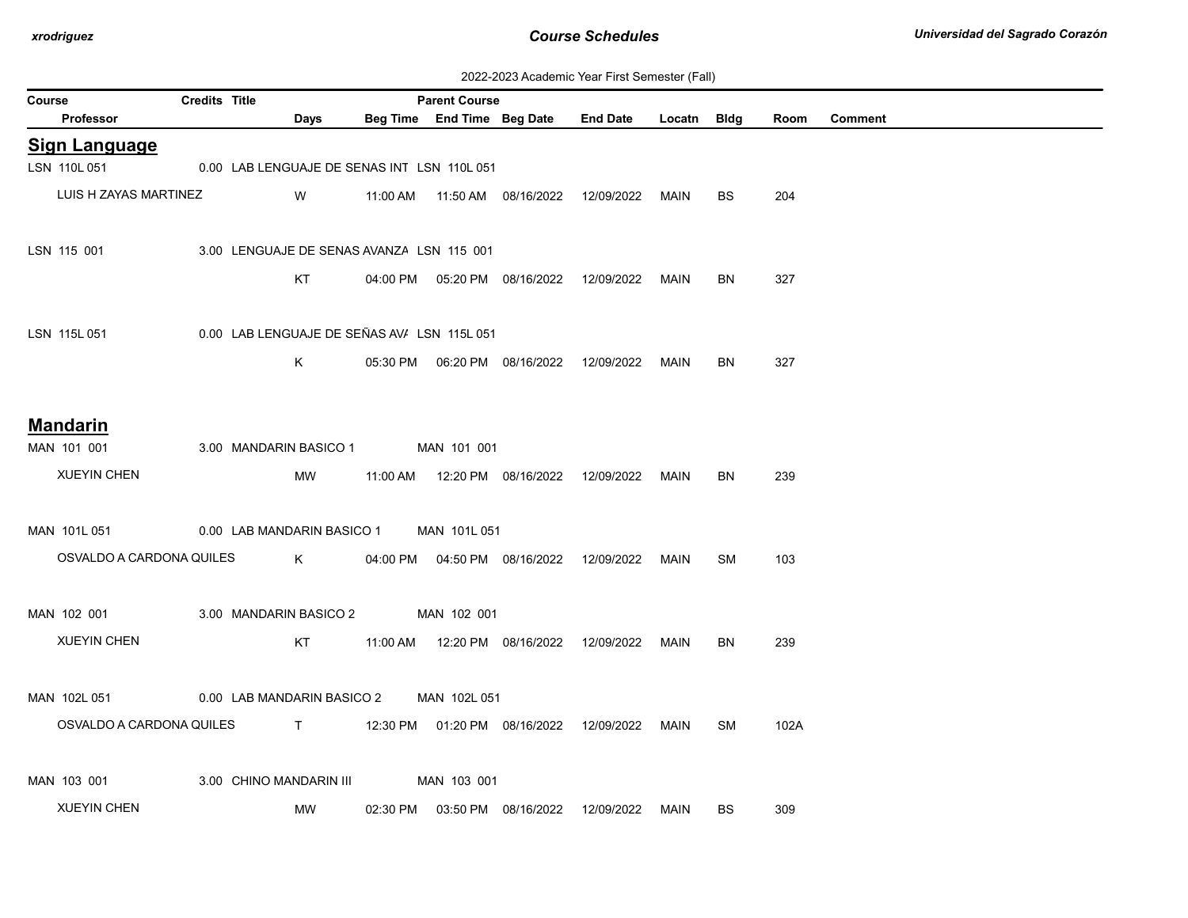2022-2023 Academic Year First Semester (Fall)

| Course | Credits | Title | Parent Course | | | | | | | |
|---|---|---|---|---|---|---|---|---|---|---|
| Professor | Days | Beg Time | End Time | Beg Date | End Date | Locatn | Bldg | Room | Comment | |

## Sign Language

| Course / Professor | Credits | Title | Parent Course | Days | Beg Time | End Time | Beg Date | End Date | Locatn | Bldg | Room | Comment |
|---|---|---|---|---|---|---|---|---|---|---|---|---|
| LSN 110L 051 | 0.00 | LAB LENGUAJE DE SENAS INT | LSN 110L 051 | | | | | | | | | |
| LUIS H ZAYAS MARTINEZ | | | | W | 11:00 AM | 11:50 AM | 08/16/2022 | 12/09/2022 | MAIN | BS | 204 | |
| LSN 115 001 | 3.00 | LENGUAJE DE SENAS AVANZA | LSN 115 001 | | | | | | | | | |
| | | | | KT | 04:00 PM | 05:20 PM | 08/16/2022 | 12/09/2022 | MAIN | BN | 327 | |
| LSN 115L 051 | 0.00 | LAB LENGUAJE DE SEÑAS AVA | LSN 115L 051 | | | | | | | | | |
| | | | | K | 05:30 PM | 06:20 PM | 08/16/2022 | 12/09/2022 | MAIN | BN | 327 | |

## Mandarin

| Course / Professor | Credits | Title | Parent Course | Days | Beg Time | End Time | Beg Date | End Date | Locatn | Bldg | Room | Comment |
|---|---|---|---|---|---|---|---|---|---|---|---|---|
| MAN 101 001 | 3.00 | MANDARIN BASICO 1 | MAN 101 001 | | | | | | | | | |
| XUEYIN CHEN | | | | MW | 11:00 AM | 12:20 PM | 08/16/2022 | 12/09/2022 | MAIN | BN | 239 | |
| MAN 101L 051 | 0.00 | LAB MANDARIN BASICO 1 | MAN 101L 051 | | | | | | | | | |
| OSVALDO A CARDONA QUILES | | | | K | 04:00 PM | 04:50 PM | 08/16/2022 | 12/09/2022 | MAIN | SM | 103 | |
| MAN 102 001 | 3.00 | MANDARIN BASICO 2 | MAN 102 001 | | | | | | | | | |
| XUEYIN CHEN | | | | KT | 11:00 AM | 12:20 PM | 08/16/2022 | 12/09/2022 | MAIN | BN | 239 | |
| MAN 102L 051 | 0.00 | LAB MANDARIN BASICO 2 | MAN 102L 051 | | | | | | | | | |
| OSVALDO A CARDONA QUILES | | | | T | 12:30 PM | 01:20 PM | 08/16/2022 | 12/09/2022 | MAIN | SM | 102A | |
| MAN 103 001 | 3.00 | CHINO MANDARIN III | MAN 103 001 | | | | | | | | | |
| XUEYIN CHEN | | | | MW | 02:30 PM | 03:50 PM | 08/16/2022 | 12/09/2022 | MAIN | BS | 309 | |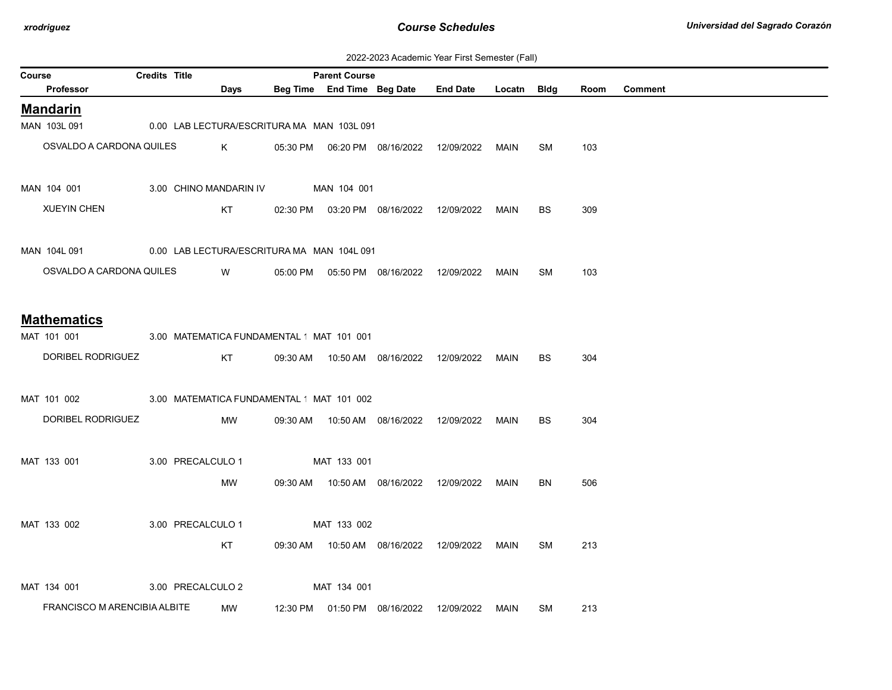2022-2023 Academic Year First Semester (Fall)

| Course | Credits | Title | Days | Beg Time | Parent Course / End Time | Beg Date | End Date | Locatn | Bldg | Room | Comment |
|---|---|---|---|---|---|---|---|---|---|---|---|
| Professor | | | | | | | | | | | |

## Mandarin

| Course / Professor | Credits | Title | Days | Beg Time | Parent Course / End Time | Beg Date | End Date | Locatn | Bldg | Room | Comment |
|---|---|---|---|---|---|---|---|---|---|---|---|
| MAN 103L 091 | 0.00 | LAB LECTURA/ESCRITURA MA | | | MAN 103L 091 | | | | | | |
| OSVALDO A CARDONA QUILES | | | K | 05:30 PM | 06:20 PM | 08/16/2022 | 12/09/2022 | MAIN | SM | 103 | |
| MAN 104 001 | 3.00 | CHINO MANDARIN IV | | | MAN 104 001 | | | | | | |
| XUEYIN CHEN | | | KT | 02:30 PM | 03:20 PM | 08/16/2022 | 12/09/2022 | MAIN | BS | 309 | |
| MAN 104L 091 | 0.00 | LAB LECTURA/ESCRITURA MA | | | MAN 104L 091 | | | | | | |
| OSVALDO A CARDONA QUILES | | | W | 05:00 PM | 05:50 PM | 08/16/2022 | 12/09/2022 | MAIN | SM | 103 | |

## Mathematics

| Course / Professor | Credits | Title | Days | Beg Time | Parent Course / End Time | Beg Date | End Date | Locatn | Bldg | Room | Comment |
|---|---|---|---|---|---|---|---|---|---|---|---|
| MAT 101 001 | 3.00 | MATEMATICA FUNDAMENTAL 1 | | | MAT 101 001 | | | | | | |
| DORIBEL RODRIGUEZ | | | KT | 09:30 AM | 10:50 AM | 08/16/2022 | 12/09/2022 | MAIN | BS | 304 | |
| MAT 101 002 | 3.00 | MATEMATICA FUNDAMENTAL 1 | | | MAT 101 002 | | | | | | |
| DORIBEL RODRIGUEZ | | | MW | 09:30 AM | 10:50 AM | 08/16/2022 | 12/09/2022 | MAIN | BS | 304 | |
| MAT 133 001 | 3.00 | PRECALCULO 1 | | | MAT 133 001 | | | | | | |
| | | | MW | 09:30 AM | 10:50 AM | 08/16/2022 | 12/09/2022 | MAIN | BN | 506 | |
| MAT 133 002 | 3.00 | PRECALCULO 1 | | | MAT 133 002 | | | | | | |
| | | | KT | 09:30 AM | 10:50 AM | 08/16/2022 | 12/09/2022 | MAIN | SM | 213 | |
| MAT 134 001 | 3.00 | PRECALCULO 2 | | | MAT 134 001 | | | | | | |
| FRANCISCO M ARENCIBIA ALBITE | | | MW | 12:30 PM | 01:50 PM | 08/16/2022 | 12/09/2022 | MAIN | SM | 213 | |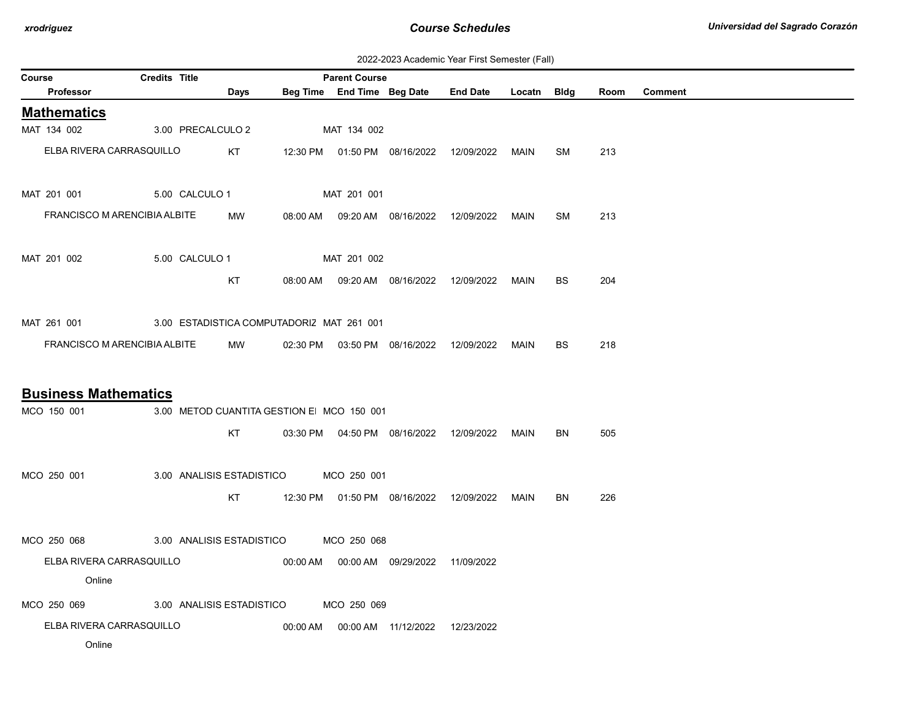2022-2023 Academic Year First Semester (Fall)

| Course | Credits | Title | Parent Course | | | | | | | |
|---|---|---|---|---|---|---|---|---|---|---|
| Professor | Days | Beg Time | End Time | Beg Date | End Date | Locatn | Bldg | Room | Comment | |

## Mathematics

| Course / Professor | Credits | Title | Days | Beg Time | End Time | Beg Date | End Date | Locatn | Bldg | Room | Parent Course | Comment |
|---|---|---|---|---|---|---|---|---|---|---|---|---|
| MAT 134 002 | 3.00 | PRECALCULO 2 | | | | | | | | | MAT 134 002 | |
| ELBA RIVERA CARRASQUILLO | | | KT | 12:30 PM | 01:50 PM | 08/16/2022 | 12/09/2022 | MAIN | SM | 213 | | |
| MAT 201 001 | 5.00 | CALCULO 1 | | | | | | | | | MAT 201 001 | |
| FRANCISCO M ARENCIBIA ALBITE | | | MW | 08:00 AM | 09:20 AM | 08/16/2022 | 12/09/2022 | MAIN | SM | 213 | | |
| MAT 201 002 | 5.00 | CALCULO 1 | | | | | | | | | MAT 201 002 | |
| | | | KT | 08:00 AM | 09:20 AM | 08/16/2022 | 12/09/2022 | MAIN | BS | 204 | | |
| MAT 261 001 | 3.00 | ESTADISTICA COMPUTADORIZ | | | | | | | | | MAT 261 001 | |
| FRANCISCO M ARENCIBIA ALBITE | | | MW | 02:30 PM | 03:50 PM | 08/16/2022 | 12/09/2022 | MAIN | BS | 218 | | |

## Business Mathematics

| Course / Professor | Credits | Title | Days | Beg Time | End Time | Beg Date | End Date | Locatn | Bldg | Room | Parent Course | Comment |
|---|---|---|---|---|---|---|---|---|---|---|---|---|
| MCO 150 001 | 3.00 | METOD CUANTITA GESTION EI | | | | | | | | | MCO 150 001 | |
| | | | KT | 03:30 PM | 04:50 PM | 08/16/2022 | 12/09/2022 | MAIN | BN | 505 | | |
| MCO 250 001 | 3.00 | ANALISIS ESTADISTICO | | | | | | | | | MCO 250 001 | |
| | | | KT | 12:30 PM | 01:50 PM | 08/16/2022 | 12/09/2022 | MAIN | BN | 226 | | |
| MCO 250 068 | 3.00 | ANALISIS ESTADISTICO | | | | | | | | | MCO 250 068 | |
| ELBA RIVERA CARRASQUILLO | | | | 00:00 AM | 00:00 AM | 09/29/2022 | 11/09/2022 | | | | | |
| Online | | | | | | | | | | | | |
| MCO 250 069 | 3.00 | ANALISIS ESTADISTICO | | | | | | | | | MCO 250 069 | |
| ELBA RIVERA CARRASQUILLO | | | | 00:00 AM | 00:00 AM | 11/12/2022 | 12/23/2022 | | | | | |
| Online | | | | | | | | | | | | |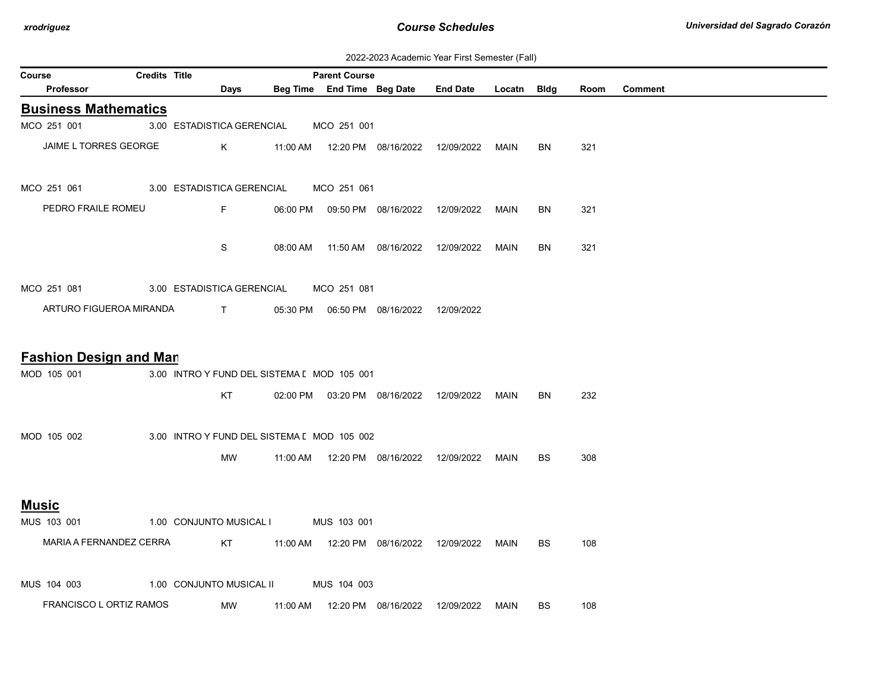2022-2023 Academic Year First Semester (Fall)

| Course | Credits | Title | | | Parent Course | | | | | | |
|---|---|---|---|---|---|---|---|---|---|---|---|
| Professor | | Days | Beg Time | End Time | Beg Date | End Date | Locatn | Bldg | Room | Comment | |

## Business Mathematics

| Course / Professor | Credits | Title / Days | Beg Time | End Time | Beg Date | End Date | Locatn | Bldg | Room | Comment |
|---|---|---|---|---|---|---|---|---|---|---|
| MCO 251 001 | 3.00 | ESTADISTICA GERENCIAL | MCO 251 001 | | | | | | | |
| JAIME L TORRES GEORGE | | K | 11:00 AM | 12:20 PM | 08/16/2022 | 12/09/2022 | MAIN | BN | 321 | |
| MCO 251 061 | 3.00 | ESTADISTICA GERENCIAL | MCO 251 061 | | | | | | | |
| PEDRO FRAILE ROMEU | | F | 06:00 PM | 09:50 PM | 08/16/2022 | 12/09/2022 | MAIN | BN | 321 | |
| | | S | 08:00 AM | 11:50 AM | 08/16/2022 | 12/09/2022 | MAIN | BN | 321 | |
| MCO 251 081 | 3.00 | ESTADISTICA GERENCIAL | MCO 251 081 | | | | | | | |
| ARTURO FIGUEROA MIRANDA | | T | 05:30 PM | 06:50 PM | 08/16/2022 | 12/09/2022 | | | | |

## Fashion Design and Man

| Course / Professor | Credits | Title / Days | Beg Time | End Time | Beg Date | End Date | Locatn | Bldg | Room | Comment |
|---|---|---|---|---|---|---|---|---|---|---|
| MOD 105 001 | 3.00 | INTRO Y FUND DEL SISTEMA D | MOD 105 001 | | | | | | | |
| | | KT | 02:00 PM | 03:20 PM | 08/16/2022 | 12/09/2022 | MAIN | BN | 232 | |
| MOD 105 002 | 3.00 | INTRO Y FUND DEL SISTEMA D | MOD 105 002 | | | | | | | |
| | | MW | 11:00 AM | 12:20 PM | 08/16/2022 | 12/09/2022 | MAIN | BS | 308 | |

## Music

| Course / Professor | Credits | Title / Days | Beg Time | End Time | Beg Date | End Date | Locatn | Bldg | Room | Comment |
|---|---|---|---|---|---|---|---|---|---|---|
| MUS 103 001 | 1.00 | CONJUNTO MUSICAL I | MUS 103 001 | | | | | | | |
| MARIA A FERNANDEZ CERRA | | KT | 11:00 AM | 12:20 PM | 08/16/2022 | 12/09/2022 | MAIN | BS | 108 | |
| MUS 104 003 | 1.00 | CONJUNTO MUSICAL II | MUS 104 003 | | | | | | | |
| FRANCISCO L ORTIZ RAMOS | | MW | 11:00 AM | 12:20 PM | 08/16/2022 | 12/09/2022 | MAIN | BS | 108 | |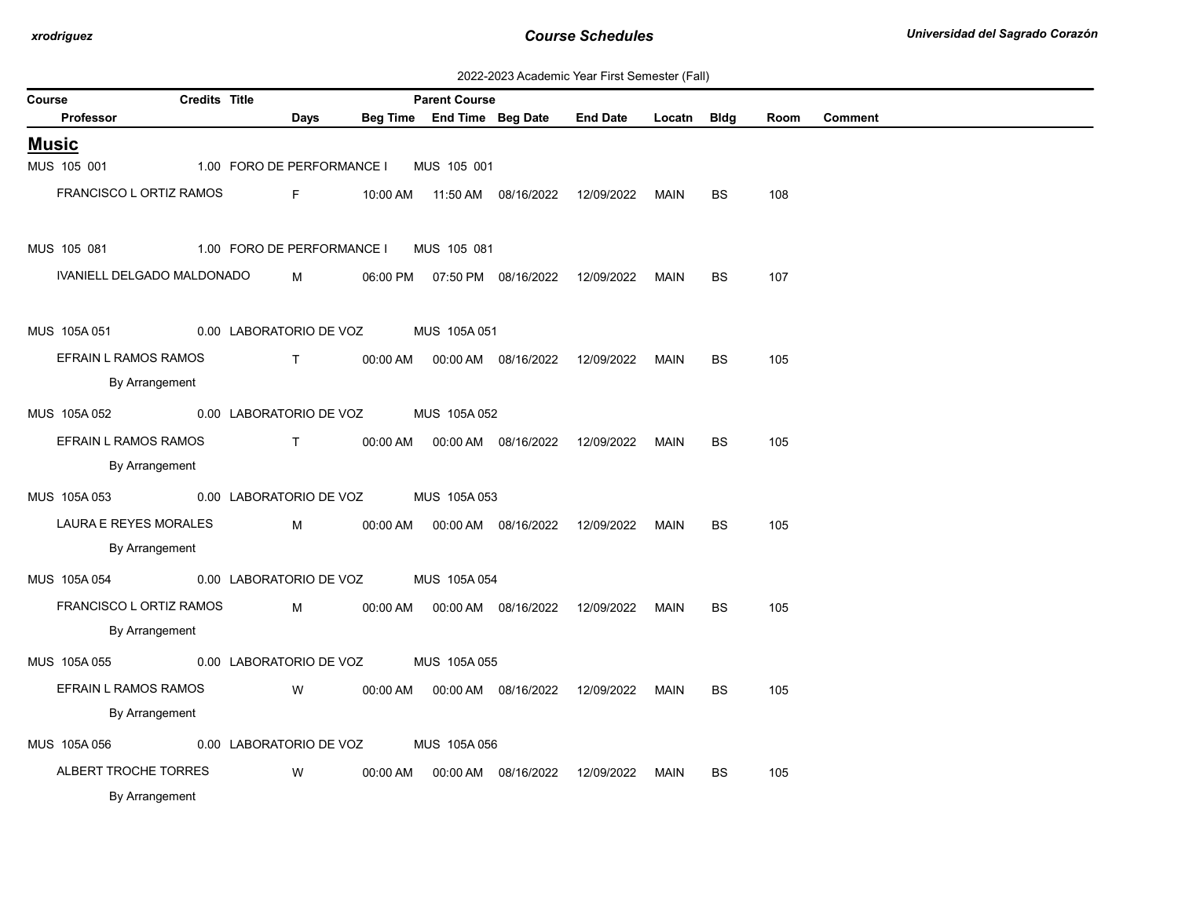2022-2023 Academic Year First Semester (Fall)

| Course | Credits | Title | | | Parent Course | | | | | | |
|---|---|---|---|---|---|---|---|---|---|---|---|
| Professor | | | Days | Beg Time | End Time | Beg Date | End Date | Locatn | Bldg | Room | Comment |

## Music

| Course / Professor | Credits | Title | Days | Beg Time | End Time | Beg Date | End Date | Locatn | Bldg | Room | Comment |
|---|---|---|---|---|---|---|---|---|---|---|---|
| MUS 105 001 | 1.00 | FORO DE PERFORMANCE I | | | MUS 105 001 | | | | | | |
| FRANCISCO L ORTIZ RAMOS | | | F | 10:00 AM | 11:50 AM | 08/16/2022 | 12/09/2022 | MAIN | BS | 108 | |
| MUS 105 081 | 1.00 | FORO DE PERFORMANCE I | | | MUS 105 081 | | | | | | |
| IVANIELL DELGADO MALDONADO | | | M | 06:00 PM | 07:50 PM | 08/16/2022 | 12/09/2022 | MAIN | BS | 107 | |
| MUS 105A 051 | 0.00 | LABORATORIO DE VOZ | | | MUS 105A 051 | | | | | | |
| EFRAIN L RAMOS RAMOS | | | T | 00:00 AM | 00:00 AM | 08/16/2022 | 12/09/2022 | MAIN | BS | 105 | |
| By Arrangement | | | | | | | | | | | |
| MUS 105A 052 | 0.00 | LABORATORIO DE VOZ | | | MUS 105A 052 | | | | | | |
| EFRAIN L RAMOS RAMOS | | | T | 00:00 AM | 00:00 AM | 08/16/2022 | 12/09/2022 | MAIN | BS | 105 | |
| By Arrangement | | | | | | | | | | | |
| MUS 105A 053 | 0.00 | LABORATORIO DE VOZ | | | MUS 105A 053 | | | | | | |
| LAURA E REYES MORALES | | | M | 00:00 AM | 00:00 AM | 08/16/2022 | 12/09/2022 | MAIN | BS | 105 | |
| By Arrangement | | | | | | | | | | | |
| MUS 105A 054 | 0.00 | LABORATORIO DE VOZ | | | MUS 105A 054 | | | | | | |
| FRANCISCO L ORTIZ RAMOS | | | M | 00:00 AM | 00:00 AM | 08/16/2022 | 12/09/2022 | MAIN | BS | 105 | |
| By Arrangement | | | | | | | | | | | |
| MUS 105A 055 | 0.00 | LABORATORIO DE VOZ | | | MUS 105A 055 | | | | | | |
| EFRAIN L RAMOS RAMOS | | | W | 00:00 AM | 00:00 AM | 08/16/2022 | 12/09/2022 | MAIN | BS | 105 | |
| By Arrangement | | | | | | | | | | | |
| MUS 105A 056 | 0.00 | LABORATORIO DE VOZ | | | MUS 105A 056 | | | | | | |
| ALBERT TROCHE TORRES | | | W | 00:00 AM | 00:00 AM | 08/16/2022 | 12/09/2022 | MAIN | BS | 105 | |
| By Arrangement | | | | | | | | | | | |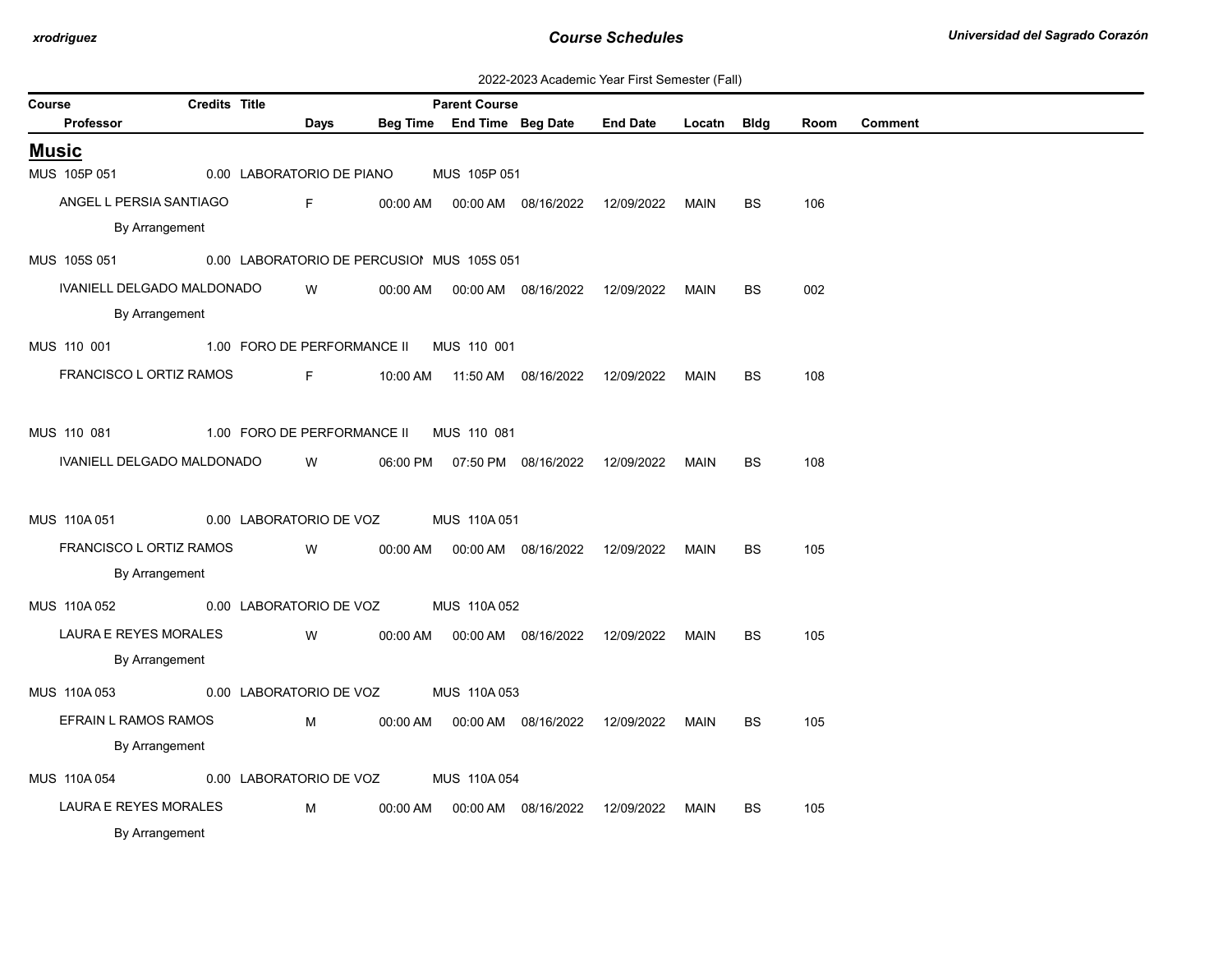2022-2023 Academic Year First Semester (Fall)

| Course | Credits | Title | Parent Course | | | | | | | |
|---|---|---|---|---|---|---|---|---|---|---|
| Professor | Days | Beg Time | End Time | Beg Date | End Date | Locatn | Bldg | Room | Comment | |

## Music

| Course / Professor | Credits | Title | Days | Beg Time | End Time | Beg Date | End Date | Locatn | Bldg | Room | Parent Course | Comment |
|---|---|---|---|---|---|---|---|---|---|---|---|---|
| MUS 105P 051 | 0.00 | LABORATORIO DE PIANO | | | | | | | | | MUS 105P 051 | |
| ANGEL L PERSIA SANTIAGO | | | F | 00:00 AM | 00:00 AM | 08/16/2022 | 12/09/2022 | MAIN | BS | 106 | | By Arrangement |
| MUS 105S 051 | 0.00 | LABORATORIO DE PERCUSION | | | | | | | | | MUS 105S 051 | |
| IVANIELL DELGADO MALDONADO | | | W | 00:00 AM | 00:00 AM | 08/16/2022 | 12/09/2022 | MAIN | BS | 002 | | By Arrangement |
| MUS 110 001 | 1.00 | FORO DE PERFORMANCE II | | | | | | | | | MUS 110 001 | |
| FRANCISCO L ORTIZ RAMOS | | | F | 10:00 AM | 11:50 AM | 08/16/2022 | 12/09/2022 | MAIN | BS | 108 | | |
| MUS 110 081 | 1.00 | FORO DE PERFORMANCE II | | | | | | | | | MUS 110 081 | |
| IVANIELL DELGADO MALDONADO | | | W | 06:00 PM | 07:50 PM | 08/16/2022 | 12/09/2022 | MAIN | BS | 108 | | |
| MUS 110A 051 | 0.00 | LABORATORIO DE VOZ | | | | | | | | | MUS 110A 051 | |
| FRANCISCO L ORTIZ RAMOS | | | W | 00:00 AM | 00:00 AM | 08/16/2022 | 12/09/2022 | MAIN | BS | 105 | | By Arrangement |
| MUS 110A 052 | 0.00 | LABORATORIO DE VOZ | | | | | | | | | MUS 110A 052 | |
| LAURA E REYES MORALES | | | W | 00:00 AM | 00:00 AM | 08/16/2022 | 12/09/2022 | MAIN | BS | 105 | | By Arrangement |
| MUS 110A 053 | 0.00 | LABORATORIO DE VOZ | | | | | | | | | MUS 110A 053 | |
| EFRAIN L RAMOS RAMOS | | | M | 00:00 AM | 00:00 AM | 08/16/2022 | 12/09/2022 | MAIN | BS | 105 | | By Arrangement |
| MUS 110A 054 | 0.00 | LABORATORIO DE VOZ | | | | | | | | | MUS 110A 054 | |
| LAURA E REYES MORALES | | | M | 00:00 AM | 00:00 AM | 08/16/2022 | 12/09/2022 | MAIN | BS | 105 | | By Arrangement |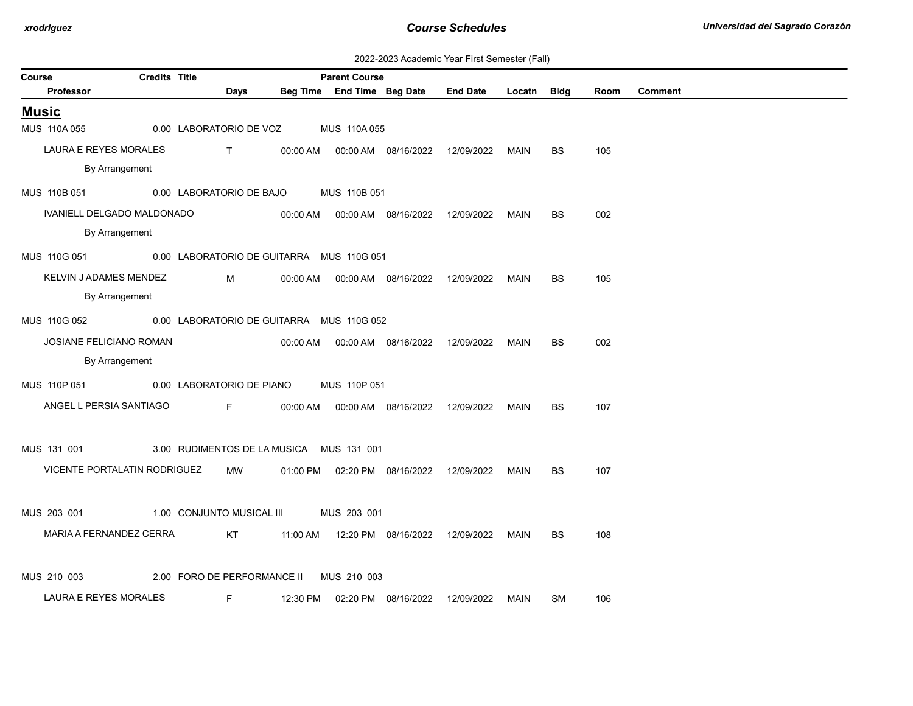2022-2023 Academic Year First Semester (Fall)

| Course | Credits | Title | Days | Beg Time | Parent Course / End Time | Beg Date | End Date | Locatn | Bldg | Room | Comment |
|---|---|---|---|---|---|---|---|---|---|---|---|
| Professor | | | | | | | | | | | |

## Music

| Course / Professor | Credits | Title | Days | Beg Time | Parent Course / End Time | Beg Date | End Date | Locatn | Bldg | Room | Comment |
|---|---|---|---|---|---|---|---|---|---|---|---|
| MUS 110A 055 | 0.00 | LABORATORIO DE VOZ | | | MUS 110A 055 | | | | | | |
| LAURA E REYES MORALES | | | T | 00:00 AM | 00:00 AM | 08/16/2022 | 12/09/2022 | MAIN | BS | 105 | |
| By Arrangement | | | | | | | | | | | |
| MUS 110B 051 | 0.00 | LABORATORIO DE BAJO | | | MUS 110B 051 | | | | | | |
| IVANIELL DELGADO MALDONADO | | | | 00:00 AM | 00:00 AM | 08/16/2022 | 12/09/2022 | MAIN | BS | 002 | |
| By Arrangement | | | | | | | | | | | |
| MUS 110G 051 | 0.00 | LABORATORIO DE GUITARRA | | | MUS 110G 051 | | | | | | |
| KELVIN J ADAMES MENDEZ | | | M | 00:00 AM | 00:00 AM | 08/16/2022 | 12/09/2022 | MAIN | BS | 105 | |
| By Arrangement | | | | | | | | | | | |
| MUS 110G 052 | 0.00 | LABORATORIO DE GUITARRA | | | MUS 110G 052 | | | | | | |
| JOSIANE FELICIANO ROMAN | | | | 00:00 AM | 00:00 AM | 08/16/2022 | 12/09/2022 | MAIN | BS | 002 | |
| By Arrangement | | | | | | | | | | | |
| MUS 110P 051 | 0.00 | LABORATORIO DE PIANO | | | MUS 110P 051 | | | | | | |
| ANGEL L PERSIA SANTIAGO | | | F | 00:00 AM | 00:00 AM | 08/16/2022 | 12/09/2022 | MAIN | BS | 107 | |
| MUS 131 001 | 3.00 | RUDIMENTOS DE LA MUSICA | | | MUS 131 001 | | | | | | |
| VICENTE PORTALATIN RODRIGUEZ | | | MW | 01:00 PM | 02:20 PM | 08/16/2022 | 12/09/2022 | MAIN | BS | 107 | |
| MUS 203 001 | 1.00 | CONJUNTO MUSICAL III | | | MUS 203 001 | | | | | | |
| MARIA A FERNANDEZ CERRA | | | KT | 11:00 AM | 12:20 PM | 08/16/2022 | 12/09/2022 | MAIN | BS | 108 | |
| MUS 210 003 | 2.00 | FORO DE PERFORMANCE II | | | MUS 210 003 | | | | | | |
| LAURA E REYES MORALES | | | F | 12:30 PM | 02:20 PM | 08/16/2022 | 12/09/2022 | MAIN | SM | 106 | |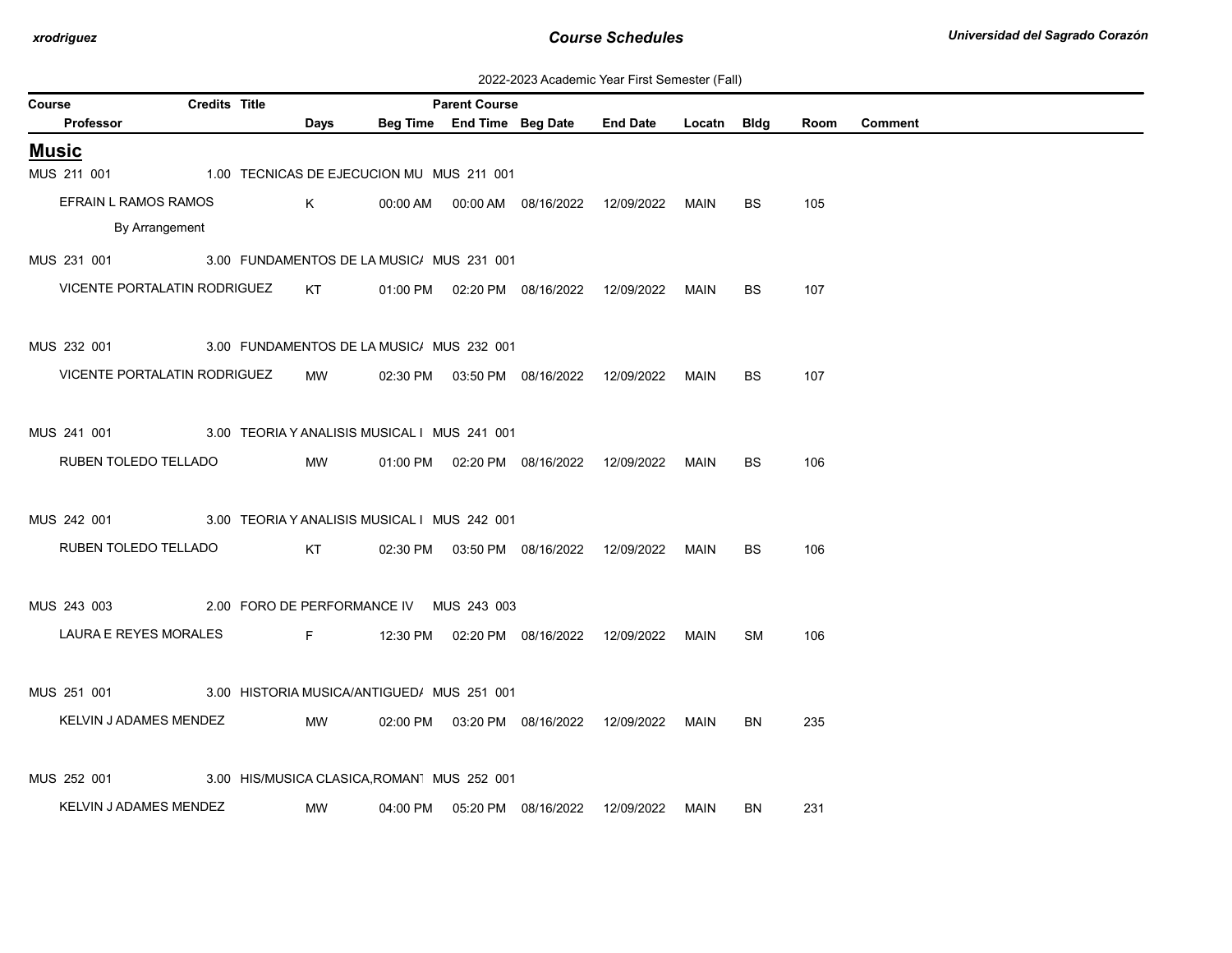2022-2023 Academic Year First Semester (Fall)

| Course | Credits | Title | Parent Course | | | | | | | |
|---|---|---|---|---|---|---|---|---|---|---|
| Professor | Days | Beg Time | End Time | Beg Date | End Date | Locatn | Bldg | Room | Comment | |

## Music

| Course / Professor | Credits | Title / Days | Beg Time | End Time | Beg Date | End Date | Locatn | Bldg | Room | Comment |
|---|---|---|---|---|---|---|---|---|---|---|
| MUS 211 001 | 1.00 | TECNICAS DE EJECUCION MU | MUS 211 001 | | | | | | | |
| EFRAIN L RAMOS RAMOS | | K | 00:00 AM | 00:00 AM | 08/16/2022 | 12/09/2022 | MAIN | BS | 105 | |
| By Arrangement | | | | | | | | | | |
| MUS 231 001 | 3.00 | FUNDAMENTOS DE LA MUSIC/ | MUS 231 001 | | | | | | | |
| VICENTE PORTALATIN RODRIGUEZ | | KT | 01:00 PM | 02:20 PM | 08/16/2022 | 12/09/2022 | MAIN | BS | 107 | |
| MUS 232 001 | 3.00 | FUNDAMENTOS DE LA MUSIC/ | MUS 232 001 | | | | | | | |
| VICENTE PORTALATIN RODRIGUEZ | | MW | 02:30 PM | 03:50 PM | 08/16/2022 | 12/09/2022 | MAIN | BS | 107 | |
| MUS 241 001 | 3.00 | TEORIA Y ANALISIS MUSICAL I | MUS 241 001 | | | | | | | |
| RUBEN TOLEDO TELLADO | | MW | 01:00 PM | 02:20 PM | 08/16/2022 | 12/09/2022 | MAIN | BS | 106 | |
| MUS 242 001 | 3.00 | TEORIA Y ANALISIS MUSICAL I | MUS 242 001 | | | | | | | |
| RUBEN TOLEDO TELLADO | | KT | 02:30 PM | 03:50 PM | 08/16/2022 | 12/09/2022 | MAIN | BS | 106 | |
| MUS 243 003 | 2.00 | FORO DE PERFORMANCE IV | MUS 243 003 | | | | | | | |
| LAURA E REYES MORALES | | F | 12:30 PM | 02:20 PM | 08/16/2022 | 12/09/2022 | MAIN | SM | 106 | |
| MUS 251 001 | 3.00 | HISTORIA MUSICA/ANTIGUED/ | MUS 251 001 | | | | | | | |
| KELVIN J ADAMES MENDEZ | | MW | 02:00 PM | 03:20 PM | 08/16/2022 | 12/09/2022 | MAIN | BN | 235 | |
| MUS 252 001 | 3.00 | HIS/MUSICA CLASICA,ROMANT | MUS 252 001 | | | | | | | |
| KELVIN J ADAMES MENDEZ | | MW | 04:00 PM | 05:20 PM | 08/16/2022 | 12/09/2022 | MAIN | BN | 231 | |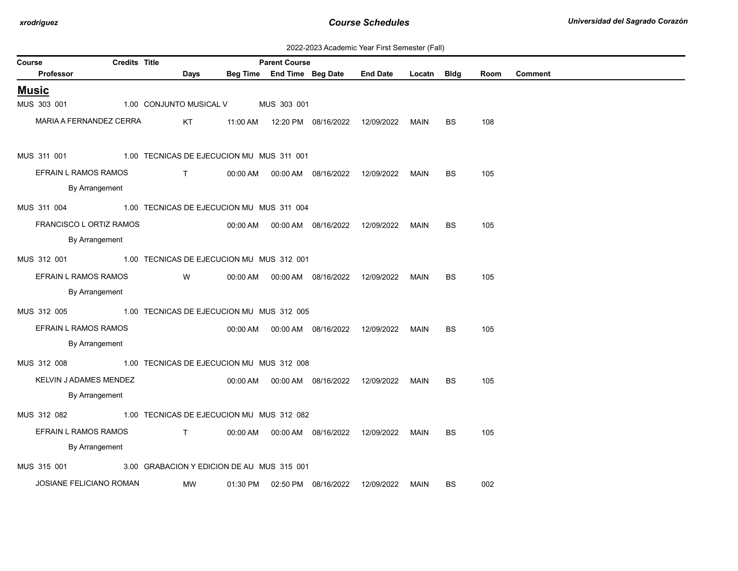2022-2023 Academic Year First Semester (Fall)

| Course | Credits | Title | Parent Course | | | | | | | |
|---|---|---|---|---|---|---|---|---|---|---|
| Professor | Days | Beg Time | End Time | Beg Date | End Date | Locatn | Bldg | Room | Comment | |

## Music

| Course / Professor | Credits | Title | Days | Beg Time | End Time | Beg Date | End Date | Locatn | Bldg | Room | Comment |
|---|---|---|---|---|---|---|---|---|---|---|---|
| MUS 303 001 | 1.00 | CONJUNTO MUSICAL V — Parent Course: MUS 303 001 | | | | | | | | | |
| MARIA A FERNANDEZ CERRA | | | KT | 11:00 AM | 12:20 PM | 08/16/2022 | 12/09/2022 | MAIN | BS | 108 | |
| MUS 311 001 | 1.00 | TECNICAS DE EJECUCION MU — Parent Course: MUS 311 001 | | | | | | | | | |
| EFRAIN L RAMOS RAMOS | | | T | 00:00 AM | 00:00 AM | 08/16/2022 | 12/09/2022 | MAIN | BS | 105 | |
| By Arrangement | | | | | | | | | | | |
| MUS 311 004 | 1.00 | TECNICAS DE EJECUCION MU — Parent Course: MUS 311 004 | | | | | | | | | |
| FRANCISCO L ORTIZ RAMOS | | | | 00:00 AM | 00:00 AM | 08/16/2022 | 12/09/2022 | MAIN | BS | 105 | |
| By Arrangement | | | | | | | | | | | |
| MUS 312 001 | 1.00 | TECNICAS DE EJECUCION MU — Parent Course: MUS 312 001 | | | | | | | | | |
| EFRAIN L RAMOS RAMOS | | | W | 00:00 AM | 00:00 AM | 08/16/2022 | 12/09/2022 | MAIN | BS | 105 | |
| By Arrangement | | | | | | | | | | | |
| MUS 312 005 | 1.00 | TECNICAS DE EJECUCION MU — Parent Course: MUS 312 005 | | | | | | | | | |
| EFRAIN L RAMOS RAMOS | | | | 00:00 AM | 00:00 AM | 08/16/2022 | 12/09/2022 | MAIN | BS | 105 | |
| By Arrangement | | | | | | | | | | | |
| MUS 312 008 | 1.00 | TECNICAS DE EJECUCION MU — Parent Course: MUS 312 008 | | | | | | | | | |
| KELVIN J ADAMES MENDEZ | | | | 00:00 AM | 00:00 AM | 08/16/2022 | 12/09/2022 | MAIN | BS | 105 | |
| By Arrangement | | | | | | | | | | | |
| MUS 312 082 | 1.00 | TECNICAS DE EJECUCION MU — Parent Course: MUS 312 082 | | | | | | | | | |
| EFRAIN L RAMOS RAMOS | | | T | 00:00 AM | 00:00 AM | 08/16/2022 | 12/09/2022 | MAIN | BS | 105 | |
| By Arrangement | | | | | | | | | | | |
| MUS 315 001 | 3.00 | GRABACION Y EDICION DE AU — Parent Course: MUS 315 001 | | | | | | | | | |
| JOSIANE FELICIANO ROMAN | | | MW | 01:30 PM | 02:50 PM | 08/16/2022 | 12/09/2022 | MAIN | BS | 002 | |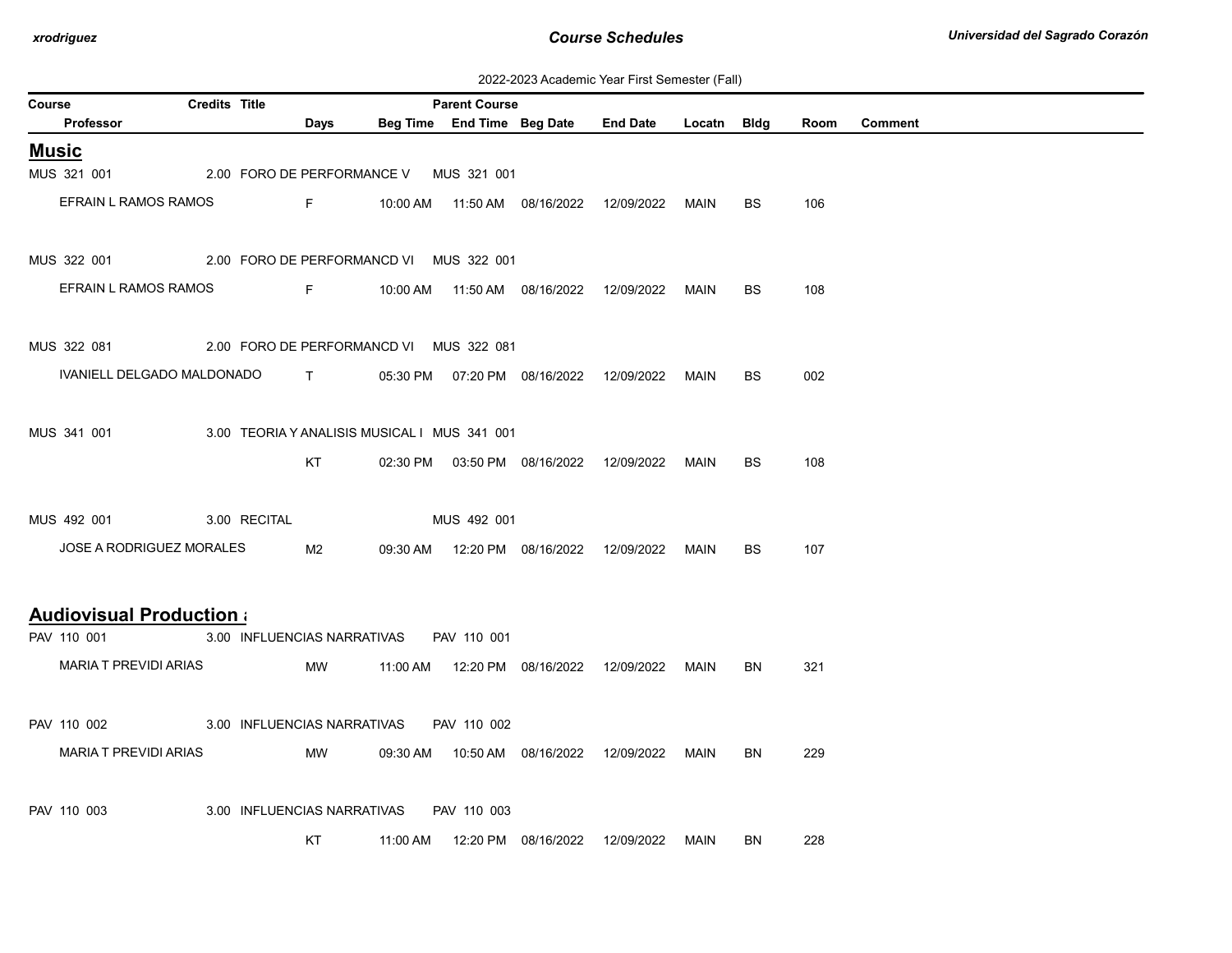2022-2023 Academic Year First Semester (Fall)

| Course | Credits | Title | Parent Course | | | | | | | |
|---|---|---|---|---|---|---|---|---|---|---|
| Professor | Days | Beg Time | End Time | Beg Date | End Date | Locatn | Bldg | Room | Comment | |

## Music

| Course / Professor | Credits | Title / Days | Beg Time | End Time | Beg Date | End Date | Locatn | Bldg | Room | Comment |
|---|---|---|---|---|---|---|---|---|---|---|
| MUS 321 001 | 2.00 | FORO DE PERFORMANCE V | MUS 321 001 | | | | | | | |
| EFRAIN L RAMOS RAMOS | | F | 10:00 AM | 11:50 AM | 08/16/2022 | 12/09/2022 | MAIN | BS | 106 | |
| MUS 322 001 | 2.00 | FORO DE PERFORMANCD VI | MUS 322 001 | | | | | | | |
| EFRAIN L RAMOS RAMOS | | F | 10:00 AM | 11:50 AM | 08/16/2022 | 12/09/2022 | MAIN | BS | 108 | |
| MUS 322 081 | 2.00 | FORO DE PERFORMANCD VI | MUS 322 081 | | | | | | | |
| IVANIELL DELGADO MALDONADO | | T | 05:30 PM | 07:20 PM | 08/16/2022 | 12/09/2022 | MAIN | BS | 002 | |
| MUS 341 001 | 3.00 | TEORIA Y ANALISIS MUSICAL I | MUS 341 001 | | | | | | | |
| | | KT | 02:30 PM | 03:50 PM | 08/16/2022 | 12/09/2022 | MAIN | BS | 108 | |
| MUS 492 001 | 3.00 | RECITAL | MUS 492 001 | | | | | | | |
| JOSE A RODRIGUEZ MORALES | | M2 | 09:30 AM | 12:20 PM | 08/16/2022 | 12/09/2022 | MAIN | BS | 107 | |

## Audiovisual Production a

| Course / Professor | Credits | Title / Days | Beg Time | End Time | Beg Date | End Date | Locatn | Bldg | Room | Comment |
|---|---|---|---|---|---|---|---|---|---|---|
| PAV 110 001 | 3.00 | INFLUENCIAS NARRATIVAS | PAV 110 001 | | | | | | | |
| MARIA T PREVIDI ARIAS | | MW | 11:00 AM | 12:20 PM | 08/16/2022 | 12/09/2022 | MAIN | BN | 321 | |
| PAV 110 002 | 3.00 | INFLUENCIAS NARRATIVAS | PAV 110 002 | | | | | | | |
| MARIA T PREVIDI ARIAS | | MW | 09:30 AM | 10:50 AM | 08/16/2022 | 12/09/2022 | MAIN | BN | 229 | |
| PAV 110 003 | 3.00 | INFLUENCIAS NARRATIVAS | PAV 110 003 | | | | | | | |
| | | KT | 11:00 AM | 12:20 PM | 08/16/2022 | 12/09/2022 | MAIN | BN | 228 | |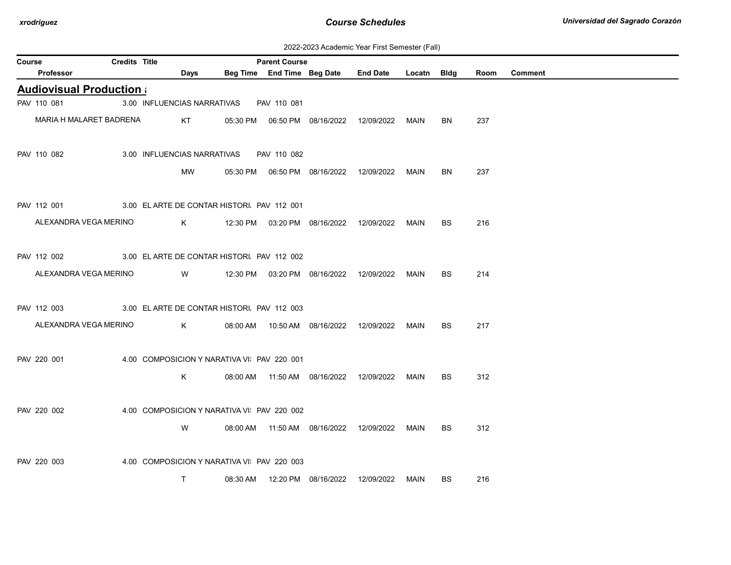2022-2023 Academic Year First Semester (Fall)

| Course | Credits | Title | Parent Course | | | | | | | |
|---|---|---|---|---|---|---|---|---|---|---|
| Professor | Days | Beg Time | End Time | Beg Date | End Date | Locatn | Bldg | Room | Comment | |

## Audiovisual Production a

| Course / Professor | Credits | Title / Days | Beg Time | End Time | Beg Date | End Date | Locatn | Bldg | Room | Comment |
|---|---|---|---|---|---|---|---|---|---|---|
| PAV 110 081 | 3.00 | INFLUENCIAS NARRATIVAS | PAV 110 081 | | | | | | | |
| MARIA H MALARET BADRENA | | KT | 05:30 PM | 06:50 PM | 08/16/2022 | 12/09/2022 | MAIN | BN | 237 | |
| PAV 110 082 | 3.00 | INFLUENCIAS NARRATIVAS | PAV 110 082 | | | | | | | |
| | | MW | 05:30 PM | 06:50 PM | 08/16/2022 | 12/09/2022 | MAIN | BN | 237 | |
| PAV 112 001 | 3.00 | EL ARTE DE CONTAR HISTORI | PAV 112 001 | | | | | | | |
| ALEXANDRA VEGA MERINO | | K | 12:30 PM | 03:20 PM | 08/16/2022 | 12/09/2022 | MAIN | BS | 216 | |
| PAV 112 002 | 3.00 | EL ARTE DE CONTAR HISTORI | PAV 112 002 | | | | | | | |
| ALEXANDRA VEGA MERINO | | W | 12:30 PM | 03:20 PM | 08/16/2022 | 12/09/2022 | MAIN | BS | 214 | |
| PAV 112 003 | 3.00 | EL ARTE DE CONTAR HISTORI | PAV 112 003 | | | | | | | |
| ALEXANDRA VEGA MERINO | | K | 08:00 AM | 10:50 AM | 08/16/2022 | 12/09/2022 | MAIN | BS | 217 | |
| PAV 220 001 | 4.00 | COMPOSICION Y NARATIVA VI | PAV 220 001 | | | | | | | |
| | | K | 08:00 AM | 11:50 AM | 08/16/2022 | 12/09/2022 | MAIN | BS | 312 | |
| PAV 220 002 | 4.00 | COMPOSICION Y NARATIVA VI | PAV 220 002 | | | | | | | |
| | | W | 08:00 AM | 11:50 AM | 08/16/2022 | 12/09/2022 | MAIN | BS | 312 | |
| PAV 220 003 | 4.00 | COMPOSICION Y NARATIVA VI | PAV 220 003 | | | | | | | |
| | | T | 08:30 AM | 12:20 PM | 08/16/2022 | 12/09/2022 | MAIN | BS | 216 | |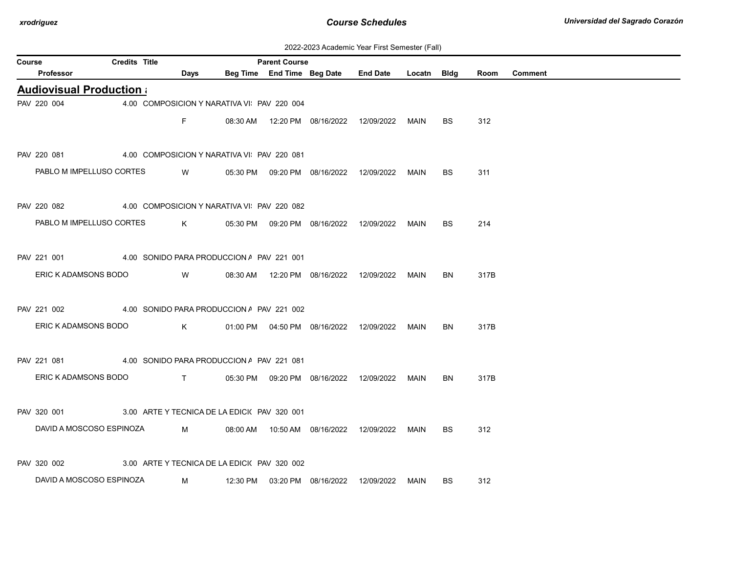2022-2023 Academic Year First Semester (Fall)

| Course | Credits | Title | Parent Course | | | | | | | |
|---|---|---|---|---|---|---|---|---|---|---|
| Professor | | Days | Beg Time | End Time | Beg Date | End Date | Locatn | Bldg | Room | Comment |

## Audiovisual Production ;

| Course / Professor | Credits | Title / Days | Beg Time | End Time | Beg Date | End Date | Locatn | Bldg | Room | Comment |
|---|---|---|---|---|---|---|---|---|---|---|
| PAV 220 004 | 4.00 | COMPOSICION Y NARATIVA VI: PAV 220 004 | | | | | | | | |
| | | F | 08:30 AM | 12:20 PM | 08/16/2022 | 12/09/2022 | MAIN | BS | 312 | |
| PAV 220 081 | 4.00 | COMPOSICION Y NARATIVA VI: PAV 220 081 | | | | | | | | |
| PABLO M IMPELLUSO CORTES | | W | 05:30 PM | 09:20 PM | 08/16/2022 | 12/09/2022 | MAIN | BS | 311 | |
| PAV 220 082 | 4.00 | COMPOSICION Y NARATIVA VI: PAV 220 082 | | | | | | | | |
| PABLO M IMPELLUSO CORTES | | K | 05:30 PM | 09:20 PM | 08/16/2022 | 12/09/2022 | MAIN | BS | 214 | |
| PAV 221 001 | 4.00 | SONIDO PARA PRODUCCION A PAV 221 001 | | | | | | | | |
| ERIC K ADAMSONS BODO | | W | 08:30 AM | 12:20 PM | 08/16/2022 | 12/09/2022 | MAIN | BN | 317B | |
| PAV 221 002 | 4.00 | SONIDO PARA PRODUCCION A PAV 221 002 | | | | | | | | |
| ERIC K ADAMSONS BODO | | K | 01:00 PM | 04:50 PM | 08/16/2022 | 12/09/2022 | MAIN | BN | 317B | |
| PAV 221 081 | 4.00 | SONIDO PARA PRODUCCION A PAV 221 081 | | | | | | | | |
| ERIC K ADAMSONS BODO | | T | 05:30 PM | 09:20 PM | 08/16/2022 | 12/09/2022 | MAIN | BN | 317B | |
| PAV 320 001 | 3.00 | ARTE Y TECNICA DE LA EDICI( PAV 320 001 | | | | | | | | |
| DAVID A MOSCOSO ESPINOZA | | M | 08:00 AM | 10:50 AM | 08/16/2022 | 12/09/2022 | MAIN | BS | 312 | |
| PAV 320 002 | 3.00 | ARTE Y TECNICA DE LA EDICI( PAV 320 002 | | | | | | | | |
| DAVID A MOSCOSO ESPINOZA | | M | 12:30 PM | 03:20 PM | 08/16/2022 | 12/09/2022 | MAIN | BS | 312 | |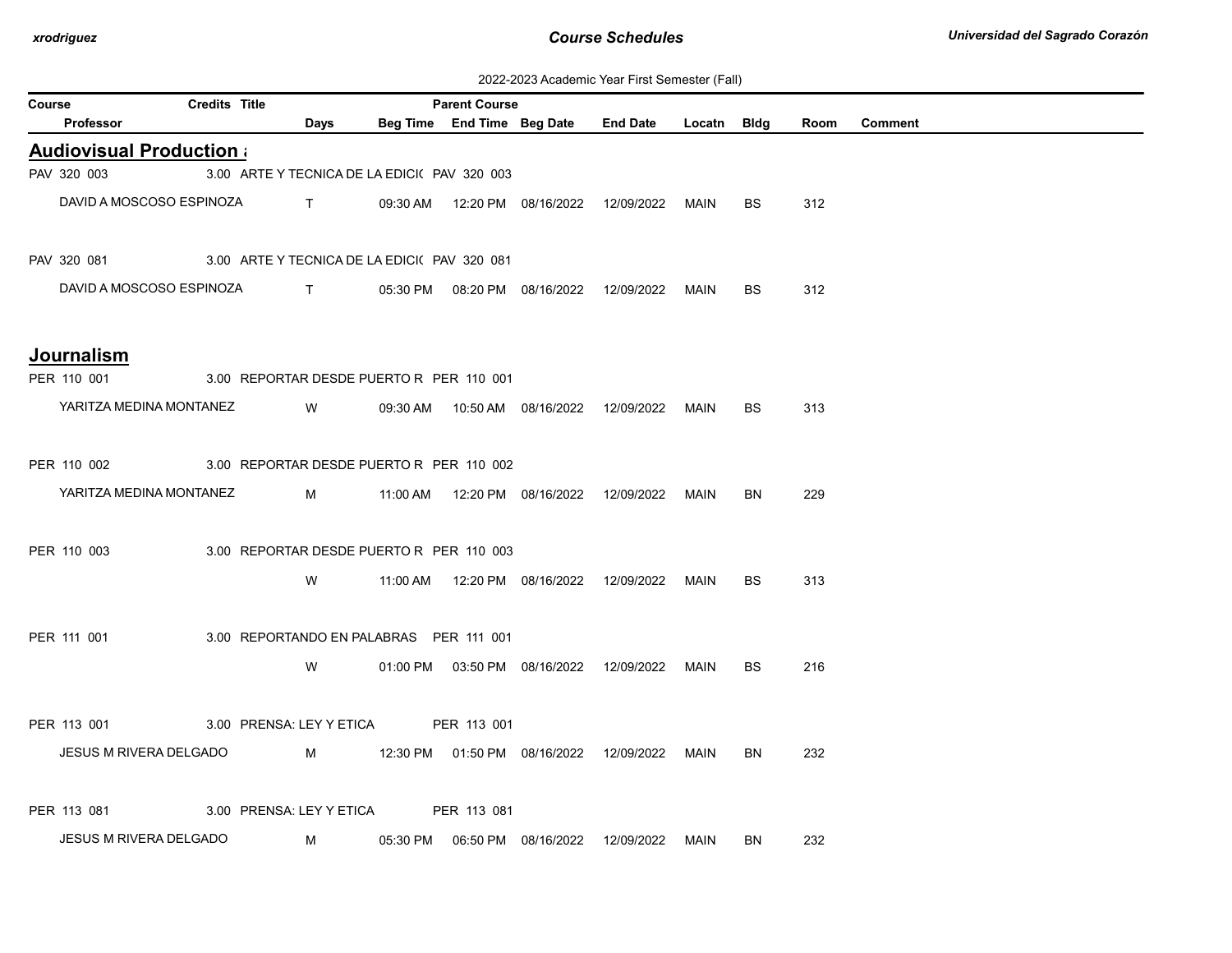2022-2023 Academic Year First Semester (Fall)

| Course | Credits | Title | Parent Course | | | | | | | |
|---|---|---|---|---|---|---|---|---|---|---|
| Professor | Days | Beg Time | End Time | Beg Date | End Date | Locatn | Bldg | Room | Comment | |

## Audiovisual Production a

| Course / Professor | Credits | Title | Parent Course / Days | Beg Time | End Time | Beg Date | End Date | Locatn | Bldg | Room | Comment |
|---|---|---|---|---|---|---|---|---|---|---|---|
| PAV 320 003 | 3.00 | ARTE Y TECNICA DE LA EDICI( | PAV 320 003 | | | | | | | | |
| DAVID A MOSCOSO ESPINOZA | | | T | 09:30 AM | 12:20 PM | 08/16/2022 | 12/09/2022 | MAIN | BS | 312 | |
| PAV 320 081 | 3.00 | ARTE Y TECNICA DE LA EDICI( | PAV 320 081 | | | | | | | | |
| DAVID A MOSCOSO ESPINOZA | | | T | 05:30 PM | 08:20 PM | 08/16/2022 | 12/09/2022 | MAIN | BS | 312 | |

## Journalism

| Course / Professor | Credits | Title | Parent Course / Days | Beg Time | End Time | Beg Date | End Date | Locatn | Bldg | Room | Comment |
|---|---|---|---|---|---|---|---|---|---|---|---|
| PER 110 001 | 3.00 | REPORTAR DESDE PUERTO R | PER 110 001 | | | | | | | | |
| YARITZA MEDINA MONTANEZ | | | W | 09:30 AM | 10:50 AM | 08/16/2022 | 12/09/2022 | MAIN | BS | 313 | |
| PER 110 002 | 3.00 | REPORTAR DESDE PUERTO R | PER 110 002 | | | | | | | | |
| YARITZA MEDINA MONTANEZ | | | M | 11:00 AM | 12:20 PM | 08/16/2022 | 12/09/2022 | MAIN | BN | 229 | |
| PER 110 003 | 3.00 | REPORTAR DESDE PUERTO R | PER 110 003 | | | | | | | | |
| | | | W | 11:00 AM | 12:20 PM | 08/16/2022 | 12/09/2022 | MAIN | BS | 313 | |
| PER 111 001 | 3.00 | REPORTANDO EN PALABRAS | PER 111 001 | | | | | | | | |
| | | | W | 01:00 PM | 03:50 PM | 08/16/2022 | 12/09/2022 | MAIN | BS | 216 | |
| PER 113 001 | 3.00 | PRENSA: LEY Y ETICA | PER 113 001 | | | | | | | | |
| JESUS M RIVERA DELGADO | | | M | 12:30 PM | 01:50 PM | 08/16/2022 | 12/09/2022 | MAIN | BN | 232 | |
| PER 113 081 | 3.00 | PRENSA: LEY Y ETICA | PER 113 081 | | | | | | | | |
| JESUS M RIVERA DELGADO | | | M | 05:30 PM | 06:50 PM | 08/16/2022 | 12/09/2022 | MAIN | BN | 232 | |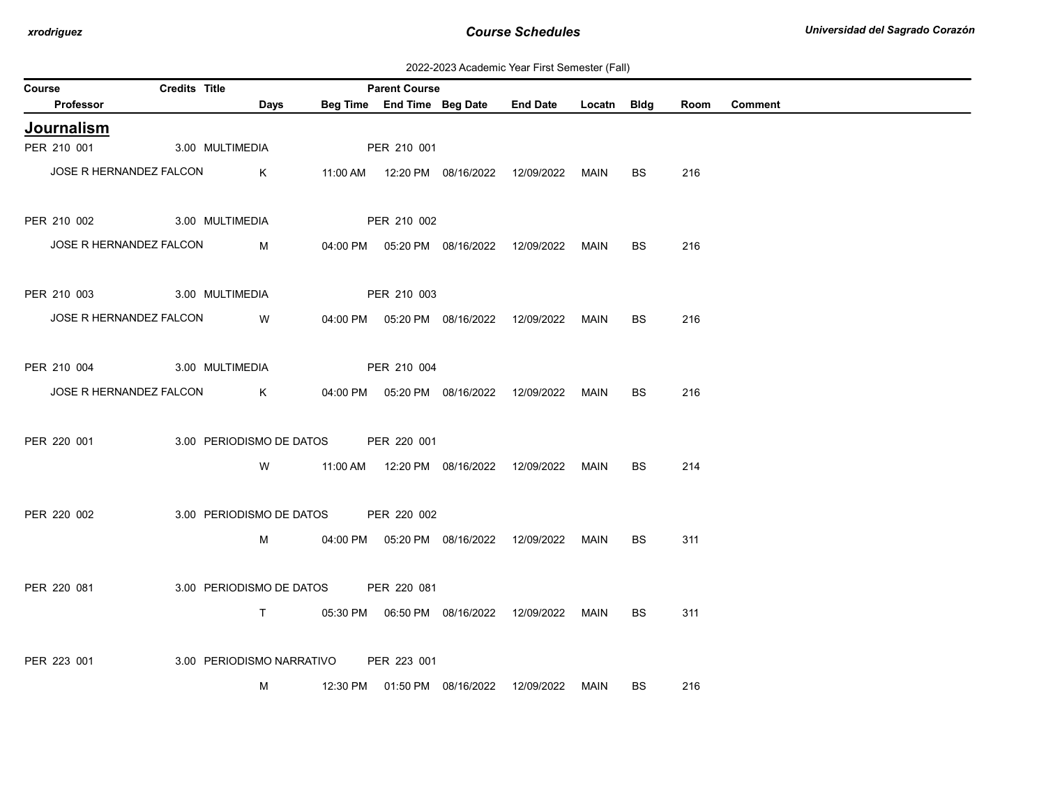2022-2023 Academic Year First Semester (Fall)

## Journalism

| Course | Credits | Title | Parent Course | Professor | Days | Beg Time | End Time | Beg Date | End Date | Locatn | Bldg | Room | Comment |
|---|---|---|---|---|---|---|---|---|---|---|---|---|---|
| PER 210 001 | 3.00 | MULTIMEDIA | PER 210 001 | JOSE R HERNANDEZ FALCON | K | 11:00 AM | 12:20 PM | 08/16/2022 | 12/09/2022 | MAIN | BS | 216 | |
| PER 210 002 | 3.00 | MULTIMEDIA | PER 210 002 | JOSE R HERNANDEZ FALCON | M | 04:00 PM | 05:20 PM | 08/16/2022 | 12/09/2022 | MAIN | BS | 216 | |
| PER 210 003 | 3.00 | MULTIMEDIA | PER 210 003 | JOSE R HERNANDEZ FALCON | W | 04:00 PM | 05:20 PM | 08/16/2022 | 12/09/2022 | MAIN | BS | 216 | |
| PER 210 004 | 3.00 | MULTIMEDIA | PER 210 004 | JOSE R HERNANDEZ FALCON | K | 04:00 PM | 05:20 PM | 08/16/2022 | 12/09/2022 | MAIN | BS | 216 | |
| PER 220 001 | 3.00 | PERIODISMO DE DATOS | PER 220 001 | | W | 11:00 AM | 12:20 PM | 08/16/2022 | 12/09/2022 | MAIN | BS | 214 | |
| PER 220 002 | 3.00 | PERIODISMO DE DATOS | PER 220 002 | | M | 04:00 PM | 05:20 PM | 08/16/2022 | 12/09/2022 | MAIN | BS | 311 | |
| PER 220 081 | 3.00 | PERIODISMO DE DATOS | PER 220 081 | | T | 05:30 PM | 06:50 PM | 08/16/2022 | 12/09/2022 | MAIN | BS | 311 | |
| PER 223 001 | 3.00 | PERIODISMO NARRATIVO | PER 223 001 | | M | 12:30 PM | 01:50 PM | 08/16/2022 | 12/09/2022 | MAIN | BS | 216 | |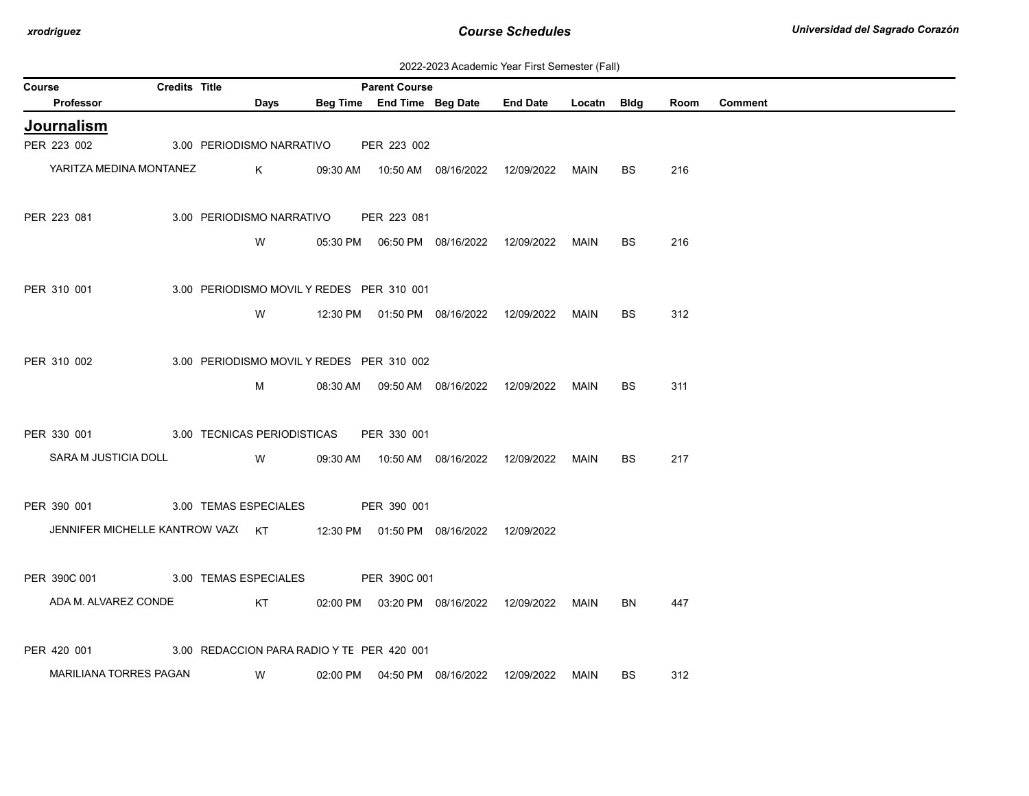2022-2023 Academic Year First Semester (Fall)

| Course | Credits | Title | Parent Course | | | | | | | |
|---|---|---|---|---|---|---|---|---|---|---|
| Professor | Days | Beg Time | End Time | Beg Date | End Date | Locatn | Bldg | Room | Comment | |

## Journalism

| Course / Professor | Credits | Title / Days | Beg Time | End Time | Beg Date | End Date | Locatn | Bldg | Room | Comment |
|---|---|---|---|---|---|---|---|---|---|---|
| PER 223 002 | 3.00 | PERIODISMO NARRATIVO | PER 223 002 | | | | | | | |
| YARITZA MEDINA MONTANEZ | | K | 09:30 AM | 10:50 AM | 08/16/2022 | 12/09/2022 | MAIN | BS | 216 | |
| PER 223 081 | 3.00 | PERIODISMO NARRATIVO | PER 223 081 | | | | | | | |
| | | W | 05:30 PM | 06:50 PM | 08/16/2022 | 12/09/2022 | MAIN | BS | 216 | |
| PER 310 001 | 3.00 | PERIODISMO MOVIL Y REDES | PER 310 001 | | | | | | | |
| | | W | 12:30 PM | 01:50 PM | 08/16/2022 | 12/09/2022 | MAIN | BS | 312 | |
| PER 310 002 | 3.00 | PERIODISMO MOVIL Y REDES | PER 310 002 | | | | | | | |
| | | M | 08:30 AM | 09:50 AM | 08/16/2022 | 12/09/2022 | MAIN | BS | 311 | |
| PER 330 001 | 3.00 | TECNICAS PERIODISTICAS | PER 330 001 | | | | | | | |
| SARA M JUSTICIA DOLL | | W | 09:30 AM | 10:50 AM | 08/16/2022 | 12/09/2022 | MAIN | BS | 217 | |
| PER 390 001 | 3.00 | TEMAS ESPECIALES | PER 390 001 | | | | | | | |
| JENNIFER MICHELLE KANTROW VAZ( | | KT | 12:30 PM | 01:50 PM | 08/16/2022 | 12/09/2022 | | | | |
| PER 390C 001 | 3.00 | TEMAS ESPECIALES | PER 390C 001 | | | | | | | |
| ADA M. ALVAREZ CONDE | | KT | 02:00 PM | 03:20 PM | 08/16/2022 | 12/09/2022 | MAIN | BN | 447 | |
| PER 420 001 | 3.00 | REDACCION PARA RADIO Y TE | PER 420 001 | | | | | | | |
| MARILIANA TORRES PAGAN | | W | 02:00 PM | 04:50 PM | 08/16/2022 | 12/09/2022 | MAIN | BS | 312 | |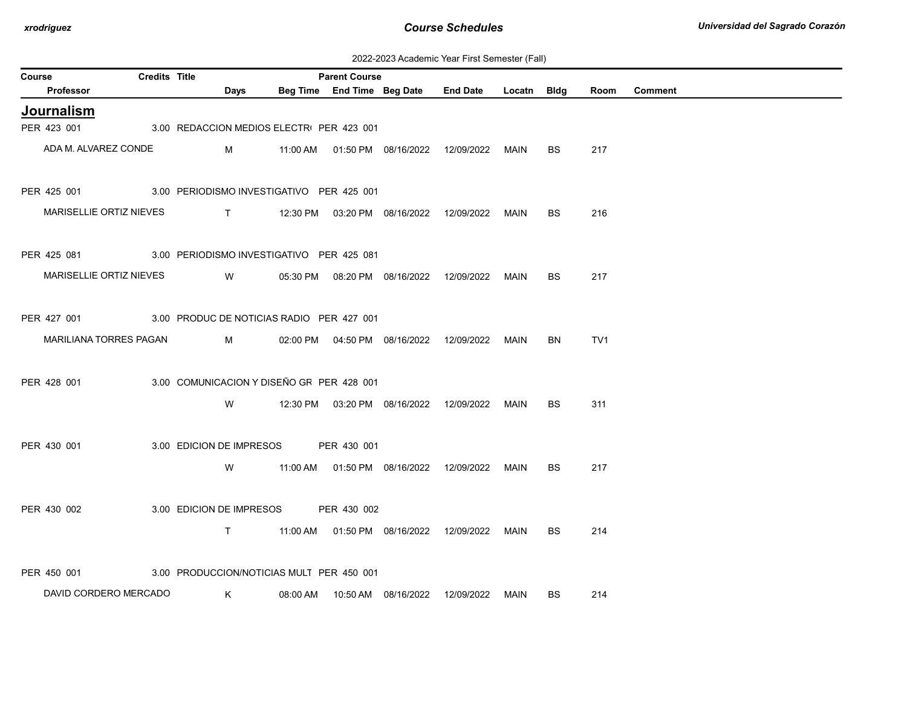2022-2023 Academic Year First Semester (Fall)

| Course | Credits | Title | | | Parent Course | | | | | | |
|---|---|---|---|---|---|---|---|---|---|---|---|
| Professor | | | Days | Beg Time | End Time | Beg Date | End Date | Locatn | Bldg | Room | Comment |

## Journalism

| Course / Professor | Credits | Title | Days | Beg Time | End Time | Beg Date | End Date | Locatn | Bldg | Room | Comment |
|---|---|---|---|---|---|---|---|---|---|---|---|
| PER 423 001 | 3.00 | REDACCION MEDIOS ELECTR( PER 423 001 | | | | | | | | | |
| ADA M. ALVAREZ CONDE | | | M | 11:00 AM | 01:50 PM | 08/16/2022 | 12/09/2022 | MAIN | BS | 217 | |
| PER 425 001 | 3.00 | PERIODISMO INVESTIGATIVO PER 425 001 | | | | | | | | | |
| MARISELLIE ORTIZ NIEVES | | | T | 12:30 PM | 03:20 PM | 08/16/2022 | 12/09/2022 | MAIN | BS | 216 | |
| PER 425 081 | 3.00 | PERIODISMO INVESTIGATIVO PER 425 081 | | | | | | | | | |
| MARISELLIE ORTIZ NIEVES | | | W | 05:30 PM | 08:20 PM | 08/16/2022 | 12/09/2022 | MAIN | BS | 217 | |
| PER 427 001 | 3.00 | PRODUC DE NOTICIAS RADIO PER 427 001 | | | | | | | | | |
| MARILIANA TORRES PAGAN | | | M | 02:00 PM | 04:50 PM | 08/16/2022 | 12/09/2022 | MAIN | BN | TV1 | |
| PER 428 001 | 3.00 | COMUNICACION Y DISEÑO GR PER 428 001 | | | | | | | | | |
| | | | W | 12:30 PM | 03:20 PM | 08/16/2022 | 12/09/2022 | MAIN | BS | 311 | |
| PER 430 001 | 3.00 | EDICION DE IMPRESOS PER 430 001 | | | | | | | | | |
| | | | W | 11:00 AM | 01:50 PM | 08/16/2022 | 12/09/2022 | MAIN | BS | 217 | |
| PER 430 002 | 3.00 | EDICION DE IMPRESOS PER 430 002 | | | | | | | | | |
| | | | T | 11:00 AM | 01:50 PM | 08/16/2022 | 12/09/2022 | MAIN | BS | 214 | |
| PER 450 001 | 3.00 | PRODUCCION/NOTICIAS MULT PER 450 001 | | | | | | | | | |
| DAVID CORDERO MERCADO | | | K | 08:00 AM | 10:50 AM | 08/16/2022 | 12/09/2022 | MAIN | BS | 214 | |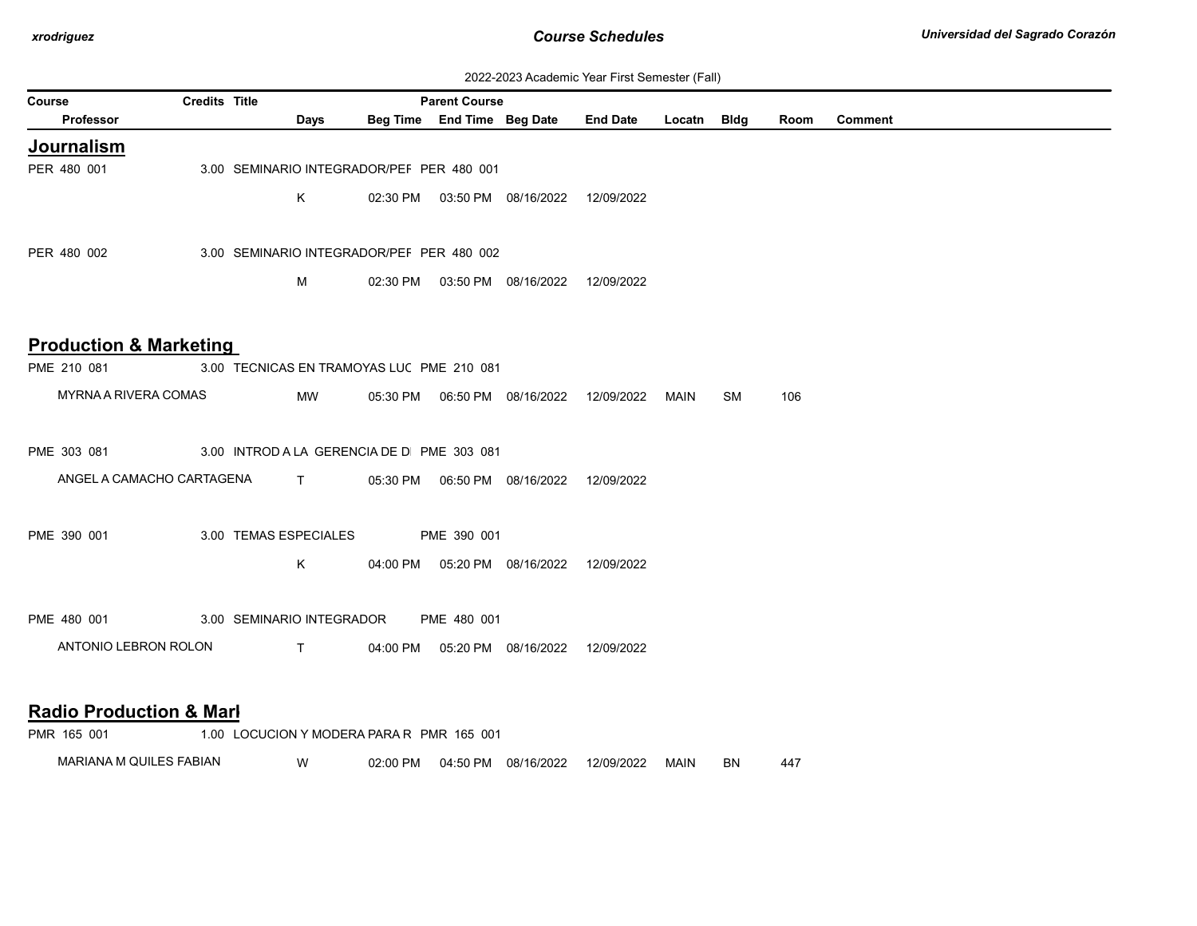2022-2023 Academic Year First Semester (Fall)

| Course | Credits | Title | Parent Course | | | | | | | |
|---|---|---|---|---|---|---|---|---|---|---|
| Professor | Days | Beg Time | End Time | Beg Date | End Date | Locatn | Bldg | Room | Comment | |

## Journalism

| Course / Professor | Credits | Title / Days | Beg Time | Parent Course / End Time | Beg Date | End Date | Locatn | Bldg | Room | Comment |
|---|---|---|---|---|---|---|---|---|---|---|
| PER 480 001 | 3.00 | SEMINARIO INTEGRADOR/PEF | | PER 480 001 | | | | | | |
| | | K | 02:30 PM | 03:50 PM | 08/16/2022 | 12/09/2022 | | | | |
| PER 480 002 | 3.00 | SEMINARIO INTEGRADOR/PEF | | PER 480 002 | | | | | | |
| | | M | 02:30 PM | 03:50 PM | 08/16/2022 | 12/09/2022 | | | | |

## Production & Marketing

| Course / Professor | Credits | Title / Days | Beg Time | Parent Course / End Time | Beg Date | End Date | Locatn | Bldg | Room | Comment |
|---|---|---|---|---|---|---|---|---|---|---|
| PME 210 081 | 3.00 | TECNICAS EN TRAMOYAS LUC | | PME 210 081 | | | | | | |
| MYRNA A RIVERA COMAS | | MW | 05:30 PM | 06:50 PM | 08/16/2022 | 12/09/2022 | MAIN | SM | 106 | |
| PME 303 081 | 3.00 | INTROD A LA GERENCIA DE DI | | PME 303 081 | | | | | | |
| ANGEL A CAMACHO CARTAGENA | | T | 05:30 PM | 06:50 PM | 08/16/2022 | 12/09/2022 | | | | |
| PME 390 001 | 3.00 | TEMAS ESPECIALES | | PME 390 001 | | | | | | |
| | | K | 04:00 PM | 05:20 PM | 08/16/2022 | 12/09/2022 | | | | |
| PME 480 001 | 3.00 | SEMINARIO INTEGRADOR | | PME 480 001 | | | | | | |
| ANTONIO LEBRON ROLON | | T | 04:00 PM | 05:20 PM | 08/16/2022 | 12/09/2022 | | | | |

## Radio Production & Marl

| Course / Professor | Credits | Title / Days | Beg Time | Parent Course / End Time | Beg Date | End Date | Locatn | Bldg | Room | Comment |
|---|---|---|---|---|---|---|---|---|---|---|
| PMR 165 001 | 1.00 | LOCUCION Y MODERA PARA R | | PMR 165 001 | | | | | | |
| MARIANA M QUILES FABIAN | | W | 02:00 PM | 04:50 PM | 08/16/2022 | 12/09/2022 | MAIN | BN | 447 | |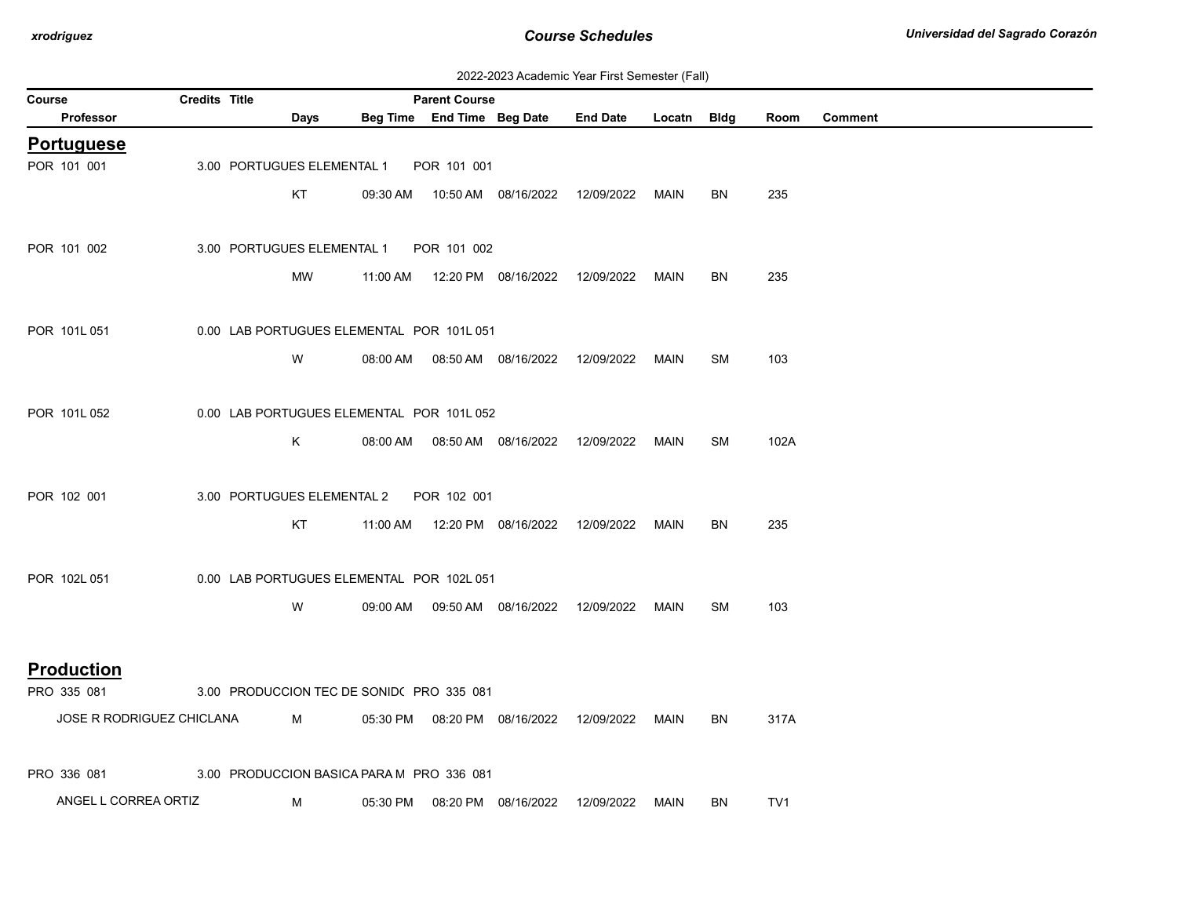2022-2023 Academic Year First Semester (Fall)

| Course | Credits | Title | Parent Course | | | | | | | | |
|---|---|---|---|---|---|---|---|---|---|---|---|
| Professor | | Days | Beg Time | End Time | Beg Date | End Date | Locatn | Bldg | Room | Comment | |

## Portuguese

| Course / Professor | Credits | Title / Days | Beg Time | End Time | Beg Date | End Date | Locatn | Bldg | Room | Comment |
|---|---|---|---|---|---|---|---|---|---|---|
| POR 101 001 | 3.00 | PORTUGUES ELEMENTAL 1 — Parent Course: POR 101 001 | | | | | | | | |
| | | KT | 09:30 AM | 10:50 AM | 08/16/2022 | 12/09/2022 | MAIN | BN | 235 | |
| POR 101 002 | 3.00 | PORTUGUES ELEMENTAL 1 — Parent Course: POR 101 002 | | | | | | | | |
| | | MW | 11:00 AM | 12:20 PM | 08/16/2022 | 12/09/2022 | MAIN | BN | 235 | |
| POR 101L 051 | 0.00 | LAB PORTUGUES ELEMENTAL — Parent Course: POR 101L 051 | | | | | | | | |
| | | W | 08:00 AM | 08:50 AM | 08/16/2022 | 12/09/2022 | MAIN | SM | 103 | |
| POR 101L 052 | 0.00 | LAB PORTUGUES ELEMENTAL — Parent Course: POR 101L 052 | | | | | | | | |
| | | K | 08:00 AM | 08:50 AM | 08/16/2022 | 12/09/2022 | MAIN | SM | 102A | |
| POR 102 001 | 3.00 | PORTUGUES ELEMENTAL 2 — Parent Course: POR 102 001 | | | | | | | | |
| | | KT | 11:00 AM | 12:20 PM | 08/16/2022 | 12/09/2022 | MAIN | BN | 235 | |
| POR 102L 051 | 0.00 | LAB PORTUGUES ELEMENTAL — Parent Course: POR 102L 051 | | | | | | | | |
| | | W | 09:00 AM | 09:50 AM | 08/16/2022 | 12/09/2022 | MAIN | SM | 103 | |

## Production

| Course / Professor | Credits | Title / Days | Beg Time | End Time | Beg Date | End Date | Locatn | Bldg | Room | Comment |
|---|---|---|---|---|---|---|---|---|---|---|
| PRO 335 081 | 3.00 | PRODUCCION TEC DE SONID( — Parent Course: PRO 335 081 | | | | | | | | |
| JOSE R RODRIGUEZ CHICLANA | | M | 05:30 PM | 08:20 PM | 08/16/2022 | 12/09/2022 | MAIN | BN | 317A | |
| PRO 336 081 | 3.00 | PRODUCCION BASICA PARA M — Parent Course: PRO 336 081 | | | | | | | | |
| ANGEL L CORREA ORTIZ | | M | 05:30 PM | 08:20 PM | 08/16/2022 | 12/09/2022 | MAIN | BN | TV1 | |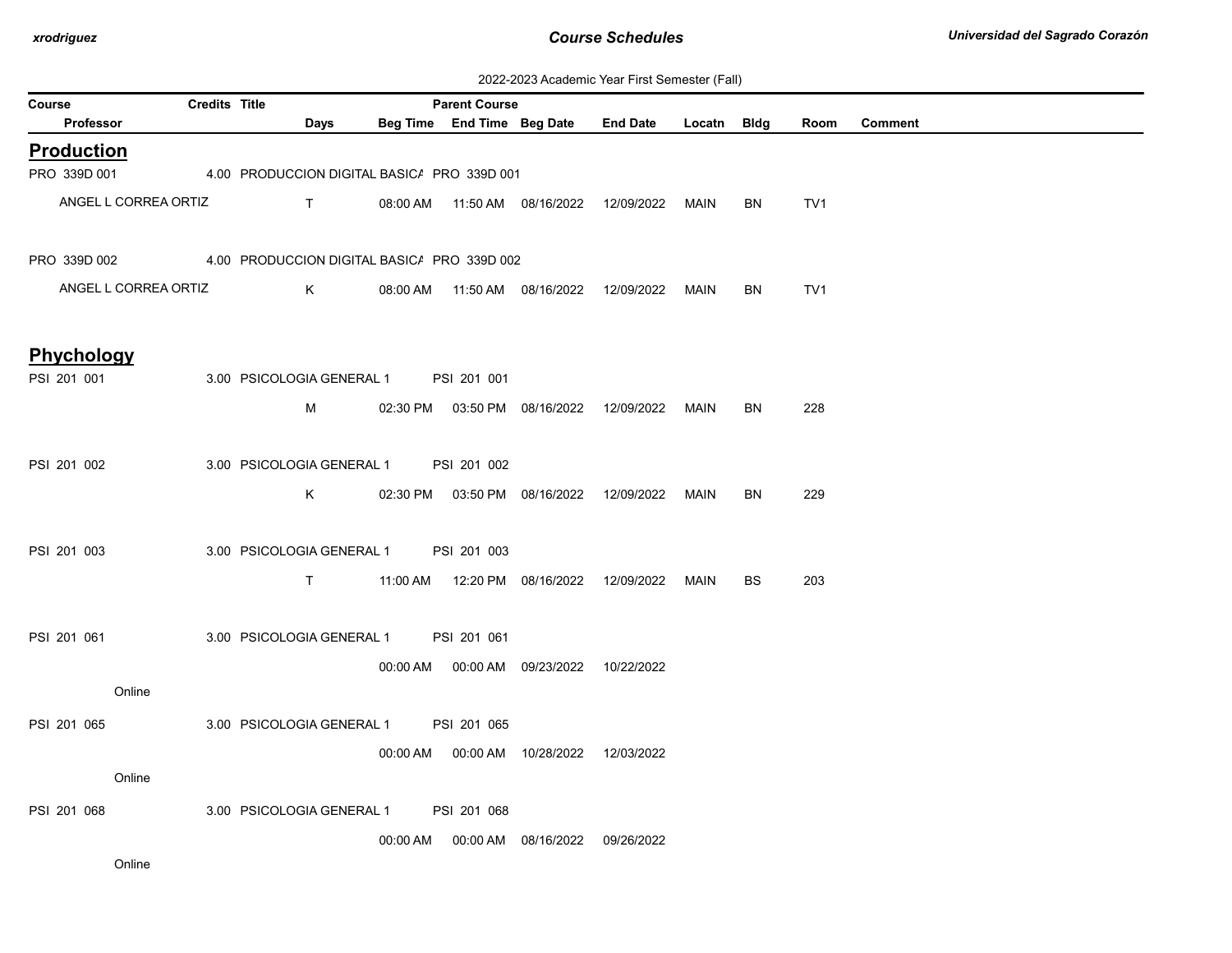2022-2023 Academic Year First Semester (Fall)

| Course | Credits | Title | | Parent Course | | | | | | | |
|---|---|---|---|---|---|---|---|---|---|---|---|
| Professor | | Days | Beg Time | End Time | Beg Date | End Date | Locatn | Bldg | Room | Comment | |

## Production

| Course / Professor | Credits | Title / Days | Beg Time | Parent Course / End Time | Beg Date | End Date | Locatn | Bldg | Room | Comment |
|---|---|---|---|---|---|---|---|---|---|---|
| PRO 339D 001 | 4.00 | PRODUCCION DIGITAL BASICA | | PRO 339D 001 | | | | | | |
| ANGEL L CORREA ORTIZ | | T | 08:00 AM | 11:50 AM | 08/16/2022 | 12/09/2022 | MAIN | BN | TV1 | |
| PRO 339D 002 | 4.00 | PRODUCCION DIGITAL BASICA | | PRO 339D 002 | | | | | | |
| ANGEL L CORREA ORTIZ | | K | 08:00 AM | 11:50 AM | 08/16/2022 | 12/09/2022 | MAIN | BN | TV1 | |

## Phychology

| Course / Professor | Credits | Title / Days | Beg Time | Parent Course / End Time | Beg Date | End Date | Locatn | Bldg | Room | Comment |
|---|---|---|---|---|---|---|---|---|---|---|
| PSI 201 001 | 3.00 | PSICOLOGIA GENERAL 1 | | PSI 201 001 | | | | | | |
| | | M | 02:30 PM | 03:50 PM | 08/16/2022 | 12/09/2022 | MAIN | BN | 228 | |
| PSI 201 002 | 3.00 | PSICOLOGIA GENERAL 1 | | PSI 201 002 | | | | | | |
| | | K | 02:30 PM | 03:50 PM | 08/16/2022 | 12/09/2022 | MAIN | BN | 229 | |
| PSI 201 003 | 3.00 | PSICOLOGIA GENERAL 1 | | PSI 201 003 | | | | | | |
| | | T | 11:00 AM | 12:20 PM | 08/16/2022 | 12/09/2022 | MAIN | BS | 203 | |
| PSI 201 061 | 3.00 | PSICOLOGIA GENERAL 1 | | PSI 201 061 | | | | | | |
| | | | 00:00 AM | 00:00 AM | 09/23/2022 | 10/22/2022 | | | | |
| Online | | | | | | | | | | |
| PSI 201 065 | 3.00 | PSICOLOGIA GENERAL 1 | | PSI 201 065 | | | | | | |
| | | | 00:00 AM | 00:00 AM | 10/28/2022 | 12/03/2022 | | | | |
| Online | | | | | | | | | | |
| PSI 201 068 | 3.00 | PSICOLOGIA GENERAL 1 | | PSI 201 068 | | | | | | |
| | | | 00:00 AM | 00:00 AM | 08/16/2022 | 09/26/2022 | | | | |
| Online | | | | | | | | | | |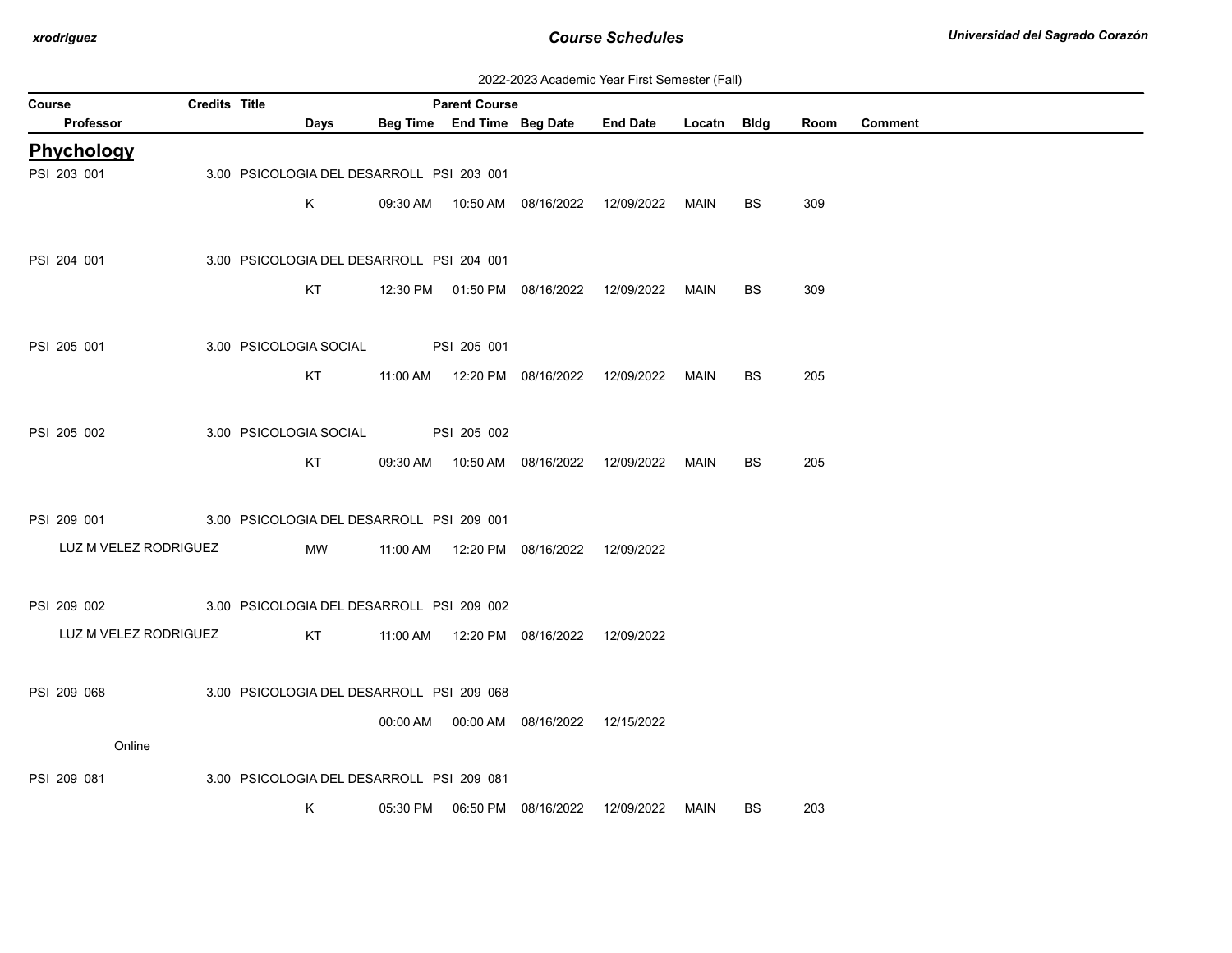2022-2023 Academic Year First Semester (Fall)

| Course | Credits | Title | Days | Beg Time | End Time | Beg Date | End Date | Locatn | Bldg | Room | Comment |
|---|---|---|---|---|---|---|---|---|---|---|---|
| Professor | | | | | | | | | | | |

## Phychology

| Course / Professor | Credits | Title | Parent Course | Days | Beg Time | End Time | Beg Date | End Date | Locatn | Bldg | Room | Comment |
|---|---|---|---|---|---|---|---|---|---|---|---|---|
| PSI 203 001 | 3.00 | PSICOLOGIA DEL DESARROLL | PSI 203 001 | | | | | | | | | |
| | | | | K | 09:30 AM | 10:50 AM | 08/16/2022 | 12/09/2022 | MAIN | BS | 309 | |
| PSI 204 001 | 3.00 | PSICOLOGIA DEL DESARROLL | PSI 204 001 | | | | | | | | | |
| | | | | KT | 12:30 PM | 01:50 PM | 08/16/2022 | 12/09/2022 | MAIN | BS | 309 | |
| PSI 205 001 | 3.00 | PSICOLOGIA SOCIAL | PSI 205 001 | | | | | | | | | |
| | | | | KT | 11:00 AM | 12:20 PM | 08/16/2022 | 12/09/2022 | MAIN | BS | 205 | |
| PSI 205 002 | 3.00 | PSICOLOGIA SOCIAL | PSI 205 002 | | | | | | | | | |
| | | | | KT | 09:30 AM | 10:50 AM | 08/16/2022 | 12/09/2022 | MAIN | BS | 205 | |
| PSI 209 001 | 3.00 | PSICOLOGIA DEL DESARROLL | PSI 209 001 | | | | | | | | | |
| LUZ M VELEZ RODRIGUEZ | | | | MW | 11:00 AM | 12:20 PM | 08/16/2022 | 12/09/2022 | | | | |
| PSI 209 002 | 3.00 | PSICOLOGIA DEL DESARROLL | PSI 209 002 | | | | | | | | | |
| LUZ M VELEZ RODRIGUEZ | | | | KT | 11:00 AM | 12:20 PM | 08/16/2022 | 12/09/2022 | | | | |
| PSI 209 068 | 3.00 | PSICOLOGIA DEL DESARROLL | PSI 209 068 | | | | | | | | | |
| | | | | | 00:00 AM | 00:00 AM | 08/16/2022 | 12/15/2022 | | | | |
| Online | | | | | | | | | | | | |
| PSI 209 081 | 3.00 | PSICOLOGIA DEL DESARROLL | PSI 209 081 | | | | | | | | | |
| | | | | K | 05:30 PM | 06:50 PM | 08/16/2022 | 12/09/2022 | MAIN | BS | 203 | |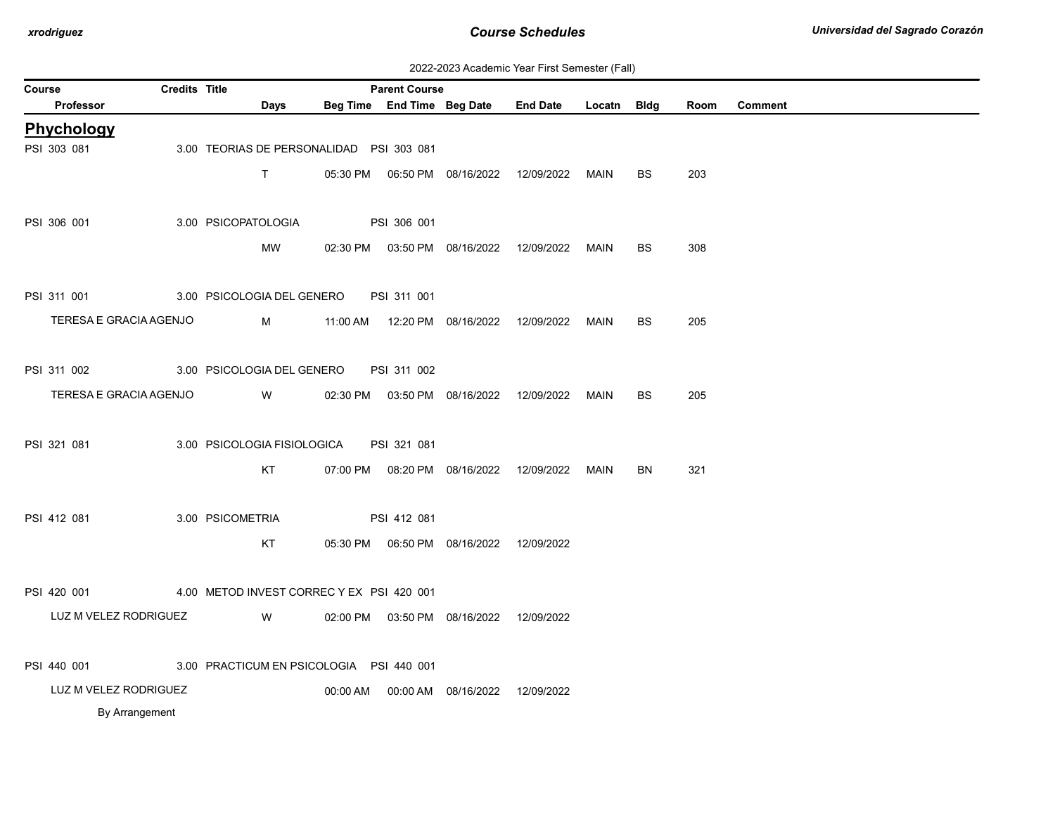2022-2023 Academic Year First Semester (Fall)

## Phychology

| Course | Credits | Title | Parent Course | | | | | | | |
|---|---|---|---|---|---|---|---|---|---|---|
| Professor | | Days | Beg Time | End Time | Beg Date | End Date | Locatn | Bldg | Room | Comment |
| PSI 303 081 | 3.00 | TEORIAS DE PERSONALIDAD | PSI 303 081 | | | | | | | |
| | | T | 05:30 PM | 06:50 PM | 08/16/2022 | 12/09/2022 | MAIN | BS | 203 | |
| PSI 306 001 | 3.00 | PSICOPATOLOGIA | PSI 306 001 | | | | | | | |
| | | MW | 02:30 PM | 03:50 PM | 08/16/2022 | 12/09/2022 | MAIN | BS | 308 | |
| PSI 311 001 | 3.00 | PSICOLOGIA DEL GENERO | PSI 311 001 | | | | | | | |
| TERESA E GRACIA AGENJO | | M | 11:00 AM | 12:20 PM | 08/16/2022 | 12/09/2022 | MAIN | BS | 205 | |
| PSI 311 002 | 3.00 | PSICOLOGIA DEL GENERO | PSI 311 002 | | | | | | | |
| TERESA E GRACIA AGENJO | | W | 02:30 PM | 03:50 PM | 08/16/2022 | 12/09/2022 | MAIN | BS | 205 | |
| PSI 321 081 | 3.00 | PSICOLOGIA FISIOLOGICA | PSI 321 081 | | | | | | | |
| | | KT | 07:00 PM | 08:20 PM | 08/16/2022 | 12/09/2022 | MAIN | BN | 321 | |
| PSI 412 081 | 3.00 | PSICOMETRIA | PSI 412 081 | | | | | | | |
| | | KT | 05:30 PM | 06:50 PM | 08/16/2022 | 12/09/2022 | | | | |
| PSI 420 001 | 4.00 | METOD INVEST CORREC Y EX | PSI 420 001 | | | | | | | |
| LUZ M VELEZ RODRIGUEZ | | W | 02:00 PM | 03:50 PM | 08/16/2022 | 12/09/2022 | | | | |
| PSI 440 001 | 3.00 | PRACTICUM EN PSICOLOGIA | PSI 440 001 | | | | | | | |
| LUZ M VELEZ RODRIGUEZ | | | 00:00 AM | 00:00 AM | 08/16/2022 | 12/09/2022 | | | | |
| By Arrangement | | | | | | | | | | |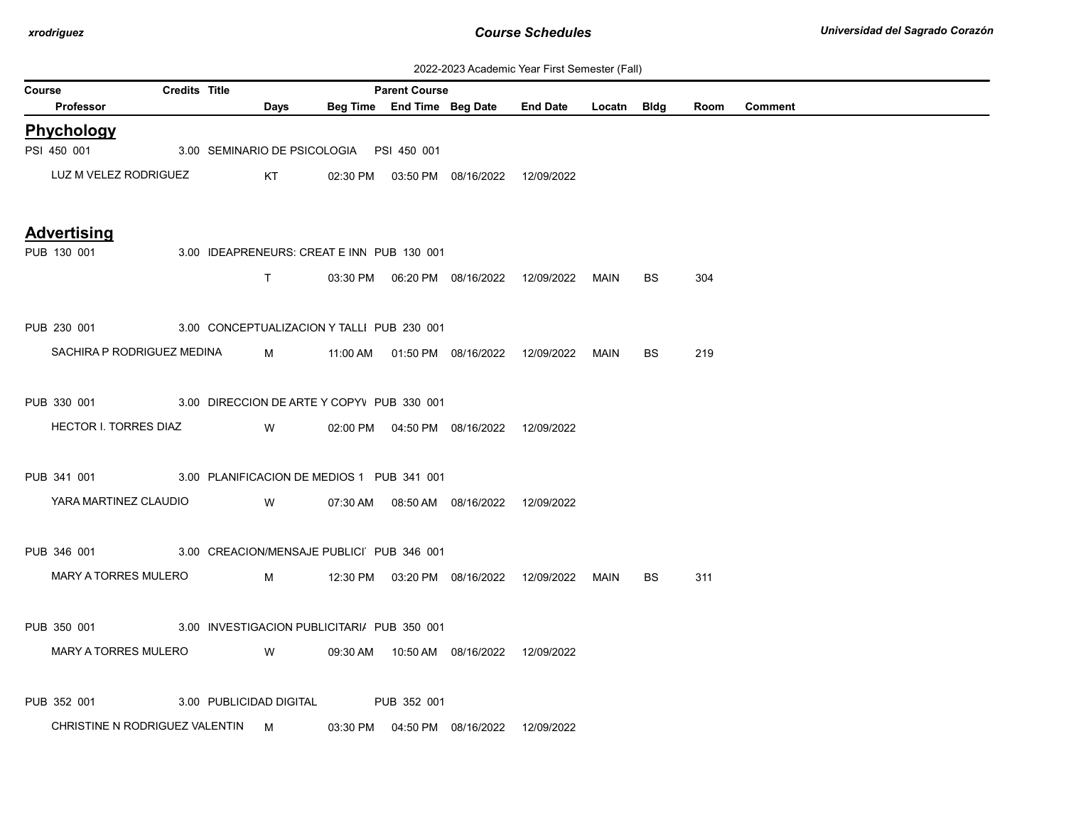2022-2023 Academic Year First Semester (Fall)

| Course | Credits | Title | | | Parent Course | | | | | | |
|---|---|---|---|---|---|---|---|---|---|---|---|
| Professor | | Days | Beg Time | End Time | Beg Date | End Date | Locatn | Bldg | Room | Comment | |

## Phychology

| Course | Credits | Title | Parent Course | Professor | Days | Beg Time | End Time | Beg Date | End Date | Locatn | Bldg | Room | Comment |
|---|---|---|---|---|---|---|---|---|---|---|---|---|---|
| PSI 450 001 | 3.00 | SEMINARIO DE PSICOLOGIA | PSI 450 001 | LUZ M VELEZ RODRIGUEZ | KT | 02:30 PM | 03:50 PM | 08/16/2022 | 12/09/2022 | | | | |

## Advertising

| Course | Credits | Title | Parent Course | Professor | Days | Beg Time | End Time | Beg Date | End Date | Locatn | Bldg | Room | Comment |
|---|---|---|---|---|---|---|---|---|---|---|---|---|---|
| PUB 130 001 | 3.00 | IDEAPRENEURS: CREAT E INN | PUB 130 001 | | T | 03:30 PM | 06:20 PM | 08/16/2022 | 12/09/2022 | MAIN | BS | 304 | |
| PUB 230 001 | 3.00 | CONCEPTUALIZACION Y TALLI | PUB 230 001 | SACHIRA P RODRIGUEZ MEDINA | M | 11:00 AM | 01:50 PM | 08/16/2022 | 12/09/2022 | MAIN | BS | 219 | |
| PUB 330 001 | 3.00 | DIRECCION DE ARTE Y COPYV | PUB 330 001 | HECTOR I. TORRES DIAZ | W | 02:00 PM | 04:50 PM | 08/16/2022 | 12/09/2022 | | | | |
| PUB 341 001 | 3.00 | PLANIFICACION DE MEDIOS 1 | PUB 341 001 | YARA MARTINEZ CLAUDIO | W | 07:30 AM | 08:50 AM | 08/16/2022 | 12/09/2022 | | | | |
| PUB 346 001 | 3.00 | CREACION/MENSAJE PUBLICI | PUB 346 001 | MARY A TORRES MULERO | M | 12:30 PM | 03:20 PM | 08/16/2022 | 12/09/2022 | MAIN | BS | 311 | |
| PUB 350 001 | 3.00 | INVESTIGACION PUBLICITARIA | PUB 350 001 | MARY A TORRES MULERO | W | 09:30 AM | 10:50 AM | 08/16/2022 | 12/09/2022 | | | | |
| PUB 352 001 | 3.00 | PUBLICIDAD DIGITAL | PUB 352 001 | CHRISTINE N RODRIGUEZ VALENTIN | M | 03:30 PM | 04:50 PM | 08/16/2022 | 12/09/2022 | | | | |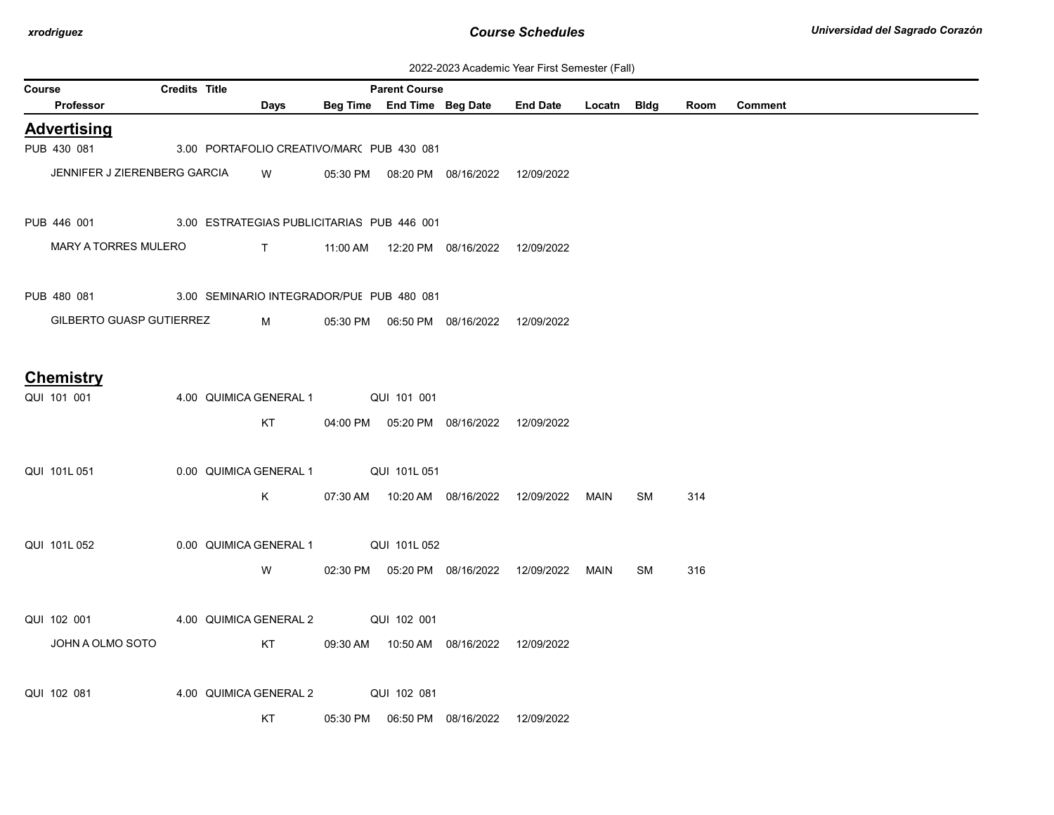2022-2023 Academic Year First Semester (Fall)

| Course | Credits | Title | Parent Course | | | | | | | |
|---|---|---|---|---|---|---|---|---|---|---|
| Professor | Days | Beg Time | End Time | Beg Date | End Date | Locatn | Bldg | Room | Comment | |

## Advertising

| Course / Professor | Credits | Title | Days | Beg Time | End Time | Beg Date | End Date | Locatn | Bldg | Room | Comment | Parent Course |
|---|---|---|---|---|---|---|---|---|---|---|---|---|
| PUB 430 081 | 3.00 | PORTAFOLIO CREATIVO/MARC | | | | | | | | | | PUB 430 081 |
| JENNIFER J ZIERENBERG GARCIA | | | W | 05:30 PM | 08:20 PM | 08/16/2022 | 12/09/2022 | | | | | |
| PUB 446 001 | 3.00 | ESTRATEGIAS PUBLICITARIAS | | | | | | | | | | PUB 446 001 |
| MARY A TORRES MULERO | | | T | 11:00 AM | 12:20 PM | 08/16/2022 | 12/09/2022 | | | | | |
| PUB 480 081 | 3.00 | SEMINARIO INTEGRADOR/PUE | | | | | | | | | | PUB 480 081 |
| GILBERTO GUASP GUTIERREZ | | | M | 05:30 PM | 06:50 PM | 08/16/2022 | 12/09/2022 | | | | | |

## Chemistry

| Course / Professor | Credits | Title | Days | Beg Time | End Time | Beg Date | End Date | Locatn | Bldg | Room | Comment | Parent Course |
|---|---|---|---|---|---|---|---|---|---|---|---|---|
| QUI 101 001 | 4.00 | QUIMICA GENERAL 1 | | | | | | | | | | QUI 101 001 |
| | | | KT | 04:00 PM | 05:20 PM | 08/16/2022 | 12/09/2022 | | | | | |
| QUI 101L 051 | 0.00 | QUIMICA GENERAL 1 | | | | | | | | | | QUI 101L 051 |
| | | | K | 07:30 AM | 10:20 AM | 08/16/2022 | 12/09/2022 | MAIN | SM | 314 | | |
| QUI 101L 052 | 0.00 | QUIMICA GENERAL 1 | | | | | | | | | | QUI 101L 052 |
| | | | W | 02:30 PM | 05:20 PM | 08/16/2022 | 12/09/2022 | MAIN | SM | 316 | | |
| QUI 102 001 | 4.00 | QUIMICA GENERAL 2 | | | | | | | | | | QUI 102 001 |
| JOHN A OLMO SOTO | | | KT | 09:30 AM | 10:50 AM | 08/16/2022 | 12/09/2022 | | | | | |
| QUI 102 081 | 4.00 | QUIMICA GENERAL 2 | | | | | | | | | | QUI 102 081 |
| | | | KT | 05:30 PM | 06:50 PM | 08/16/2022 | 12/09/2022 | | | | | |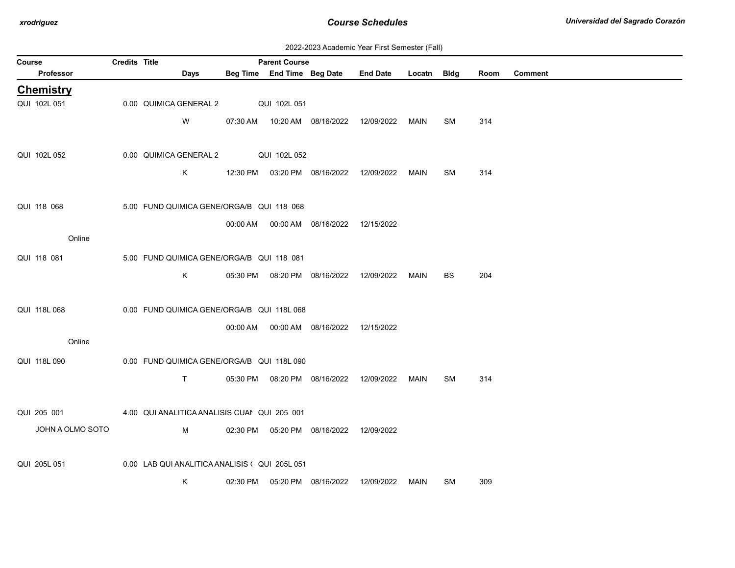2022-2023 Academic Year First Semester (Fall)

| Course | Credits | Title | Parent Course | | | | | | | |
|---|---|---|---|---|---|---|---|---|---|---|
| Professor | | Days | Beg Time | End Time | Beg Date | End Date | Locatn | Bldg | Room | Comment |

## Chemistry

| Course / Professor | Credits | Title / Days | Beg Time | End Time | Beg Date | End Date | Locatn | Bldg | Room | Comment |
|---|---|---|---|---|---|---|---|---|---|---|
| QUI 102L 051 | 0.00 | QUIMICA GENERAL 2 | QUI 102L 051 | | | | | | | |
| | | W | 07:30 AM | 10:20 AM | 08/16/2022 | 12/09/2022 | MAIN | SM | 314 | |
| QUI 102L 052 | 0.00 | QUIMICA GENERAL 2 | QUI 102L 052 | | | | | | | |
| | | K | 12:30 PM | 03:20 PM | 08/16/2022 | 12/09/2022 | MAIN | SM | 314 | |
| QUI 118 068 | 5.00 | FUND QUIMICA GENE/ORGA/B | QUI 118 068 | | | | | | | |
| Online | | | 00:00 AM | 00:00 AM | 08/16/2022 | 12/15/2022 | | | | |
| QUI 118 081 | 5.00 | FUND QUIMICA GENE/ORGA/B | QUI 118 081 | | | | | | | |
| | | K | 05:30 PM | 08:20 PM | 08/16/2022 | 12/09/2022 | MAIN | BS | 204 | |
| QUI 118L 068 | 0.00 | FUND QUIMICA GENE/ORGA/B | QUI 118L 068 | | | | | | | |
| Online | | | 00:00 AM | 00:00 AM | 08/16/2022 | 12/15/2022 | | | | |
| QUI 118L 090 | 0.00 | FUND QUIMICA GENE/ORGA/B | QUI 118L 090 | | | | | | | |
| | | T | 05:30 PM | 08:20 PM | 08/16/2022 | 12/09/2022 | MAIN | SM | 314 | |
| QUI 205 001 | 4.00 | QUI ANALITICA ANALISIS CUAN | QUI 205 001 | | | | | | | |
| JOHN A OLMO SOTO | | M | 02:30 PM | 05:20 PM | 08/16/2022 | 12/09/2022 | | | | |
| QUI 205L 051 | 0.00 | LAB QUI ANALITICA ANALISIS ( | QUI 205L 051 | | | | | | | |
| | | K | 02:30 PM | 05:20 PM | 08/16/2022 | 12/09/2022 | MAIN | SM | 309 | |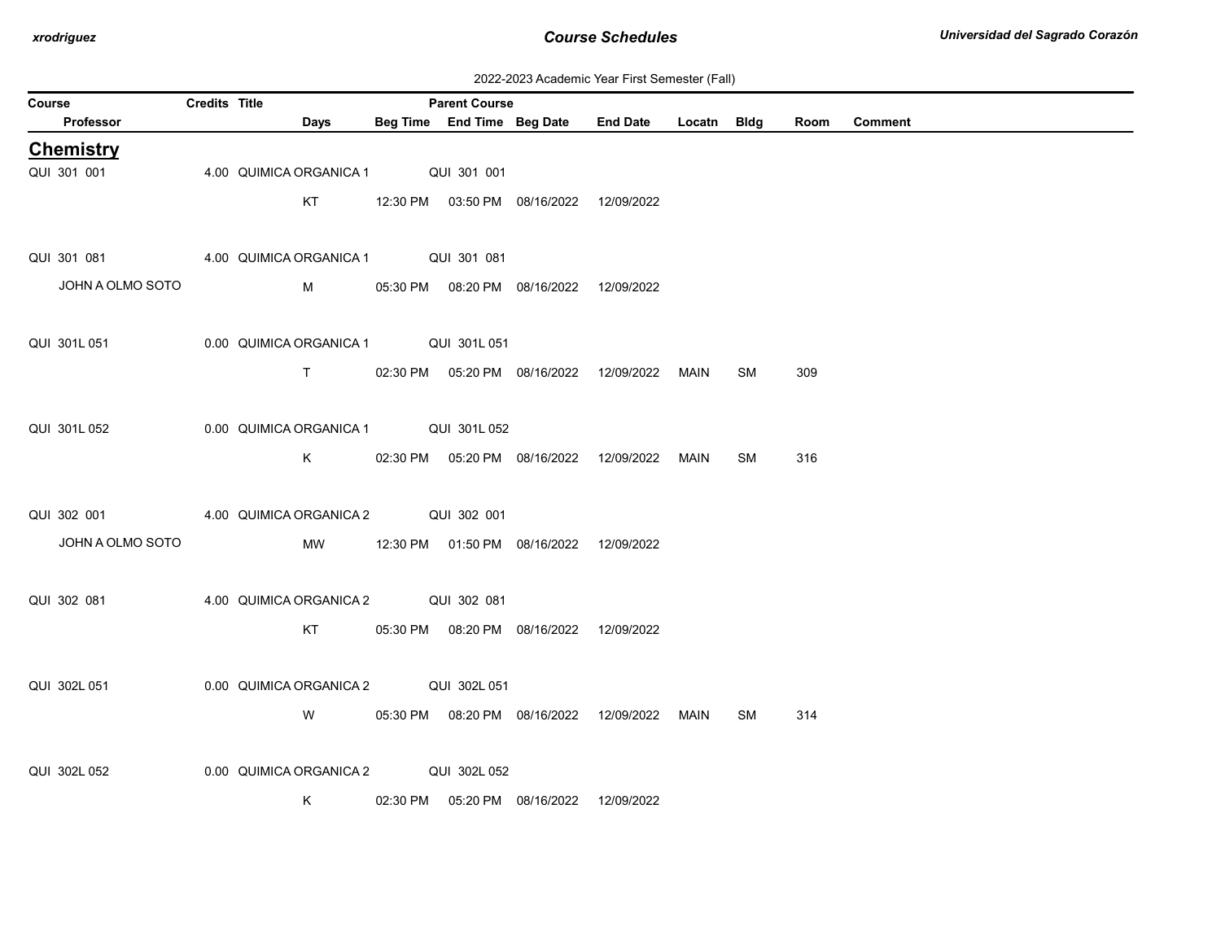2022-2023 Academic Year First Semester (Fall)

| Course | Credits | Title | Parent Course | | | | | | | |
|---|---|---|---|---|---|---|---|---|---|---|
| Professor | | Days | Beg Time | End Time | Beg Date | End Date | Locatn | Bldg | Room | Comment |

## Chemistry

| Course / Professor | Credits | Title / Days | Beg Time | Parent Course / End Time | Beg Date | End Date | Locatn | Bldg | Room | Comment |
|---|---|---|---|---|---|---|---|---|---|---|
| QUI 301 001 | 4.00 | QUIMICA ORGANICA 1 | | QUI 301 001 | | | | | | |
| | | KT | 12:30 PM | 03:50 PM | 08/16/2022 | 12/09/2022 | | | | |
| QUI 301 081 | 4.00 | QUIMICA ORGANICA 1 | | QUI 301 081 | | | | | | |
| JOHN A OLMO SOTO | | M | 05:30 PM | 08:20 PM | 08/16/2022 | 12/09/2022 | | | | |
| QUI 301L 051 | 0.00 | QUIMICA ORGANICA 1 | | QUI 301L 051 | | | | | | |
| | | T | 02:30 PM | 05:20 PM | 08/16/2022 | 12/09/2022 | MAIN | SM | 309 | |
| QUI 301L 052 | 0.00 | QUIMICA ORGANICA 1 | | QUI 301L 052 | | | | | | |
| | | K | 02:30 PM | 05:20 PM | 08/16/2022 | 12/09/2022 | MAIN | SM | 316 | |
| QUI 302 001 | 4.00 | QUIMICA ORGANICA 2 | | QUI 302 001 | | | | | | |
| JOHN A OLMO SOTO | | MW | 12:30 PM | 01:50 PM | 08/16/2022 | 12/09/2022 | | | | |
| QUI 302 081 | 4.00 | QUIMICA ORGANICA 2 | | QUI 302 081 | | | | | | |
| | | KT | 05:30 PM | 08:20 PM | 08/16/2022 | 12/09/2022 | | | | |
| QUI 302L 051 | 0.00 | QUIMICA ORGANICA 2 | | QUI 302L 051 | | | | | | |
| | | W | 05:30 PM | 08:20 PM | 08/16/2022 | 12/09/2022 | MAIN | SM | 314 | |
| QUI 302L 052 | 0.00 | QUIMICA ORGANICA 2 | | QUI 302L 052 | | | | | | |
| | | K | 02:30 PM | 05:20 PM | 08/16/2022 | 12/09/2022 | | | | |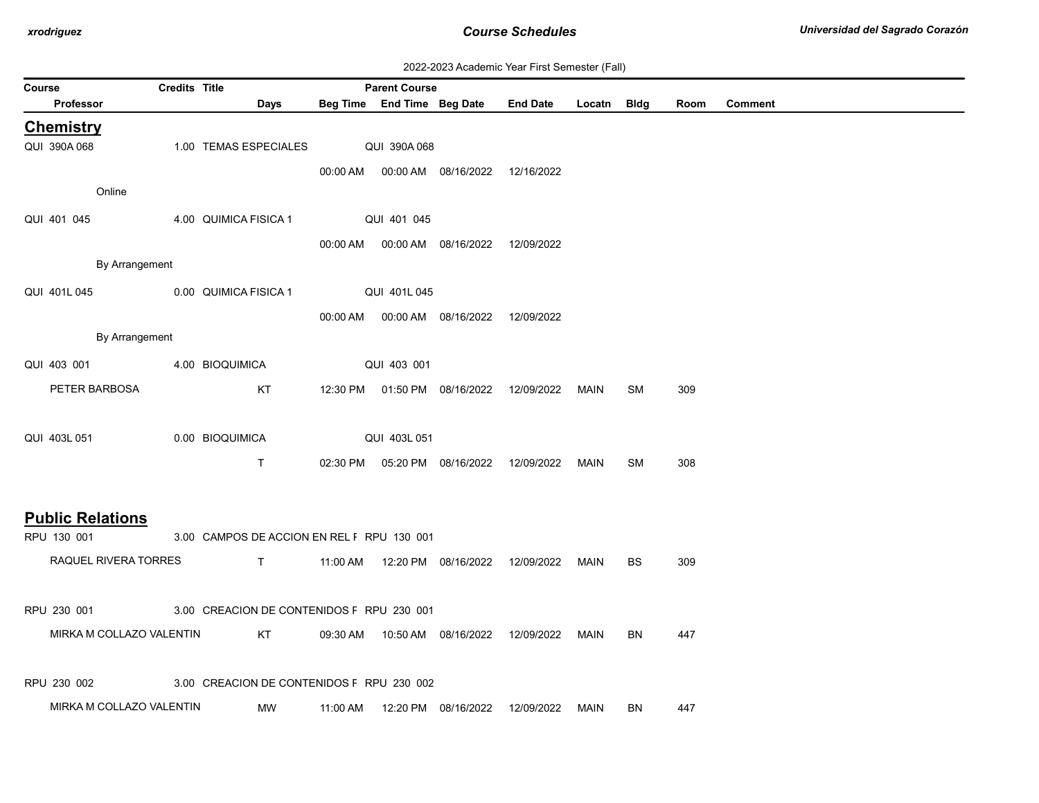2022-2023 Academic Year First Semester (Fall)

| Course | Credits | Title | Days | Beg Time | Parent Course / End Time | Beg Date | End Date | Locatn | Bldg | Room | Comment |
|---|---|---|---|---|---|---|---|---|---|---|---|
| **Professor** | | | | | | | | | | | |

## Chemistry

| Course / Professor | Credits | Title | Days | Beg Time | Parent Course / End Time | Beg Date | End Date | Locatn | Bldg | Room | Comment |
|---|---|---|---|---|---|---|---|---|---|---|---|
| QUI 390A 068 | 1.00 | TEMAS ESPECIALES | | | QUI 390A 068 | | | | | | |
| | | | | 00:00 AM | 00:00 AM | 08/16/2022 | 12/16/2022 | | | | |
| Online | | | | | | | | | | | |
| QUI 401 045 | 4.00 | QUIMICA FISICA 1 | | | QUI 401 045 | | | | | | |
| | | | | 00:00 AM | 00:00 AM | 08/16/2022 | 12/09/2022 | | | | |
| By Arrangement | | | | | | | | | | | |
| QUI 401L 045 | 0.00 | QUIMICA FISICA 1 | | | QUI 401L 045 | | | | | | |
| | | | | 00:00 AM | 00:00 AM | 08/16/2022 | 12/09/2022 | | | | |
| By Arrangement | | | | | | | | | | | |
| QUI 403 001 | 4.00 | BIOQUIMICA | | | QUI 403 001 | | | | | | |
| PETER BARBOSA | | | KT | 12:30 PM | 01:50 PM | 08/16/2022 | 12/09/2022 | MAIN | SM | 309 | |
| QUI 403L 051 | 0.00 | BIOQUIMICA | | | QUI 403L 051 | | | | | | |
| | | | T | 02:30 PM | 05:20 PM | 08/16/2022 | 12/09/2022 | MAIN | SM | 308 | |

## Public Relations

| Course / Professor | Credits | Title | Days | Beg Time | Parent Course / End Time | Beg Date | End Date | Locatn | Bldg | Room | Comment |
|---|---|---|---|---|---|---|---|---|---|---|---|
| RPU 130 001 | 3.00 | CAMPOS DE ACCION EN REL F | | | RPU 130 001 | | | | | | |
| RAQUEL RIVERA TORRES | | | T | 11:00 AM | 12:20 PM | 08/16/2022 | 12/09/2022 | MAIN | BS | 309 | |
| RPU 230 001 | 3.00 | CREACION DE CONTENIDOS F | | | RPU 230 001 | | | | | | |
| MIRKA M COLLAZO VALENTIN | | | KT | 09:30 AM | 10:50 AM | 08/16/2022 | 12/09/2022 | MAIN | BN | 447 | |
| RPU 230 002 | 3.00 | CREACION DE CONTENIDOS F | | | RPU 230 002 | | | | | | |
| MIRKA M COLLAZO VALENTIN | | | MW | 11:00 AM | 12:20 PM | 08/16/2022 | 12/09/2022 | MAIN | BN | 447 | |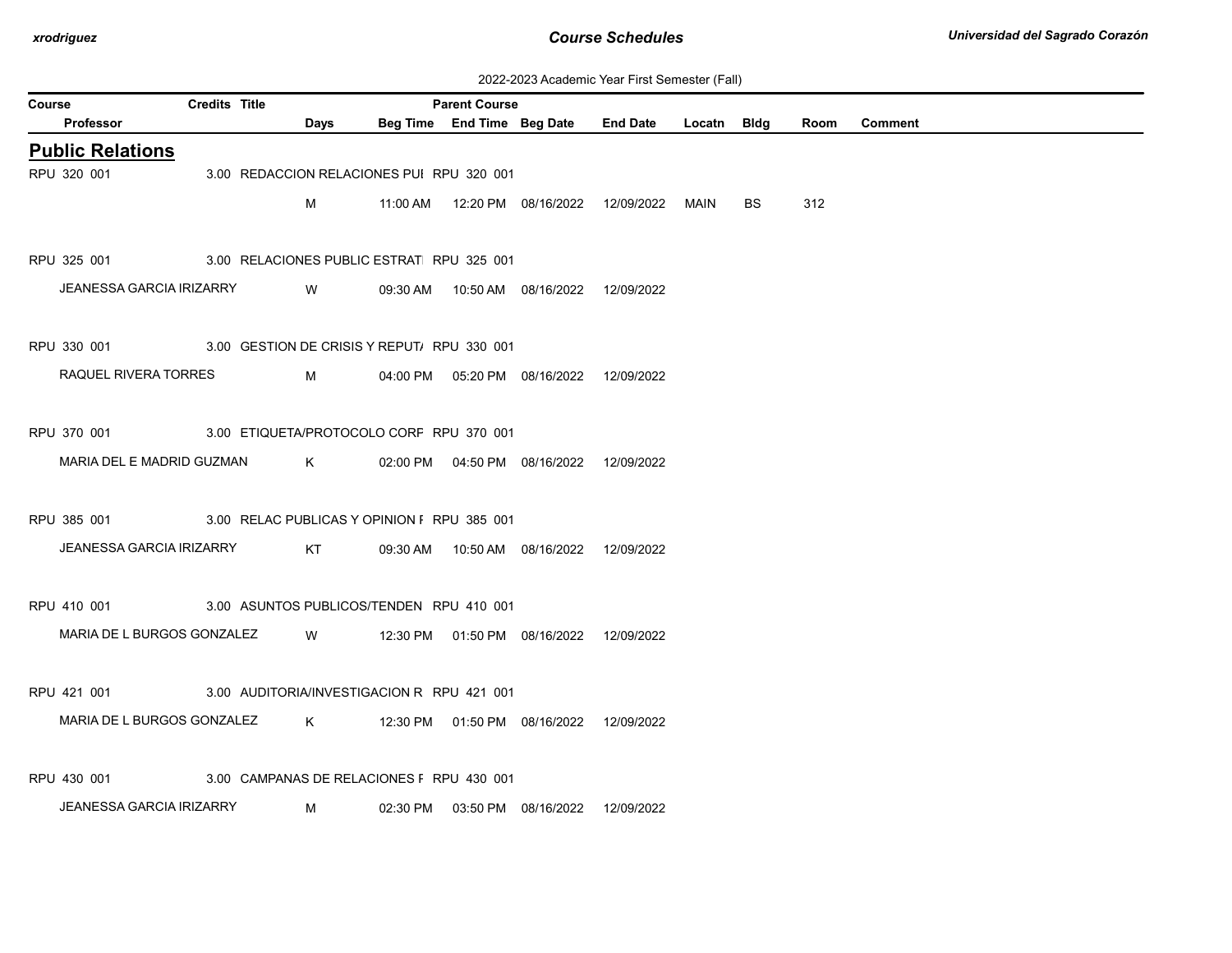2022-2023 Academic Year First Semester (Fall)

| Course | Credits | Title | Parent Course | | | | | | | | |
|---|---|---|---|---|---|---|---|---|---|---|---|
| Professor | | | Days | Beg Time | End Time | Beg Date | End Date | Locatn | Bldg | Room | Comment |

## Public Relations

| Course / Professor | Credits | Title | Parent Course / Days | Beg Time | End Time | Beg Date | End Date | Locatn | Bldg | Room | Comment |
|---|---|---|---|---|---|---|---|---|---|---|---|
| RPU 320 001 | 3.00 | REDACCION RELACIONES PUI | RPU 320 001 | | | | | | | | |
| | | | M | 11:00 AM | 12:20 PM | 08/16/2022 | 12/09/2022 | MAIN | BS | 312 | |
| RPU 325 001 | 3.00 | RELACIONES PUBLIC ESTRAT | RPU 325 001 | | | | | | | | |
| JEANESSA GARCIA IRIZARRY | | | W | 09:30 AM | 10:50 AM | 08/16/2022 | 12/09/2022 | | | | |
| RPU 330 001 | 3.00 | GESTION DE CRISIS Y REPUTA | RPU 330 001 | | | | | | | | |
| RAQUEL RIVERA TORRES | | | M | 04:00 PM | 05:20 PM | 08/16/2022 | 12/09/2022 | | | | |
| RPU 370 001 | 3.00 | ETIQUETA/PROTOCOLO CORF | RPU 370 001 | | | | | | | | |
| MARIA DEL E MADRID GUZMAN | | | K | 02:00 PM | 04:50 PM | 08/16/2022 | 12/09/2022 | | | | |
| RPU 385 001 | 3.00 | RELAC PUBLICAS Y OPINION F | RPU 385 001 | | | | | | | | |
| JEANESSA GARCIA IRIZARRY | | | KT | 09:30 AM | 10:50 AM | 08/16/2022 | 12/09/2022 | | | | |
| RPU 410 001 | 3.00 | ASUNTOS PUBLICOS/TENDEN | RPU 410 001 | | | | | | | | |
| MARIA DE L BURGOS GONZALEZ | | | W | 12:30 PM | 01:50 PM | 08/16/2022 | 12/09/2022 | | | | |
| RPU 421 001 | 3.00 | AUDITORIA/INVESTIGACION R | RPU 421 001 | | | | | | | | |
| MARIA DE L BURGOS GONZALEZ | | | K | 12:30 PM | 01:50 PM | 08/16/2022 | 12/09/2022 | | | | |
| RPU 430 001 | 3.00 | CAMPANAS DE RELACIONES F | RPU 430 001 | | | | | | | | |
| JEANESSA GARCIA IRIZARRY | | | M | 02:30 PM | 03:50 PM | 08/16/2022 | 12/09/2022 | | | | |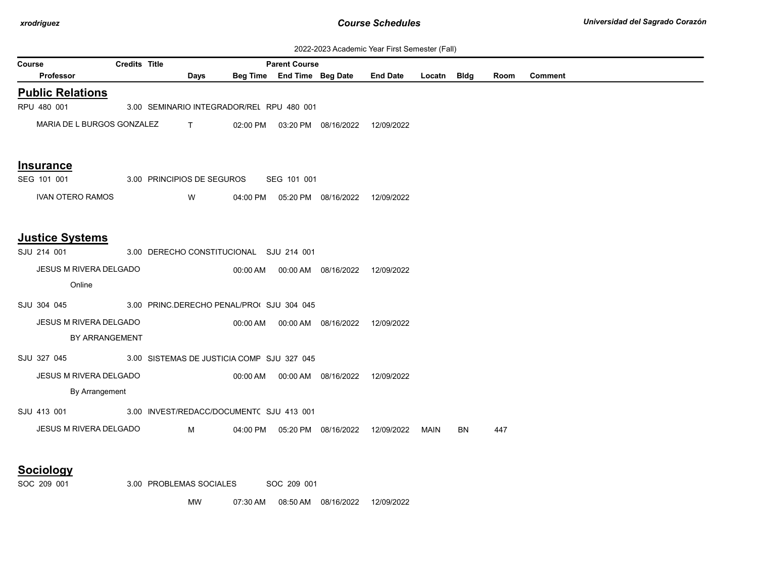2022-2023 Academic Year First Semester (Fall)

| Course | Credits | Title | Parent Course | | | | | | | |
|---|---|---|---|---|---|---|---|---|---|---|
| Professor | Days | Beg Time | End Time | Beg Date | End Date | Locatn | Bldg | Room | Comment | |

## Public Relations

| Course / Professor | Credits | Title | Days | Beg Time | End Time | Beg Date | End Date | Locatn | Bldg | Room | Comment |
|---|---|---|---|---|---|---|---|---|---|---|---|
| RPU 480 001 | 3.00 | SEMINARIO INTEGRADOR/REL RPU 480 001 | | | | | | | | | |
| MARIA DE L BURGOS GONZALEZ | | | T | 02:00 PM | 03:20 PM | 08/16/2022 | 12/09/2022 | | | | |

## Insurance

| Course / Professor | Credits | Title | Days | Beg Time | End Time | Beg Date | End Date | Locatn | Bldg | Room | Comment |
|---|---|---|---|---|---|---|---|---|---|---|---|
| SEG 101 001 | 3.00 | PRINCIPIOS DE SEGUROS SEG 101 001 | | | | | | | | | |
| IVAN OTERO RAMOS | | | W | 04:00 PM | 05:20 PM | 08/16/2022 | 12/09/2022 | | | | |

## Justice Systems

| Course / Professor | Credits | Title | Days | Beg Time | End Time | Beg Date | End Date | Locatn | Bldg | Room | Comment |
|---|---|---|---|---|---|---|---|---|---|---|---|
| SJU 214 001 | 3.00 | DERECHO CONSTITUCIONAL SJU 214 001 | | | | | | | | | |
| JESUS M RIVERA DELGADO | | | | 00:00 AM | 00:00 AM | 08/16/2022 | 12/09/2022 | | | | |
| Online | | | | | | | | | | | |
| SJU 304 045 | 3.00 | PRINC.DERECHO PENAL/PRO( SJU 304 045 | | | | | | | | | |
| JESUS M RIVERA DELGADO | | | | 00:00 AM | 00:00 AM | 08/16/2022 | 12/09/2022 | | | | |
| BY ARRANGEMENT | | | | | | | | | | | |
| SJU 327 045 | 3.00 | SISTEMAS DE JUSTICIA COMP SJU 327 045 | | | | | | | | | |
| JESUS M RIVERA DELGADO | | | | 00:00 AM | 00:00 AM | 08/16/2022 | 12/09/2022 | | | | |
| By Arrangement | | | | | | | | | | | |
| SJU 413 001 | 3.00 | INVEST/REDACC/DOCUMENT( SJU 413 001 | | | | | | | | | |
| JESUS M RIVERA DELGADO | | | M | 04:00 PM | 05:20 PM | 08/16/2022 | 12/09/2022 | MAIN | BN | 447 | |

## Sociology

| Course / Professor | Credits | Title | Days | Beg Time | End Time | Beg Date | End Date | Locatn | Bldg | Room | Comment |
|---|---|---|---|---|---|---|---|---|---|---|---|
| SOC 209 001 | 3.00 | PROBLEMAS SOCIALES SOC 209 001 | | | | | | | | | |
| | | | MW | 07:30 AM | 08:50 AM | 08/16/2022 | 12/09/2022 | | | | |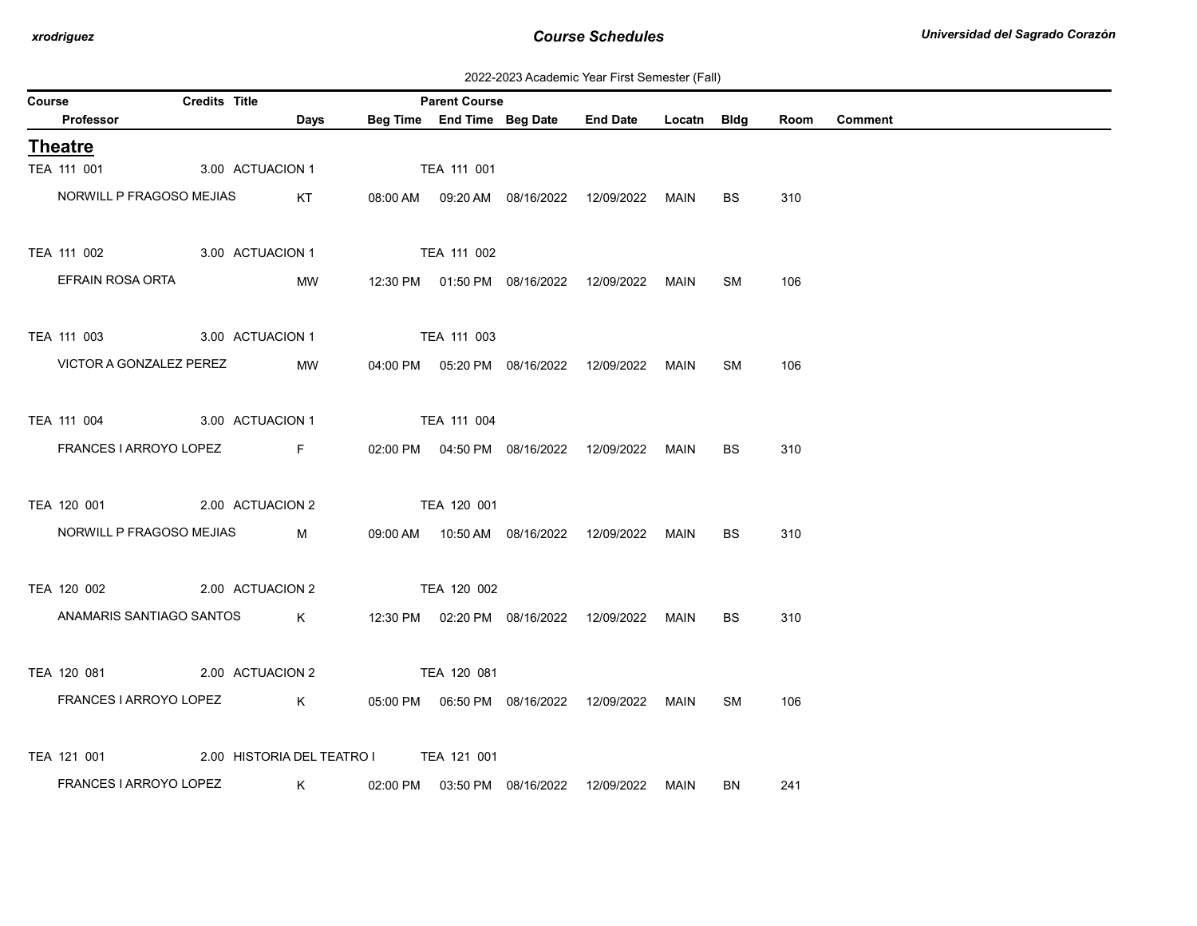2022-2023 Academic Year First Semester (Fall)

## Theatre

| Course | Credits | Title | Parent Course | Professor | Days | Beg Time | End Time | Beg Date | End Date | Locatn | Bldg | Room | Comment |
|---|---|---|---|---|---|---|---|---|---|---|---|---|---|
| TEA 111 001 | 3.00 | ACTUACION 1 | TEA 111 001 | NORWILL P FRAGOSO MEJIAS | KT | 08:00 AM | 09:20 AM | 08/16/2022 | 12/09/2022 | MAIN | BS | 310 | |
| TEA 111 002 | 3.00 | ACTUACION 1 | TEA 111 002 | EFRAIN ROSA ORTA | MW | 12:30 PM | 01:50 PM | 08/16/2022 | 12/09/2022 | MAIN | SM | 106 | |
| TEA 111 003 | 3.00 | ACTUACION 1 | TEA 111 003 | VICTOR A GONZALEZ PEREZ | MW | 04:00 PM | 05:20 PM | 08/16/2022 | 12/09/2022 | MAIN | SM | 106 | |
| TEA 111 004 | 3.00 | ACTUACION 1 | TEA 111 004 | FRANCES I ARROYO LOPEZ | F | 02:00 PM | 04:50 PM | 08/16/2022 | 12/09/2022 | MAIN | BS | 310 | |
| TEA 120 001 | 2.00 | ACTUACION 2 | TEA 120 001 | NORWILL P FRAGOSO MEJIAS | M | 09:00 AM | 10:50 AM | 08/16/2022 | 12/09/2022 | MAIN | BS | 310 | |
| TEA 120 002 | 2.00 | ACTUACION 2 | TEA 120 002 | ANAMARIS SANTIAGO SANTOS | K | 12:30 PM | 02:20 PM | 08/16/2022 | 12/09/2022 | MAIN | BS | 310 | |
| TEA 120 081 | 2.00 | ACTUACION 2 | TEA 120 081 | FRANCES I ARROYO LOPEZ | K | 05:00 PM | 06:50 PM | 08/16/2022 | 12/09/2022 | MAIN | SM | 106 | |
| TEA 121 001 | 2.00 | HISTORIA DEL TEATRO I | TEA 121 001 | FRANCES I ARROYO LOPEZ | K | 02:00 PM | 03:50 PM | 08/16/2022 | 12/09/2022 | MAIN | BN | 241 | |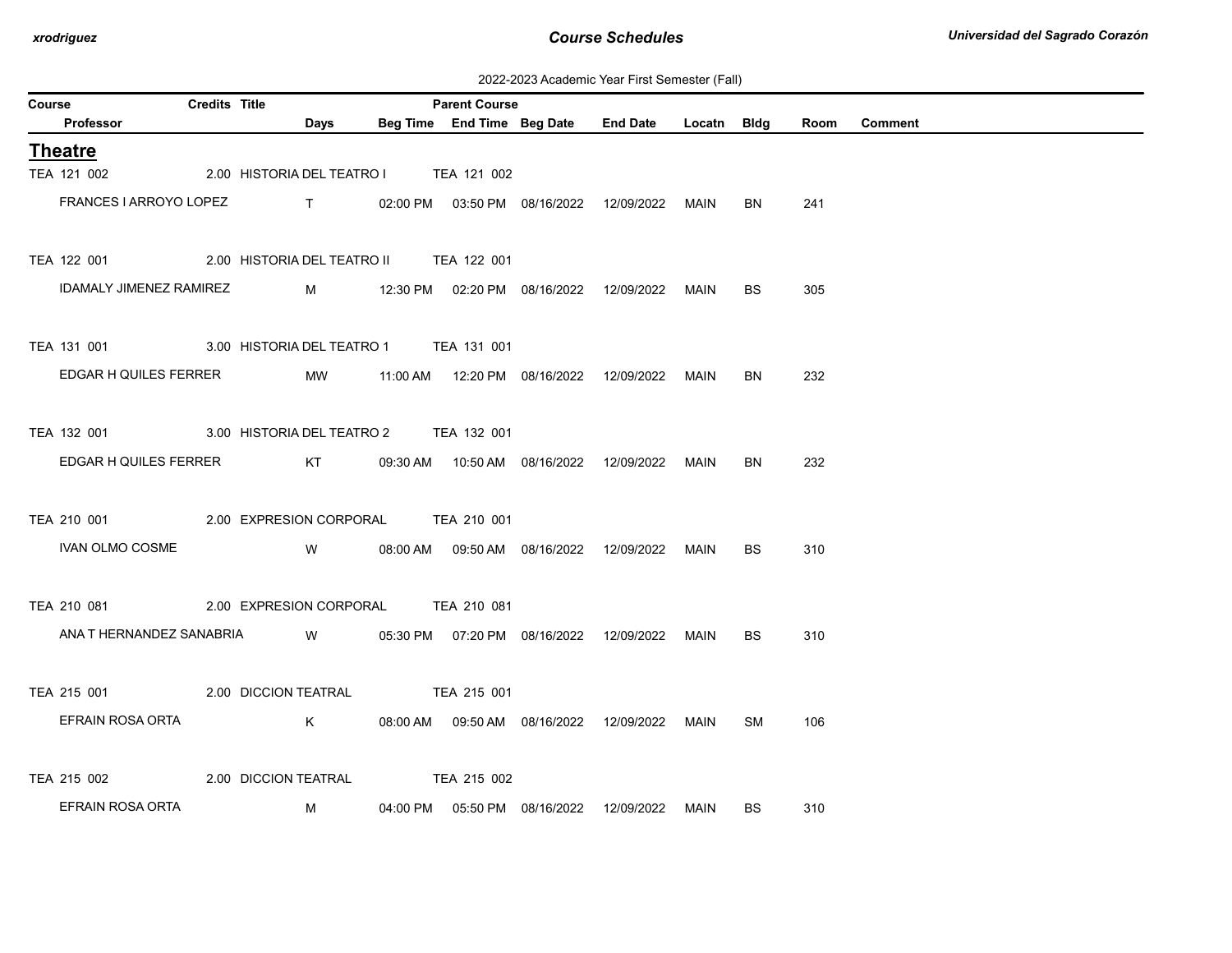2022-2023 Academic Year First Semester (Fall)

## Theatre

| Course | Credits | Title | Parent Course | Professor | Days | Beg Time | End Time | Beg Date | End Date | Locatn | Bldg | Room | Comment |
|---|---|---|---|---|---|---|---|---|---|---|---|---|---|
| TEA 121 002 | 2.00 | HISTORIA DEL TEATRO I | TEA 121 002 | FRANCES I ARROYO LOPEZ | T | 02:00 PM | 03:50 PM | 08/16/2022 | 12/09/2022 | MAIN | BN | 241 | |
| TEA 122 001 | 2.00 | HISTORIA DEL TEATRO II | TEA 122 001 | IDAMALY JIMENEZ RAMIREZ | M | 12:30 PM | 02:20 PM | 08/16/2022 | 12/09/2022 | MAIN | BS | 305 | |
| TEA 131 001 | 3.00 | HISTORIA DEL TEATRO 1 | TEA 131 001 | EDGAR H QUILES FERRER | MW | 11:00 AM | 12:20 PM | 08/16/2022 | 12/09/2022 | MAIN | BN | 232 | |
| TEA 132 001 | 3.00 | HISTORIA DEL TEATRO 2 | TEA 132 001 | EDGAR H QUILES FERRER | KT | 09:30 AM | 10:50 AM | 08/16/2022 | 12/09/2022 | MAIN | BN | 232 | |
| TEA 210 001 | 2.00 | EXPRESION CORPORAL | TEA 210 001 | IVAN OLMO COSME | W | 08:00 AM | 09:50 AM | 08/16/2022 | 12/09/2022 | MAIN | BS | 310 | |
| TEA 210 081 | 2.00 | EXPRESION CORPORAL | TEA 210 081 | ANA T HERNANDEZ SANABRIA | W | 05:30 PM | 07:20 PM | 08/16/2022 | 12/09/2022 | MAIN | BS | 310 | |
| TEA 215 001 | 2.00 | DICCION TEATRAL | TEA 215 001 | EFRAIN ROSA ORTA | K | 08:00 AM | 09:50 AM | 08/16/2022 | 12/09/2022 | MAIN | SM | 106 | |
| TEA 215 002 | 2.00 | DICCION TEATRAL | TEA 215 002 | EFRAIN ROSA ORTA | M | 04:00 PM | 05:50 PM | 08/16/2022 | 12/09/2022 | MAIN | BS | 310 | |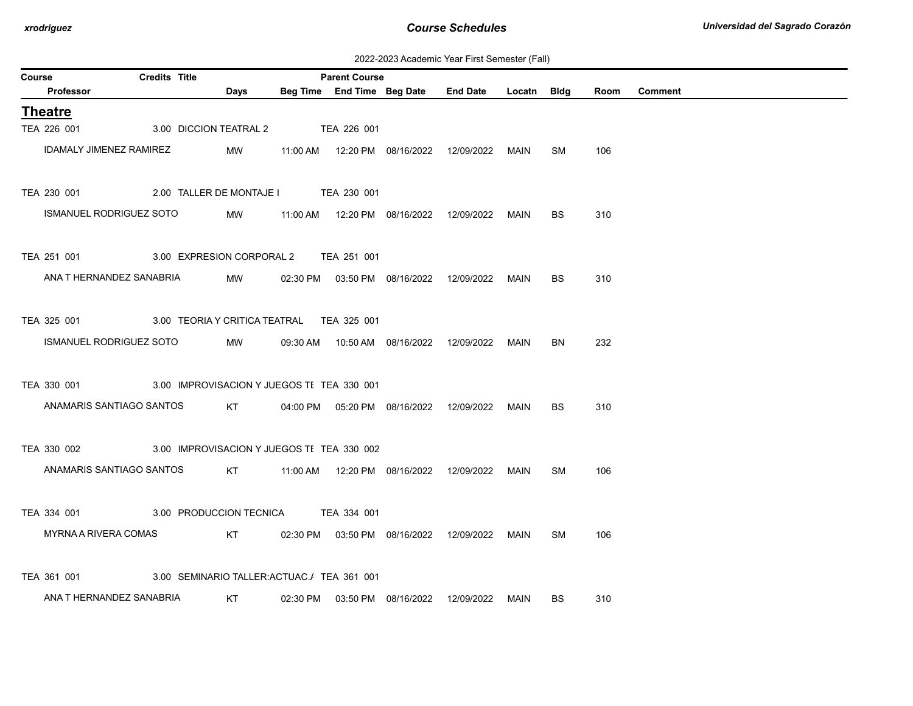2022-2023 Academic Year First Semester (Fall)

## Theatre

| Course | Credits | Title | Parent Course | Professor | Days | Beg Time | End Time | Beg Date | End Date | Locatn | Bldg | Room | Comment |
|---|---|---|---|---|---|---|---|---|---|---|---|---|---|
| TEA 226 001 | 3.00 | DICCION TEATRAL 2 | TEA 226 001 | IDAMALY JIMENEZ RAMIREZ | MW | 11:00 AM | 12:20 PM | 08/16/2022 | 12/09/2022 | MAIN | SM | 106 | |
| TEA 230 001 | 2.00 | TALLER DE MONTAJE I | TEA 230 001 | ISMANUEL RODRIGUEZ SOTO | MW | 11:00 AM | 12:20 PM | 08/16/2022 | 12/09/2022 | MAIN | BS | 310 | |
| TEA 251 001 | 3.00 | EXPRESION CORPORAL 2 | TEA 251 001 | ANA T HERNANDEZ SANABRIA | MW | 02:30 PM | 03:50 PM | 08/16/2022 | 12/09/2022 | MAIN | BS | 310 | |
| TEA 325 001 | 3.00 | TEORIA Y CRITICA TEATRAL | TEA 325 001 | ISMANUEL RODRIGUEZ SOTO | MW | 09:30 AM | 10:50 AM | 08/16/2022 | 12/09/2022 | MAIN | BN | 232 | |
| TEA 330 001 | 3.00 | IMPROVISACION Y JUEGOS TE | TEA 330 001 | ANAMARIS SANTIAGO SANTOS | KT | 04:00 PM | 05:20 PM | 08/16/2022 | 12/09/2022 | MAIN | BS | 310 | |
| TEA 330 002 | 3.00 | IMPROVISACION Y JUEGOS TE | TEA 330 002 | ANAMARIS SANTIAGO SANTOS | KT | 11:00 AM | 12:20 PM | 08/16/2022 | 12/09/2022 | MAIN | SM | 106 | |
| TEA 334 001 | 3.00 | PRODUCCION TECNICA | TEA 334 001 | MYRNA A RIVERA COMAS | KT | 02:30 PM | 03:50 PM | 08/16/2022 | 12/09/2022 | MAIN | SM | 106 | |
| TEA 361 001 | 3.00 | SEMINARIO TALLER:ACTUAC.A | TEA 361 001 | ANA T HERNANDEZ SANABRIA | KT | 02:30 PM | 03:50 PM | 08/16/2022 | 12/09/2022 | MAIN | BS | 310 | |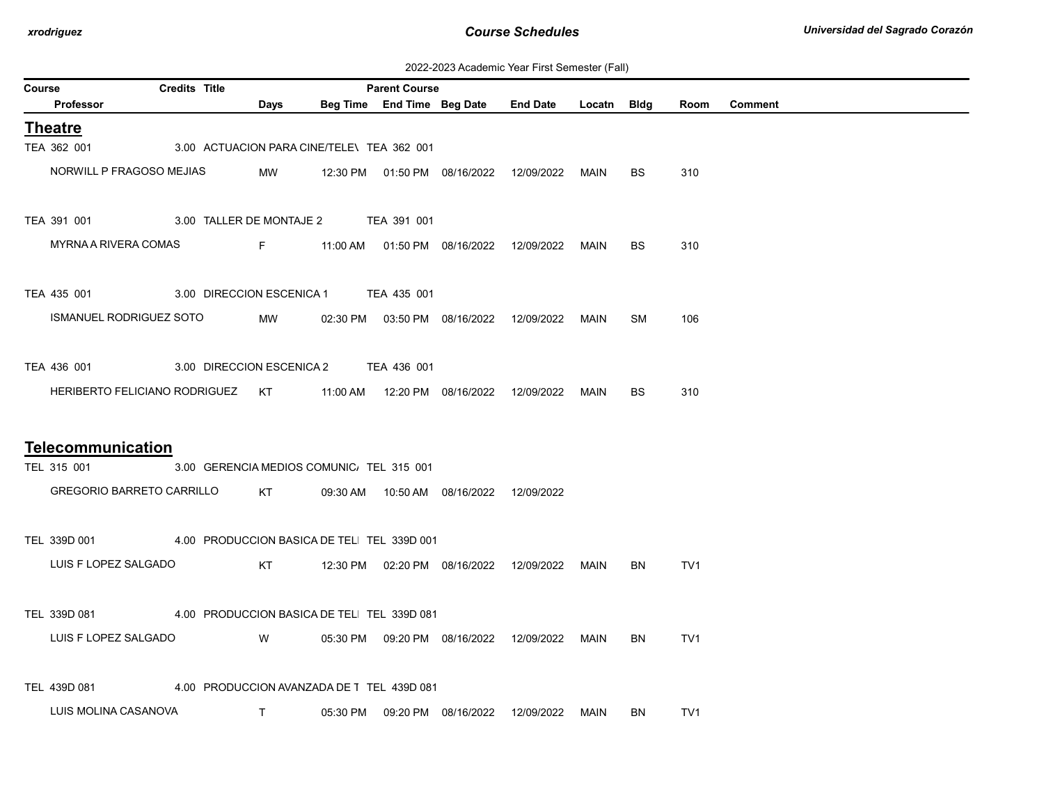2022-2023 Academic Year First Semester (Fall)

| Course | Credits | Title | | Parent Course | | | | | | |
|---|---|---|---|---|---|---|---|---|---|---|
| Professor | Days | Beg Time | End Time | Beg Date | End Date | Locatn | Bldg | Room | Comment | |

## Theatre

| Course / Professor | Credits | Title / Days | Beg Time | End Time | Beg Date | End Date | Locatn | Bldg | Room | Comment |
|---|---|---|---|---|---|---|---|---|---|---|
| TEA 362 001 | 3.00 | ACTUACION PARA CINE/TELE\ | TEA 362 001 | | | | | | | |
| NORWILL P FRAGOSO MEJIAS | | MW | 12:30 PM | 01:50 PM | 08/16/2022 | 12/09/2022 | MAIN | BS | 310 | |
| TEA 391 001 | 3.00 | TALLER DE MONTAJE 2 | TEA 391 001 | | | | | | | |
| MYRNA A RIVERA COMAS | | F | 11:00 AM | 01:50 PM | 08/16/2022 | 12/09/2022 | MAIN | BS | 310 | |
| TEA 435 001 | 3.00 | DIRECCION ESCENICA 1 | TEA 435 001 | | | | | | | |
| ISMANUEL RODRIGUEZ SOTO | | MW | 02:30 PM | 03:50 PM | 08/16/2022 | 12/09/2022 | MAIN | SM | 106 | |
| TEA 436 001 | 3.00 | DIRECCION ESCENICA 2 | TEA 436 001 | | | | | | | |
| HERIBERTO FELICIANO RODRIGUEZ | | KT | 11:00 AM | 12:20 PM | 08/16/2022 | 12/09/2022 | MAIN | BS | 310 | |

## Telecommunication

| Course / Professor | Credits | Title / Days | Beg Time | End Time | Beg Date | End Date | Locatn | Bldg | Room | Comment |
|---|---|---|---|---|---|---|---|---|---|---|
| TEL 315 001 | 3.00 | GERENCIA MEDIOS COMUNIC/ | TEL 315 001 | | | | | | | |
| GREGORIO BARRETO CARRILLO | | KT | 09:30 AM | 10:50 AM | 08/16/2022 | 12/09/2022 | | | | |
| TEL 339D 001 | 4.00 | PRODUCCION BASICA DE TEL | TEL 339D 001 | | | | | | | |
| LUIS F LOPEZ SALGADO | | KT | 12:30 PM | 02:20 PM | 08/16/2022 | 12/09/2022 | MAIN | BN | TV1 | |
| TEL 339D 081 | 4.00 | PRODUCCION BASICA DE TEL | TEL 339D 081 | | | | | | | |
| LUIS F LOPEZ SALGADO | | W | 05:30 PM | 09:20 PM | 08/16/2022 | 12/09/2022 | MAIN | BN | TV1 | |
| TEL 439D 081 | 4.00 | PRODUCCION AVANZADA DE T | TEL 439D 081 | | | | | | | |
| LUIS MOLINA CASANOVA | | T | 05:30 PM | 09:20 PM | 08/16/2022 | 12/09/2022 | MAIN | BN | TV1 | |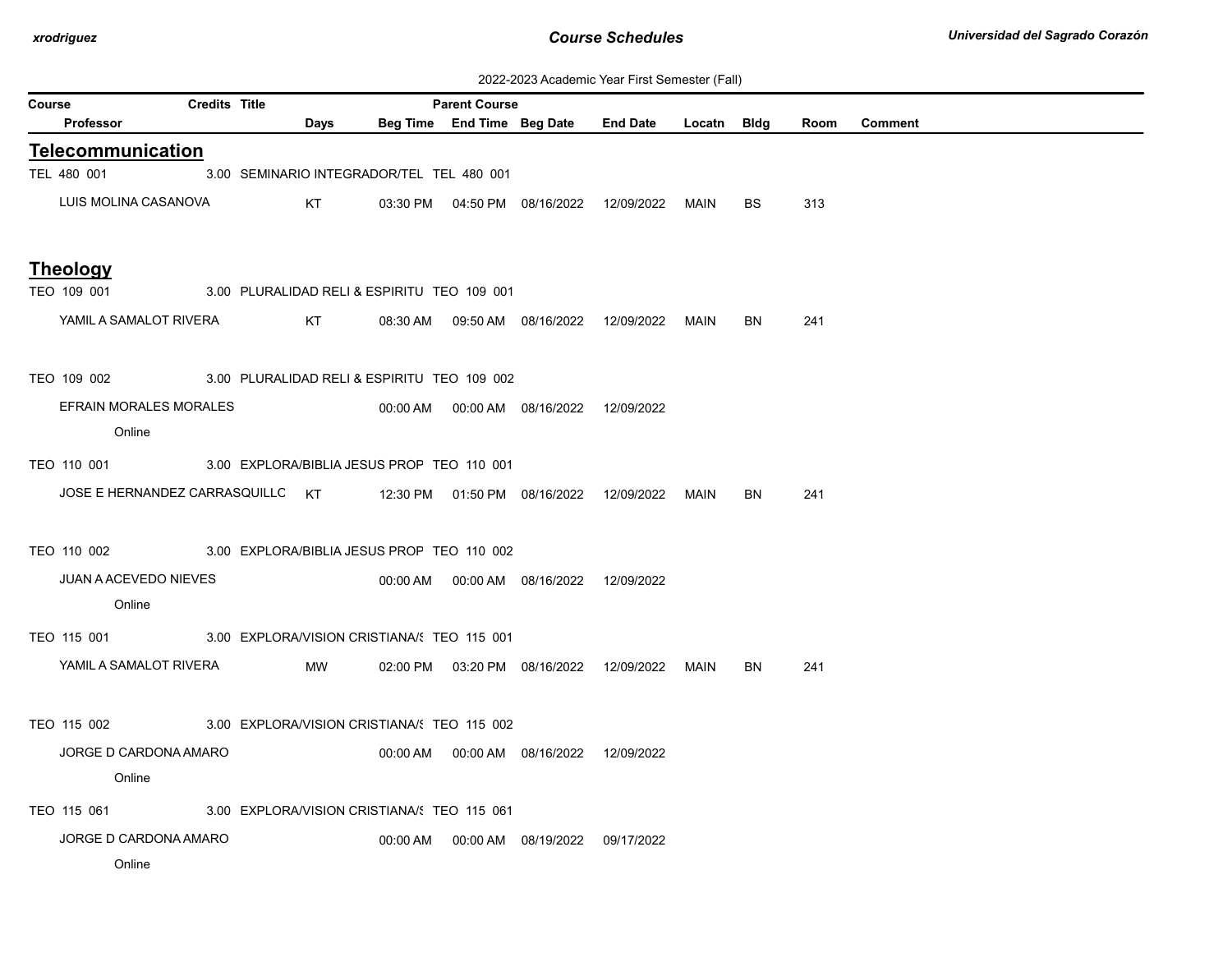2022-2023 Academic Year First Semester (Fall)

| Course | Credits | Title | | | Parent Course | | | | | | |
|---|---|---|---|---|---|---|---|---|---|---|---|
| Professor | | | Days | Beg Time | End Time | Beg Date | End Date | Locatn | Bldg | Room | Comment |

## Telecommunication

| Course / Professor | Credits | Title | Days | Beg Time | End Time | Beg Date | End Date | Locatn | Bldg | Room | Comment |
|---|---|---|---|---|---|---|---|---|---|---|---|
| TEL 480 001 | 3.00 | SEMINARIO INTEGRADOR/TEL TEL 480 001 | | | | | | | | | |
| LUIS MOLINA CASANOVA | | | KT | 03:30 PM | 04:50 PM | 08/16/2022 | 12/09/2022 | MAIN | BS | 313 | |

## Theology

| Course / Professor | Credits | Title | Days | Beg Time | End Time | Beg Date | End Date | Locatn | Bldg | Room | Comment |
|---|---|---|---|---|---|---|---|---|---|---|---|
| TEO 109 001 | 3.00 | PLURALIDAD RELI & ESPIRITU TEO 109 001 | | | | | | | | | |
| YAMIL A SAMALOT RIVERA | | | KT | 08:30 AM | 09:50 AM | 08/16/2022 | 12/09/2022 | MAIN | BN | 241 | |
| TEO 109 002 | 3.00 | PLURALIDAD RELI & ESPIRITU TEO 109 002 | | | | | | | | | |
| EFRAIN MORALES MORALES | | | | 00:00 AM | 00:00 AM | 08/16/2022 | 12/09/2022 | | | | |
| Online | | | | | | | | | | | |
| TEO 110 001 | 3.00 | EXPLORA/BIBLIA JESUS PROP TEO 110 001 | | | | | | | | | |
| JOSE E HERNANDEZ CARRASQUILLC | | | KT | 12:30 PM | 01:50 PM | 08/16/2022 | 12/09/2022 | MAIN | BN | 241 | |
| TEO 110 002 | 3.00 | EXPLORA/BIBLIA JESUS PROP TEO 110 002 | | | | | | | | | |
| JUAN A ACEVEDO NIEVES | | | | 00:00 AM | 00:00 AM | 08/16/2022 | 12/09/2022 | | | | |
| Online | | | | | | | | | | | |
| TEO 115 001 | 3.00 | EXPLORA/VISION CRISTIANA/S TEO 115 001 | | | | | | | | | |
| YAMIL A SAMALOT RIVERA | | | MW | 02:00 PM | 03:20 PM | 08/16/2022 | 12/09/2022 | MAIN | BN | 241 | |
| TEO 115 002 | 3.00 | EXPLORA/VISION CRISTIANA/S TEO 115 002 | | | | | | | | | |
| JORGE D CARDONA AMARO | | | | 00:00 AM | 00:00 AM | 08/16/2022 | 12/09/2022 | | | | |
| Online | | | | | | | | | | | |
| TEO 115 061 | 3.00 | EXPLORA/VISION CRISTIANA/S TEO 115 061 | | | | | | | | | |
| JORGE D CARDONA AMARO | | | | 00:00 AM | 00:00 AM | 08/19/2022 | 09/17/2022 | | | | |
| Online | | | | | | | | | | | |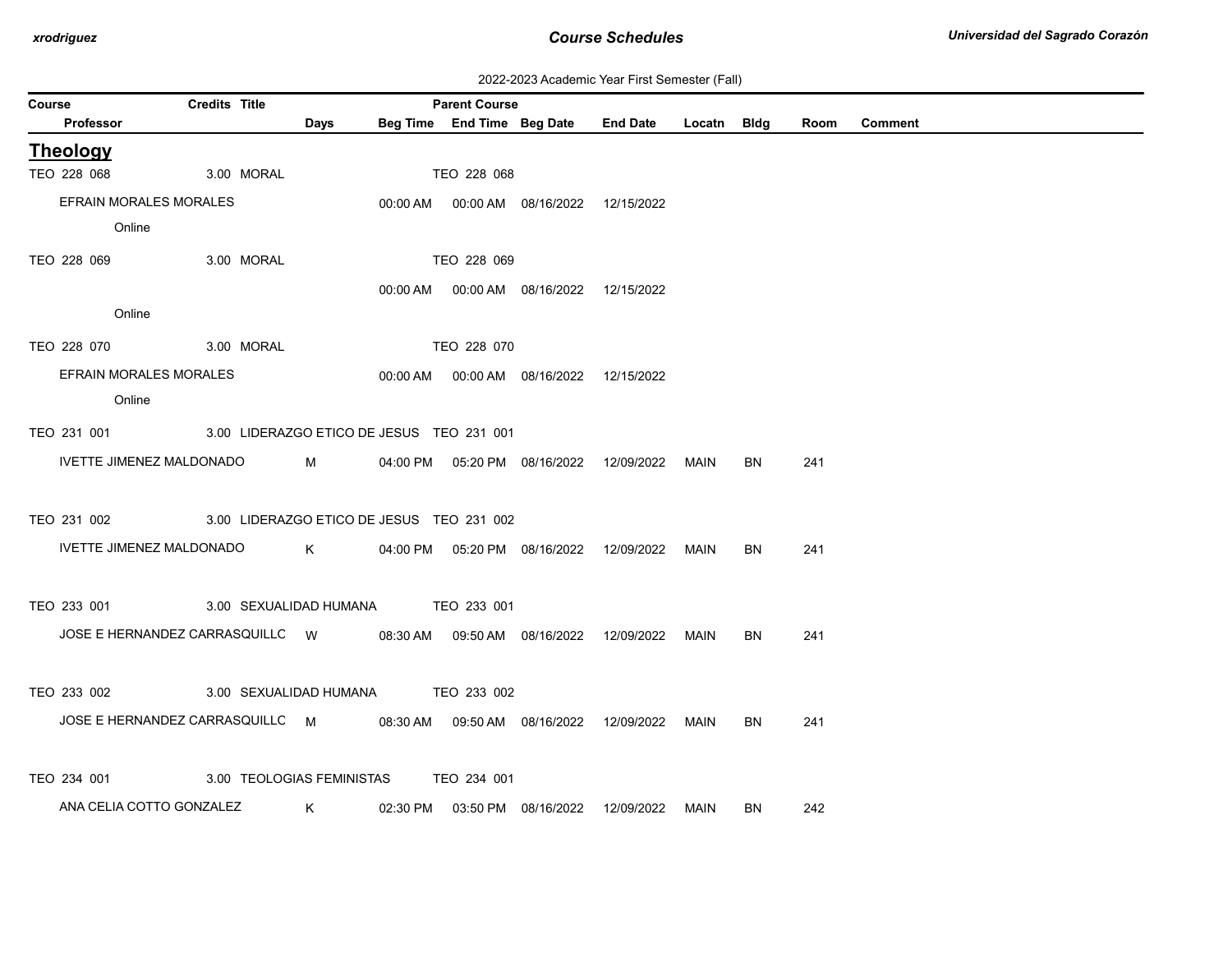2022-2023 Academic Year First Semester (Fall)

| Course | Credits | Title | | | Parent Course | | | | | | |
|---|---|---|---|---|---|---|---|---|---|---|---|
| Professor | | | Days | Beg Time | End Time | Beg Date | End Date | Locatn | Bldg | Room | Comment |

## Theology

| Course / Professor | Credits | Title | Days | Beg Time | End Time | Beg Date | End Date | Locatn | Bldg | Room | Comment |
|---|---|---|---|---|---|---|---|---|---|---|---|
| TEO 228 068 | 3.00 | MORAL | | | TEO 228 068 | | | | | | |
| EFRAIN MORALES MORALES | | | | 00:00 AM | 00:00 AM | 08/16/2022 | 12/15/2022 | | | | |
| Online | | | | | | | | | | | |
| TEO 228 069 | 3.00 | MORAL | | | TEO 228 069 | | | | | | |
| | | | | 00:00 AM | 00:00 AM | 08/16/2022 | 12/15/2022 | | | | |
| Online | | | | | | | | | | | |
| TEO 228 070 | 3.00 | MORAL | | | TEO 228 070 | | | | | | |
| EFRAIN MORALES MORALES | | | | 00:00 AM | 00:00 AM | 08/16/2022 | 12/15/2022 | | | | |
| Online | | | | | | | | | | | |
| TEO 231 001 | 3.00 | LIDERAZGO ETICO DE JESUS | | | TEO 231 001 | | | | | | |
| IVETTE JIMENEZ MALDONADO | | | M | 04:00 PM | 05:20 PM | 08/16/2022 | 12/09/2022 | MAIN | BN | 241 | |
| TEO 231 002 | 3.00 | LIDERAZGO ETICO DE JESUS | | | TEO 231 002 | | | | | | |
| IVETTE JIMENEZ MALDONADO | | | K | 04:00 PM | 05:20 PM | 08/16/2022 | 12/09/2022 | MAIN | BN | 241 | |
| TEO 233 001 | 3.00 | SEXUALIDAD HUMANA | | | TEO 233 001 | | | | | | |
| JOSE E HERNANDEZ CARRASQUILLC | | | W | 08:30 AM | 09:50 AM | 08/16/2022 | 12/09/2022 | MAIN | BN | 241 | |
| TEO 233 002 | 3.00 | SEXUALIDAD HUMANA | | | TEO 233 002 | | | | | | |
| JOSE E HERNANDEZ CARRASQUILLC | | | M | 08:30 AM | 09:50 AM | 08/16/2022 | 12/09/2022 | MAIN | BN | 241 | |
| TEO 234 001 | 3.00 | TEOLOGIAS FEMINISTAS | | | TEO 234 001 | | | | | | |
| ANA CELIA COTTO GONZALEZ | | | K | 02:30 PM | 03:50 PM | 08/16/2022 | 12/09/2022 | MAIN | BN | 242 | |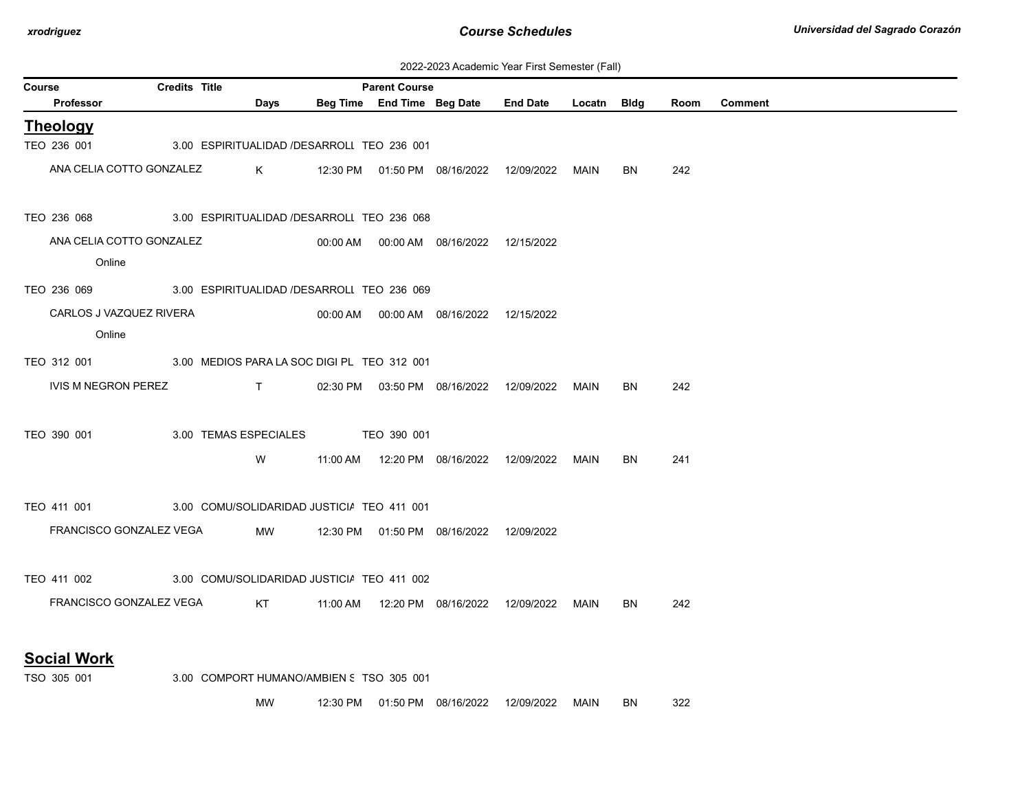2022-2023 Academic Year First Semester (Fall)

| Course | Credits | Title | Parent Course | | | | | | | |
|---|---|---|---|---|---|---|---|---|---|---|
| Professor | | Days | Beg Time | End Time | Beg Date | End Date | Locatn | Bldg | Room | Comment |

## Theology

| Course / Professor | Credits | Title / Days | Beg Time | End Time | Beg Date | End Date | Locatn | Bldg | Room | Comment |
|---|---|---|---|---|---|---|---|---|---|---|
| TEO 236 001 | 3.00 | ESPIRITUALIDAD /DESARROLL | TEO 236 001 | | | | | | | |
| ANA CELIA COTTO GONZALEZ | | K | 12:30 PM | 01:50 PM | 08/16/2022 | 12/09/2022 | MAIN | BN | 242 | |
| TEO 236 068 | 3.00 | ESPIRITUALIDAD /DESARROLL | TEO 236 068 | | | | | | | |
| ANA CELIA COTTO GONZALEZ | | | 00:00 AM | 00:00 AM | 08/16/2022 | 12/15/2022 | | | | |
| Online | | | | | | | | | | |
| TEO 236 069 | 3.00 | ESPIRITUALIDAD /DESARROLL | TEO 236 069 | | | | | | | |
| CARLOS J VAZQUEZ RIVERA | | | 00:00 AM | 00:00 AM | 08/16/2022 | 12/15/2022 | | | | |
| Online | | | | | | | | | | |
| TEO 312 001 | 3.00 | MEDIOS PARA LA SOC DIGI PL | TEO 312 001 | | | | | | | |
| IVIS M NEGRON PEREZ | | T | 02:30 PM | 03:50 PM | 08/16/2022 | 12/09/2022 | MAIN | BN | 242 | |
| TEO 390 001 | 3.00 | TEMAS ESPECIALES | TEO 390 001 | | | | | | | |
| | | W | 11:00 AM | 12:20 PM | 08/16/2022 | 12/09/2022 | MAIN | BN | 241 | |
| TEO 411 001 | 3.00 | COMU/SOLIDARIDAD JUSTICIA | TEO 411 001 | | | | | | | |
| FRANCISCO GONZALEZ VEGA | | MW | 12:30 PM | 01:50 PM | 08/16/2022 | 12/09/2022 | | | | |
| TEO 411 002 | 3.00 | COMU/SOLIDARIDAD JUSTICIA | TEO 411 002 | | | | | | | |
| FRANCISCO GONZALEZ VEGA | | KT | 11:00 AM | 12:20 PM | 08/16/2022 | 12/09/2022 | MAIN | BN | 242 | |

## Social Work

| Course / Professor | Credits | Title / Days | Beg Time | End Time | Beg Date | End Date | Locatn | Bldg | Room | Comment |
|---|---|---|---|---|---|---|---|---|---|---|
| TSO 305 001 | 3.00 | COMPORT HUMANO/AMBIEN S | TSO 305 001 | | | | | | | |
| | | MW | 12:30 PM | 01:50 PM | 08/16/2022 | 12/09/2022 | MAIN | BN | 322 | |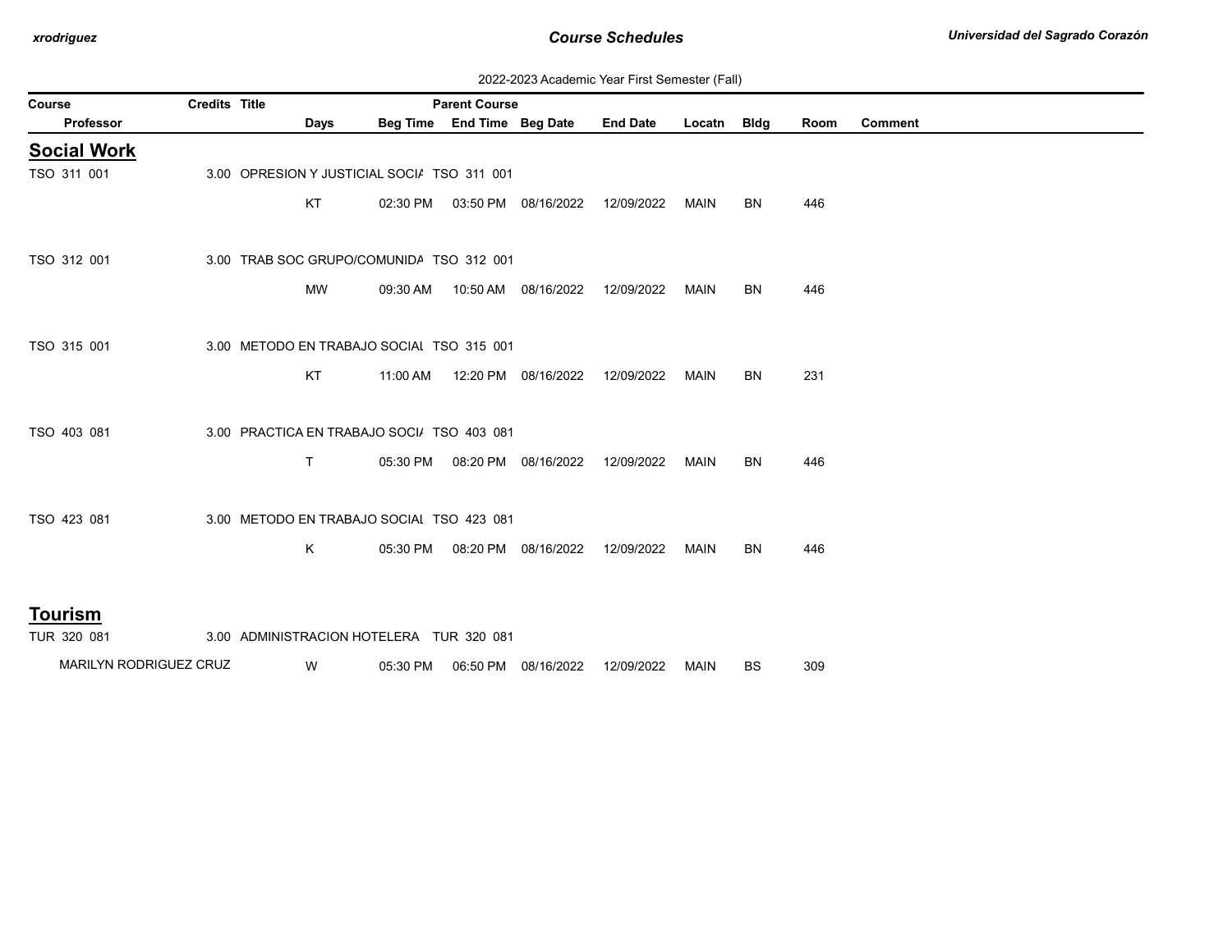2022-2023 Academic Year First Semester (Fall)

| Course / Professor | Credits | Title / Days | Beg Time | Parent Course / End Time | Beg Date | End Date | Locatn | Bldg | Room | Comment |
|---|---|---|---|---|---|---|---|---|---|---|

## Social Work

| Course / Professor | Credits | Title / Days | Beg Time | Parent Course / End Time | Beg Date | End Date | Locatn | Bldg | Room | Comment |
|---|---|---|---|---|---|---|---|---|---|---|
| TSO 311 001 | 3.00 | OPRESION Y JUSTICIAL SOCI/ | | TSO 311 001 | | | | | | |
| | | KT | 02:30 PM | 03:50 PM | 08/16/2022 | 12/09/2022 | MAIN | BN | 446 | |
| TSO 312 001 | 3.00 | TRAB SOC GRUPO/COMUNIDA | | TSO 312 001 | | | | | | |
| | | MW | 09:30 AM | 10:50 AM | 08/16/2022 | 12/09/2022 | MAIN | BN | 446 | |
| TSO 315 001 | 3.00 | METODO EN TRABAJO SOCIAL | | TSO 315 001 | | | | | | |
| | | KT | 11:00 AM | 12:20 PM | 08/16/2022 | 12/09/2022 | MAIN | BN | 231 | |
| TSO 403 081 | 3.00 | PRACTICA EN TRABAJO SOCI/ | | TSO 403 081 | | | | | | |
| | | T | 05:30 PM | 08:20 PM | 08/16/2022 | 12/09/2022 | MAIN | BN | 446 | |
| TSO 423 081 | 3.00 | METODO EN TRABAJO SOCIAL | | TSO 423 081 | | | | | | |
| | | K | 05:30 PM | 08:20 PM | 08/16/2022 | 12/09/2022 | MAIN | BN | 446 | |

## Tourism

| Course / Professor | Credits | Title / Days | Beg Time | Parent Course / End Time | Beg Date | End Date | Locatn | Bldg | Room | Comment |
|---|---|---|---|---|---|---|---|---|---|---|
| TUR 320 081 | 3.00 | ADMINISTRACION HOTELERA | | TUR 320 081 | | | | | | |
| MARILYN RODRIGUEZ CRUZ | | W | 05:30 PM | 06:50 PM | 08/16/2022 | 12/09/2022 | MAIN | BS | 309 | |